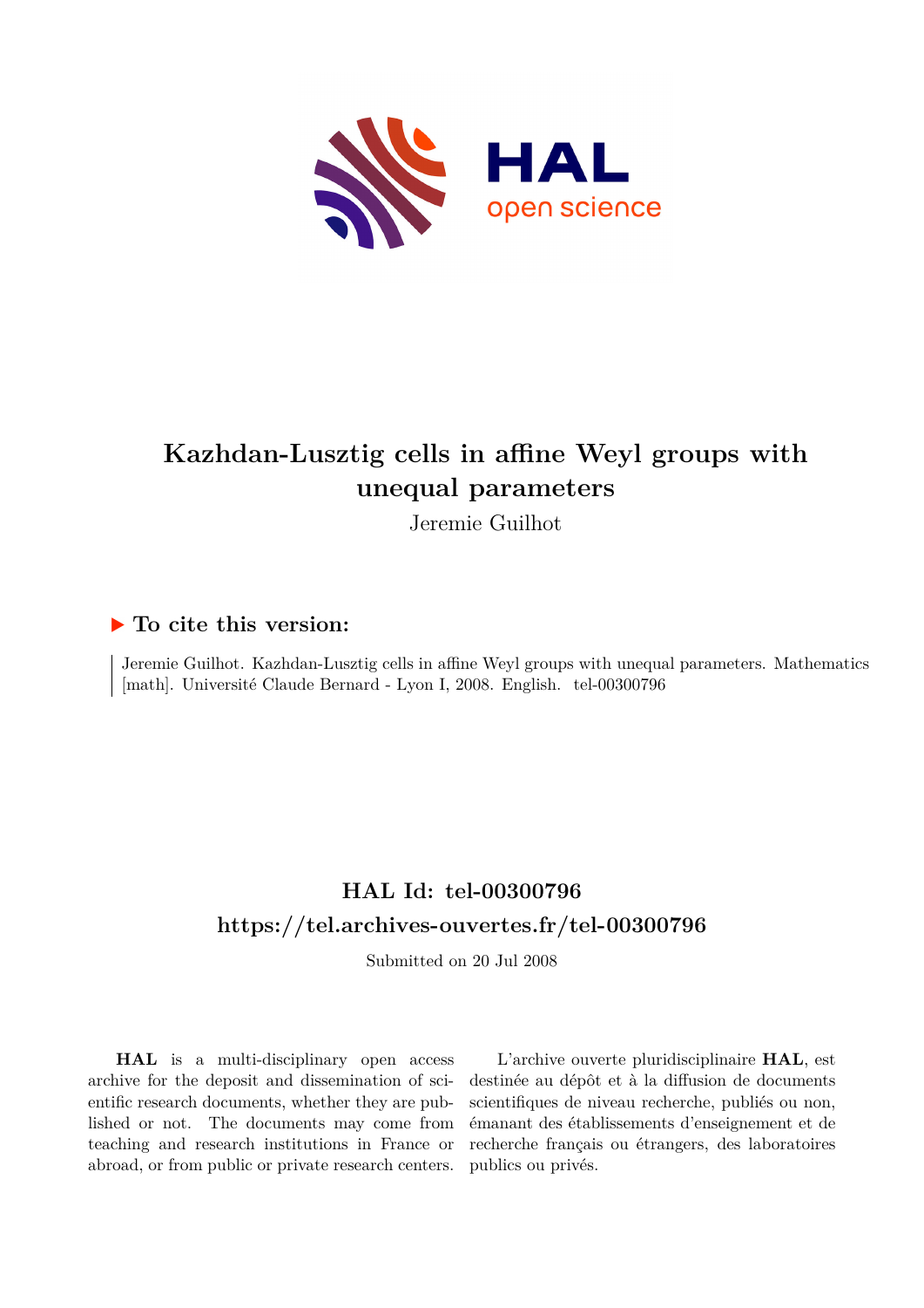# Kazhdan-Lusztig cells in affine Weyl groups with unequal parameters

Jeremie Guilhot

## ▶ To cite this version:

Jeremie Guilhot. Kazhdan-Lusztig cells in affine Weyl groups with unequal parameters. Mathematics [math]. Université Claude Bernard - Lyon I, 2008. English. tel-00300796

## HAL Id: tel-00300796
## https://tel.archives-ouvertes.fr/tel-00300796

Submitted on 20 Jul 2008

**HAL** is a multi-disciplinary open access archive for the deposit and dissemination of scientific research documents, whether they are published or not. The documents may come from teaching and research institutions in France or abroad, or from public or private research centers.

L'archive ouverte pluridisciplinaire **HAL**, est destinée au dépôt et à la diffusion de documents scientifiques de niveau recherche, publiés ou non, émanant des établissements d'enseignement et de recherche français ou étrangers, des laboratoires publics ou privés.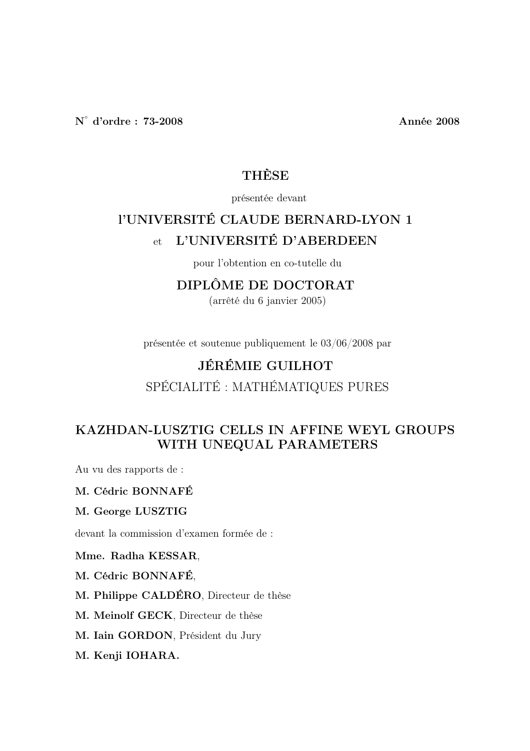**N° d'ordre : 73-2008** **Année 2008**

# THÈSE

présentée devant

## l'UNIVERSITÉ CLAUDE BERNARD-LYON 1

## et L'UNIVERSITÉ D'ABERDEEN

pour l'obtention en co-tutelle du

## DIPLÔME DE DOCTORAT

(arrêté du 6 janvier 2005)

présentée et soutenue publiquement le 03/06/2008 par

## JÉRÉMIE GUILHOT

SPÉCIALITÉ : MATHÉMATIQUES PURES

## KAZHDAN-LUSZTIG CELLS IN AFFINE WEYL GROUPS WITH UNEQUAL PARAMETERS

Au vu des rapports de :

**M. Cédric BONNAFÉ**

**M. George LUSZTIG**

devant la commission d'examen formée de :

**Mme. Radha KESSAR**,

**M. Cédric BONNAFÉ**,

**M. Philippe CALDÉRO**, Directeur de thèse

**M. Meinolf GECK**, Directeur de thèse

**M. Iain GORDON**, Président du Jury

**M. Kenji IOHARA.**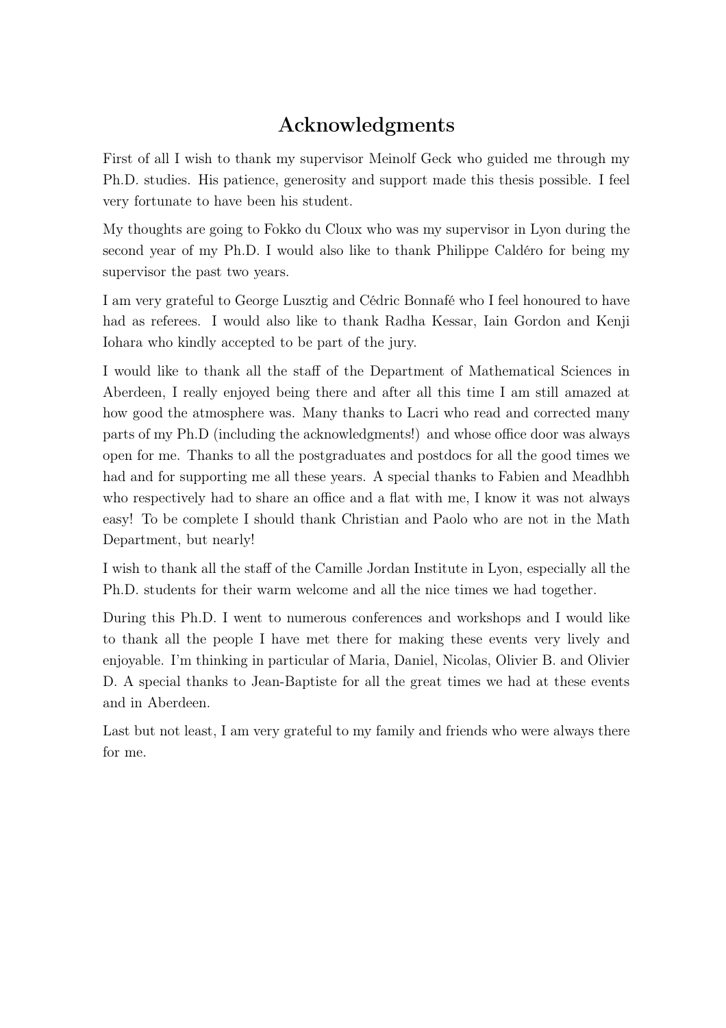# Acknowledgments

First of all I wish to thank my supervisor Meinolf Geck who guided me through my Ph.D. studies. His patience, generosity and support made this thesis possible. I feel very fortunate to have been his student.

My thoughts are going to Fokko du Cloux who was my supervisor in Lyon during the second year of my Ph.D. I would also like to thank Philippe Caldéro for being my supervisor the past two years.

I am very grateful to George Lusztig and Cédric Bonnafé who I feel honoured to have had as referees. I would also like to thank Radha Kessar, Iain Gordon and Kenji Iohara who kindly accepted to be part of the jury.

I would like to thank all the staff of the Department of Mathematical Sciences in Aberdeen, I really enjoyed being there and after all this time I am still amazed at how good the atmosphere was. Many thanks to Lacri who read and corrected many parts of my Ph.D (including the acknowledgments!) and whose office door was always open for me. Thanks to all the postgraduates and postdocs for all the good times we had and for supporting me all these years. A special thanks to Fabien and Meadhbh who respectively had to share an office and a flat with me, I know it was not always easy! To be complete I should thank Christian and Paolo who are not in the Math Department, but nearly!

I wish to thank all the staff of the Camille Jordan Institute in Lyon, especially all the Ph.D. students for their warm welcome and all the nice times we had together.

During this Ph.D. I went to numerous conferences and workshops and I would like to thank all the people I have met there for making these events very lively and enjoyable. I'm thinking in particular of Maria, Daniel, Nicolas, Olivier B. and Olivier D. A special thanks to Jean-Baptiste for all the great times we had at these events and in Aberdeen.

Last but not least, I am very grateful to my family and friends who were always there for me.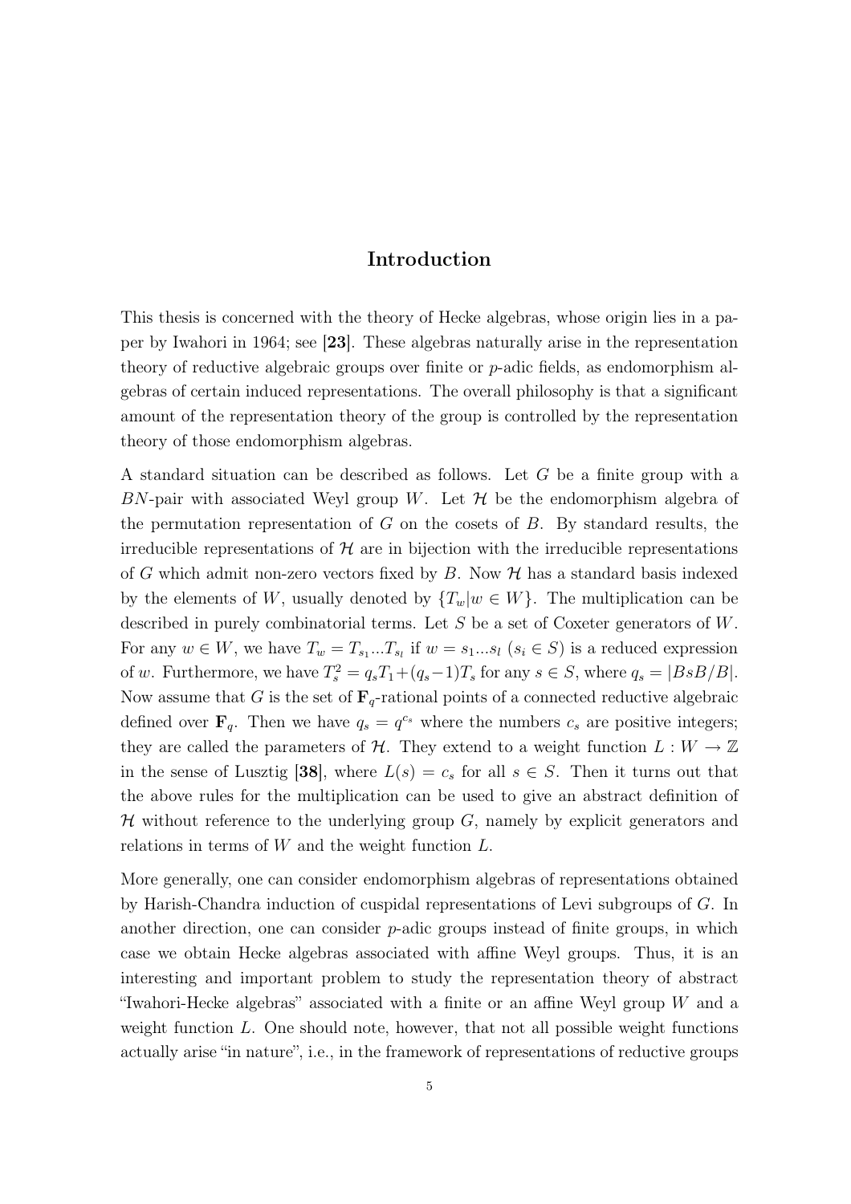# Introduction

This thesis is concerned with the theory of Hecke algebras, whose origin lies in a paper by Iwahori in 1964; see **[23]**. These algebras naturally arise in the representation theory of reductive algebraic groups over finite or $p$-adic fields, as endomorphism algebras of certain induced representations. The overall philosophy is that a significant amount of the representation theory of the group is controlled by the representation theory of those endomorphism algebras.

A standard situation can be described as follows. Let $G$ be a finite group with a $BN$-pair with associated Weyl group $W$. Let $\mathcal{H}$ be the endomorphism algebra of the permutation representation of $G$ on the cosets of $B$. By standard results, the irreducible representations of $\mathcal{H}$ are in bijection with the irreducible representations of $G$ which admit non-zero vectors fixed by $B$. Now $\mathcal{H}$ has a standard basis indexed by the elements of $W$, usually denoted by $\{T_w | w \in W\}$. The multiplication can be described in purely combinatorial terms. Let $S$ be a set of Coxeter generators of $W$. For any $w \in W$, we have $T_w = T_{s_1} ... T_{s_l}$ if $w = s_1 ... s_l$ ($s_i \in S$) is a reduced expression of $w$. Furthermore, we have $T_s^2 = q_s T_1 + (q_s - 1) T_s$ for any $s \in S$, where $q_s = |BsB/B|$. Now assume that $G$ is the set of $\mathbf{F}_q$-rational points of a connected reductive algebraic defined over $\mathbf{F}_q$. Then we have $q_s = q^{c_s}$ where the numbers $c_s$ are positive integers; they are called the parameters of $\mathcal{H}$. They extend to a weight function $L : W \to \mathbb{Z}$ in the sense of Lusztig **[38]**, where $L(s) = c_s$ for all $s \in S$. Then it turns out that the above rules for the multiplication can be used to give an abstract definition of $\mathcal{H}$ without reference to the underlying group $G$, namely by explicit generators and relations in terms of $W$ and the weight function $L$.

More generally, one can consider endomorphism algebras of representations obtained by Harish-Chandra induction of cuspidal representations of Levi subgroups of $G$. In another direction, one can consider $p$-adic groups instead of finite groups, in which case we obtain Hecke algebras associated with affine Weyl groups. Thus, it is an interesting and important problem to study the representation theory of abstract "Iwahori-Hecke algebras" associated with a finite or an affine Weyl group $W$ and a weight function $L$. One should note, however, that not all possible weight functions actually arise "in nature", i.e., in the framework of representations of reductive groups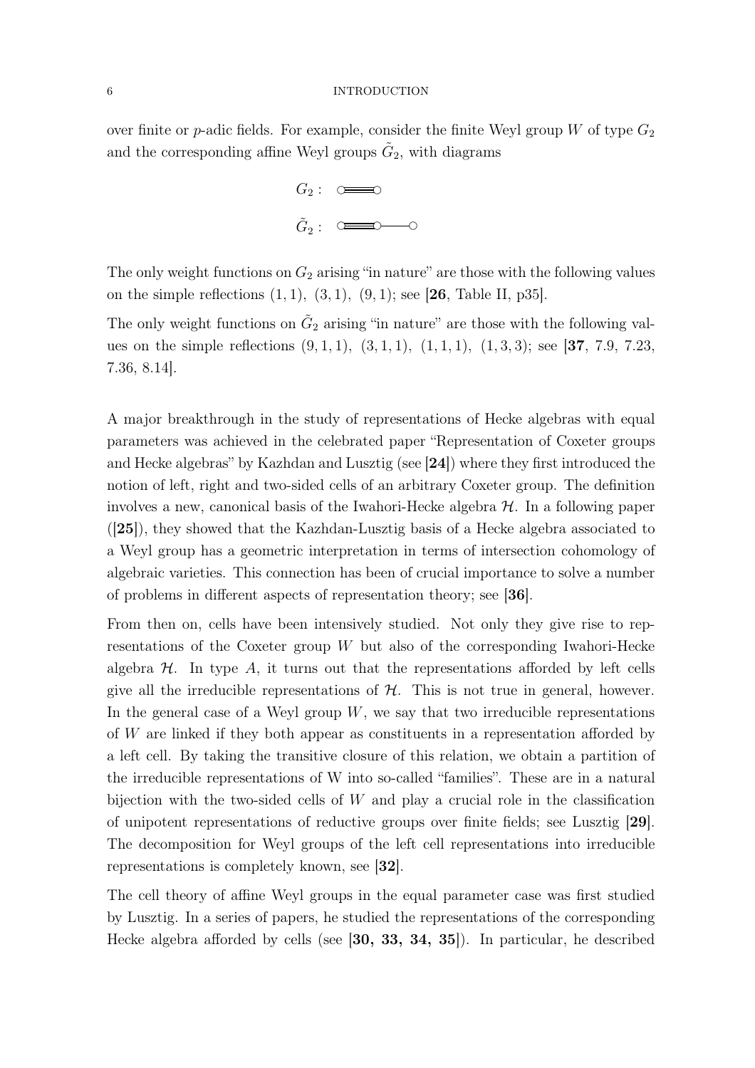over finite or $p$-adic fields. For example, consider the finite Weyl group $W$ of type $G_2$ and the corresponding affine Weyl groups $\tilde{G}_2$, with diagrams

$G_2$ :

$\tilde{G}_2$ :

The only weight functions on $G_2$ arising "in nature" are those with the following values on the simple reflections $(1, 1)$, $(3, 1)$, $(9, 1)$; see [**26**, Table II, p35].

The only weight functions on $\tilde{G}_2$ arising "in nature" are those with the following values on the simple reflections $(9, 1, 1)$, $(3, 1, 1)$, $(1, 1, 1)$, $(1, 3, 3)$; see [**37**, 7.9, 7.23, 7.36, 8.14].

A major breakthrough in the study of representations of Hecke algebras with equal parameters was achieved in the celebrated paper "Representation of Coxeter groups and Hecke algebras" by Kazhdan and Lusztig (see [**24**]) where they first introduced the notion of left, right and two-sided cells of an arbitrary Coxeter group. The definition involves a new, canonical basis of the Iwahori-Hecke algebra $\mathcal{H}$. In a following paper ([**25**]), they showed that the Kazhdan-Lusztig basis of a Hecke algebra associated to a Weyl group has a geometric interpretation in terms of intersection cohomology of algebraic varieties. This connection has been of crucial importance to solve a number of problems in different aspects of representation theory; see [**36**].

From then on, cells have been intensively studied. Not only they give rise to representations of the Coxeter group $W$ but also of the corresponding Iwahori-Hecke algebra $\mathcal{H}$. In type $A$, it turns out that the representations afforded by left cells give all the irreducible representations of $\mathcal{H}$. This is not true in general, however. In the general case of a Weyl group $W$, we say that two irreducible representations of $W$ are linked if they both appear as constituents in a representation afforded by a left cell. By taking the transitive closure of this relation, we obtain a partition of the irreducible representations of W into so-called "families". These are in a natural bijection with the two-sided cells of $W$ and play a crucial role in the classification of unipotent representations of reductive groups over finite fields; see Lusztig [**29**]. The decomposition for Weyl groups of the left cell representations into irreducible representations is completely known, see [**32**].

The cell theory of affine Weyl groups in the equal parameter case was first studied by Lusztig. In a series of papers, he studied the representations of the corresponding Hecke algebra afforded by cells (see [**30, 33, 34, 35**]). In particular, he described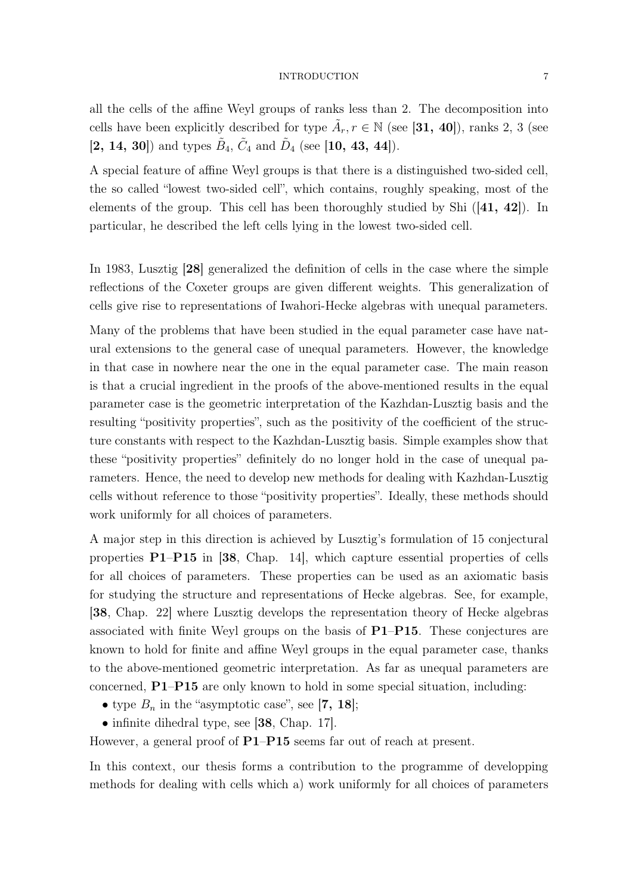all the cells of the affine Weyl groups of ranks less than 2. The decomposition into cells have been explicitly described for type $\tilde{A}_r, r \in \mathbb{N}$ (see [**31, 40**]), ranks 2, 3 (see [**2, 14, 30**]) and types $\tilde{B}_4$, $\tilde{C}_4$ and $\tilde{D}_4$ (see [**10, 43, 44**]).

A special feature of affine Weyl groups is that there is a distinguished two-sided cell, the so called "lowest two-sided cell", which contains, roughly speaking, most of the elements of the group. This cell has been thoroughly studied by Shi ([**41, 42**]). In particular, he described the left cells lying in the lowest two-sided cell.

In 1983, Lusztig [**28**] generalized the definition of cells in the case where the simple reflections of the Coxeter groups are given different weights. This generalization of cells give rise to representations of Iwahori-Hecke algebras with unequal parameters.

Many of the problems that have been studied in the equal parameter case have natural extensions to the general case of unequal parameters. However, the knowledge in that case in nowhere near the one in the equal parameter case. The main reason is that a crucial ingredient in the proofs of the above-mentioned results in the equal parameter case is the geometric interpretation of the Kazhdan-Lusztig basis and the resulting "positivity properties", such as the positivity of the coefficient of the structure constants with respect to the Kazhdan-Lusztig basis. Simple examples show that these "positivity properties" definitely do no longer hold in the case of unequal parameters. Hence, the need to develop new methods for dealing with Kazhdan-Lusztig cells without reference to those "positivity properties". Ideally, these methods should work uniformly for all choices of parameters.

A major step in this direction is achieved by Lusztig's formulation of 15 conjectural properties **P1**–**P15** in [**38**, Chap. 14], which capture essential properties of cells for all choices of parameters. These properties can be used as an axiomatic basis for studying the structure and representations of Hecke algebras. See, for example, [**38**, Chap. 22] where Lusztig develops the representation theory of Hecke algebras associated with finite Weyl groups on the basis of **P1**–**P15**. These conjectures are known to hold for finite and affine Weyl groups in the equal parameter case, thanks to the above-mentioned geometric interpretation. As far as unequal parameters are concerned, **P1**–**P15** are only known to hold in some special situation, including:

- type $B_n$ in the "asymptotic case", see [**7, 18**];
- infinite dihedral type, see [**38**, Chap. 17].

However, a general proof of **P1**–**P15** seems far out of reach at present.

In this context, our thesis forms a contribution to the programme of developping methods for dealing with cells which a) work uniformly for all choices of parameters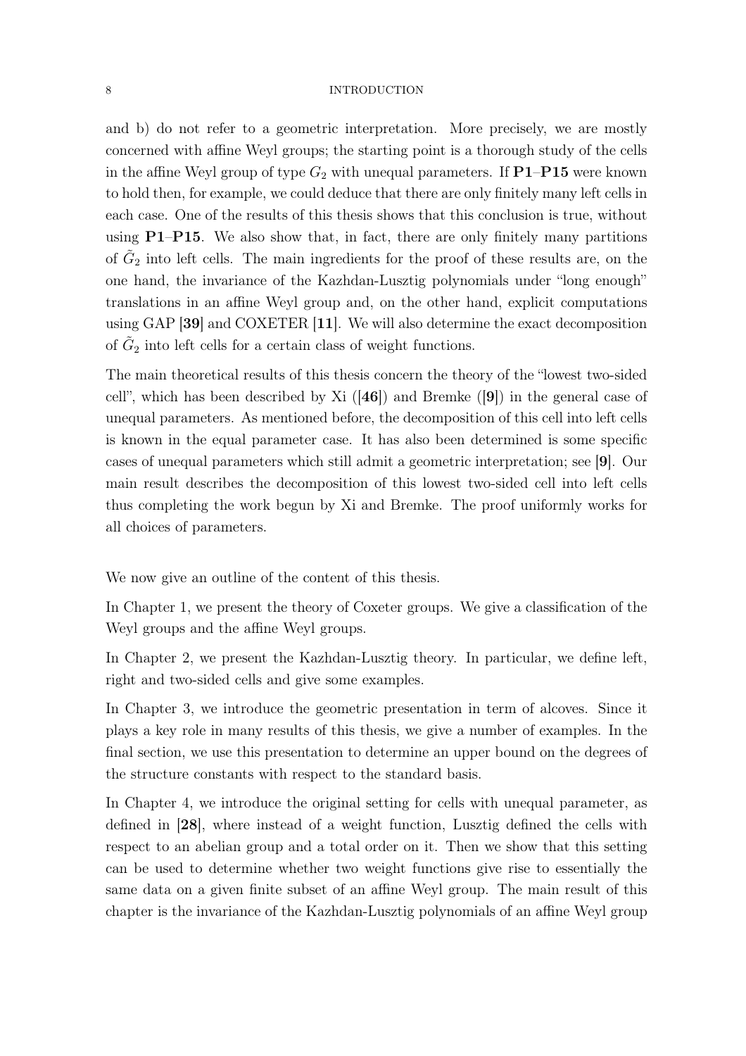and b) do not refer to a geometric interpretation. More precisely, we are mostly concerned with affine Weyl groups; the starting point is a thorough study of the cells in the affine Weyl group of type $G_2$ with unequal parameters. If **P1**–**P15** were known to hold then, for example, we could deduce that there are only finitely many left cells in each case. One of the results of this thesis shows that this conclusion is true, without using **P1**–**P15**. We also show that, in fact, there are only finitely many partitions of $\tilde{G}_2$ into left cells. The main ingredients for the proof of these results are, on the one hand, the invariance of the Kazhdan-Lusztig polynomials under "long enough" translations in an affine Weyl group and, on the other hand, explicit computations using GAP [**39**] and COXETER [**11**]. We will also determine the exact decomposition of $\tilde{G}_2$ into left cells for a certain class of weight functions.

The main theoretical results of this thesis concern the theory of the "lowest two-sided cell", which has been described by Xi ([**46**]) and Bremke ([**9**]) in the general case of unequal parameters. As mentioned before, the decomposition of this cell into left cells is known in the equal parameter case. It has also been determined is some specific cases of unequal parameters which still admit a geometric interpretation; see [**9**]. Our main result describes the decomposition of this lowest two-sided cell into left cells thus completing the work begun by Xi and Bremke. The proof uniformly works for all choices of parameters.

We now give an outline of the content of this thesis.

In Chapter 1, we present the theory of Coxeter groups. We give a classification of the Weyl groups and the affine Weyl groups.

In Chapter 2, we present the Kazhdan-Lusztig theory. In particular, we define left, right and two-sided cells and give some examples.

In Chapter 3, we introduce the geometric presentation in term of alcoves. Since it plays a key role in many results of this thesis, we give a number of examples. In the final section, we use this presentation to determine an upper bound on the degrees of the structure constants with respect to the standard basis.

In Chapter 4, we introduce the original setting for cells with unequal parameter, as defined in [**28**], where instead of a weight function, Lusztig defined the cells with respect to an abelian group and a total order on it. Then we show that this setting can be used to determine whether two weight functions give rise to essentially the same data on a given finite subset of an affine Weyl group. The main result of this chapter is the invariance of the Kazhdan-Lusztig polynomials of an affine Weyl group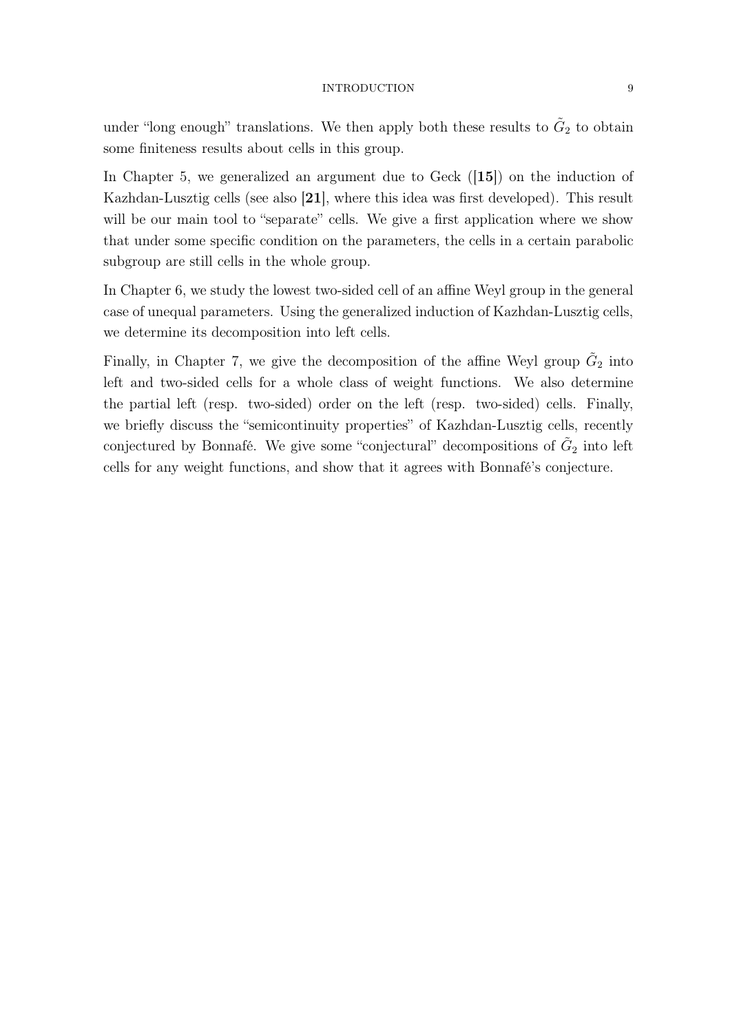under "long enough" translations. We then apply both these results to $\tilde{G}_2$ to obtain some finiteness results about cells in this group.

In Chapter 5, we generalized an argument due to Geck ([**15**]) on the induction of Kazhdan-Lusztig cells (see also [**21**], where this idea was first developed). This result will be our main tool to "separate" cells. We give a first application where we show that under some specific condition on the parameters, the cells in a certain parabolic subgroup are still cells in the whole group.

In Chapter 6, we study the lowest two-sided cell of an affine Weyl group in the general case of unequal parameters. Using the generalized induction of Kazhdan-Lusztig cells, we determine its decomposition into left cells.

Finally, in Chapter 7, we give the decomposition of the affine Weyl group $\tilde{G}_2$ into left and two-sided cells for a whole class of weight functions. We also determine the partial left (resp. two-sided) order on the left (resp. two-sided) cells. Finally, we briefly discuss the "semicontinuity properties" of Kazhdan-Lusztig cells, recently conjectured by Bonnafé. We give some "conjectural" decompositions of $\tilde{G}_2$ into left cells for any weight functions, and show that it agrees with Bonnafé's conjecture.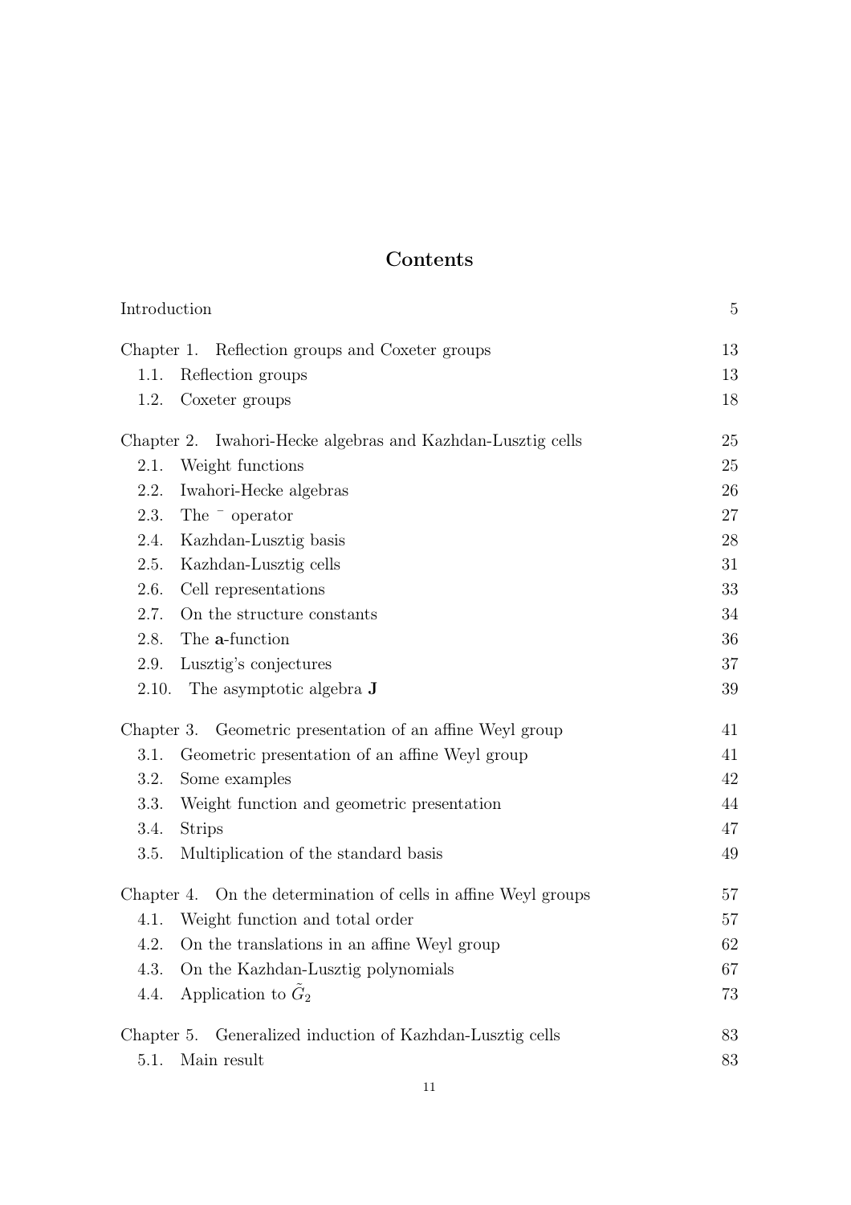# Contents

| | |
|---|---|
| Introduction | 5 |
| Chapter 1. Reflection groups and Coxeter groups | 13 |
| 1.1. Reflection groups | 13 |
| 1.2. Coxeter groups | 18 |
| Chapter 2. Iwahori-Hecke algebras and Kazhdan-Lusztig cells | 25 |
| 2.1. Weight functions | 25 |
| 2.2. Iwahori-Hecke algebras | 26 |
| 2.3. The $^{-}$ operator | 27 |
| 2.4. Kazhdan-Lusztig basis | 28 |
| 2.5. Kazhdan-Lusztig cells | 31 |
| 2.6. Cell representations | 33 |
| 2.7. On the structure constants | 34 |
| 2.8. The **a**-function | 36 |
| 2.9. Lusztig's conjectures | 37 |
| 2.10. The asymptotic algebra **J** | 39 |
| Chapter 3. Geometric presentation of an affine Weyl group | 41 |
| 3.1. Geometric presentation of an affine Weyl group | 41 |
| 3.2. Some examples | 42 |
| 3.3. Weight function and geometric presentation | 44 |
| 3.4. Strips | 47 |
| 3.5. Multiplication of the standard basis | 49 |
| Chapter 4. On the determination of cells in affine Weyl groups | 57 |
| 4.1. Weight function and total order | 57 |
| 4.2. On the translations in an affine Weyl group | 62 |
| 4.3. On the Kazhdan-Lusztig polynomials | 67 |
| 4.4. Application to $\tilde{G}_2$ | 73 |
| Chapter 5. Generalized induction of Kazhdan-Lusztig cells | 83 |
| 5.1. Main result | 83 |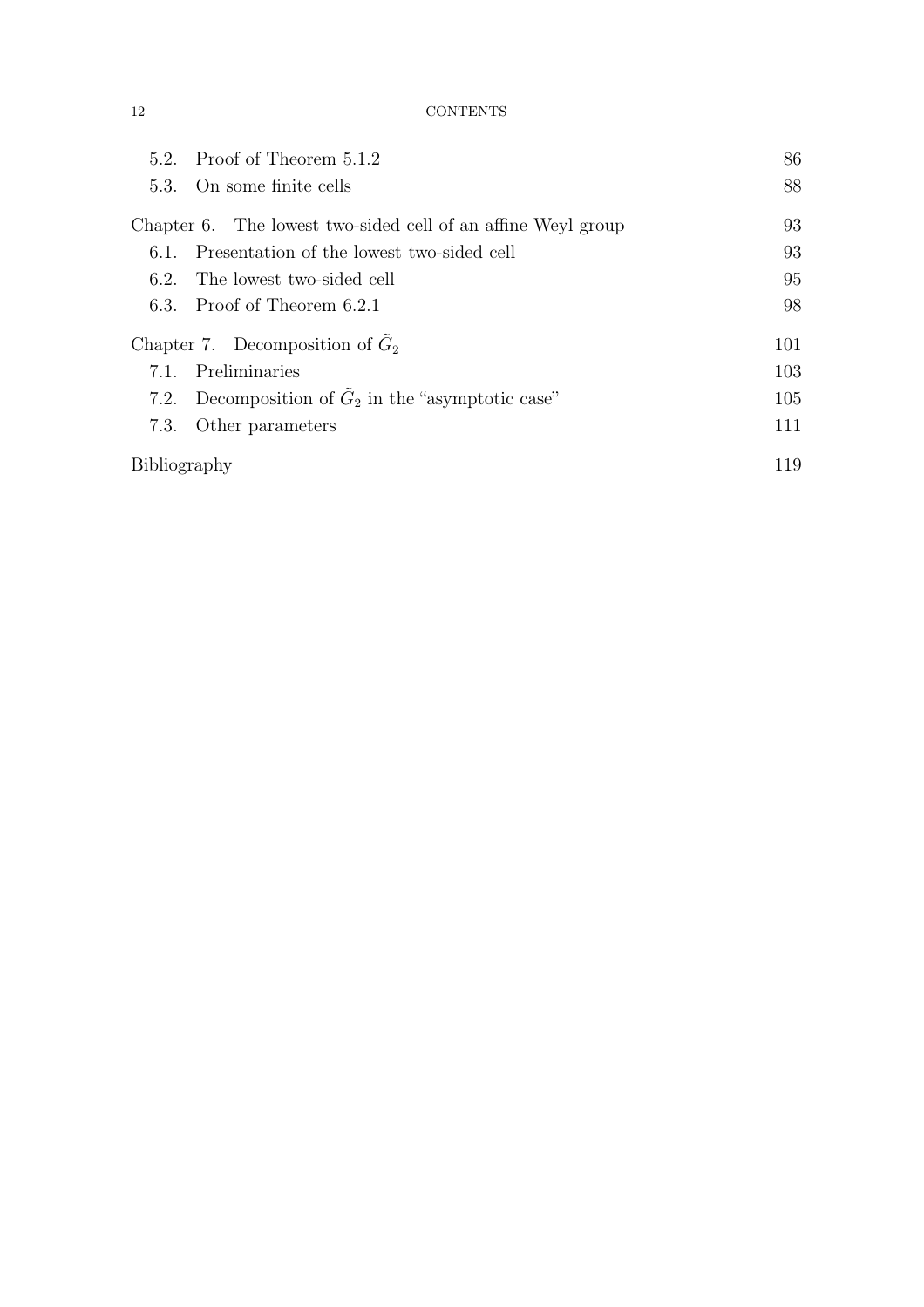| | |
|---|---|
| 5.2. Proof of Theorem 5.1.2 | 86 |
| 5.3. On some finite cells | 88 |
| Chapter 6. The lowest two-sided cell of an affine Weyl group | 93 |
| 6.1. Presentation of the lowest two-sided cell | 93 |
| 6.2. The lowest two-sided cell | 95 |
| 6.3. Proof of Theorem 6.2.1 | 98 |
| Chapter 7. Decomposition of $\tilde{G}_2$ | 101 |
| 7.1. Preliminaries | 103 |
| 7.2. Decomposition of $\tilde{G}_2$ in the "asymptotic case" | 105 |
| 7.3. Other parameters | 111 |
| Bibliography | 119 |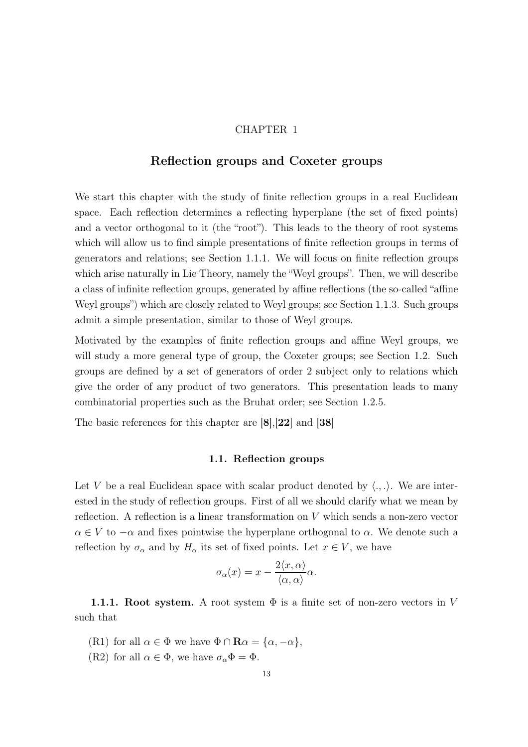# CHAPTER 1

## Reflection groups and Coxeter groups

We start this chapter with the study of finite reflection groups in a real Euclidean space. Each reflection determines a reflecting hyperplane (the set of fixed points) and a vector orthogonal to it (the "root"). This leads to the theory of root systems which will allow us to find simple presentations of finite reflection groups in terms of generators and relations; see Section 1.1.1. We will focus on finite reflection groups which arise naturally in Lie Theory, namely the "Weyl groups". Then, we will describe a class of infinite reflection groups, generated by affine reflections (the so-called "affine Weyl groups") which are closely related to Weyl groups; see Section 1.1.3. Such groups admit a simple presentation, similar to those of Weyl groups.

Motivated by the examples of finite reflection groups and affine Weyl groups, we will study a more general type of group, the Coxeter groups; see Section 1.2. Such groups are defined by a set of generators of order 2 subject only to relations which give the order of any product of two generators. This presentation leads to many combinatorial properties such as the Bruhat order; see Section 1.2.5.

The basic references for this chapter are **[8]**,**[22]** and **[38]**

### 1.1. Reflection groups

Let $V$ be a real Euclidean space with scalar product denoted by $\langle .,. \rangle$. We are interested in the study of reflection groups. First of all we should clarify what we mean by reflection. A reflection is a linear transformation on $V$ which sends a non-zero vector $\alpha \in V$ to $-\alpha$ and fixes pointwise the hyperplane orthogonal to $\alpha$. We denote such a reflection by $\sigma_\alpha$ and by $H_\alpha$ its set of fixed points. Let $x \in V$, we have

$$\sigma_\alpha(x) = x - \frac{2\langle x, \alpha \rangle}{\langle \alpha, \alpha \rangle}\alpha.$$

**1.1.1. Root system.** A root system $\Phi$ is a finite set of non-zero vectors in $V$ such that

(R1) for all $\alpha \in \Phi$ we have $\Phi \cap \mathbf{R}\alpha = \{\alpha, -\alpha\}$,

(R2) for all $\alpha \in \Phi$, we have $\sigma_\alpha \Phi = \Phi$.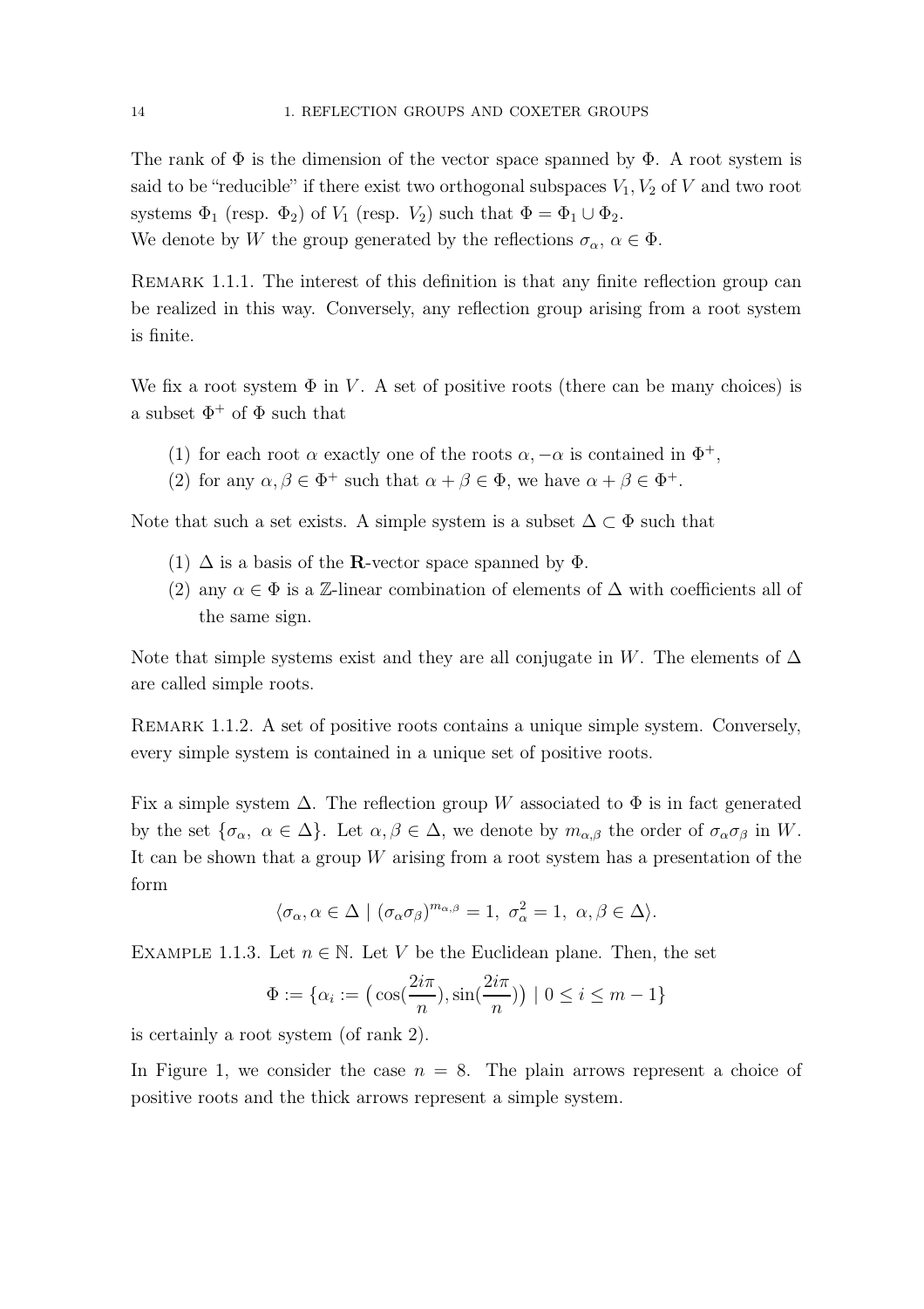The rank of $\Phi$ is the dimension of the vector space spanned by $\Phi$. A root system is said to be "reducible" if there exist two orthogonal subspaces $V_1, V_2$ of $V$ and two root systems $\Phi_1$ (resp. $\Phi_2$) of $V_1$ (resp. $V_2$) such that $\Phi = \Phi_1 \cup \Phi_2$.
We denote by $W$ the group generated by the reflections $\sigma_\alpha$, $\alpha \in \Phi$.

REMARK 1.1.1. The interest of this definition is that any finite reflection group can be realized in this way. Conversely, any reflection group arising from a root system is finite.

We fix a root system $\Phi$ in $V$. A set of positive roots (there can be many choices) is a subset $\Phi^+$ of $\Phi$ such that

1. for each root $\alpha$ exactly one of the roots $\alpha, -\alpha$ is contained in $\Phi^+$,
2. for any $\alpha, \beta \in \Phi^+$ such that $\alpha + \beta \in \Phi$, we have $\alpha + \beta \in \Phi^+$.

Note that such a set exists. A simple system is a subset $\Delta \subset \Phi$ such that

1. $\Delta$ is a basis of the $\mathbf{R}$-vector space spanned by $\Phi$.
2. any $\alpha \in \Phi$ is a $\mathbb{Z}$-linear combination of elements of $\Delta$ with coefficients all of the same sign.

Note that simple systems exist and they are all conjugate in $W$. The elements of $\Delta$ are called simple roots.

REMARK 1.1.2. A set of positive roots contains a unique simple system. Conversely, every simple system is contained in a unique set of positive roots.

Fix a simple system $\Delta$. The reflection group $W$ associated to $\Phi$ is in fact generated by the set $\{\sigma_\alpha,\ \alpha \in \Delta\}$. Let $\alpha, \beta \in \Delta$, we denote by $m_{\alpha,\beta}$ the order of $\sigma_\alpha \sigma_\beta$ in $W$. It can be shown that a group $W$ arising from a root system has a presentation of the form

$$\langle \sigma_\alpha, \alpha \in \Delta \mid (\sigma_\alpha \sigma_\beta)^{m_{\alpha,\beta}} = 1,\ \sigma_\alpha^2 = 1,\ \alpha, \beta \in \Delta \rangle.$$

EXAMPLE 1.1.3. Let $n \in \mathbb{N}$. Let $V$ be the Euclidean plane. Then, the set

$$\Phi := \{\alpha_i := \big(\cos(\frac{2i\pi}{n}), \sin(\frac{2i\pi}{n})\big) \mid 0 \leq i \leq m-1\}$$

is certainly a root system (of rank 2).

In Figure 1, we consider the case $n = 8$. The plain arrows represent a choice of positive roots and the thick arrows represent a simple system.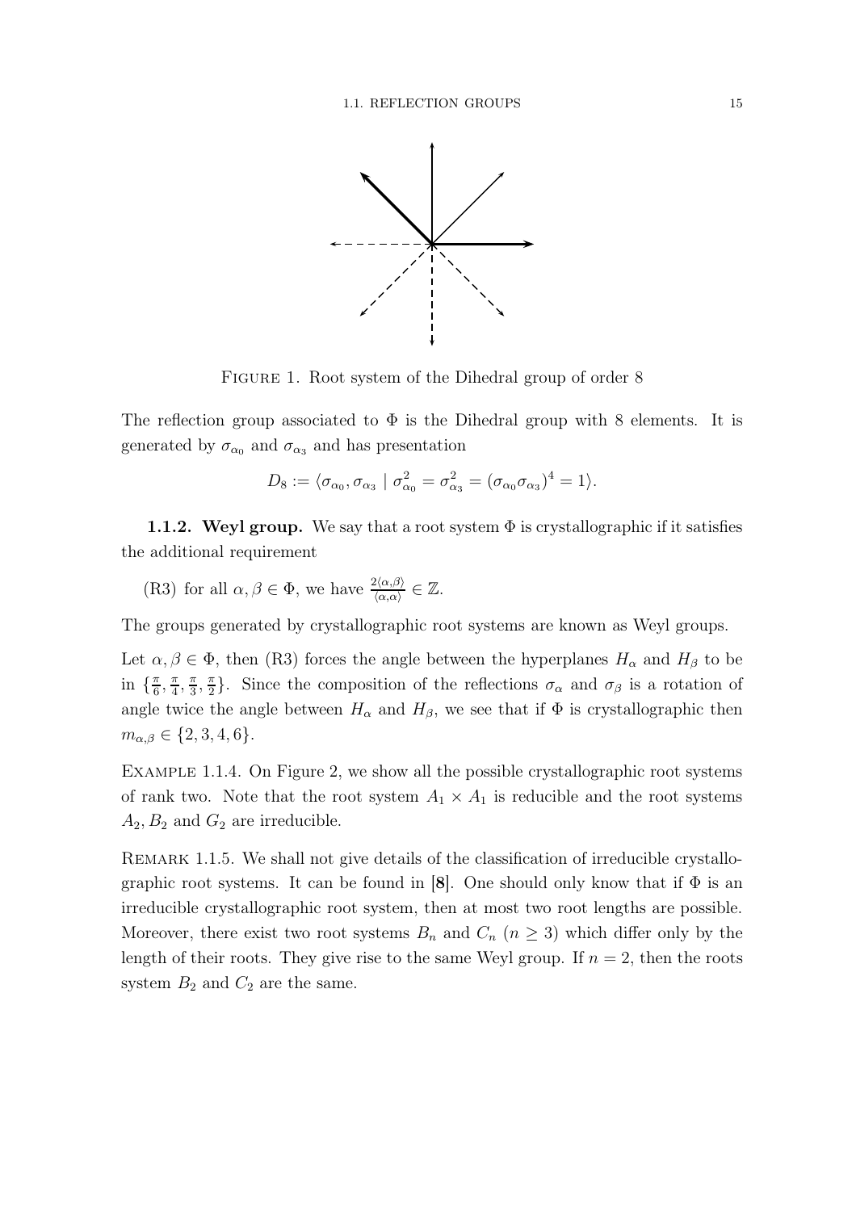Figure 1. Root system of the Dihedral group of order 8

The reflection group associated to $\Phi$ is the Dihedral group with 8 elements. It is generated by $\sigma_{\alpha_0}$ and $\sigma_{\alpha_3}$ and has presentation

$$D_8 := \langle \sigma_{\alpha_0}, \sigma_{\alpha_3} \mid \sigma_{\alpha_0}^2 = \sigma_{\alpha_3}^2 = (\sigma_{\alpha_0}\sigma_{\alpha_3})^4 = 1 \rangle.$$

**1.1.2. Weyl group.** We say that a root system $\Phi$ is crystallographic if it satisfies the additional requirement

(R3) for all $\alpha, \beta \in \Phi$, we have $\frac{2\langle \alpha, \beta \rangle}{\langle \alpha, \alpha \rangle} \in \mathbb{Z}$.

The groups generated by crystallographic root systems are known as Weyl groups.

Let $\alpha, \beta \in \Phi$, then (R3) forces the angle between the hyperplanes $H_\alpha$ and $H_\beta$ to be in $\{\frac{\pi}{6}, \frac{\pi}{4}, \frac{\pi}{3}, \frac{\pi}{2}\}$. Since the composition of the reflections $\sigma_\alpha$ and $\sigma_\beta$ is a rotation of angle twice the angle between $H_\alpha$ and $H_\beta$, we see that if $\Phi$ is crystallographic then $m_{\alpha,\beta} \in \{2, 3, 4, 6\}$.

Example 1.1.4. On Figure 2, we show all the possible crystallographic root systems of rank two. Note that the root system $A_1 \times A_1$ is reducible and the root systems $A_2, B_2$ and $G_2$ are irreducible.

Remark 1.1.5. We shall not give details of the classification of irreducible crystallographic root systems. It can be found in [**8**]. One should only know that if $\Phi$ is an irreducible crystallographic root system, then at most two root lengths are possible. Moreover, there exist two root systems $B_n$ and $C_n$ ($n \geq 3$) which differ only by the length of their roots. They give rise to the same Weyl group. If $n = 2$, then the roots system $B_2$ and $C_2$ are the same.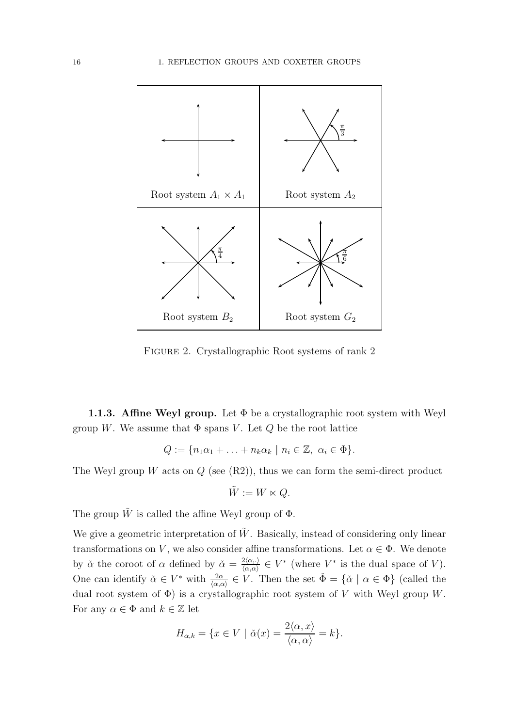Root system $A_1 \times A_1$

Root system $A_2$

Root system $B_2$

Root system $G_2$

FIGURE 2. Crystallographic Root systems of rank 2

**1.1.3. Affine Weyl group.** Let $\Phi$ be a crystallographic root system with Weyl group $W$. We assume that $\Phi$ spans $V$. Let $Q$ be the root lattice

$$Q := \{n_1\alpha_1 + \ldots + n_k\alpha_k \mid n_i \in \mathbb{Z},\ \alpha_i \in \Phi\}.$$

The Weyl group $W$ acts on $Q$ (see (R2)), thus we can form the semi-direct product

$$\tilde{W} := W \ltimes Q.$$

The group $\tilde{W}$ is called the affine Weyl group of $\Phi$.

We give a geometric interpretation of $\tilde{W}$. Basically, instead of considering only linear transformations on $V$, we also consider affine transformations. Let $\alpha \in \Phi$. We denote by $\check{\alpha}$ the coroot of $\alpha$ defined by $\check{\alpha} = \frac{2\langle\alpha,.\rangle}{\langle\alpha,\alpha\rangle} \in V^*$ (where $V^*$ is the dual space of $V$). One can identify $\check{\alpha} \in V^*$ with $\frac{2\alpha}{\langle\alpha,\alpha\rangle} \in V$. Then the set $\check{\Phi} = \{\check{\alpha} \mid \alpha \in \Phi\}$ (called the dual root system of $\Phi$) is a crystallographic root system of $V$ with Weyl group $W$. For any $\alpha \in \Phi$ and $k \in \mathbb{Z}$ let

$$H_{\alpha,k} = \{x \in V \mid \check{\alpha}(x) = \frac{2\langle\alpha, x\rangle}{\langle\alpha,\alpha\rangle} = k\}.$$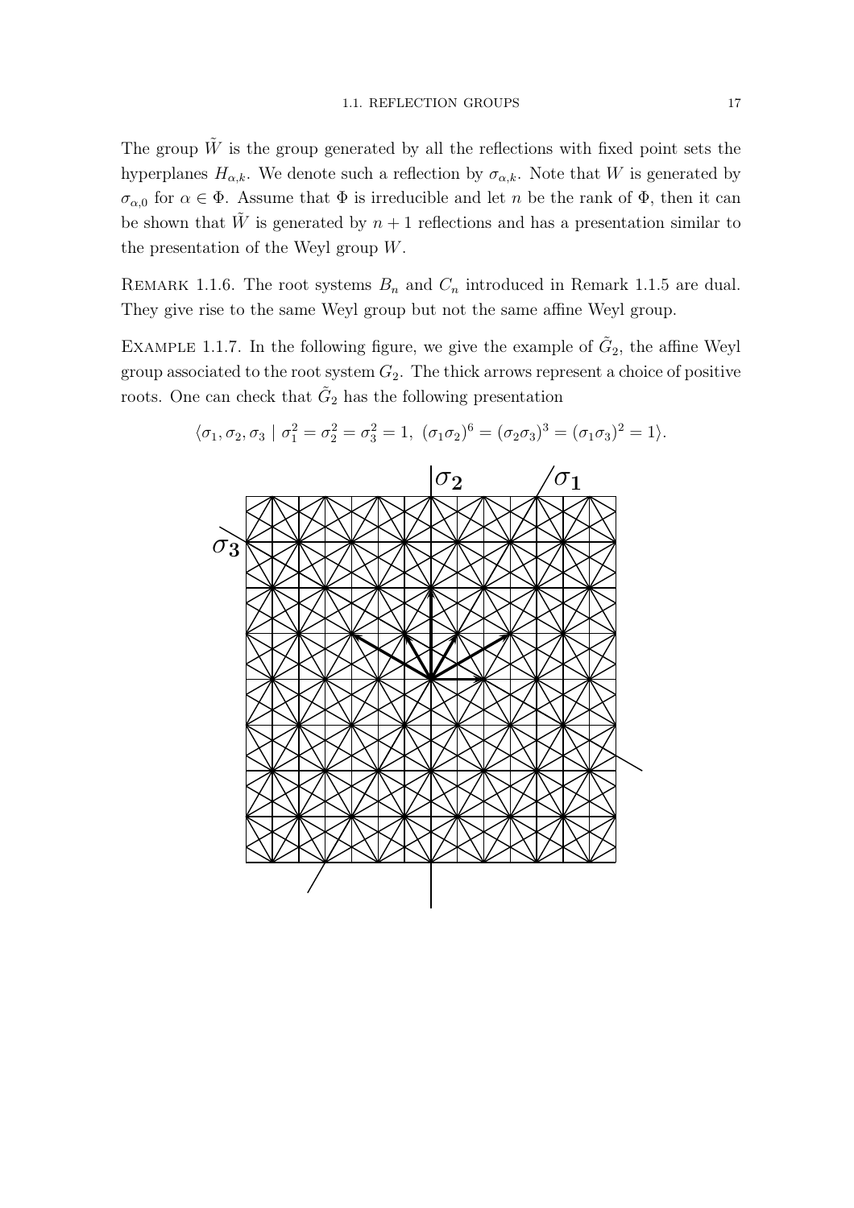The group $\tilde{W}$ is the group generated by all the reflections with fixed point sets the hyperplanes $H_{\alpha,k}$. We denote such a reflection by $\sigma_{\alpha,k}$. Note that $W$ is generated by $\sigma_{\alpha,0}$ for $\alpha \in \Phi$. Assume that $\Phi$ is irreducible and let $n$ be the rank of $\Phi$, then it can be shown that $\tilde{W}$ is generated by $n+1$ reflections and has a presentation similar to the presentation of the Weyl group $W$.

REMARK 1.1.6. The root systems $B_n$ and $C_n$ introduced in Remark 1.1.5 are dual. They give rise to the same Weyl group but not the same affine Weyl group.

EXAMPLE 1.1.7. In the following figure, we give the example of $\tilde{G}_2$, the affine Weyl group associated to the root system $G_2$. The thick arrows represent a choice of positive roots. One can check that $\tilde{G}_2$ has the following presentation

$$\langle \sigma_1, \sigma_2, \sigma_3 \mid \sigma_1^2 = \sigma_2^2 = \sigma_3^2 = 1,\ (\sigma_1\sigma_2)^6 = (\sigma_2\sigma_3)^3 = (\sigma_1\sigma_3)^2 = 1 \rangle.$$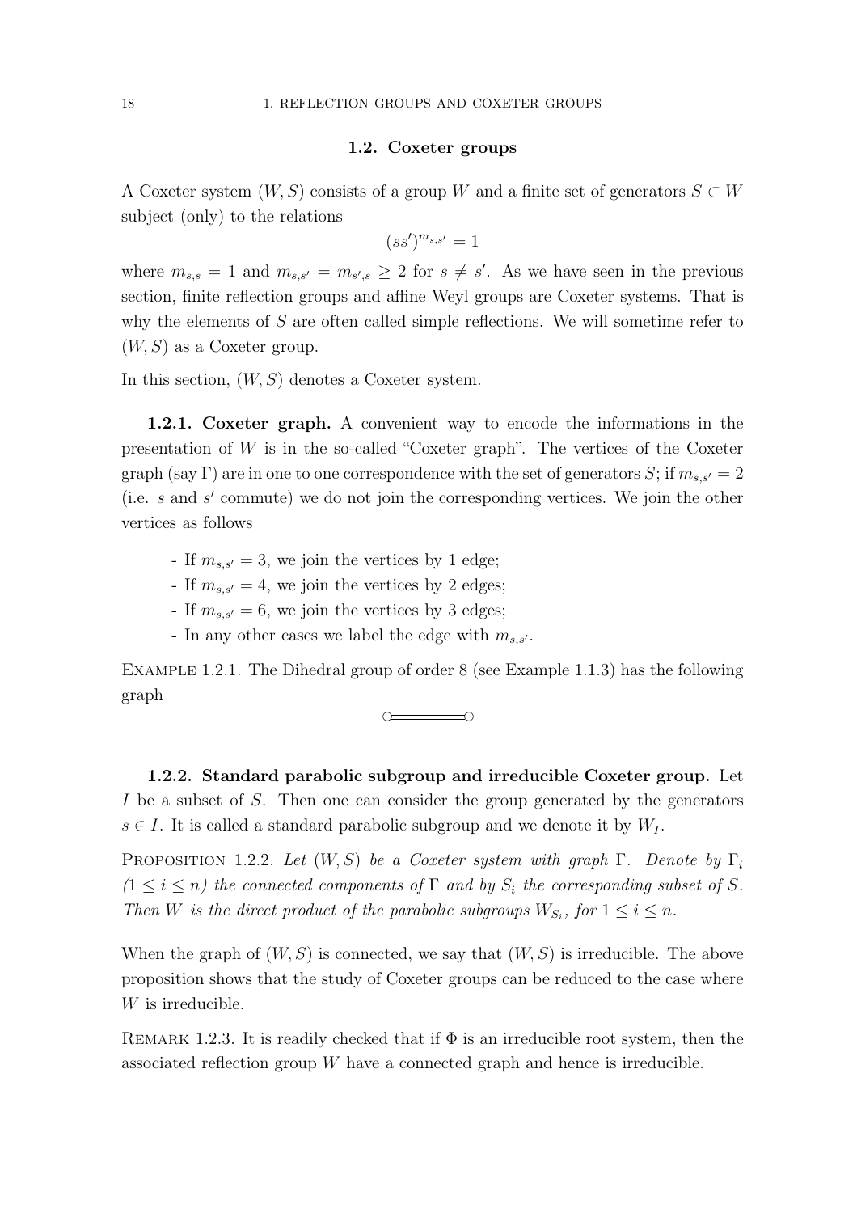## 1.2. Coxeter groups

A Coxeter system $(W, S)$ consists of a group $W$ and a finite set of generators $S \subset W$ subject (only) to the relations

$$(ss')^{m_{s,s'}} = 1$$

where $m_{s,s} = 1$ and $m_{s,s'} = m_{s',s} \geq 2$ for $s \neq s'$. As we have seen in the previous section, finite reflection groups and affine Weyl groups are Coxeter systems. That is why the elements of $S$ are often called simple reflections. We will sometime refer to $(W, S)$ as a Coxeter group.

In this section, $(W, S)$ denotes a Coxeter system.

**1.2.1. Coxeter graph.** A convenient way to encode the informations in the presentation of $W$ is in the so-called "Coxeter graph". The vertices of the Coxeter graph (say $\Gamma$) are in one to one correspondence with the set of generators $S$; if $m_{s,s'} = 2$ (i.e. $s$ and $s'$ commute) we do not join the corresponding vertices. We join the other vertices as follows

- If $m_{s,s'} = 3$, we join the vertices by 1 edge;
- If $m_{s,s'} = 4$, we join the vertices by 2 edges;
- If $m_{s,s'} = 6$, we join the vertices by 3 edges;
- In any other cases we label the edge with $m_{s,s'}$.

EXAMPLE 1.2.1. The Dihedral group of order 8 (see Example 1.1.3) has the following graph

**1.2.2. Standard parabolic subgroup and irreducible Coxeter group.** Let $I$ be a subset of $S$. Then one can consider the group generated by the generators $s \in I$. It is called a standard parabolic subgroup and we denote it by $W_I$.

PROPOSITION 1.2.2. *Let $(W, S)$ be a Coxeter system with graph $\Gamma$. Denote by $\Gamma_i$ ($1 \leq i \leq n$) the connected components of $\Gamma$ and by $S_i$ the corresponding subset of $S$. Then $W$ is the direct product of the parabolic subgroups $W_{S_i}$, for $1 \leq i \leq n$.*

When the graph of $(W, S)$ is connected, we say that $(W, S)$ is irreducible. The above proposition shows that the study of Coxeter groups can be reduced to the case where $W$ is irreducible.

REMARK 1.2.3. It is readily checked that if $\Phi$ is an irreducible root system, then the associated reflection group $W$ have a connected graph and hence is irreducible.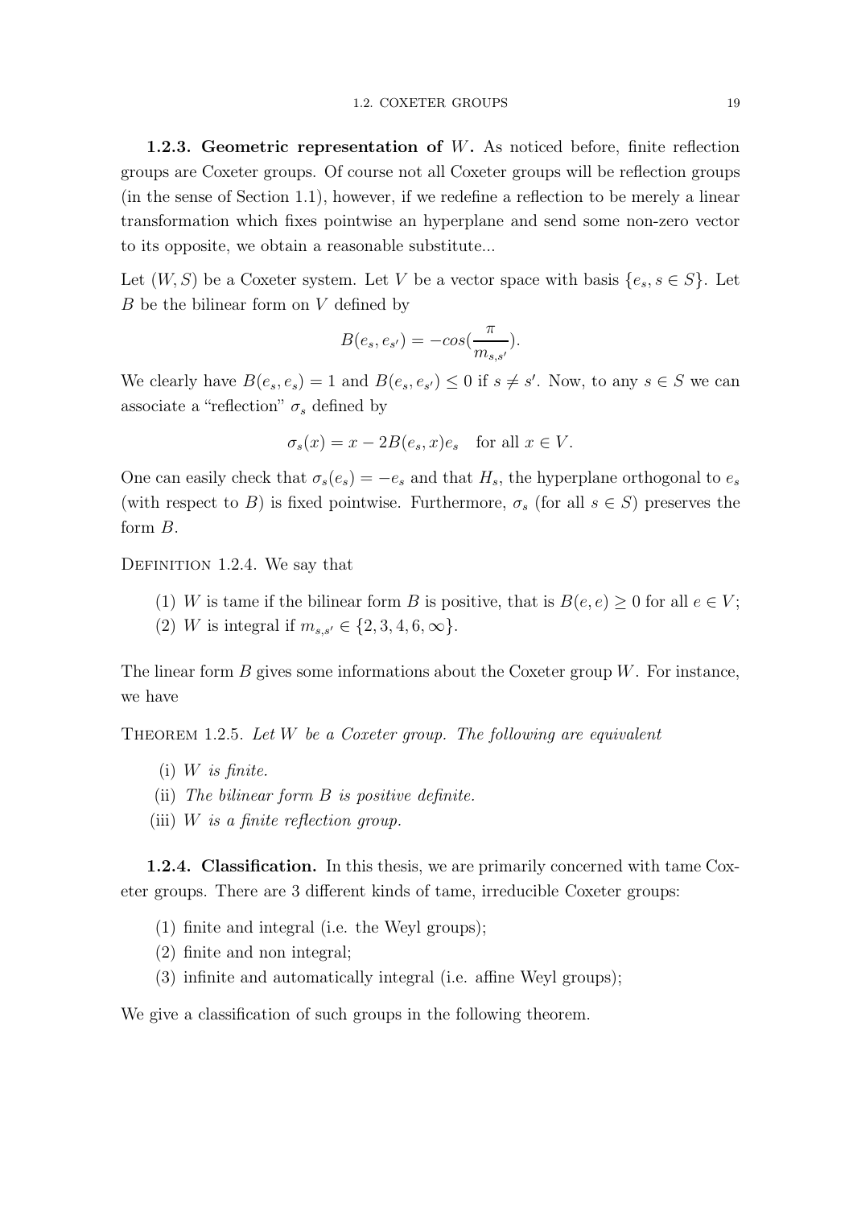**1.2.3. Geometric representation of $W$.** As noticed before, finite reflection groups are Coxeter groups. Of course not all Coxeter groups will be reflection groups (in the sense of Section 1.1), however, if we redefine a reflection to be merely a linear transformation which fixes pointwise an hyperplane and send some non-zero vector to its opposite, we obtain a reasonable substitute...

Let $(W, S)$ be a Coxeter system. Let $V$ be a vector space with basis $\{e_s, s \in S\}$. Let $B$ be the bilinear form on $V$ defined by

$$B(e_s, e_{s'}) = -cos(\frac{\pi}{m_{s,s'}}).$$

We clearly have $B(e_s, e_s) = 1$ and $B(e_s, e_{s'}) \leq 0$ if $s \neq s'$. Now, to any $s \in S$ we can associate a "reflection" $\sigma_s$ defined by

$$\sigma_s(x) = x - 2B(e_s, x)e_s \quad \text{for all } x \in V.$$

One can easily check that $\sigma_s(e_s) = -e_s$ and that $H_s$, the hyperplane orthogonal to $e_s$ (with respect to $B$) is fixed pointwise. Furthermore, $\sigma_s$ (for all $s \in S$) preserves the form $B$.

Definition 1.2.4. We say that

(1) $W$ is tame if the bilinear form $B$ is positive, that is $B(e, e) \geq 0$ for all $e \in V$;
(2) $W$ is integral if $m_{s,s'} \in \{2, 3, 4, 6, \infty\}$.

The linear form $B$ gives some informations about the Coxeter group $W$. For instance, we have

Theorem 1.2.5. *Let $W$ be a Coxeter group. The following are equivalent*

(i) *$W$ is finite.*
(ii) *The bilinear form $B$ is positive definite.*
(iii) *$W$ is a finite reflection group.*

**1.2.4. Classification.** In this thesis, we are primarily concerned with tame Coxeter groups. There are 3 different kinds of tame, irreducible Coxeter groups:

(1) finite and integral (i.e. the Weyl groups);
(2) finite and non integral;
(3) infinite and automatically integral (i.e. affine Weyl groups);

We give a classification of such groups in the following theorem.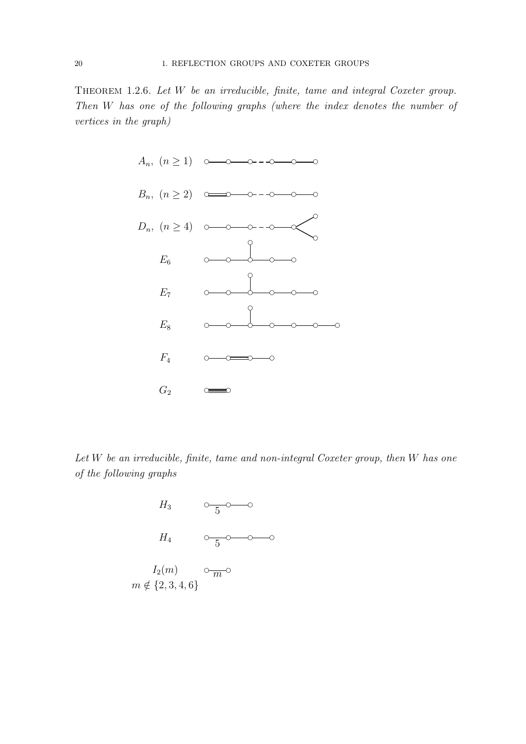THEOREM 1.2.6. *Let $W$ be an irreducible, finite, tame and integral Coxeter group. Then $W$ has one of the following graphs (where the index denotes the number of vertices in the graph)*

$A_n$, $(n \geq 1)$

$B_n$, $(n \geq 2)$

$D_n$, $(n \geq 4)$

$E_6$

$E_7$

$E_8$

$F_4$

$G_2$

*Let $W$ be an irreducible, finite, tame and non-integral Coxeter group, then $W$ has one of the following graphs*

$H_3$ — 5

$H_4$ — 5

$I_2(m)$, $m \notin \{2, 3, 4, 6\}$ — $m$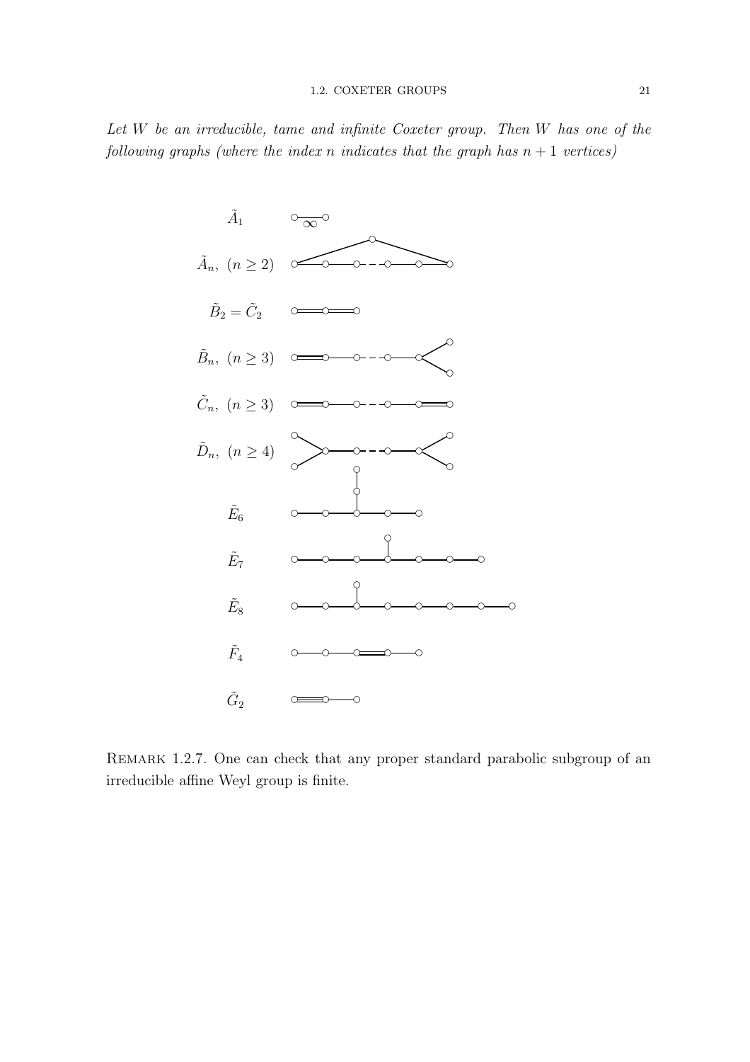*Let $W$ be an irreducible, tame and infinite Coxeter group. Then $W$ has one of the following graphs (where the index $n$ indicates that the graph has $n+1$ vertices)*

$\tilde{A}_1$

$\tilde{A}_n,\ (n \geq 2)$

$\tilde{B}_2 = \tilde{C}_2$

$\tilde{B}_n,\ (n \geq 3)$

$\tilde{C}_n,\ (n \geq 3)$

$\tilde{D}_n,\ (n \geq 4)$

$\tilde{E}_6$

$\tilde{E}_7$

$\tilde{E}_8$

$\tilde{F}_4$

$\tilde{G}_2$

REMARK 1.2.7. One can check that any proper standard parabolic subgroup of an irreducible affine Weyl group is finite.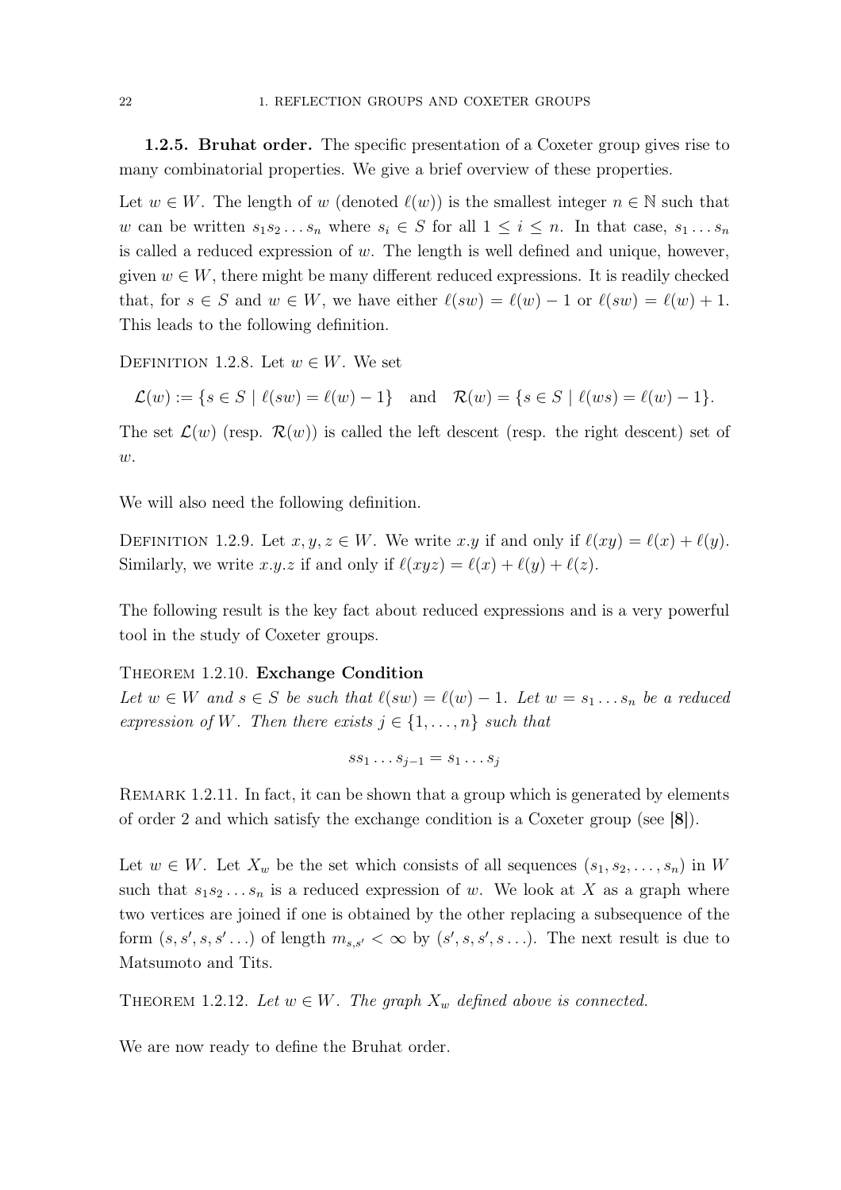### 1.2.5. Bruhat order.

The specific presentation of a Coxeter group gives rise to many combinatorial properties. We give a brief overview of these properties.

Let $w \in W$. The length of $w$ (denoted $\ell(w)$) is the smallest integer $n \in \mathbb{N}$ such that $w$ can be written $s_1 s_2 \dots s_n$ where $s_i \in S$ for all $1 \leq i \leq n$. In that case, $s_1 \dots s_n$ is called a reduced expression of $w$. The length is well defined and unique, however, given $w \in W$, there might be many different reduced expressions. It is readily checked that, for $s \in S$ and $w \in W$, we have either $\ell(sw) = \ell(w) - 1$ or $\ell(sw) = \ell(w) + 1$. This leads to the following definition.

Definition 1.2.8. Let $w \in W$. We set

$$\mathcal{L}(w) := \{s \in S \mid \ell(sw) = \ell(w) - 1\} \quad \text{and} \quad \mathcal{R}(w) = \{s \in S \mid \ell(ws) = \ell(w) - 1\}.$$

The set $\mathcal{L}(w)$ (resp. $\mathcal{R}(w)$) is called the left descent (resp. the right descent) set of $w$.

We will also need the following definition.

Definition 1.2.9. Let $x, y, z \in W$. We write $x.y$ if and only if $\ell(xy) = \ell(x) + \ell(y)$. Similarly, we write $x.y.z$ if and only if $\ell(xyz) = \ell(x) + \ell(y) + \ell(z)$.

The following result is the key fact about reduced expressions and is a very powerful tool in the study of Coxeter groups.

Theorem 1.2.10. **Exchange Condition**
*Let $w \in W$ and $s \in S$ be such that $\ell(sw) = \ell(w) - 1$. Let $w = s_1 \dots s_n$ be a reduced expression of $W$. Then there exists $j \in \{1, \dots, n\}$ such that*

$$ss_1 \dots s_{j-1} = s_1 \dots s_j$$

Remark 1.2.11. In fact, it can be shown that a group which is generated by elements of order 2 and which satisfy the exchange condition is a Coxeter group (see **[8]**).

Let $w \in W$. Let $X_w$ be the set which consists of all sequences $(s_1, s_2, \dots, s_n)$ in $W$ such that $s_1 s_2 \dots s_n$ is a reduced expression of $w$. We look at $X$ as a graph where two vertices are joined if one is obtained by the other replacing a subsequence of the form $(s, s', s, s' \dots)$ of length $m_{s,s'} < \infty$ by $(s', s, s', s \dots)$. The next result is due to Matsumoto and Tits.

Theorem 1.2.12. *Let $w \in W$. The graph $X_w$ defined above is connected.*

We are now ready to define the Bruhat order.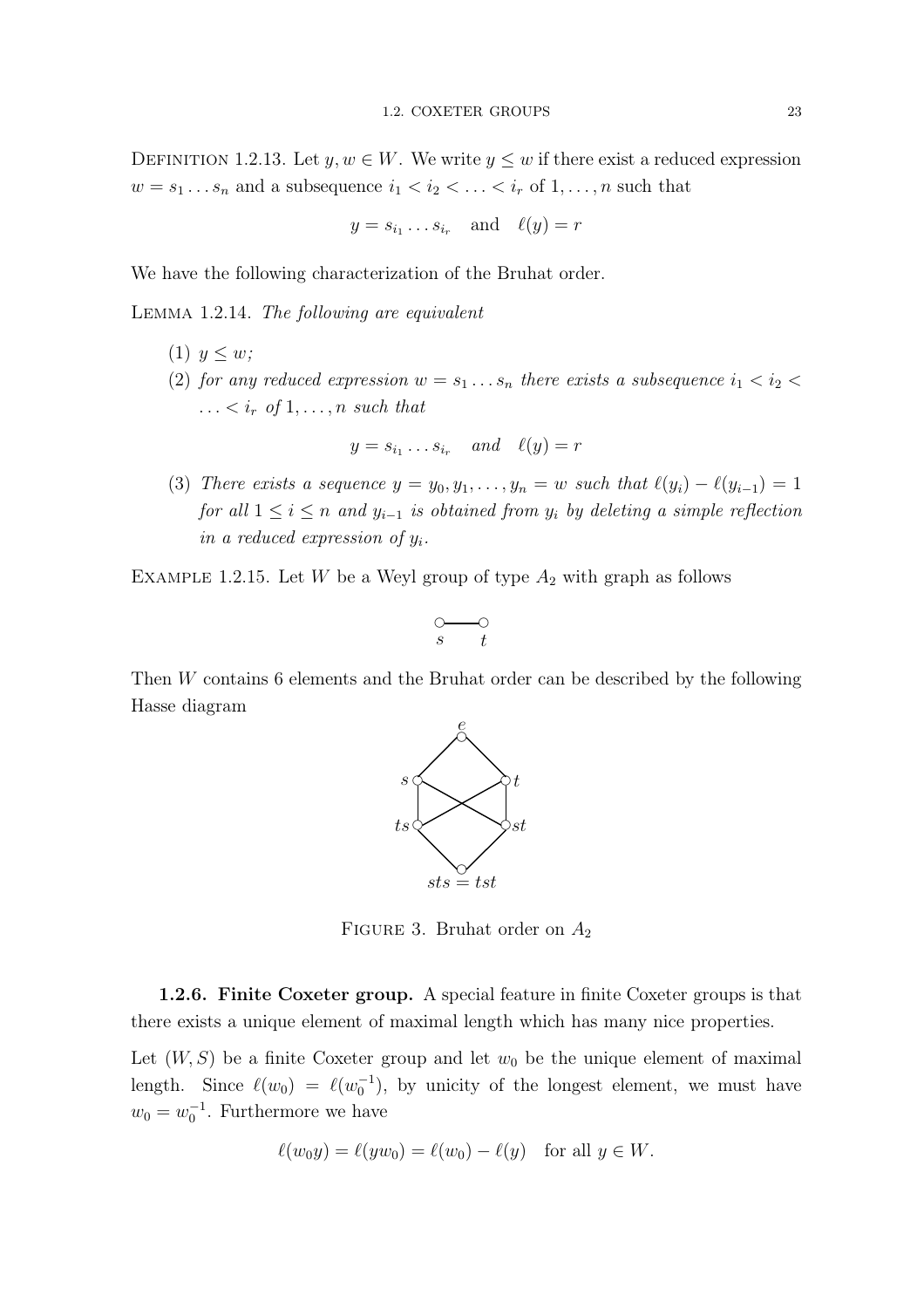Definition 1.2.13. Let $y, w \in W$. We write $y \leq w$ if there exist a reduced expression $w = s_1 \dots s_n$ and a subsequence $i_1 < i_2 < \dots < i_r$ of $1, \dots, n$ such that

$$y = s_{i_1} \dots s_{i_r} \quad \text{and} \quad \ell(y) = r$$

We have the following characterization of the Bruhat order.

Lemma 1.2.14. *The following are equivalent*

1. $y \leq w$;
2. *for any reduced expression $w = s_1 \dots s_n$ there exists a subsequence $i_1 < i_2 < \dots < i_r$ of $1, \dots, n$ such that*

$$y = s_{i_1} \dots s_{i_r} \quad \text{and} \quad \ell(y) = r$$

3. *There exists a sequence $y = y_0, y_1, \dots, y_n = w$ such that $\ell(y_i) - \ell(y_{i-1}) = 1$ for all $1 \leq i \leq n$ and $y_{i-1}$ is obtained from $y_i$ by deleting a simple reflection in a reduced expression of $y_i$.*

Example 1.2.15. Let $W$ be a Weyl group of type $A_2$ with graph as follows

$s$ — $t$

Then $W$ contains 6 elements and the Bruhat order can be described by the following Hasse diagram

Figure 3. Bruhat order on $A_2$

**1.2.6. Finite Coxeter group.** A special feature in finite Coxeter groups is that there exists a unique element of maximal length which has many nice properties.

Let $(W, S)$ be a finite Coxeter group and let $w_0$ be the unique element of maximal length. Since $\ell(w_0) = \ell(w_0^{-1})$, by unicity of the longest element, we must have $w_0 = w_0^{-1}$. Furthermore we have

$$\ell(w_0 y) = \ell(y w_0) = \ell(w_0) - \ell(y) \quad \text{for all } y \in W.$$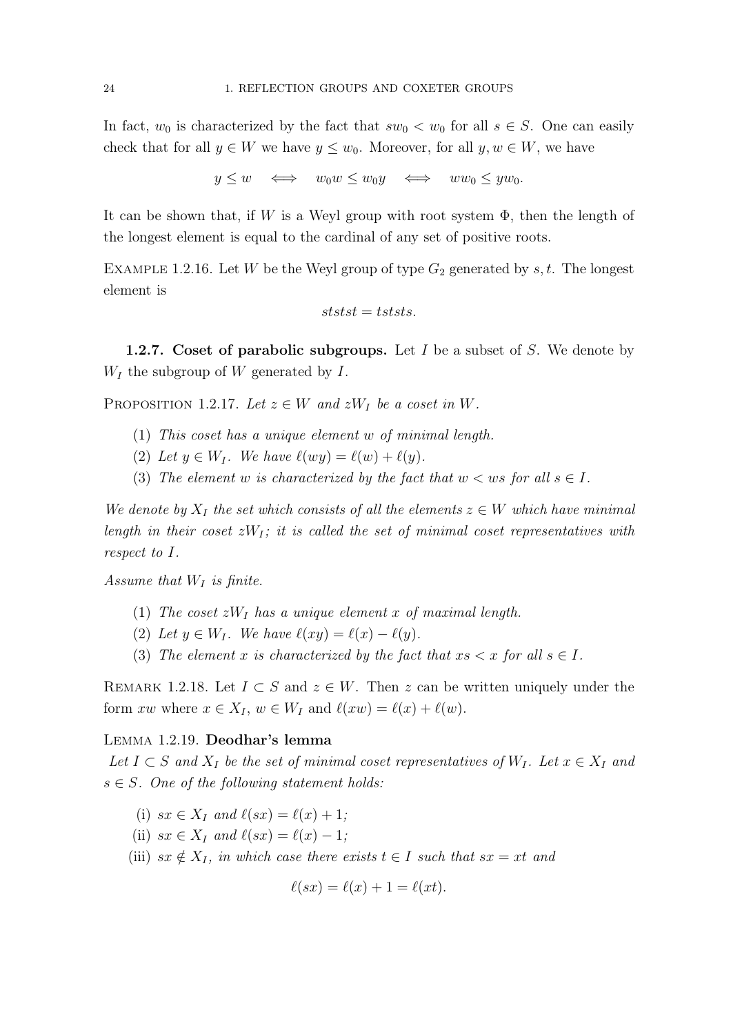In fact, $w_0$ is characterized by the fact that $sw_0 < w_0$ for all $s \in S$. One can easily check that for all $y \in W$ we have $y \leq w_0$. Moreover, for all $y, w \in W$, we have

$$y \leq w \iff w_0 w \leq w_0 y \iff w w_0 \leq y w_0.$$

It can be shown that, if $W$ is a Weyl group with root system $\Phi$, then the length of the longest element is equal to the cardinal of any set of positive roots.

EXAMPLE 1.2.16. Let $W$ be the Weyl group of type $G_2$ generated by $s, t$. The longest element is

$$ststst = tststs.$$

**1.2.7. Coset of parabolic subgroups.** Let $I$ be a subset of $S$. We denote by $W_I$ the subgroup of $W$ generated by $I$.

PROPOSITION 1.2.17. *Let $z \in W$ and $zW_I$ be a coset in $W$.*

1. *This coset has a unique element $w$ of minimal length.*
2. *Let $y \in W_I$. We have $\ell(wy) = \ell(w) + \ell(y)$.*
3. *The element $w$ is characterized by the fact that $w < ws$ for all $s \in I$.*

*We denote by $X_I$ the set which consists of all the elements $z \in W$ which have minimal length in their coset $zW_I$; it is called the set of minimal coset representatives with respect to $I$.*

*Assume that $W_I$ is finite.*

1. *The coset $zW_I$ has a unique element $x$ of maximal length.*
2. *Let $y \in W_I$. We have $\ell(xy) = \ell(x) - \ell(y)$.*
3. *The element $x$ is characterized by the fact that $xs < x$ for all $s \in I$.*

REMARK 1.2.18. Let $I \subset S$ and $z \in W$. Then $z$ can be written uniquely under the form $xw$ where $x \in X_I$, $w \in W_I$ and $\ell(xw) = \ell(x) + \ell(w)$.

LEMMA 1.2.19. **Deodhar's lemma**
*Let $I \subset S$ and $X_I$ be the set of minimal coset representatives of $W_I$. Let $x \in X_I$ and $s \in S$. One of the following statement holds:*

(i) *$sx \in X_I$ and $\ell(sx) = \ell(x) + 1$;*
(ii) *$sx \in X_I$ and $\ell(sx) = \ell(x) - 1$;*
(iii) *$sx \notin X_I$, in which case there exists $t \in I$ such that $sx = xt$ and*

$$\ell(sx) = \ell(x) + 1 = \ell(xt).$$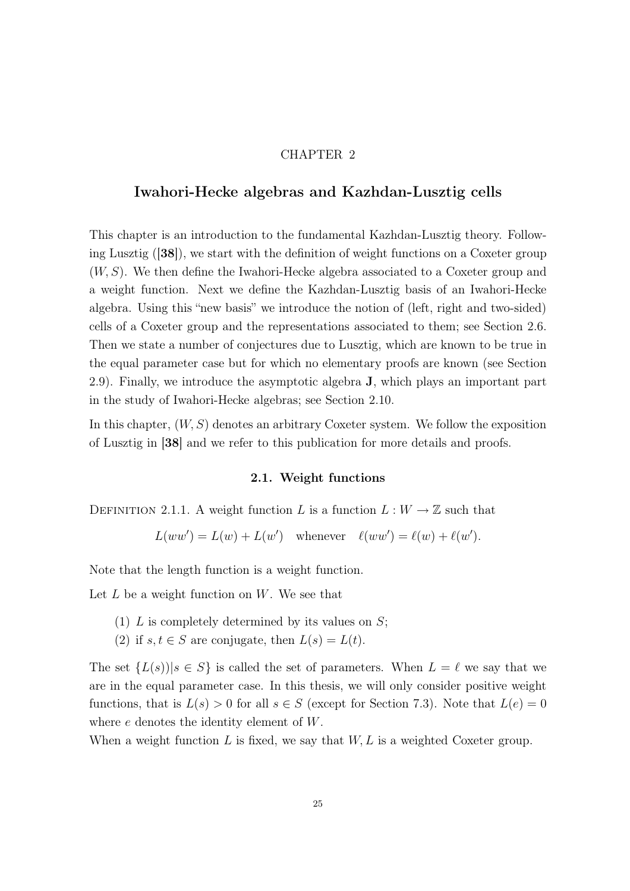CHAPTER 2

# Iwahori-Hecke algebras and Kazhdan-Lusztig cells

This chapter is an introduction to the fundamental Kazhdan-Lusztig theory. Following Lusztig ([**38**]), we start with the definition of weight functions on a Coxeter group $(W, S)$. We then define the Iwahori-Hecke algebra associated to a Coxeter group and a weight function. Next we define the Kazhdan-Lusztig basis of an Iwahori-Hecke algebra. Using this "new basis" we introduce the notion of (left, right and two-sided) cells of a Coxeter group and the representations associated to them; see Section 2.6. Then we state a number of conjectures due to Lusztig, which are known to be true in the equal parameter case but for which no elementary proofs are known (see Section 2.9). Finally, we introduce the asymptotic algebra $\mathbf{J}$, which plays an important part in the study of Iwahori-Hecke algebras; see Section 2.10.

In this chapter, $(W, S)$ denotes an arbitrary Coxeter system. We follow the exposition of Lusztig in [**38**] and we refer to this publication for more details and proofs.

## 2.1. Weight functions

Definition 2.1.1. A weight function $L$ is a function $L : W \to \mathbb{Z}$ such that

$$L(ww') = L(w) + L(w') \quad \text{whenever} \quad \ell(ww') = \ell(w) + \ell(w').$$

Note that the length function is a weight function.

Let $L$ be a weight function on $W$. We see that

1. $L$ is completely determined by its values on $S$;
2. if $s, t \in S$ are conjugate, then $L(s) = L(t)$.

The set $\{L(s)) | s \in S\}$ is called the set of parameters. When $L = \ell$ we say that we are in the equal parameter case. In this thesis, we will only consider positive weight functions, that is $L(s) > 0$ for all $s \in S$ (except for Section 7.3). Note that $L(e) = 0$ where $e$ denotes the identity element of $W$.

When a weight function $L$ is fixed, we say that $W, L$ is a weighted Coxeter group.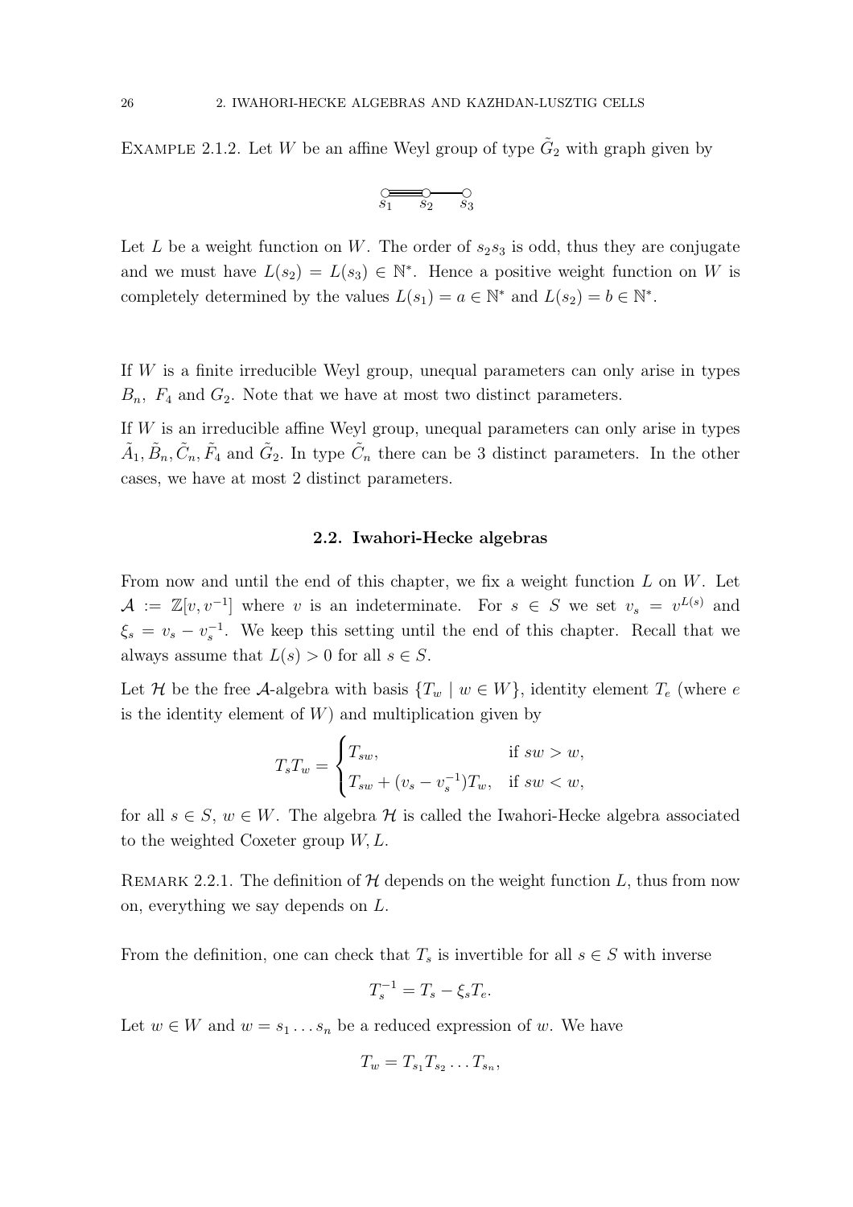Example 2.1.2. Let $W$ be an affine Weyl group of type $\tilde{G}_2$ with graph given by

$$s_1 \equiv s_2 - s_3$$

Let $L$ be a weight function on $W$. The order of $s_2s_3$ is odd, thus they are conjugate and we must have $L(s_2) = L(s_3) \in \mathbb{N}^*$. Hence a positive weight function on $W$ is completely determined by the values $L(s_1) = a \in \mathbb{N}^*$ and $L(s_2) = b \in \mathbb{N}^*$.

If $W$ is a finite irreducible Weyl group, unequal parameters can only arise in types $B_n$, $F_4$ and $G_2$. Note that we have at most two distinct parameters.

If $W$ is an irreducible affine Weyl group, unequal parameters can only arise in types $\tilde{A}_1, \tilde{B}_n, \tilde{C}_n, \tilde{F}_4$ and $\tilde{G}_2$. In type $\tilde{C}_n$ there can be 3 distinct parameters. In the other cases, we have at most 2 distinct parameters.

## 2.2. Iwahori-Hecke algebras

From now and until the end of this chapter, we fix a weight function $L$ on $W$. Let $\mathcal{A} := \mathbb{Z}[v, v^{-1}]$ where $v$ is an indeterminate. For $s \in S$ we set $v_s = v^{L(s)}$ and $\xi_s = v_s - v_s^{-1}$. We keep this setting until the end of this chapter. Recall that we always assume that $L(s) > 0$ for all $s \in S$.

Let $\mathcal{H}$ be the free $\mathcal{A}$-algebra with basis $\{T_w \mid w \in W\}$, identity element $T_e$ (where $e$ is the identity element of $W$) and multiplication given by

$$T_sT_w = \begin{cases} T_{sw}, & \text{if } sw > w, \\ T_{sw} + (v_s - v_s^{-1})T_w, & \text{if } sw < w, \end{cases}$$

for all $s \in S$, $w \in W$. The algebra $\mathcal{H}$ is called the Iwahori-Hecke algebra associated to the weighted Coxeter group $W, L$.

Remark 2.2.1. The definition of $\mathcal{H}$ depends on the weight function $L$, thus from now on, everything we say depends on $L$.

From the definition, one can check that $T_s$ is invertible for all $s \in S$ with inverse

$$T_s^{-1} = T_s - \xi_s T_e.$$

Let $w \in W$ and $w = s_1 \dots s_n$ be a reduced expression of $w$. We have

$$T_w = T_{s_1}T_{s_2} \dots T_{s_n},$$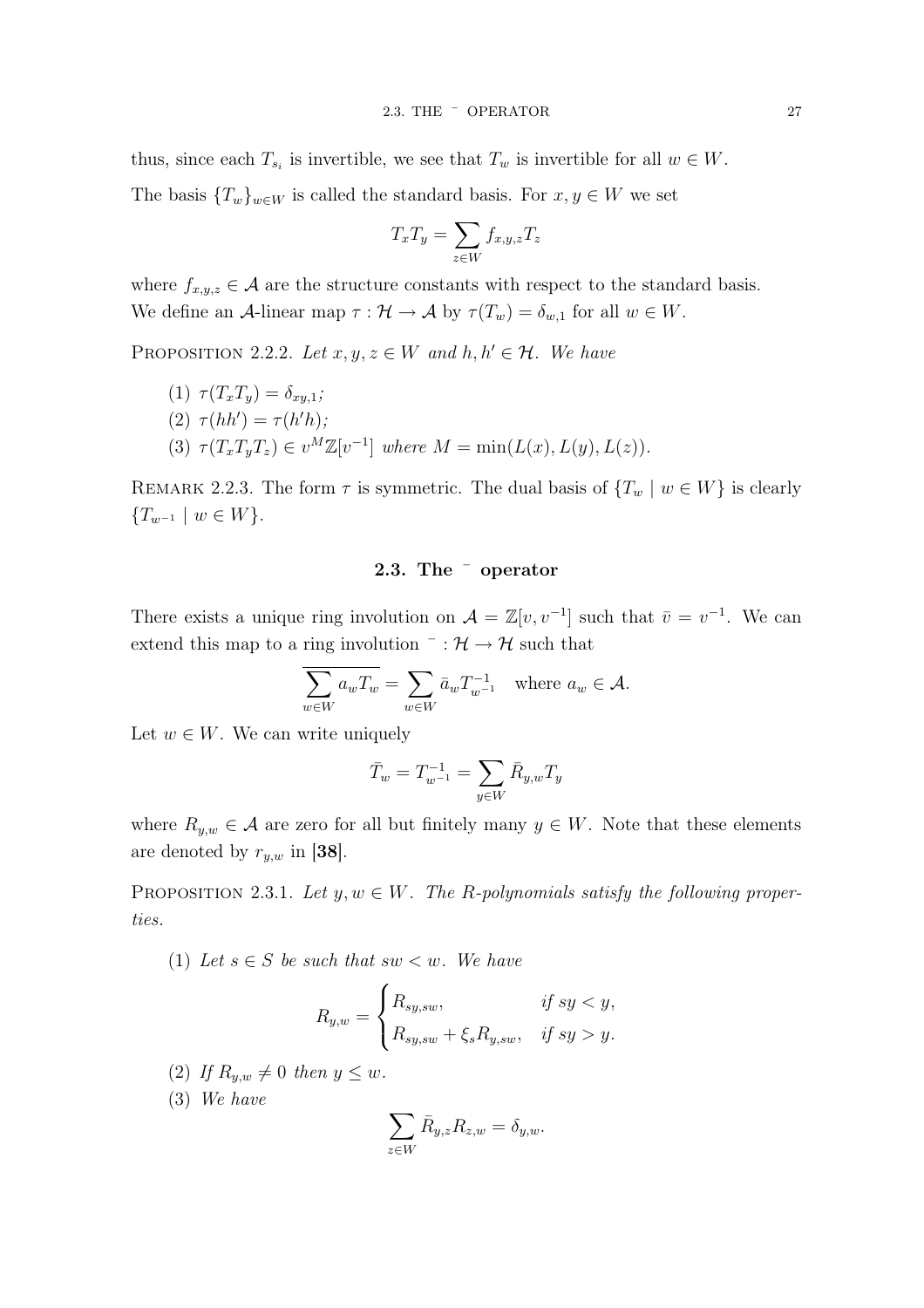thus, since each $T_{s_i}$ is invertible, we see that $T_w$ is invertible for all $w \in W$.

The basis $\{T_w\}_{w\in W}$ is called the standard basis. For $x, y \in W$ we set

$$T_x T_y = \sum_{z\in W} f_{x,y,z} T_z$$

where $f_{x,y,z} \in \mathcal{A}$ are the structure constants with respect to the standard basis. We define an $\mathcal{A}$-linear map $\tau : \mathcal{H} \to \mathcal{A}$ by $\tau(T_w) = \delta_{w,1}$ for all $w \in W$.

PROPOSITION 2.2.2. *Let $x, y, z \in W$ and $h, h' \in \mathcal{H}$. We have*

1. $\tau(T_x T_y) = \delta_{xy,1}$;
2. $\tau(hh') = \tau(h'h)$;
3. $\tau(T_x T_y T_z) \in v^M \mathbb{Z}[v^{-1}]$ *where* $M = \min(L(x), L(y), L(z))$.

REMARK 2.2.3. The form $\tau$ is symmetric. The dual basis of $\{T_w \mid w \in W\}$ is clearly $\{T_{w^{-1}} \mid w \in W\}$.

## 2.3. The $^{-}$ operator

There exists a unique ring involution on $\mathcal{A} = \mathbb{Z}[v, v^{-1}]$ such that $\bar{v} = v^{-1}$. We can extend this map to a ring involution $^{-} : \mathcal{H} \to \mathcal{H}$ such that

$$\overline{\sum_{w\in W} a_w T_w} = \sum_{w\in W} \bar{a}_w T_{w^{-1}}^{-1} \quad \text{where } a_w \in \mathcal{A}.$$

Let $w \in W$. We can write uniquely

$$\bar{T}_w = T_{w^{-1}}^{-1} = \sum_{y\in W} \bar{R}_{y,w} T_y$$

where $R_{y,w} \in \mathcal{A}$ are zero for all but finitely many $y \in W$. Note that these elements are denoted by $r_{y,w}$ in **[38]**.

PROPOSITION 2.3.1. *Let $y, w \in W$. The R-polynomials satisfy the following properties.*

1. *Let $s \in S$ be such that $sw < w$. We have*

$$R_{y,w} = \begin{cases} R_{sy,sw}, & \text{if } sy < y, \\ R_{sy,sw} + \xi_s R_{y,sw}, & \text{if } sy > y. \end{cases}$$

2. *If $R_{y,w} \neq 0$ then $y \leq w$.*
3. *We have*

$$\sum_{z\in W} \bar{R}_{y,z} R_{z,w} = \delta_{y,w}.$$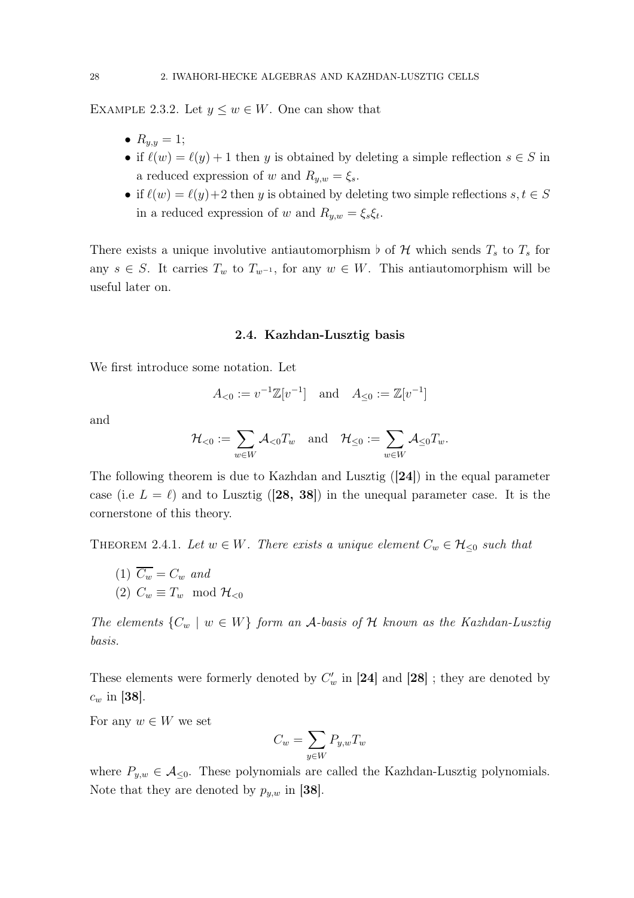Example 2.3.2. Let $y \leq w \in W$. One can show that

- $R_{y,y} = 1$;
- if $\ell(w) = \ell(y) + 1$ then $y$ is obtained by deleting a simple reflection $s \in S$ in a reduced expression of $w$ and $R_{y,w} = \xi_s$.
- if $\ell(w) = \ell(y) + 2$ then $y$ is obtained by deleting two simple reflections $s, t \in S$ in a reduced expression of $w$ and $R_{y,w} = \xi_s \xi_t$.

There exists a unique involutive antiautomorphism $\flat$ of $\mathcal{H}$ which sends $T_s$ to $T_s$ for any $s \in S$. It carries $T_w$ to $T_{w^{-1}}$, for any $w \in W$. This antiautomorphism will be useful later on.

## 2.4. Kazhdan-Lusztig basis

We first introduce some notation. Let

$$A_{<0} := v^{-1}\mathbb{Z}[v^{-1}] \quad \text{and} \quad A_{\leq 0} := \mathbb{Z}[v^{-1}]$$

and

$$\mathcal{H}_{<0} := \sum_{w \in W} \mathcal{A}_{<0} T_w \quad \text{and} \quad \mathcal{H}_{\leq 0} := \sum_{w \in W} \mathcal{A}_{\leq 0} T_w.$$

The following theorem is due to Kazhdan and Lusztig ([**24**]) in the equal parameter case (i.e $L = \ell$) and to Lusztig ([**28, 38**]) in the unequal parameter case. It is the cornerstone of this theory.

Theorem 2.4.1. *Let $w \in W$. There exists a unique element $C_w \in \mathcal{H}_{\leq 0}$ such that*

*(1) $\overline{C_w} = C_w$ and*
*(2) $C_w \equiv T_w \mod \mathcal{H}_{<0}$*

*The elements $\{C_w \mid w \in W\}$ form an $\mathcal{A}$-basis of $\mathcal{H}$ known as the Kazhdan-Lusztig basis.*

These elements were formerly denoted by $C'_w$ in [**24**] and [**28**] ; they are denoted by $c_w$ in [**38**].

For any $w \in W$ we set

$$C_w = \sum_{y \in W} P_{y,w} T_w$$

where $P_{y,w} \in \mathcal{A}_{\leq 0}$. These polynomials are called the Kazhdan-Lusztig polynomials. Note that they are denoted by $p_{y,w}$ in [**38**].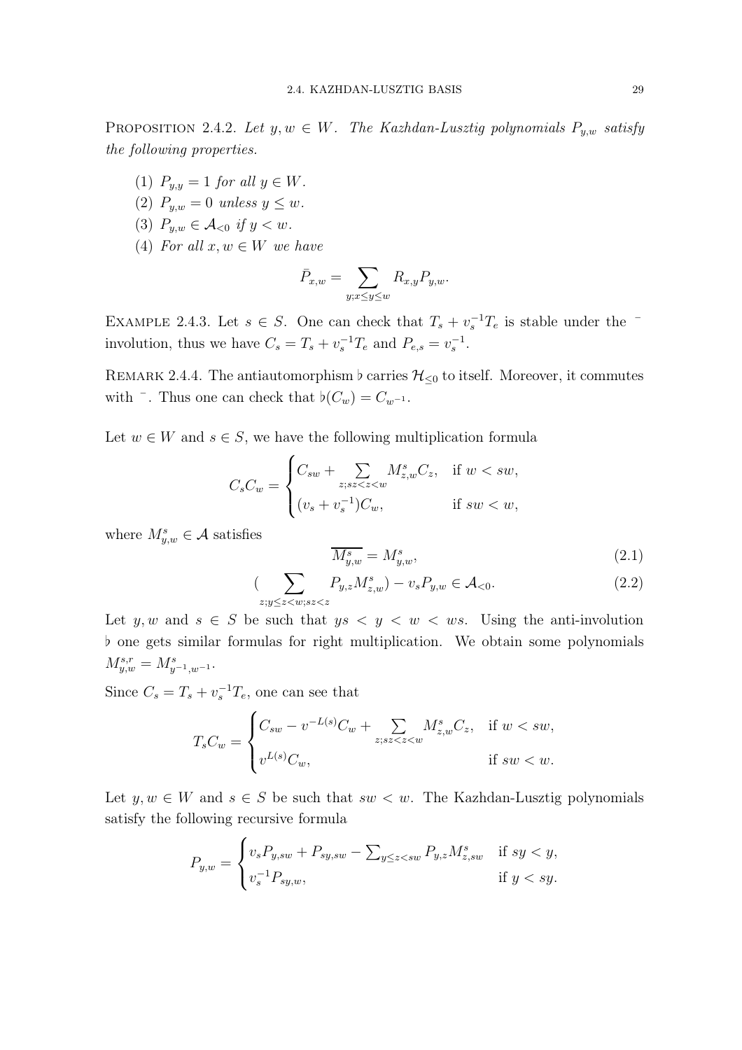Proposition 2.4.2. *Let $y, w \in W$. The Kazhdan-Lusztig polynomials $P_{y,w}$ satisfy the following properties.*

1. $P_{y,y} = 1$ *for all* $y \in W$.
2. $P_{y,w} = 0$ *unless* $y \leq w$.
3. $P_{y,w} \in \mathcal{A}_{<0}$ *if* $y < w$.
4. *For all* $x, w \in W$ *we have*
$$\bar{P}_{x,w} = \sum_{y; x \leq y \leq w} R_{x,y} P_{y,w}.$$

Example 2.4.3. Let $s \in S$. One can check that $T_s + v_s^{-1} T_e$ is stable under the $^{-}$ involution, thus we have $C_s = T_s + v_s^{-1} T_e$ and $P_{e,s} = v_s^{-1}$.

Remark 2.4.4. The antiautomorphism $\flat$ carries $\mathcal{H}_{\leq 0}$ to itself. Moreover, it commutes with $^{-}$. Thus one can check that $\flat(C_w) = C_{w^{-1}}$.

Let $w \in W$ and $s \in S$, we have the following multiplication formula

$$C_s C_w = \begin{cases} C_{sw} + \sum\limits_{z; sz < z < w} M^s_{z,w} C_z, & \text{if } w < sw, \\ (v_s + v_s^{-1}) C_w, & \text{if } sw < w, \end{cases}$$

where $M^s_{y,w} \in \mathcal{A}$ satisfies

$$\overline{M^s_{y,w}} = M^s_{y,w}, \tag{2.1}$$

$$\Big(\sum_{z; y \leq z < w; sz < z} P_{y,z} M^s_{z,w}\Big) - v_s P_{y,w} \in \mathcal{A}_{<0}. \tag{2.2}$$

Let $y, w$ and $s \in S$ be such that $ys < y < w < ws$. Using the anti-involution $\flat$ one gets similar formulas for right multiplication. We obtain some polynomials $M^{s,r}_{y,w} = M^s_{y^{-1}, w^{-1}}$.

Since $C_s = T_s + v_s^{-1} T_e$, one can see that

$$T_s C_w = \begin{cases} C_{sw} - v^{-L(s)} C_w + \sum\limits_{z; sz < z < w} M^s_{z,w} C_z, & \text{if } w < sw, \\ v^{L(s)} C_w, & \text{if } sw < w. \end{cases}$$

Let $y, w \in W$ and $s \in S$ be such that $sw < w$. The Kazhdan-Lusztig polynomials satisfy the following recursive formula

$$P_{y,w} = \begin{cases} v_s P_{y,sw} + P_{sy,sw} - \sum_{y \leq z < sw} P_{y,z} M^s_{z,sw} & \text{if } sy < y, \\ v_s^{-1} P_{sy,w}, & \text{if } y < sy. \end{cases}$$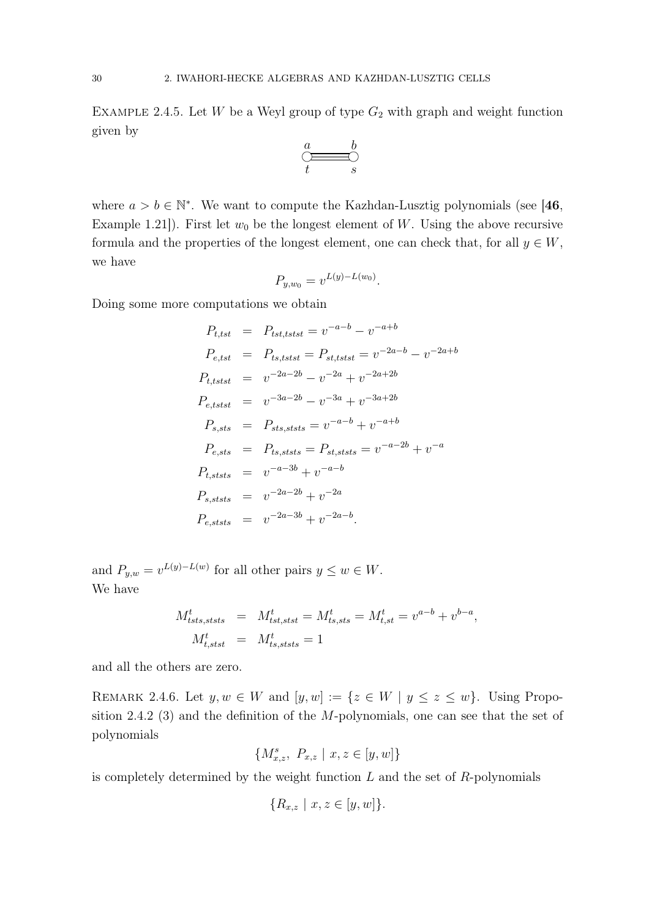EXAMPLE 2.4.5. Let $W$ be a Weyl group of type $G_2$ with graph and weight function given by

$$\overset{a}{\underset{t}{\bigcirc}} \equiv\!\equiv\!\equiv \overset{b}{\underset{s}{\bigcirc}}$$

where $a > b \in \mathbb{N}^*$. We want to compute the Kazhdan-Lusztig polynomials (see [**46**, Example 1.21]). First let $w_0$ be the longest element of $W$. Using the above recursive formula and the properties of the longest element, one can check that, for all $y \in W$, we have

$$P_{y,w_0} = v^{L(y)-L(w_0)}.$$

Doing some more computations we obtain

$$\begin{aligned}
P_{t,tst} &= P_{tst,tstst} = v^{-a-b} - v^{-a+b} \\
P_{e,tst} &= P_{ts,tstst} = P_{st,tstst} = v^{-2a-b} - v^{-2a+b} \\
P_{t,tstst} &= v^{-2a-2b} - v^{-2a} + v^{-2a+2b} \\
P_{e,tstst} &= v^{-3a-2b} - v^{-3a} + v^{-3a+2b} \\
P_{s,sts} &= P_{sts,ststs} = v^{-a-b} + v^{-a+b} \\
P_{e,sts} &= P_{ts,ststs} = P_{st,ststs} = v^{-a-2b} + v^{-a} \\
P_{t,ststs} &= v^{-a-3b} + v^{-a-b} \\
P_{s,ststs} &= v^{-2a-2b} + v^{-2a} \\
P_{e,ststs} &= v^{-2a-3b} + v^{-2a-b}.
\end{aligned}$$

and $P_{y,w} = v^{L(y)-L(w)}$ for all other pairs $y \leq w \in W$.
We have

$$\begin{aligned}
M^t_{tsts,ststs} &= M^t_{tst,stst} = M^t_{ts,sts} = M^t_{t,st} = v^{a-b} + v^{b-a}, \\
M^t_{t,stst} &= M^t_{ts,ststs} = 1
\end{aligned}$$

and all the others are zero.

REMARK 2.4.6. Let $y, w \in W$ and $[y,w] := \{z \in W \mid y \leq z \leq w\}$. Using Proposition 2.4.2 (3) and the definition of the $M$-polynomials, one can see that the set of polynomials

$$\{M^s_{x,z},\ P_{x,z} \mid x, z \in [y,w]\}$$

is completely determined by the weight function $L$ and the set of $R$-polynomials

$$\{R_{x,z} \mid x, z \in [y,w]\}.$$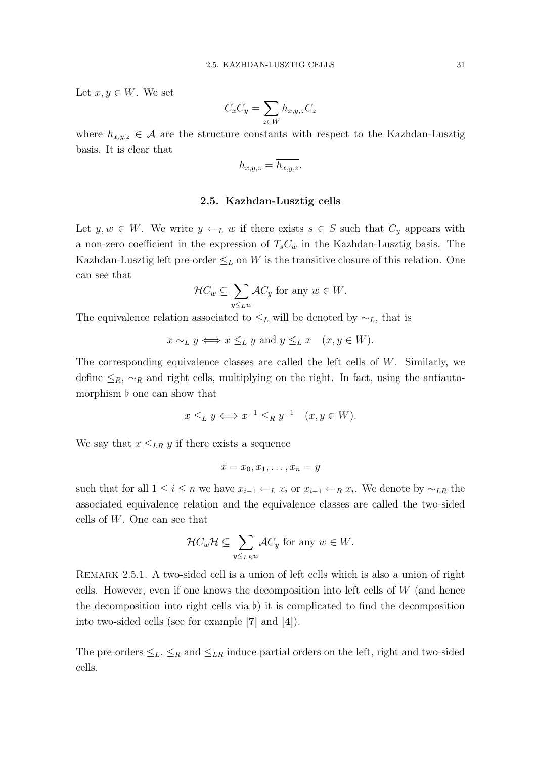Let $x, y \in W$. We set

$$C_x C_y = \sum_{z \in W} h_{x,y,z} C_z$$

where $h_{x,y,z} \in \mathcal{A}$ are the structure constants with respect to the Kazhdan-Lusztig basis. It is clear that

$$h_{x,y,z} = \overline{h_{x,y,z}}.$$

### 2.5. Kazhdan-Lusztig cells

Let $y, w \in W$. We write $y \leftarrow_L w$ if there exists $s \in S$ such that $C_y$ appears with a non-zero coefficient in the expression of $T_s C_w$ in the Kazhdan-Lusztig basis. The Kazhdan-Lusztig left pre-order $\leq_L$ on $W$ is the transitive closure of this relation. One can see that

$$\mathcal{H}C_w \subseteq \sum_{y \leq_L w} \mathcal{A}C_y \text{ for any } w \in W.$$

The equivalence relation associated to $\leq_L$ will be denoted by $\sim_L$, that is

$$x \sim_L y \Longleftrightarrow x \leq_L y \text{ and } y \leq_L x \quad (x, y \in W).$$

The corresponding equivalence classes are called the left cells of $W$. Similarly, we define $\leq_R$, $\sim_R$ and right cells, multiplying on the right. In fact, using the antiautomorphism $\flat$ one can show that

$$x \leq_L y \Longleftrightarrow x^{-1} \leq_R y^{-1} \quad (x, y \in W).$$

We say that $x \leq_{LR} y$ if there exists a sequence

$$x = x_0, x_1, \ldots, x_n = y$$

such that for all $1 \leq i \leq n$ we have $x_{i-1} \leftarrow_L x_i$ or $x_{i-1} \leftarrow_R x_i$. We denote by $\sim_{LR}$ the associated equivalence relation and the equivalence classes are called the two-sided cells of $W$. One can see that

$$\mathcal{H}C_w\mathcal{H} \subseteq \sum_{y \leq_{LR} w} \mathcal{A}C_y \text{ for any } w \in W.$$

REMARK 2.5.1. A two-sided cell is a union of left cells which is also a union of right cells. However, even if one knows the decomposition into left cells of $W$ (and hence the decomposition into right cells via $\flat$) it is complicated to find the decomposition into two-sided cells (see for example **[7]** and **[4]**).

The pre-orders $\leq_L$, $\leq_R$ and $\leq_{LR}$ induce partial orders on the left, right and two-sided cells.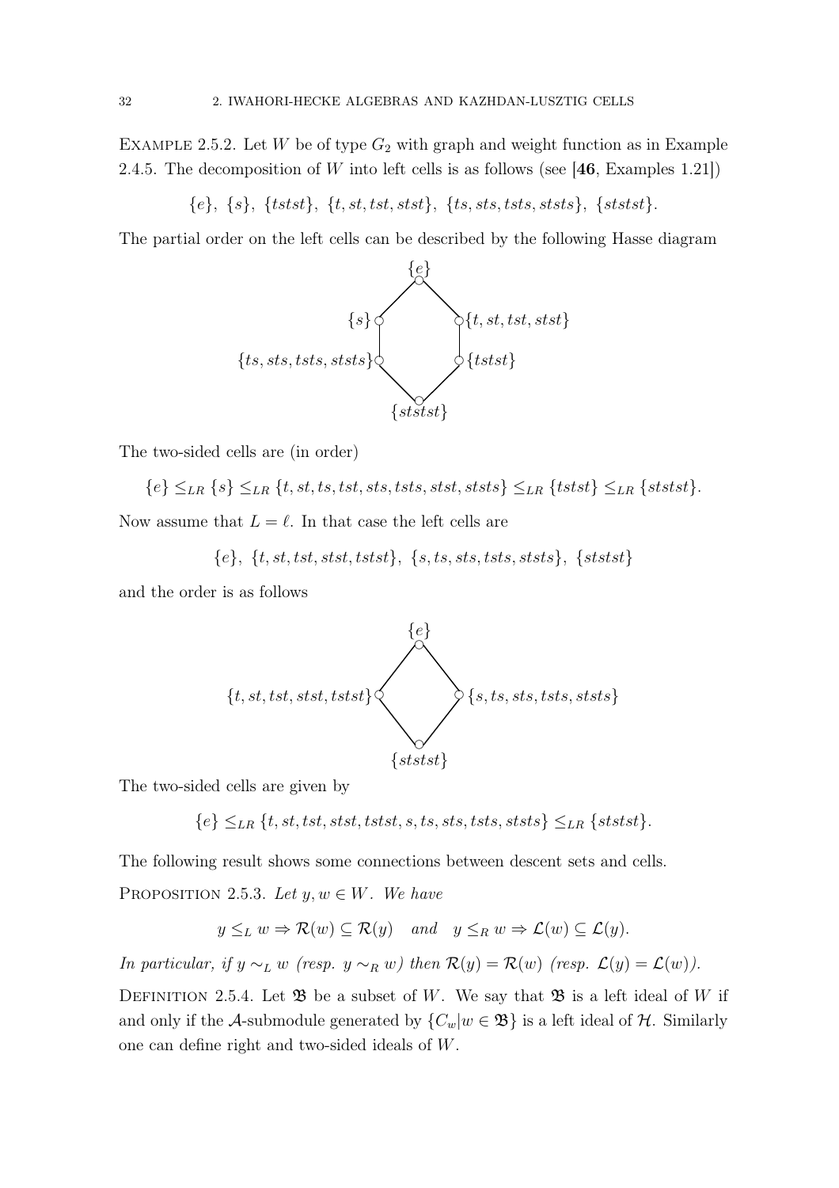Example 2.5.2. Let $W$ be of type $G_2$ with graph and weight function as in Example 2.4.5. The decomposition of $W$ into left cells is as follows (see [**46**, Examples 1.21])

$$\{e\},\ \{s\},\ \{tstst\},\ \{t, st, tst, stst\},\ \{ts, sts, tsts, ststs\},\ \{ststst\}.$$

The partial order on the left cells can be described by the following Hasse diagram

$$\begin{array}{ccc} & \{e\} & \\ \{s\} & & \{t, st, tst, stst\} \\ \{ts, sts, tsts, ststs\} & & \{tstst\} \\ & \{ststst\} & \end{array}$$

The two-sided cells are (in order)

$$\{e\} \leq_{LR} \{s\} \leq_{LR} \{t, st, ts, tst, sts, tsts, stst, ststs\} \leq_{LR} \{tstst\} \leq_{LR} \{ststst\}.$$

Now assume that $L = \ell$. In that case the left cells are

$$\{e\},\ \{t, st, tst, stst, tstst\},\ \{s, ts, sts, tsts, ststs\},\ \{ststst\}$$

and the order is as follows

$$\begin{array}{ccc} & \{e\} & \\ \{t, st, tst, stst, tstst\} & & \{s, ts, sts, tsts, ststs\} \\ & \{ststst\} & \end{array}$$

The two-sided cells are given by

$$\{e\} \leq_{LR} \{t, st, tst, stst, tstst, s, ts, sts, tsts, ststs\} \leq_{LR} \{ststst\}.$$

The following result shows some connections between descent sets and cells.

Proposition 2.5.3. *Let $y, w \in W$. We have*

$$y \leq_L w \Rightarrow \mathcal{R}(w) \subseteq \mathcal{R}(y) \quad \text{and} \quad y \leq_R w \Rightarrow \mathcal{L}(w) \subseteq \mathcal{L}(y).$$

*In particular, if $y \sim_L w$ (resp. $y \sim_R w$) then $\mathcal{R}(y) = \mathcal{R}(w)$ (resp. $\mathcal{L}(y) = \mathcal{L}(w)$).*

Definition 2.5.4. Let $\mathfrak{B}$ be a subset of $W$. We say that $\mathfrak{B}$ is a left ideal of $W$ if and only if the $\mathcal{A}$-submodule generated by $\{C_w | w \in \mathfrak{B}\}$ is a left ideal of $\mathcal{H}$. Similarly one can define right and two-sided ideals of $W$.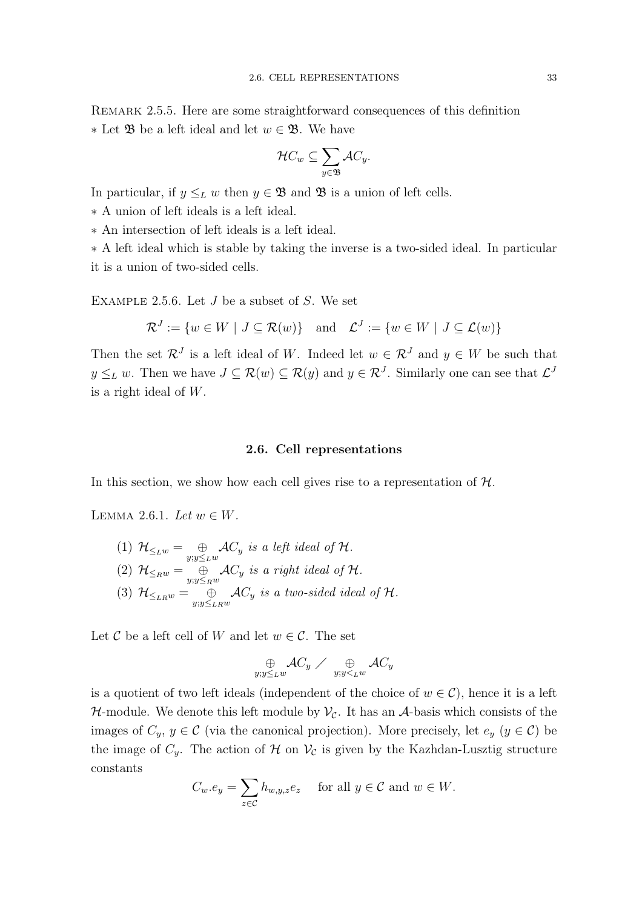Remark 2.5.5. Here are some straightforward consequences of this definition

∗ Let $\mathfrak{B}$ be a left ideal and let $w \in \mathfrak{B}$. We have

$$\mathcal{H}C_w \subseteq \sum_{y \in \mathfrak{B}} \mathcal{A}C_y.$$

In particular, if $y \leq_L w$ then $y \in \mathfrak{B}$ and $\mathfrak{B}$ is a union of left cells.

∗ A union of left ideals is a left ideal.

∗ An intersection of left ideals is a left ideal.

∗ A left ideal which is stable by taking the inverse is a two-sided ideal. In particular it is a union of two-sided cells.

Example 2.5.6. Let $J$ be a subset of $S$. We set

$$\mathcal{R}^J := \{w \in W \mid J \subseteq \mathcal{R}(w)\} \quad \text{and} \quad \mathcal{L}^J := \{w \in W \mid J \subseteq \mathcal{L}(w)\}$$

Then the set $\mathcal{R}^J$ is a left ideal of $W$. Indeed let $w \in \mathcal{R}^J$ and $y \in W$ be such that $y \leq_L w$. Then we have $J \subseteq \mathcal{R}(w) \subseteq \mathcal{R}(y)$ and $y \in \mathcal{R}^J$. Similarly one can see that $\mathcal{L}^J$ is a right ideal of $W$.

## 2.6. Cell representations

In this section, we show how each cell gives rise to a representation of $\mathcal{H}$.

Lemma 2.6.1. *Let $w \in W$.*

(1) $\mathcal{H}_{\leq_L w} = \underset{y; y \leq_L w}{\oplus} \mathcal{A}C_y$ *is a left ideal of* $\mathcal{H}$.
(2) $\mathcal{H}_{\leq_R w} = \underset{y; y \leq_R w}{\oplus} \mathcal{A}C_y$ *is a right ideal of* $\mathcal{H}$.
(3) $\mathcal{H}_{\leq_{LR} w} = \underset{y; y \leq_{LR} w}{\oplus} \mathcal{A}C_y$ *is a two-sided ideal of* $\mathcal{H}$.

Let $\mathcal{C}$ be a left cell of $W$ and let $w \in \mathcal{C}$. The set

$$\underset{y; y \leq_L w}{\oplus} \mathcal{A}C_y \ \big/ \underset{y; y <_L w}{\oplus} \mathcal{A}C_y$$

is a quotient of two left ideals (independent of the choice of $w \in \mathcal{C}$), hence it is a left $\mathcal{H}$-module. We denote this left module by $\mathcal{V}_\mathcal{C}$. It has an $\mathcal{A}$-basis which consists of the images of $C_y$, $y \in \mathcal{C}$ (via the canonical projection). More precisely, let $e_y$ ($y \in \mathcal{C}$) be the image of $C_y$. The action of $\mathcal{H}$ on $\mathcal{V}_\mathcal{C}$ is given by the Kazhdan-Lusztig structure constants

$$C_w.e_y = \sum_{z \in \mathcal{C}} h_{w,y,z} e_z \quad \text{ for all } y \in \mathcal{C} \text{ and } w \in W.$$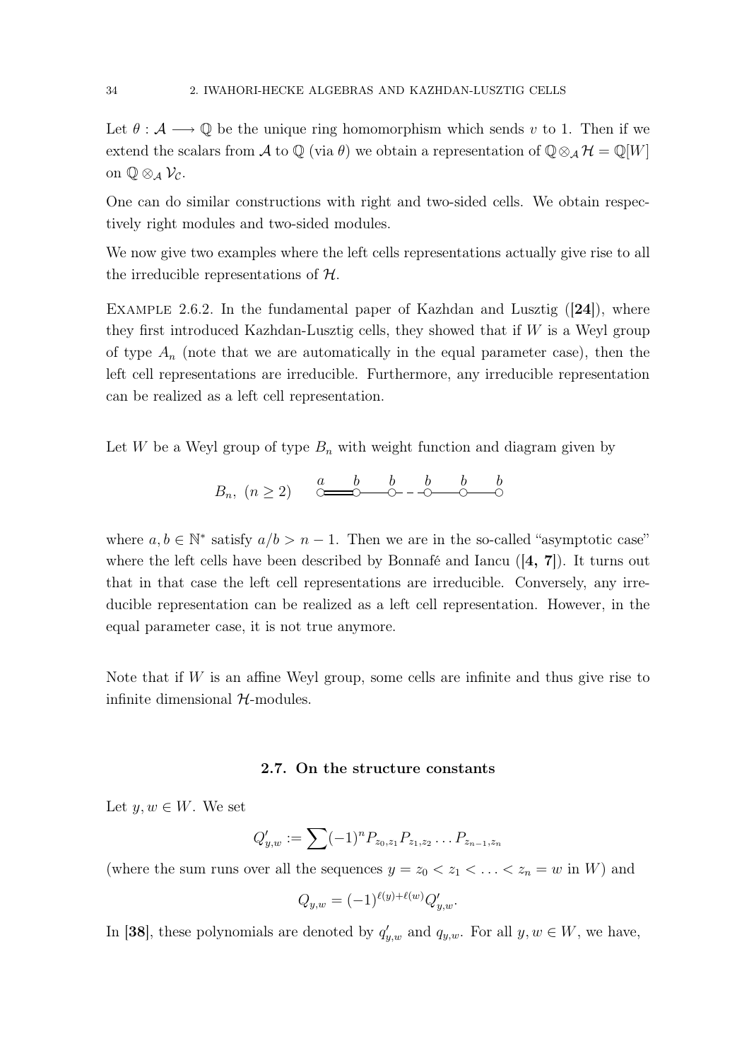Let $\theta : \mathcal{A} \longrightarrow \mathbb{Q}$ be the unique ring homomorphism which sends $v$ to 1. Then if we extend the scalars from $\mathcal{A}$ to $\mathbb{Q}$ (via $\theta$) we obtain a representation of $\mathbb{Q} \otimes_{\mathcal{A}} \mathcal{H} = \mathbb{Q}[W]$ on $\mathbb{Q} \otimes_{\mathcal{A}} \mathcal{V}_{\mathcal{C}}$.

One can do similar constructions with right and two-sided cells. We obtain respectively right modules and two-sided modules.

We now give two examples where the left cells representations actually give rise to all the irreducible representations of $\mathcal{H}$.

Example 2.6.2. In the fundamental paper of Kazhdan and Lusztig ([**24**]), where they first introduced Kazhdan-Lusztig cells, they showed that if $W$ is a Weyl group of type $A_n$ (note that we are automatically in the equal parameter case), then the left cell representations are irreducible. Furthermore, any irreducible representation can be realized as a left cell representation.

Let $W$ be a Weyl group of type $B_n$ with weight function and diagram given by

$$B_n,\ (n \geq 2) \qquad \overset{a}{\circ}\!=\!=\!\overset{b}{\circ}\!-\!-\!\overset{b}{\circ}\!-\,-\,\overset{b}{\circ}\!-\!-\!\overset{b}{\circ}\!-\!-\!\overset{b}{\circ}$$

where $a, b \in \mathbb{N}^*$ satisfy $a/b > n-1$. Then we are in the so-called "asymptotic case" where the left cells have been described by Bonnafé and Iancu ([**4, 7**]). It turns out that in that case the left cell representations are irreducible. Conversely, any irreducible representation can be realized as a left cell representation. However, in the equal parameter case, it is not true anymore.

Note that if $W$ is an affine Weyl group, some cells are infinite and thus give rise to infinite dimensional $\mathcal{H}$-modules.

## 2.7. On the structure constants

Let $y, w \in W$. We set

$$Q'_{y,w} := \sum (-1)^n P_{z_0,z_1} P_{z_1,z_2} \dots P_{z_{n-1},z_n}$$

(where the sum runs over all the sequences $y = z_0 < z_1 < \dots < z_n = w$ in $W$) and

$$Q_{y,w} = (-1)^{\ell(y)+\ell(w)} Q'_{y,w}.$$

In [**38**], these polynomials are denoted by $q'_{y,w}$ and $q_{y,w}$. For all $y, w \in W$, we have,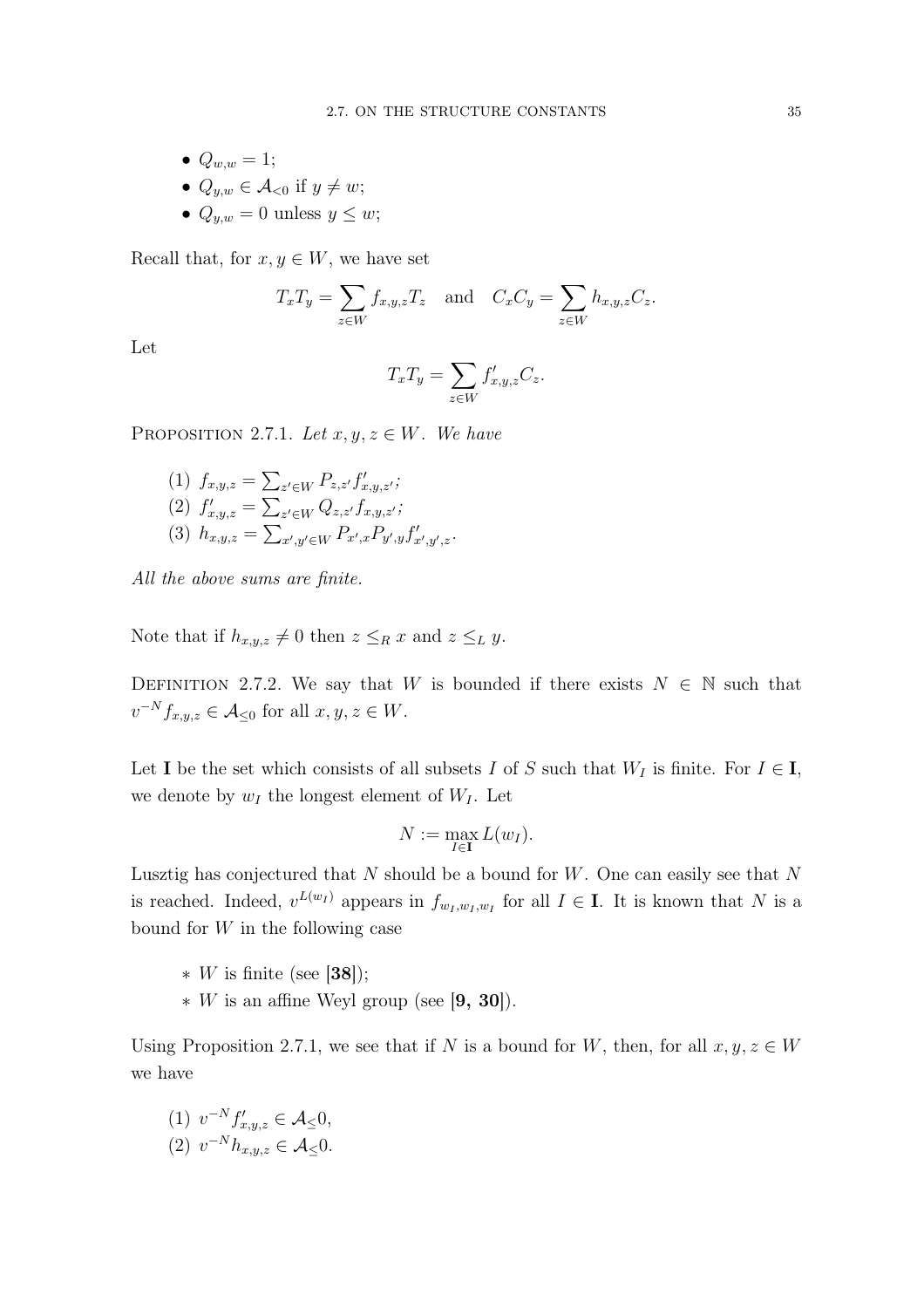- $Q_{w,w} = 1$;
- $Q_{y,w} \in \mathcal{A}_{<0}$ if $y \neq w$;
- $Q_{y,w} = 0$ unless $y \leq w$;

Recall that, for $x, y \in W$, we have set

$$T_x T_y = \sum_{z \in W} f_{x,y,z} T_z \quad \text{and} \quad C_x C_y = \sum_{z \in W} h_{x,y,z} C_z.$$

Let

$$T_x T_y = \sum_{z \in W} f'_{x,y,z} C_z.$$

PROPOSITION 2.7.1. *Let $x, y, z \in W$. We have*

(1) $f_{x,y,z} = \sum_{z' \in W} P_{z,z'} f'_{x,y,z'}$;
(2) $f'_{x,y,z} = \sum_{z' \in W} Q_{z,z'} f_{x,y,z'}$;
(3) $h_{x,y,z} = \sum_{x',y' \in W} P_{x',x} P_{y',y} f'_{x',y',z}$.

*All the above sums are finite.*

Note that if $h_{x,y,z} \neq 0$ then $z \leq_R x$ and $z \leq_L y$.

DEFINITION 2.7.2. We say that $W$ is bounded if there exists $N \in \mathbb{N}$ such that $v^{-N} f_{x,y,z} \in \mathcal{A}_{\leq 0}$ for all $x, y, z \in W$.

Let $\mathbf{I}$ be the set which consists of all subsets $I$ of $S$ such that $W_I$ is finite. For $I \in \mathbf{I}$, we denote by $w_I$ the longest element of $W_I$. Let

$$N := \max_{I \in \mathbf{I}} L(w_I).$$

Lusztig has conjectured that $N$ should be a bound for $W$. One can easily see that $N$ is reached. Indeed, $v^{L(w_I)}$ appears in $f_{w_I, w_I, w_I}$ for all $I \in \mathbf{I}$. It is known that $N$ is a bound for $W$ in the following case

- $W$ is finite (see **[38]**);
- $W$ is an affine Weyl group (see **[9, 30]**).

Using Proposition 2.7.1, we see that if $N$ is a bound for $W$, then, for all $x, y, z \in W$ we have

(1) $v^{-N} f'_{x,y,z} \in \mathcal{A}_{\leq} 0$,
(2) $v^{-N} h_{x,y,z} \in \mathcal{A}_{\leq} 0$.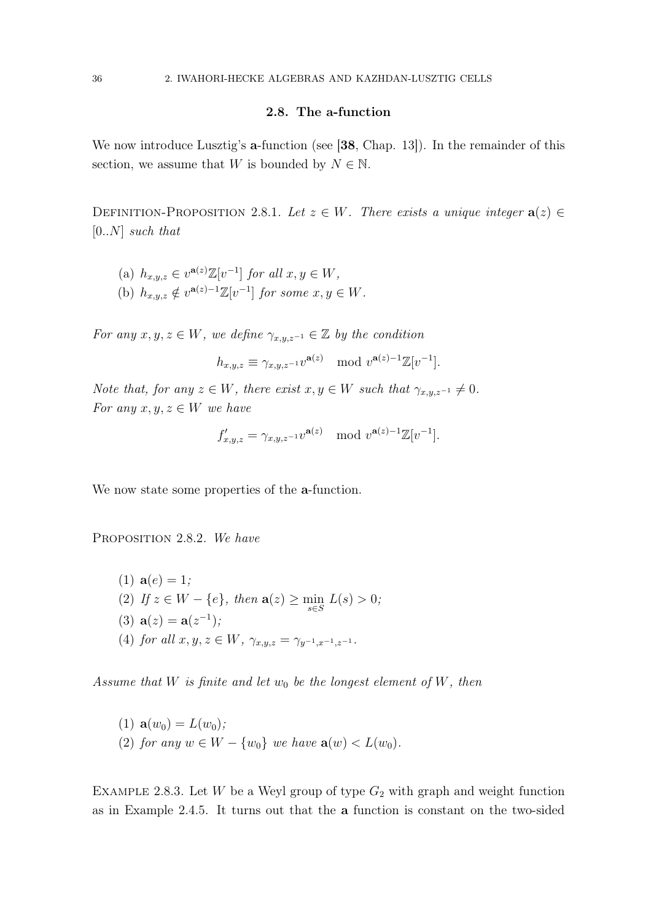## 2.8. The a-function

We now introduce Lusztig's **a**-function (see [**38**, Chap. 13]). In the remainder of this section, we assume that $W$ is bounded by $N \in \mathbb{N}$.

Definition-Proposition 2.8.1. *Let $z \in W$. There exists a unique integer $\mathbf{a}(z) \in [0..N]$ such that*

(a) *$h_{x,y,z} \in v^{\mathbf{a}(z)}\mathbb{Z}[v^{-1}]$ for all $x, y \in W$,*
(b) *$h_{x,y,z} \notin v^{\mathbf{a}(z)-1}\mathbb{Z}[v^{-1}]$ for some $x, y \in W$.*

*For any $x, y, z \in W$, we define $\gamma_{x,y,z^{-1}} \in \mathbb{Z}$ by the condition*

$$h_{x,y,z} \equiv \gamma_{x,y,z^{-1}} v^{\mathbf{a}(z)} \mod v^{\mathbf{a}(z)-1}\mathbb{Z}[v^{-1}].$$

*Note that, for any $z \in W$, there exist $x, y \in W$ such that $\gamma_{x,y,z^{-1}} \neq 0$.*
*For any $x, y, z \in W$ we have*

$$f'_{x,y,z} = \gamma_{x,y,z^{-1}} v^{\mathbf{a}(z)} \mod v^{\mathbf{a}(z)-1}\mathbb{Z}[v^{-1}].$$

We now state some properties of the **a**-function.

Proposition 2.8.2. *We have*

(1) *$\mathbf{a}(e) = 1$;*
(2) *If $z \in W - \{e\}$, then $\mathbf{a}(z) \geq \min_{s \in S} L(s) > 0$;*
(3) *$\mathbf{a}(z) = \mathbf{a}(z^{-1})$;*
(4) *for all $x, y, z \in W$, $\gamma_{x,y,z} = \gamma_{y^{-1},x^{-1},z^{-1}}$.*

*Assume that $W$ is finite and let $w_0$ be the longest element of $W$, then*

(1) *$\mathbf{a}(w_0) = L(w_0)$;*
(2) *for any $w \in W - \{w_0\}$ we have $\mathbf{a}(w) < L(w_0)$.*

Example 2.8.3. Let $W$ be a Weyl group of type $G_2$ with graph and weight function as in Example 2.4.5. It turns out that the **a** function is constant on the two-sided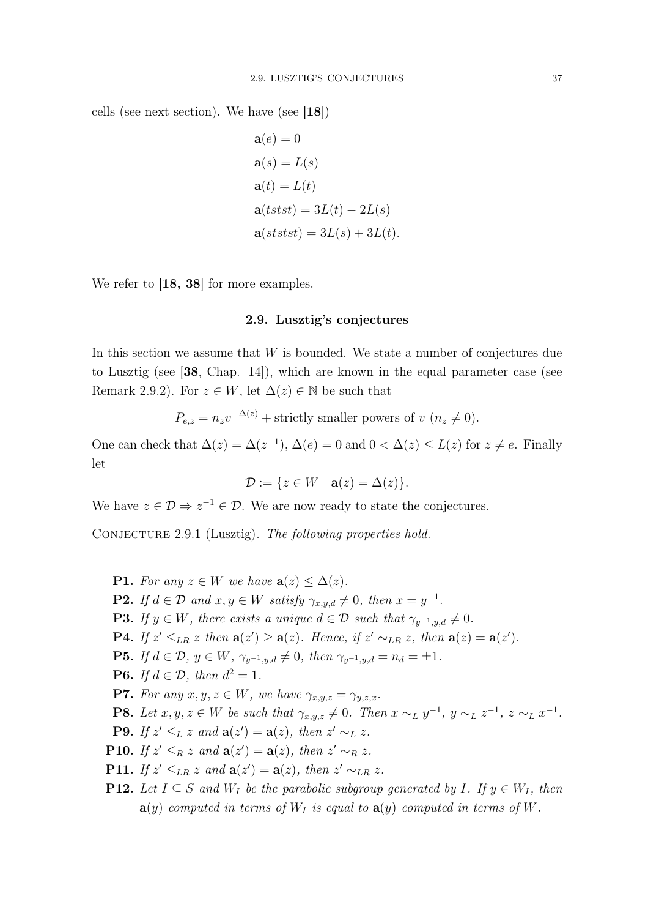cells (see next section). We have (see **[18]**)

$$\mathbf{a}(e) = 0$$
$$\mathbf{a}(s) = L(s)$$
$$\mathbf{a}(t) = L(t)$$
$$\mathbf{a}(tstst) = 3L(t) - 2L(s)$$
$$\mathbf{a}(ststst) = 3L(s) + 3L(t).$$

We refer to **[18, 38]** for more examples.

## 2.9. Lusztig's conjectures

In this section we assume that $W$ is bounded. We state a number of conjectures due to Lusztig (see [**38**, Chap. 14]), which are known in the equal parameter case (see Remark 2.9.2). For $z \in W$, let $\Delta(z) \in \mathbb{N}$ be such that

$$P_{e,z} = n_z v^{-\Delta(z)} + \text{strictly smaller powers of } v \ (n_z \neq 0).$$

One can check that $\Delta(z) = \Delta(z^{-1})$, $\Delta(e) = 0$ and $0 < \Delta(z) \leq L(z)$ for $z \neq e$. Finally let

$$\mathcal{D} := \{z \in W \mid \mathbf{a}(z) = \Delta(z)\}.$$

We have $z \in \mathcal{D} \Rightarrow z^{-1} \in \mathcal{D}$. We are now ready to state the conjectures.

Conjecture 2.9.1 (Lusztig). *The following properties hold.*

- **P1.** *For any $z \in W$ we have $\mathbf{a}(z) \leq \Delta(z)$.*
- **P2.** *If $d \in \mathcal{D}$ and $x, y \in W$ satisfy $\gamma_{x,y,d} \neq 0$, then $x = y^{-1}$.*
- **P3.** *If $y \in W$, there exists a unique $d \in \mathcal{D}$ such that $\gamma_{y^{-1},y,d} \neq 0$.*
- **P4.** *If $z' \leq_{LR} z$ then $\mathbf{a}(z') \geq \mathbf{a}(z)$. Hence, if $z' \sim_{LR} z$, then $\mathbf{a}(z) = \mathbf{a}(z')$.*
- **P5.** *If $d \in \mathcal{D}$, $y \in W$, $\gamma_{y^{-1},y,d} \neq 0$, then $\gamma_{y^{-1},y,d} = n_d = \pm 1$.*
- **P6.** *If $d \in \mathcal{D}$, then $d^2 = 1$.*
- **P7.** *For any $x, y, z \in W$, we have $\gamma_{x,y,z} = \gamma_{y,z,x}$.*
- **P8.** *Let $x, y, z \in W$ be such that $\gamma_{x,y,z} \neq 0$. Then $x \sim_L y^{-1}$, $y \sim_L z^{-1}$, $z \sim_L x^{-1}$.*
- **P9.** *If $z' \leq_L z$ and $\mathbf{a}(z') = \mathbf{a}(z)$, then $z' \sim_L z$.*
- **P10.** *If $z' \leq_R z$ and $\mathbf{a}(z') = \mathbf{a}(z)$, then $z' \sim_R z$.*
- **P11.** *If $z' \leq_{LR} z$ and $\mathbf{a}(z') = \mathbf{a}(z)$, then $z' \sim_{LR} z$.*
- **P12.** *Let $I \subseteq S$ and $W_I$ be the parabolic subgroup generated by $I$. If $y \in W_I$, then $\mathbf{a}(y)$ computed in terms of $W_I$ is equal to $\mathbf{a}(y)$ computed in terms of $W$.*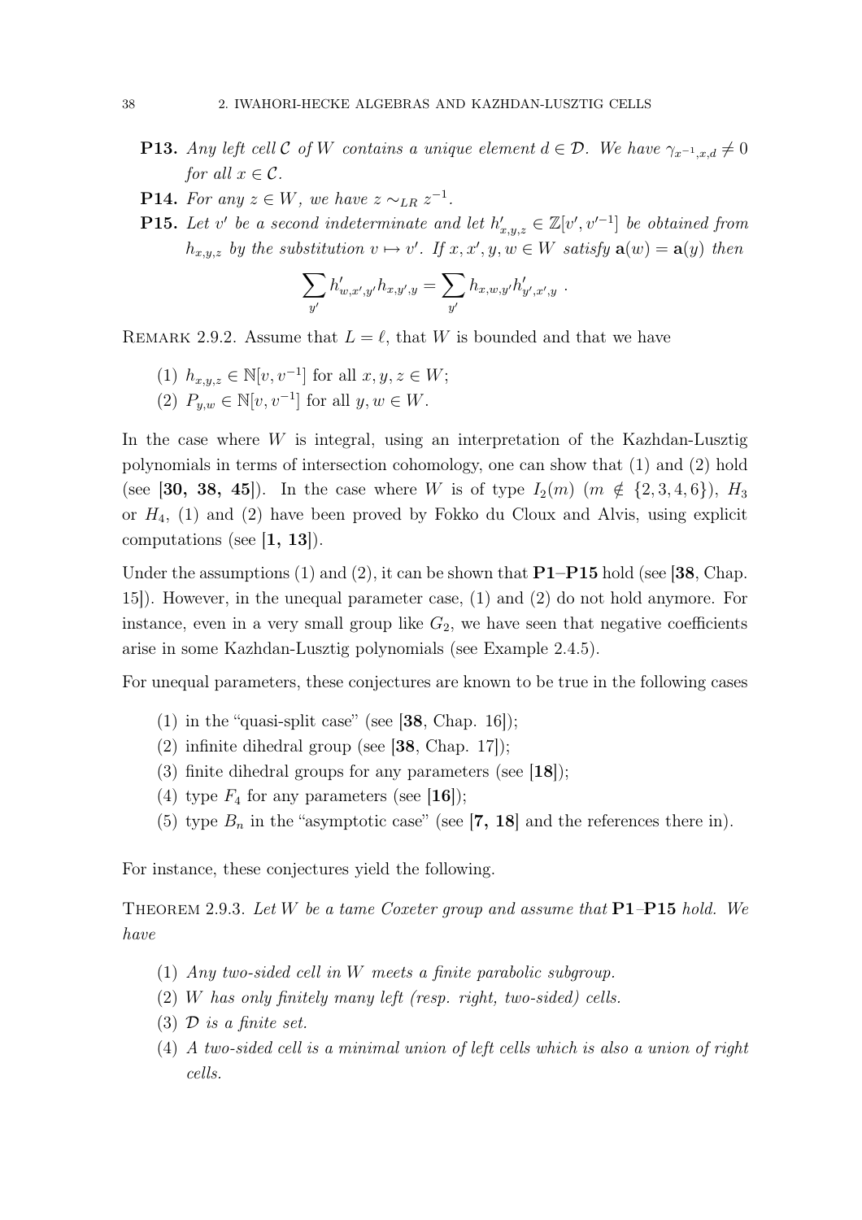- **P13.** *Any left cell $\mathcal{C}$ of $W$ contains a unique element $d \in \mathcal{D}$. We have $\gamma_{x^{-1},x,d} \neq 0$ for all $x \in \mathcal{C}$.*
- **P14.** *For any $z \in W$, we have $z \sim_{LR} z^{-1}$.*
- **P15.** *Let $v'$ be a second indeterminate and let $h'_{x,y,z} \in \mathbb{Z}[v', v'^{-1}]$ be obtained from $h_{x,y,z}$ by the substitution $v \mapsto v'$. If $x, x', y, w \in W$ satisfy $\mathbf{a}(w) = \mathbf{a}(y)$ then*

$$\sum_{y'} h'_{w,x',y'} h_{x,y',y} = \sum_{y'} h_{x,w,y'} h'_{y',x',y} \ .$$

Remark 2.9.2. Assume that $L = \ell$, that $W$ is bounded and that we have

(1) $h_{x,y,z} \in \mathbb{N}[v, v^{-1}]$ for all $x, y, z \in W$;
(2) $P_{y,w} \in \mathbb{N}[v, v^{-1}]$ for all $y, w \in W$.

In the case where $W$ is integral, using an interpretation of the Kazhdan-Lusztig polynomials in terms of intersection cohomology, one can show that (1) and (2) hold (see [**30, 38, 45**]). In the case where $W$ is of type $I_2(m)$ ($m \notin \{2, 3, 4, 6\}$), $H_3$ or $H_4$, (1) and (2) have been proved by Fokko du Cloux and Alvis, using explicit computations (see [**1, 13**]).

Under the assumptions (1) and (2), it can be shown that **P1**–**P15** hold (see [**38**, Chap. 15]). However, in the unequal parameter case, (1) and (2) do not hold anymore. For instance, even in a very small group like $G_2$, we have seen that negative coefficients arise in some Kazhdan-Lusztig polynomials (see Example 2.4.5).

For unequal parameters, these conjectures are known to be true in the following cases

(1) in the "quasi-split case" (see [**38**, Chap. 16]);
(2) infinite dihedral group (see [**38**, Chap. 17]);
(3) finite dihedral groups for any parameters (see [**18**]);
(4) type $F_4$ for any parameters (see [**16**]);
(5) type $B_n$ in the "asymptotic case" (see [**7, 18**] and the references there in).

For instance, these conjectures yield the following.

Theorem 2.9.3. *Let $W$ be a tame Coxeter group and assume that* **P1**–**P15** *hold. We have*

(1) *Any two-sided cell in $W$ meets a finite parabolic subgroup.*
(2) *$W$ has only finitely many left (resp. right, two-sided) cells.*
(3) *$\mathcal{D}$ is a finite set.*
(4) *A two-sided cell is a minimal union of left cells which is also a union of right cells.*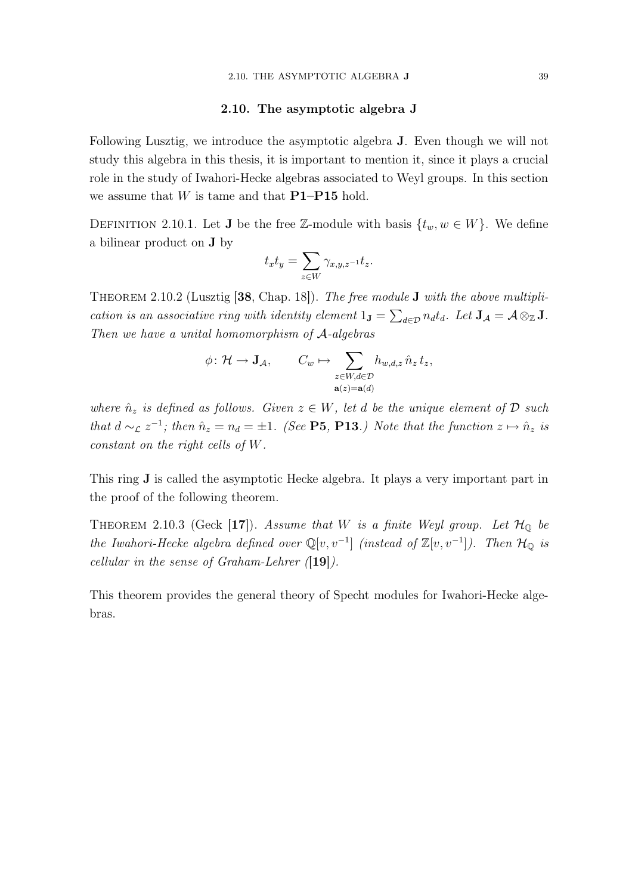## 2.10. The asymptotic algebra J

Following Lusztig, we introduce the asymptotic algebra **J**. Even though we will not study this algebra in this thesis, it is important to mention it, since it plays a crucial role in the study of Iwahori-Hecke algebras associated to Weyl groups. In this section we assume that $W$ is tame and that **P1**–**P15** hold.

Definition 2.10.1. Let **J** be the free $\mathbb{Z}$-module with basis $\{t_w, w \in W\}$. We define a bilinear product on **J** by

$$t_x t_y = \sum_{z \in W} \gamma_{x,y,z^{-1}} t_z.$$

Theorem 2.10.2 (Lusztig [**38**, Chap. 18]). *The free module* **J** *with the above multiplication is an associative ring with identity element* $1_{\mathbf{J}} = \sum_{d \in \mathcal{D}} n_d t_d$. *Let* $\mathbf{J}_{\mathcal{A}} = \mathcal{A} \otimes_{\mathbb{Z}} \mathbf{J}$. *Then we have a unital homomorphism of* $\mathcal{A}$*-algebras*

$$\phi \colon \mathcal{H} \to \mathbf{J}_{\mathcal{A}}, \qquad C_w \mapsto \sum_{\substack{z \in W, d \in \mathcal{D} \\ \mathbf{a}(z) = \mathbf{a}(d)}} h_{w,d,z}\, \hat{n}_z\, t_z,$$

*where* $\hat{n}_z$ *is defined as follows. Given* $z \in W$, *let* $d$ *be the unique element of* $\mathcal{D}$ *such that* $d \sim_{\mathcal{L}} z^{-1}$; *then* $\hat{n}_z = n_d = \pm 1$. *(See* **P5**, **P13**.*) Note that the function* $z \mapsto \hat{n}_z$ *is constant on the right cells of* $W$.

This ring **J** is called the asymptotic Hecke algebra. It plays a very important part in the proof of the following theorem.

Theorem 2.10.3 (Geck [**17**]). *Assume that* $W$ *is a finite Weyl group. Let* $\mathcal{H}_{\mathbb{Q}}$ *be the Iwahori-Hecke algebra defined over* $\mathbb{Q}[v, v^{-1}]$ *(instead of* $\mathbb{Z}[v, v^{-1}]$*). Then* $\mathcal{H}_{\mathbb{Q}}$ *is cellular in the sense of Graham-Lehrer ([***19***]).*

This theorem provides the general theory of Specht modules for Iwahori-Hecke algebras.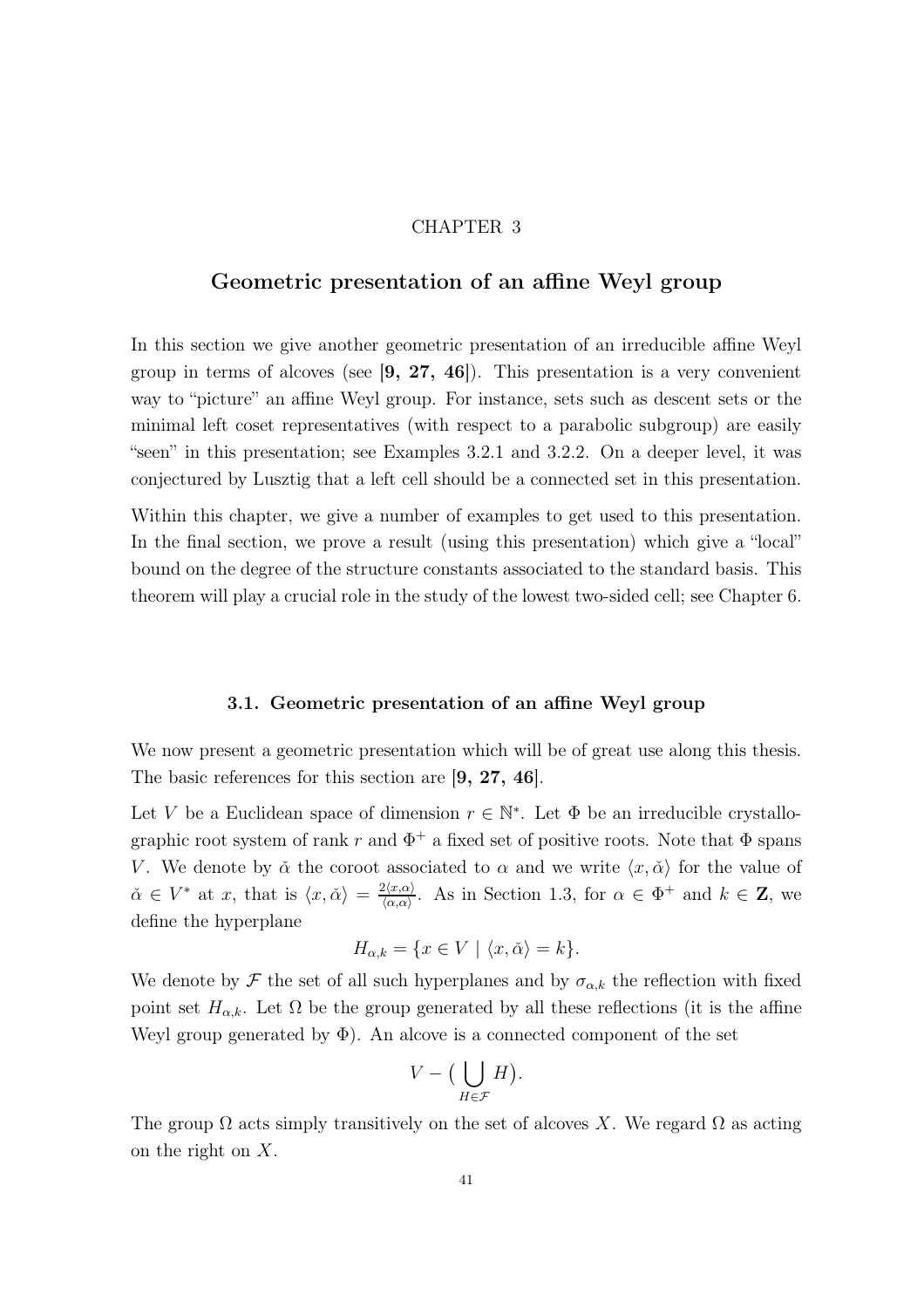CHAPTER 3

# Geometric presentation of an affine Weyl group

In this section we give another geometric presentation of an irreducible affine Weyl group in terms of alcoves (see [**9, 27, 46**]). This presentation is a very convenient way to "picture" an affine Weyl group. For instance, sets such as descent sets or the minimal left coset representatives (with respect to a parabolic subgroup) are easily "seen" in this presentation; see Examples 3.2.1 and 3.2.2. On a deeper level, it was conjectured by Lusztig that a left cell should be a connected set in this presentation.

Within this chapter, we give a number of examples to get used to this presentation. In the final section, we prove a result (using this presentation) which give a "local" bound on the degree of the structure constants associated to the standard basis. This theorem will play a crucial role in the study of the lowest two-sided cell; see Chapter 6.

## 3.1. Geometric presentation of an affine Weyl group

We now present a geometric presentation which will be of great use along this thesis. The basic references for this section are [**9, 27, 46**].

Let $V$ be a Euclidean space of dimension $r \in \mathbb{N}^*$. Let $\Phi$ be an irreducible crystallographic root system of rank $r$ and $\Phi^+$ a fixed set of positive roots. Note that $\Phi$ spans $V$. We denote by $\check{\alpha}$ the coroot associated to $\alpha$ and we write $\langle x, \check{\alpha} \rangle$ for the value of $\check{\alpha} \in V^*$ at $x$, that is $\langle x, \check{\alpha} \rangle = \frac{2\langle x,\alpha \rangle}{\langle \alpha,\alpha \rangle}$. As in Section 1.3, for $\alpha \in \Phi^+$ and $k \in \mathbf{Z}$, we define the hyperplane

$$H_{\alpha,k} = \{x \in V \mid \langle x, \check{\alpha} \rangle = k\}.$$

We denote by $\mathcal{F}$ the set of all such hyperplanes and by $\sigma_{\alpha,k}$ the reflection with fixed point set $H_{\alpha,k}$. Let $\Omega$ be the group generated by all these reflections (it is the affine Weyl group generated by $\Phi$). An alcove is a connected component of the set

$$V - \big( \bigcup_{H \in \mathcal{F}} H \big).$$

The group $\Omega$ acts simply transitively on the set of alcoves $X$. We regard $\Omega$ as acting on the right on $X$.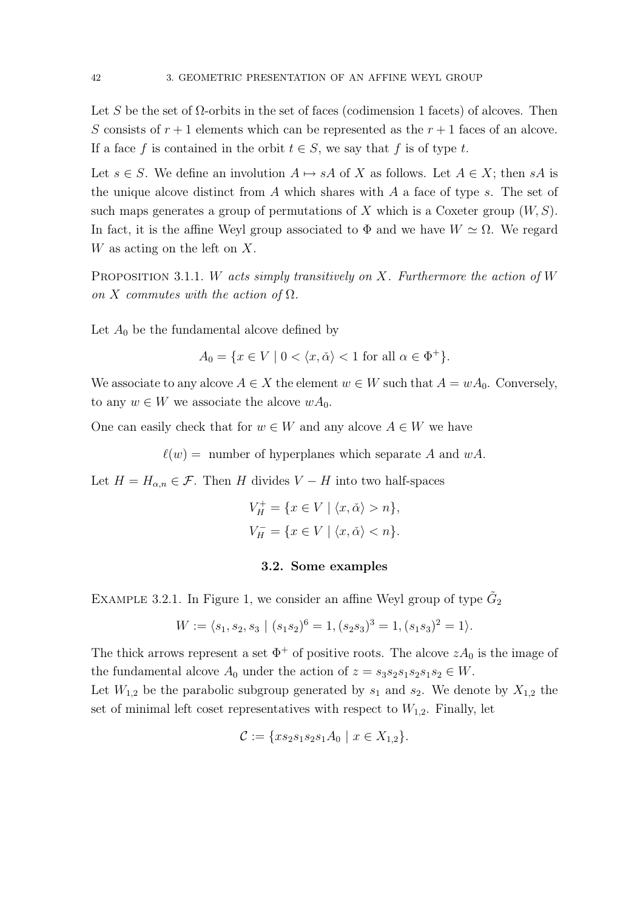Let $S$ be the set of $\Omega$-orbits in the set of faces (codimension 1 facets) of alcoves. Then $S$ consists of $r+1$ elements which can be represented as the $r+1$ faces of an alcove. If a face $f$ is contained in the orbit $t \in S$, we say that $f$ is of type $t$.

Let $s \in S$. We define an involution $A \mapsto sA$ of $X$ as follows. Let $A \in X$; then $sA$ is the unique alcove distinct from $A$ which shares with $A$ a face of type $s$. The set of such maps generates a group of permutations of $X$ which is a Coxeter group $(W, S)$. In fact, it is the affine Weyl group associated to $\Phi$ and we have $W \simeq \Omega$. We regard $W$ as acting on the left on $X$.

Proposition 3.1.1. *$W$ acts simply transitively on $X$. Furthermore the action of $W$ on $X$ commutes with the action of $\Omega$.*

Let $A_0$ be the fundamental alcove defined by

$$A_0 = \{x \in V \mid 0 < \langle x, \check{\alpha} \rangle < 1 \text{ for all } \alpha \in \Phi^+\}.$$

We associate to any alcove $A \in X$ the element $w \in W$ such that $A = wA_0$. Conversely, to any $w \in W$ we associate the alcove $wA_0$.

One can easily check that for $w \in W$ and any alcove $A \in W$ we have

$$\ell(w) = \text{ number of hyperplanes which separate } A \text{ and } wA.$$

Let $H = H_{\alpha,n} \in \mathcal{F}$. Then $H$ divides $V - H$ into two half-spaces

$$V_H^+ = \{x \in V \mid \langle x, \check{\alpha} \rangle > n\},$$
$$V_H^- = \{x \in V \mid \langle x, \check{\alpha} \rangle < n\}.$$

## 3.2. Some examples

Example 3.2.1. In Figure 1, we consider an affine Weyl group of type $\tilde{G}_2$

$$W := \langle s_1, s_2, s_3 \mid (s_1 s_2)^6 = 1, (s_2 s_3)^3 = 1, (s_1 s_3)^2 = 1 \rangle.$$

The thick arrows represent a set $\Phi^+$ of positive roots. The alcove $zA_0$ is the image of the fundamental alcove $A_0$ under the action of $z = s_3 s_2 s_1 s_2 s_1 s_2 \in W$.

Let $W_{1,2}$ be the parabolic subgroup generated by $s_1$ and $s_2$. We denote by $X_{1,2}$ the set of minimal left coset representatives with respect to $W_{1,2}$. Finally, let

$$\mathcal{C} := \{x s_2 s_1 s_2 s_1 A_0 \mid x \in X_{1,2}\}.$$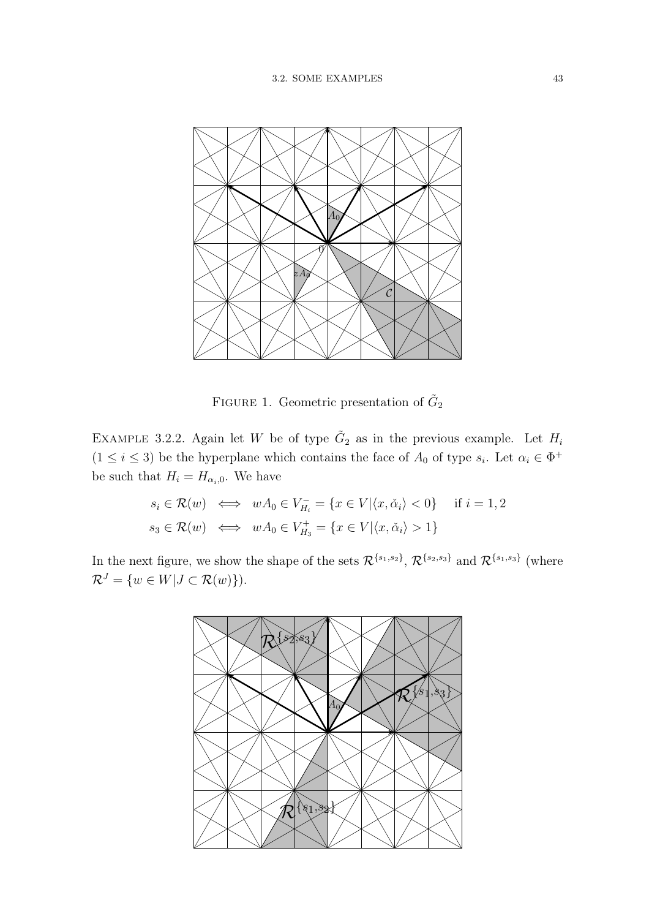FIGURE 1. Geometric presentation of $\tilde{G}_2$

EXAMPLE 3.2.2. Again let $W$ be of type $\tilde{G}_2$ as in the previous example. Let $H_i$ $(1 \leq i \leq 3)$ be the hyperplane which contains the face of $A_0$ of type $s_i$. Let $\alpha_i \in \Phi^+$ be such that $H_i = H_{\alpha_i,0}$. We have

$$s_i \in \mathcal{R}(w) \iff wA_0 \in V_{H_i}^- = \{x \in V | \langle x, \check{\alpha}_i \rangle < 0\} \quad \text{if } i = 1, 2$$

$$s_3 \in \mathcal{R}(w) \iff wA_0 \in V_{H_3}^+ = \{x \in V | \langle x, \check{\alpha}_i \rangle > 1\}$$

In the next figure, we show the shape of the sets $\mathcal{R}^{\{s_1,s_2\}}$, $\mathcal{R}^{\{s_2,s_3\}}$ and $\mathcal{R}^{\{s_1,s_3\}}$ (where $\mathcal{R}^J = \{w \in W | J \subset \mathcal{R}(w)\}$).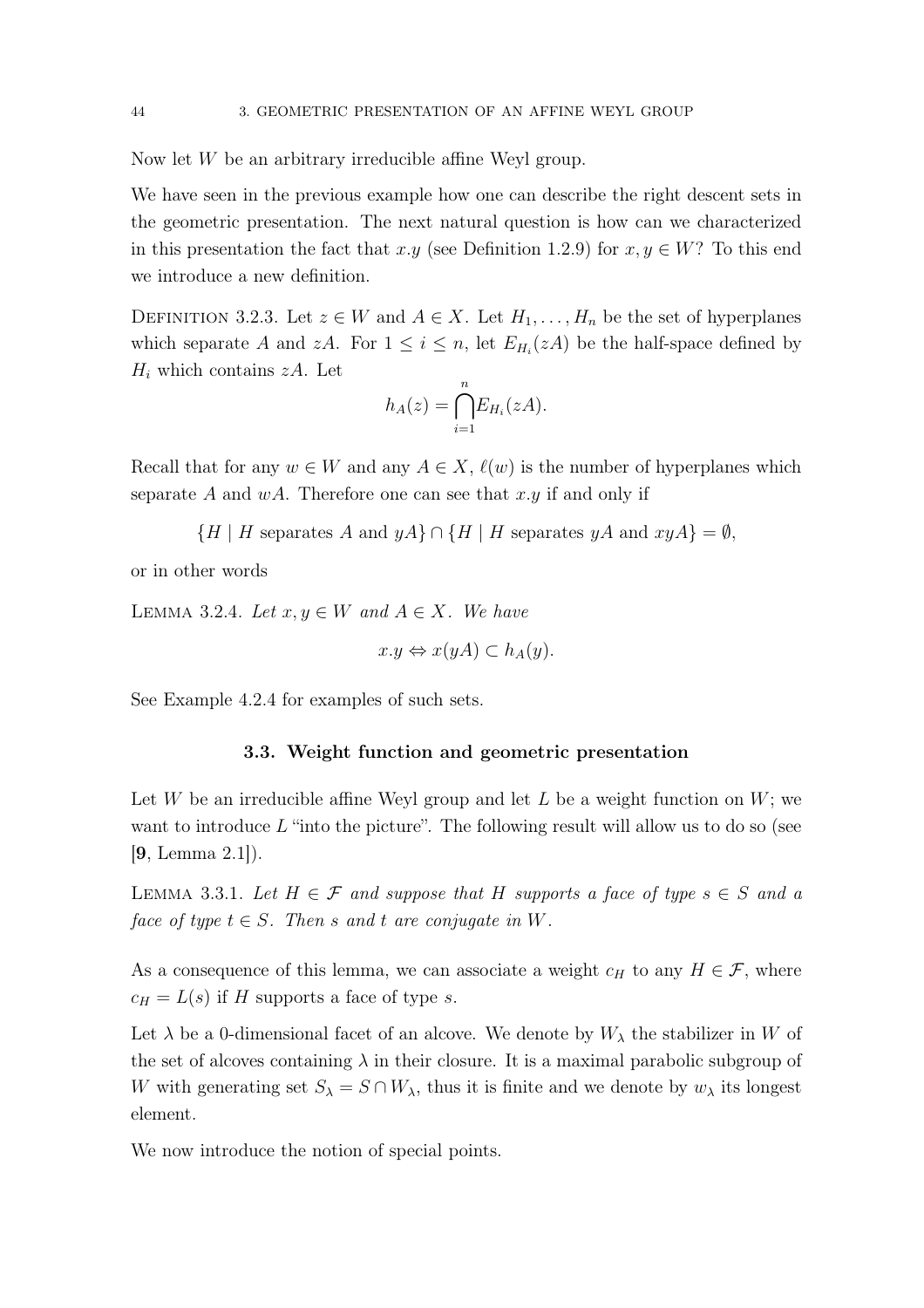Now let $W$ be an arbitrary irreducible affine Weyl group.

We have seen in the previous example how one can describe the right descent sets in the geometric presentation. The next natural question is how can we characterized in this presentation the fact that $x.y$ (see Definition 1.2.9) for $x, y \in W$? To this end we introduce a new definition.

Definition 3.2.3. Let $z \in W$ and $A \in X$. Let $H_1, \ldots, H_n$ be the set of hyperplanes which separate $A$ and $zA$. For $1 \leq i \leq n$, let $E_{H_i}(zA)$ be the half-space defined by $H_i$ which contains $zA$. Let

$$h_A(z) = \bigcap_{i=1}^{n} E_{H_i}(zA).$$

Recall that for any $w \in W$ and any $A \in X$, $\ell(w)$ is the number of hyperplanes which separate $A$ and $wA$. Therefore one can see that $x.y$ if and only if

$$\{H \mid H \text{ separates } A \text{ and } yA\} \cap \{H \mid H \text{ separates } yA \text{ and } xyA\} = \emptyset,$$

or in other words

Lemma 3.2.4. *Let $x, y \in W$ and $A \in X$. We have*

$$x.y \Leftrightarrow x(yA) \subset h_A(y).$$

See Example 4.2.4 for examples of such sets.

## 3.3. Weight function and geometric presentation

Let $W$ be an irreducible affine Weyl group and let $L$ be a weight function on $W$; we want to introduce $L$ "into the picture". The following result will allow us to do so (see [**9**, Lemma 2.1]).

Lemma 3.3.1. *Let $H \in \mathcal{F}$ and suppose that $H$ supports a face of type $s \in S$ and a face of type $t \in S$. Then $s$ and $t$ are conjugate in $W$.*

As a consequence of this lemma, we can associate a weight $c_H$ to any $H \in \mathcal{F}$, where $c_H = L(s)$ if $H$ supports a face of type $s$.

Let $\lambda$ be a 0-dimensional facet of an alcove. We denote by $W_\lambda$ the stabilizer in $W$ of the set of alcoves containing $\lambda$ in their closure. It is a maximal parabolic subgroup of $W$ with generating set $S_\lambda = S \cap W_\lambda$, thus it is finite and we denote by $w_\lambda$ its longest element.

We now introduce the notion of special points.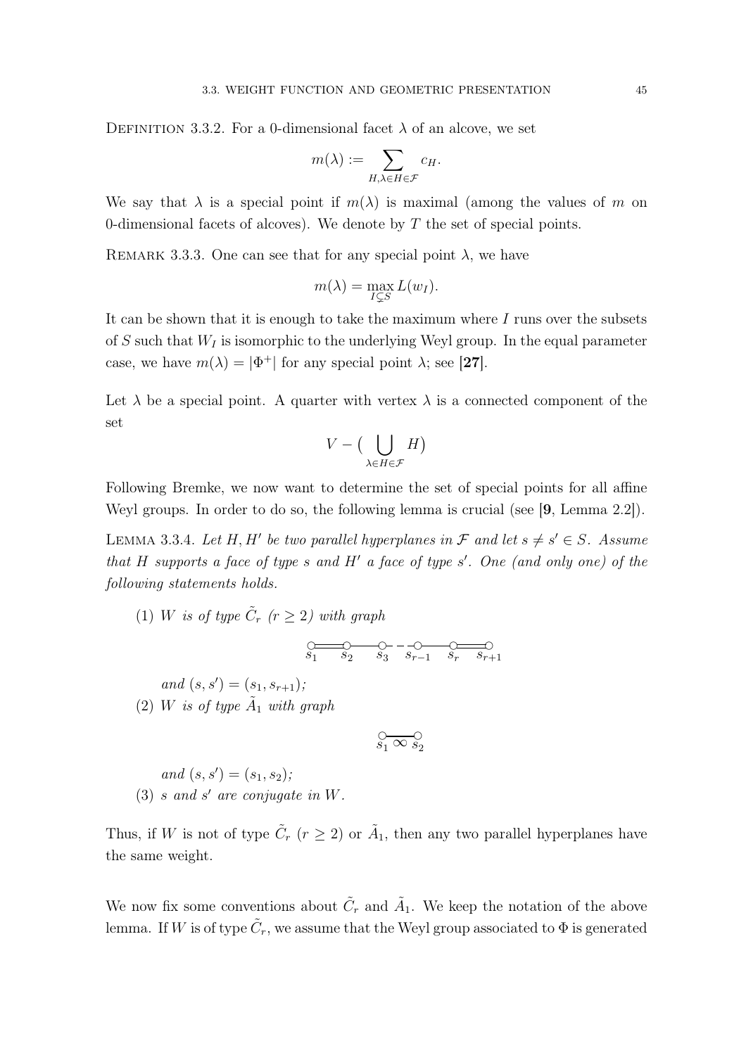Definition 3.3.2. For a 0-dimensional facet $\lambda$ of an alcove, we set

$$m(\lambda) := \sum_{H, \lambda \in H \in \mathcal{F}} c_H.$$

We say that $\lambda$ is a special point if $m(\lambda)$ is maximal (among the values of $m$ on 0-dimensional facets of alcoves). We denote by $T$ the set of special points.

Remark 3.3.3. One can see that for any special point $\lambda$, we have

$$m(\lambda) = \max_{I \subsetneq S} L(w_I).$$

It can be shown that it is enough to take the maximum where $I$ runs over the subsets of $S$ such that $W_I$ is isomorphic to the underlying Weyl group. In the equal parameter case, we have $m(\lambda) = |\Phi^+|$ for any special point $\lambda$; see **[27]**.

Let $\lambda$ be a special point. A quarter with vertex $\lambda$ is a connected component of the set

$$V - \big( \bigcup_{\lambda \in H \in \mathcal{F}} H \big)$$

Following Bremke, we now want to determine the set of special points for all affine Weyl groups. In order to do so, the following lemma is crucial (see **[9**, Lemma 2.2**]**).

Lemma 3.3.4. *Let $H, H'$ be two parallel hyperplanes in $\mathcal{F}$ and let $s \neq s' \in S$. Assume that $H$ supports a face of type $s$ and $H'$ a face of type $s'$. One (and only one) of the following statements holds.*

(1) *$W$ is of type $\tilde{C}_r$ ($r \geq 2$) with graph*

$$s_1 \Longleftrightarrow s_2 - s_3 - - s_{r-1} - s_r \Longleftrightarrow s_{r+1}$$

*and $(s, s') = (s_1, s_{r+1})$;*

(2) *$W$ is of type $\tilde{A}_1$ with graph*

$$s_1 \overset{\infty}{—} s_2$$

*and $(s, s') = (s_1, s_2)$;*

(3) *$s$ and $s'$ are conjugate in $W$.*

Thus, if $W$ is not of type $\tilde{C}_r$ ($r \geq 2$) or $\tilde{A}_1$, then any two parallel hyperplanes have the same weight.

We now fix some conventions about $\tilde{C}_r$ and $\tilde{A}_1$. We keep the notation of the above lemma. If $W$ is of type $\tilde{C}_r$, we assume that the Weyl group associated to $\Phi$ is generated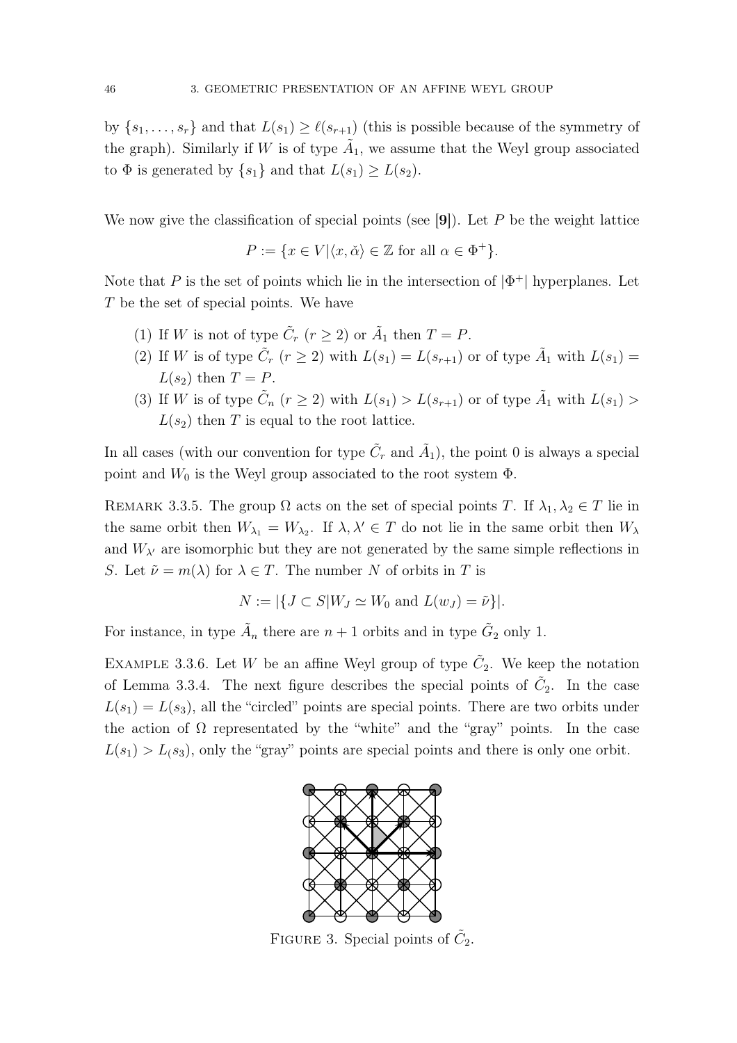by $\{s_1, \ldots, s_r\}$ and that $L(s_1) \geq \ell(s_{r+1})$ (this is possible because of the symmetry of the graph). Similarly if $W$ is of type $\tilde{A}_1$, we assume that the Weyl group associated to $\Phi$ is generated by $\{s_1\}$ and that $L(s_1) \geq L(s_2)$.

We now give the classification of special points (see **[9]**). Let $P$ be the weight lattice

$$P := \{x \in V | \langle x, \check{\alpha} \rangle \in \mathbb{Z} \text{ for all } \alpha \in \Phi^+\}.$$

Note that $P$ is the set of points which lie in the intersection of $|\Phi^+|$ hyperplanes. Let $T$ be the set of special points. We have

(1) If $W$ is not of type $\tilde{C}_r$ ($r \geq 2$) or $\tilde{A}_1$ then $T = P$.
(2) If $W$ is of type $\tilde{C}_r$ ($r \geq 2$) with $L(s_1) = L(s_{r+1})$ or of type $\tilde{A}_1$ with $L(s_1) = L(s_2)$ then $T = P$.
(3) If $W$ is of type $\tilde{C}_n$ ($r \geq 2$) with $L(s_1) > L(s_{r+1})$ or of type $\tilde{A}_1$ with $L(s_1) > L(s_2)$ then $T$ is equal to the root lattice.

In all cases (with our convention for type $\tilde{C}_r$ and $\tilde{A}_1$), the point 0 is always a special point and $W_0$ is the Weyl group associated to the root system $\Phi$.

Remark 3.3.5. The group $\Omega$ acts on the set of special points $T$. If $\lambda_1, \lambda_2 \in T$ lie in the same orbit then $W_{\lambda_1} = W_{\lambda_2}$. If $\lambda, \lambda' \in T$ do not lie in the same orbit then $W_\lambda$ and $W_{\lambda'}$ are isomorphic but they are not generated by the same simple reflections in $S$. Let $\tilde{\nu} = m(\lambda)$ for $\lambda \in T$. The number $N$ of orbits in $T$ is

$$N := |\{J \subset S | W_J \simeq W_0 \text{ and } L(w_J) = \tilde{\nu}\}|.$$

For instance, in type $\tilde{A}_n$ there are $n+1$ orbits and in type $\tilde{G}_2$ only 1.

Example 3.3.6. Let $W$ be an affine Weyl group of type $\tilde{C}_2$. We keep the notation of Lemma 3.3.4. The next figure describes the special points of $\tilde{C}_2$. In the case $L(s_1) = L(s_3)$, all the "circled" points are special points. There are two orbits under the action of $\Omega$ representated by the "white" and the "gray" points. In the case $L(s_1) > L_(s_3)$, only the "gray" points are special points and there is only one orbit.

Figure 3. Special points of $\tilde{C}_2$.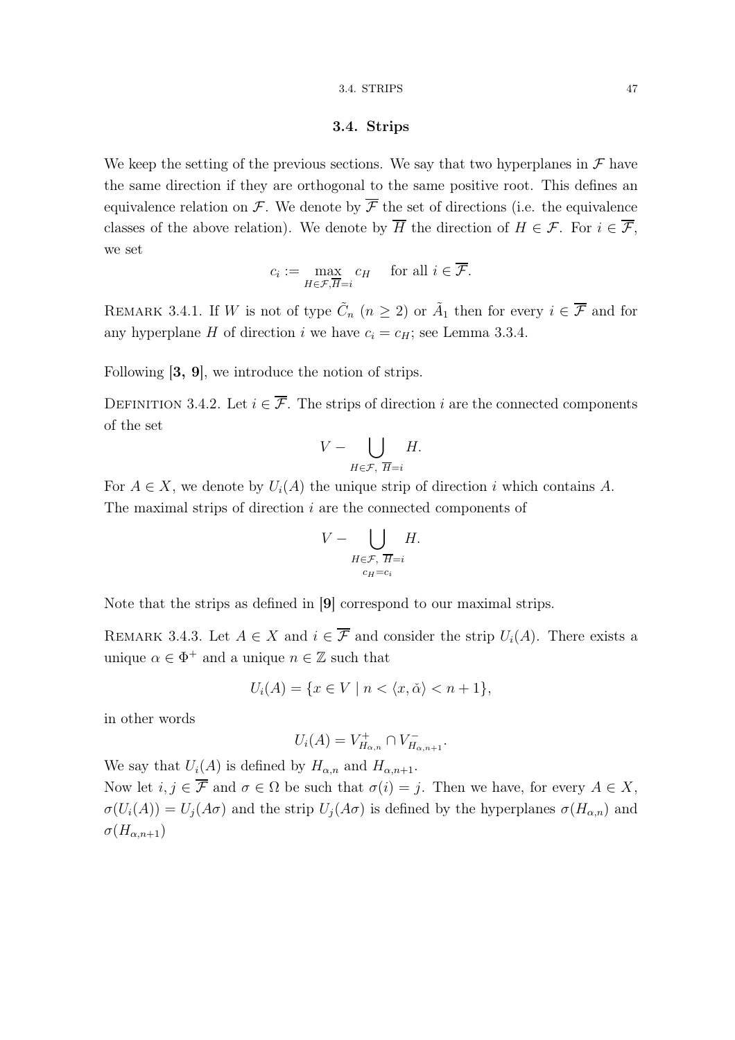### 3.4. Strips

We keep the setting of the previous sections. We say that two hyperplanes in $\mathcal{F}$ have the same direction if they are orthogonal to the same positive root. This defines an equivalence relation on $\mathcal{F}$. We denote by $\overline{\mathcal{F}}$ the set of directions (i.e. the equivalence classes of the above relation). We denote by $\overline{H}$ the direction of $H \in \mathcal{F}$. For $i \in \overline{\mathcal{F}}$, we set

$$c_i := \max_{H \in \mathcal{F}, \overline{H} = i} c_H \quad \text{for all } i \in \overline{\mathcal{F}}.$$

REMARK 3.4.1. If $W$ is not of type $\tilde{C}_n$ ($n \geq 2$) or $\tilde{A}_1$ then for every $i \in \overline{\mathcal{F}}$ and for any hyperplane $H$ of direction $i$ we have $c_i = c_H$; see Lemma 3.3.4.

Following **[3, 9]**, we introduce the notion of strips.

DEFINITION 3.4.2. Let $i \in \overline{\mathcal{F}}$. The strips of direction $i$ are the connected components of the set

$$V - \bigcup_{H \in \mathcal{F},\ \overline{H} = i} H.$$

For $A \in X$, we denote by $U_i(A)$ the unique strip of direction $i$ which contains $A$. The maximal strips of direction $i$ are the connected components of

$$V - \bigcup_{\substack{H \in \mathcal{F},\ \overline{H} = i \\ c_H = c_i}} H.$$

Note that the strips as defined in **[9]** correspond to our maximal strips.

REMARK 3.4.3. Let $A \in X$ and $i \in \overline{\mathcal{F}}$ and consider the strip $U_i(A)$. There exists a unique $\alpha \in \Phi^+$ and a unique $n \in \mathbb{Z}$ such that

$$U_i(A) = \{x \in V \mid n < \langle x, \check{\alpha} \rangle < n + 1\},$$

in other words

$$U_i(A) = V^+_{H_{\alpha,n}} \cap V^-_{H_{\alpha,n+1}}.$$

We say that $U_i(A)$ is defined by $H_{\alpha,n}$ and $H_{\alpha,n+1}$.
Now let $i, j \in \overline{\mathcal{F}}$ and $\sigma \in \Omega$ be such that $\sigma(i) = j$. Then we have, for every $A \in X$, $\sigma(U_i(A)) = U_j(A\sigma)$ and the strip $U_j(A\sigma)$ is defined by the hyperplanes $\sigma(H_{\alpha,n})$ and $\sigma(H_{\alpha,n+1})$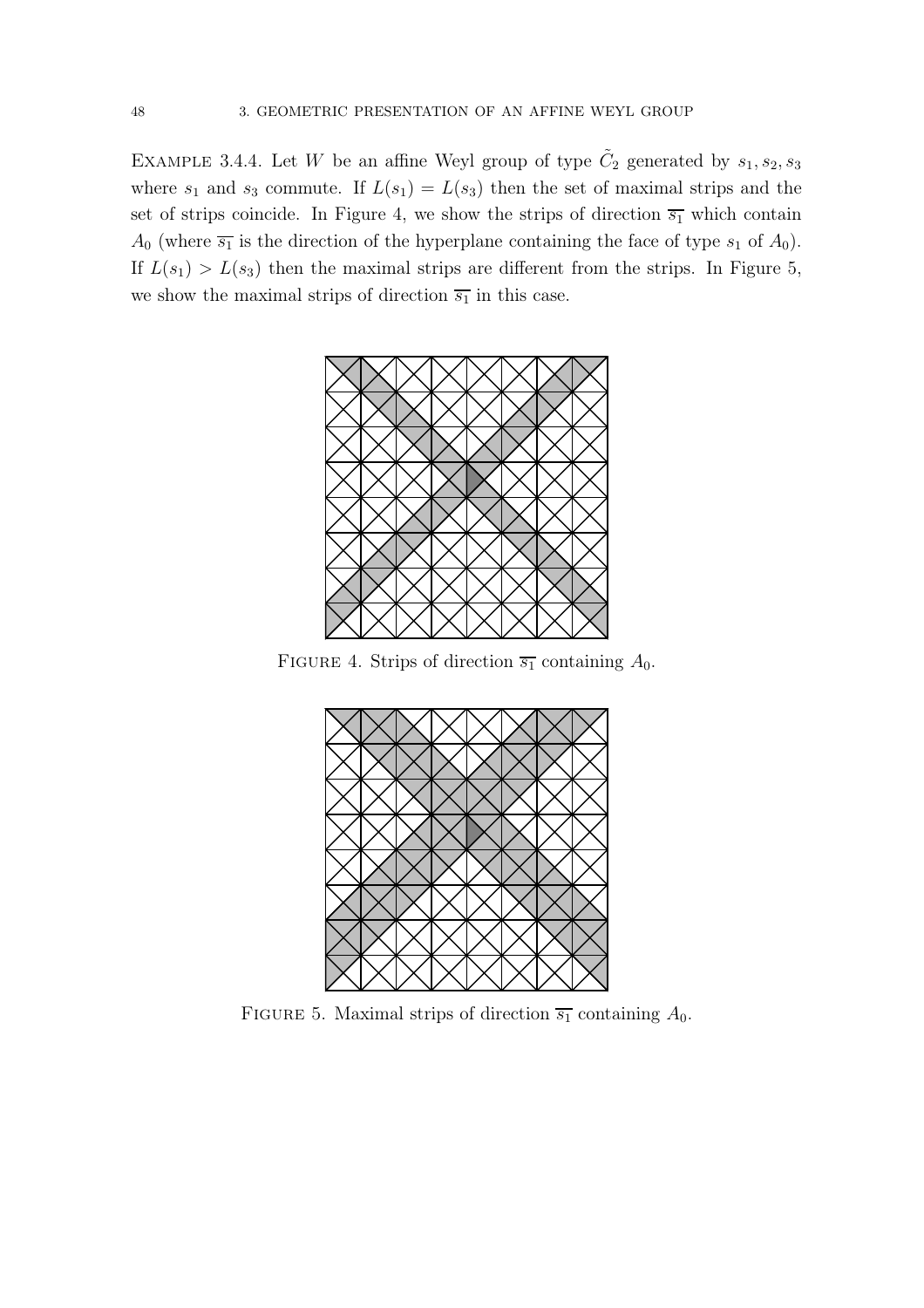EXAMPLE 3.4.4. Let $W$ be an affine Weyl group of type $\tilde{C}_2$ generated by $s_1, s_2, s_3$ where $s_1$ and $s_3$ commute. If $L(s_1) = L(s_3)$ then the set of maximal strips and the set of strips coincide. In Figure 4, we show the strips of direction $\overline{s_1}$ which contain $A_0$ (where $\overline{s_1}$ is the direction of the hyperplane containing the face of type $s_1$ of $A_0$). If $L(s_1) > L(s_3)$ then the maximal strips are different from the strips. In Figure 5, we show the maximal strips of direction $\overline{s_1}$ in this case.

FIGURE 4. Strips of direction $\overline{s_1}$ containing $A_0$.

FIGURE 5. Maximal strips of direction $\overline{s_1}$ containing $A_0$.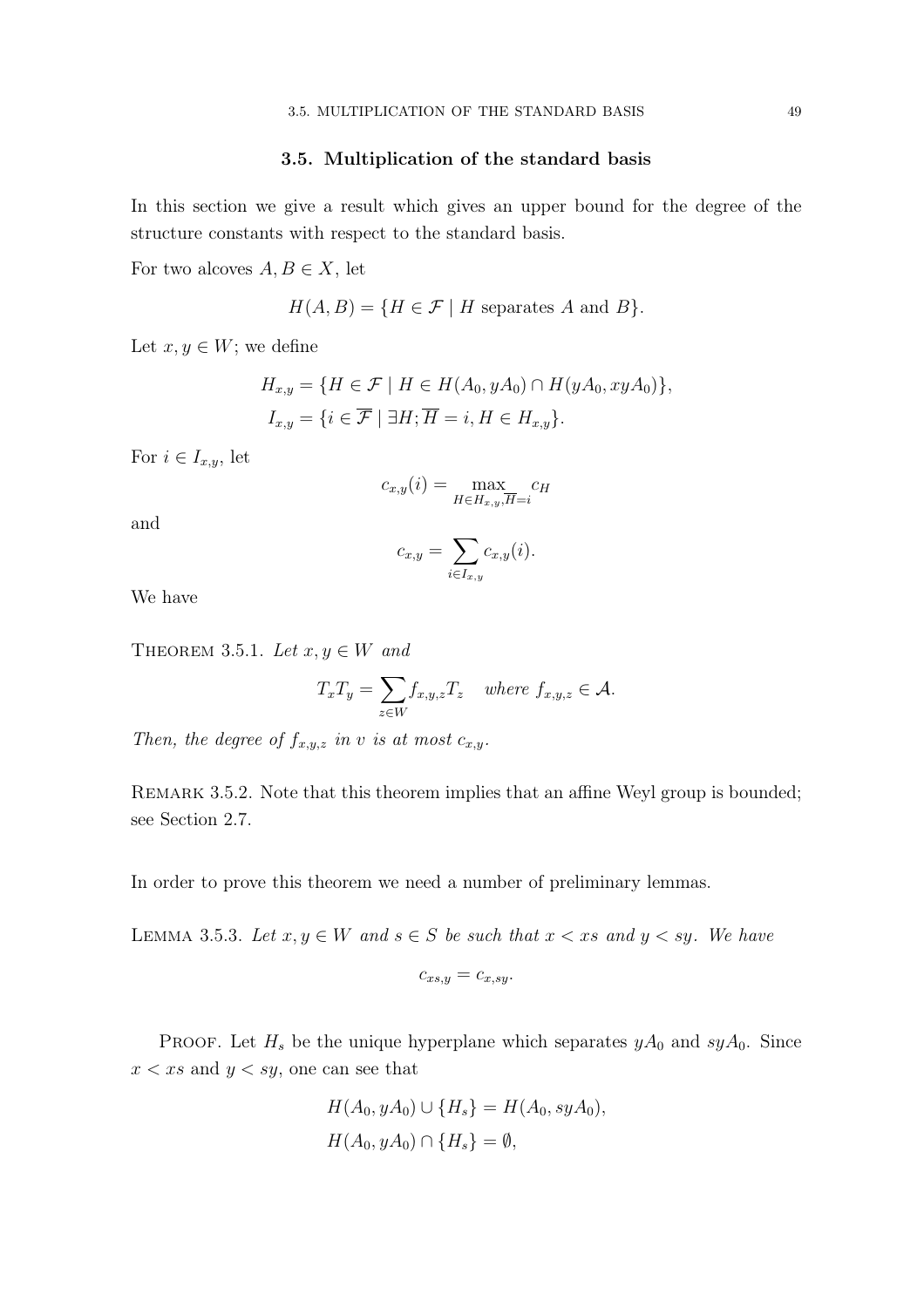## 3.5. Multiplication of the standard basis

In this section we give a result which gives an upper bound for the degree of the structure constants with respect to the standard basis.

For two alcoves $A, B \in X$, let

$$H(A,B) = \{H \in \mathcal{F} \mid H \text{ separates } A \text{ and } B\}.$$

Let $x, y \in W$; we define

$$H_{x,y} = \{H \in \mathcal{F} \mid H \in H(A_0, yA_0) \cap H(yA_0, xyA_0)\},$$
$$I_{x,y} = \{i \in \overline{\mathcal{F}} \mid \exists H; \overline{H} = i, H \in H_{x,y}\}.$$

For $i \in I_{x,y}$, let

$$c_{x,y}(i) = \max_{H \in H_{x,y}, \overline{H} = i} c_H$$

and

$$c_{x,y} = \sum_{i \in I_{x,y}} c_{x,y}(i).$$

We have

Theorem 3.5.1. *Let $x, y \in W$ and*

$$T_x T_y = \sum_{z \in W} f_{x,y,z} T_z \quad \textit{where } f_{x,y,z} \in \mathcal{A}.$$

*Then, the degree of $f_{x,y,z}$ in $v$ is at most $c_{x,y}$.*

Remark 3.5.2. Note that this theorem implies that an affine Weyl group is bounded; see Section 2.7.

In order to prove this theorem we need a number of preliminary lemmas.

Lemma 3.5.3. *Let $x, y \in W$ and $s \in S$ be such that $x < xs$ and $y < sy$. We have*

$$c_{xs,y} = c_{x,sy}.$$

Proof. Let $H_s$ be the unique hyperplane which separates $yA_0$ and $syA_0$. Since $x < xs$ and $y < sy$, one can see that

$$H(A_0, yA_0) \cup \{H_s\} = H(A_0, syA_0),$$
$$H(A_0, yA_0) \cap \{H_s\} = \emptyset,$$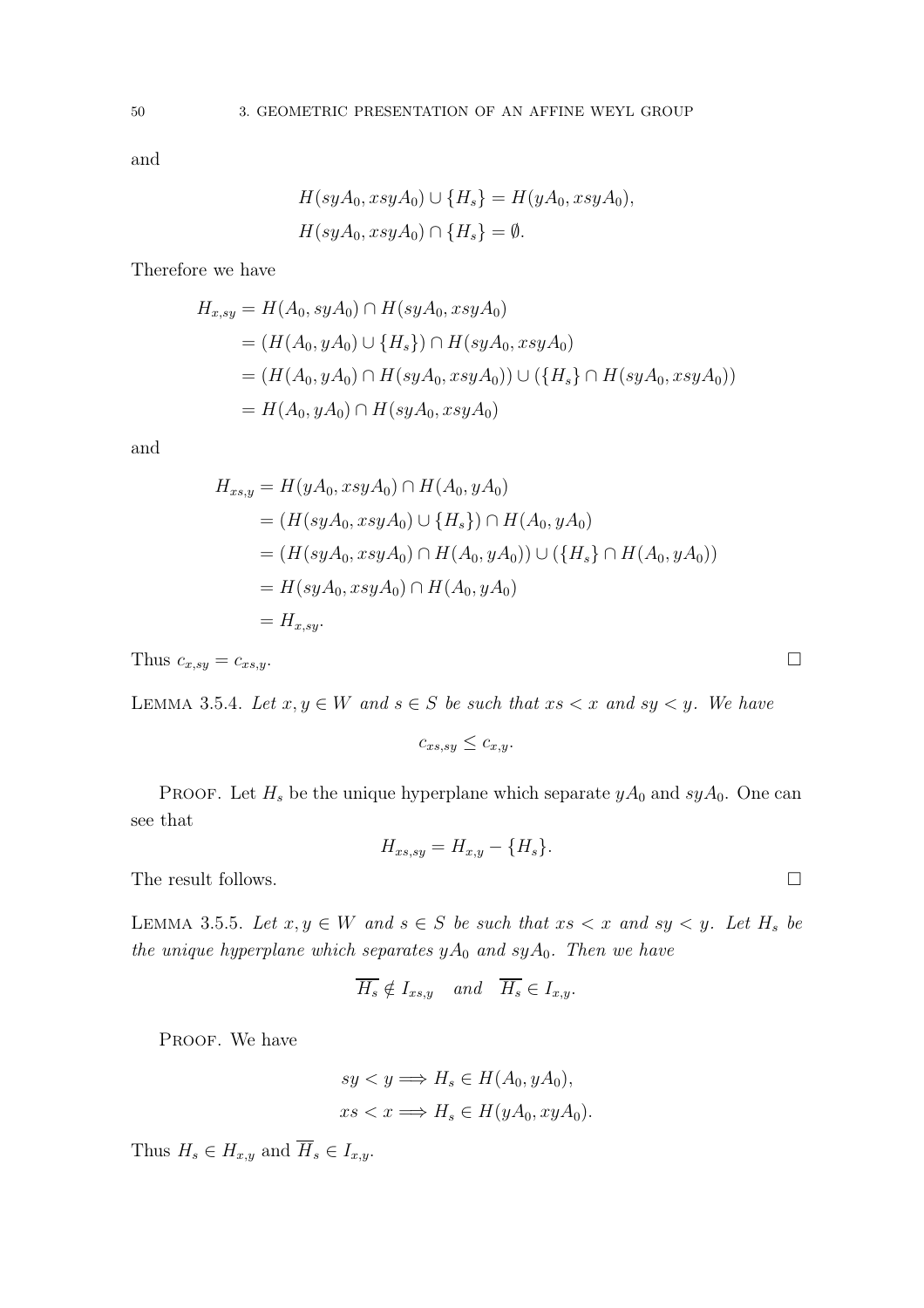and

$$H(syA_0, xsyA_0) \cup \{H_s\} = H(yA_0, xsyA_0),$$
$$H(syA_0, xsyA_0) \cap \{H_s\} = \emptyset.$$

Therefore we have

$$\begin{aligned}
H_{x,sy} &= H(A_0, syA_0) \cap H(syA_0, xsyA_0) \\
&= (H(A_0, yA_0) \cup \{H_s\}) \cap H(syA_0, xsyA_0) \\
&= (H(A_0, yA_0) \cap H(syA_0, xsyA_0)) \cup (\{H_s\} \cap H(syA_0, xsyA_0)) \\
&= H(A_0, yA_0) \cap H(syA_0, xsyA_0)
\end{aligned}$$

and

$$\begin{aligned}
H_{xs,y} &= H(yA_0, xsyA_0) \cap H(A_0, yA_0) \\
&= (H(syA_0, xsyA_0) \cup \{H_s\}) \cap H(A_0, yA_0) \\
&= (H(syA_0, xsyA_0) \cap H(A_0, yA_0)) \cup (\{H_s\} \cap H(A_0, yA_0)) \\
&= H(syA_0, xsyA_0) \cap H(A_0, yA_0) \\
&= H_{x,sy}.
\end{aligned}$$

Thus $c_{x,sy} = c_{xs,y}$. □

Lemma 3.5.4. *Let $x, y \in W$ and $s \in S$ be such that $xs < x$ and $sy < y$. We have*

$$c_{xs,sy} \leq c_{x,y}.$$

Proof. Let $H_s$ be the unique hyperplane which separate $yA_0$ and $syA_0$. One can see that

$$H_{xs,sy} = H_{x,y} - \{H_s\}.$$

The result follows. □

Lemma 3.5.5. *Let $x, y \in W$ and $s \in S$ be such that $xs < x$ and $sy < y$. Let $H_s$ be the unique hyperplane which separates $yA_0$ and $syA_0$. Then we have*

$$\overline{H_s} \notin I_{xs,y} \quad \textit{and} \quad \overline{H_s} \in I_{x,y}.$$

Proof. We have

$$sy < y \Longrightarrow H_s \in H(A_0, yA_0),$$
$$xs < x \Longrightarrow H_s \in H(yA_0, xyA_0).$$

Thus $H_s \in H_{x,y}$ and $\overline{H}_s \in I_{x,y}$.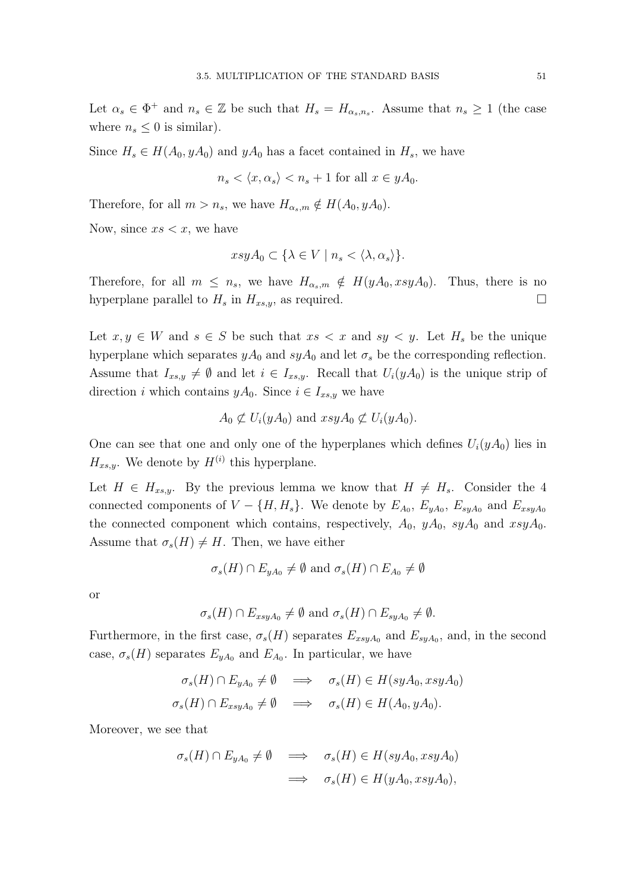Let $\alpha_s \in \Phi^+$ and $n_s \in \mathbb{Z}$ be such that $H_s = H_{\alpha_s, n_s}$. Assume that $n_s \geq 1$ (the case where $n_s \leq 0$ is similar).

Since $H_s \in H(A_0, yA_0)$ and $yA_0$ has a facet contained in $H_s$, we have

$$n_s < \langle x, \alpha_s \rangle < n_s + 1 \text{ for all } x \in yA_0.$$

Therefore, for all $m > n_s$, we have $H_{\alpha_s, m} \notin H(A_0, yA_0)$.

Now, since $xs < x$, we have

$$xsyA_0 \subset \{\lambda \in V \mid n_s < \langle \lambda, \alpha_s \rangle\}.$$

Therefore, for all $m \leq n_s$, we have $H_{\alpha_s, m} \notin H(yA_0, xsyA_0)$. Thus, there is no hyperplane parallel to $H_s$ in $H_{xs,y}$, as required. $\square$

Let $x, y \in W$ and $s \in S$ be such that $xs < x$ and $sy < y$. Let $H_s$ be the unique hyperplane which separates $yA_0$ and $syA_0$ and let $\sigma_s$ be the corresponding reflection. Assume that $I_{xs,y} \neq \emptyset$ and let $i \in I_{xs,y}$. Recall that $U_i(yA_0)$ is the unique strip of direction $i$ which contains $yA_0$. Since $i \in I_{xs,y}$ we have

$$A_0 \not\subset U_i(yA_0) \text{ and } xsyA_0 \not\subset U_i(yA_0).$$

One can see that one and only one of the hyperplanes which defines $U_i(yA_0)$ lies in $H_{xs,y}$. We denote by $H^{(i)}$ this hyperplane.

Let $H \in H_{xs,y}$. By the previous lemma we know that $H \neq H_s$. Consider the 4 connected components of $V - \{H, H_s\}$. We denote by $E_{A_0}$, $E_{yA_0}$, $E_{syA_0}$ and $E_{xsyA_0}$ the connected component which contains, respectively, $A_0$, $yA_0$, $syA_0$ and $xsyA_0$. Assume that $\sigma_s(H) \neq H$. Then, we have either

$$\sigma_s(H) \cap E_{yA_0} \neq \emptyset \text{ and } \sigma_s(H) \cap E_{A_0} \neq \emptyset$$

or

$$\sigma_s(H) \cap E_{xsyA_0} \neq \emptyset \text{ and } \sigma_s(H) \cap E_{syA_0} \neq \emptyset.$$

Furthermore, in the first case, $\sigma_s(H)$ separates $E_{xsyA_0}$ and $E_{syA_0}$, and, in the second case, $\sigma_s(H)$ separates $E_{yA_0}$ and $E_{A_0}$. In particular, we have

$$\begin{aligned}
\sigma_s(H) \cap E_{yA_0} \neq \emptyset &\implies \sigma_s(H) \in H(syA_0, xsyA_0) \\
\sigma_s(H) \cap E_{xsyA_0} \neq \emptyset &\implies \sigma_s(H) \in H(A_0, yA_0).
\end{aligned}$$

Moreover, we see that

$$\begin{aligned}
\sigma_s(H) \cap E_{yA_0} \neq \emptyset &\implies \sigma_s(H) \in H(syA_0, xsyA_0) \\
&\implies \sigma_s(H) \in H(yA_0, xsyA_0),
\end{aligned}$$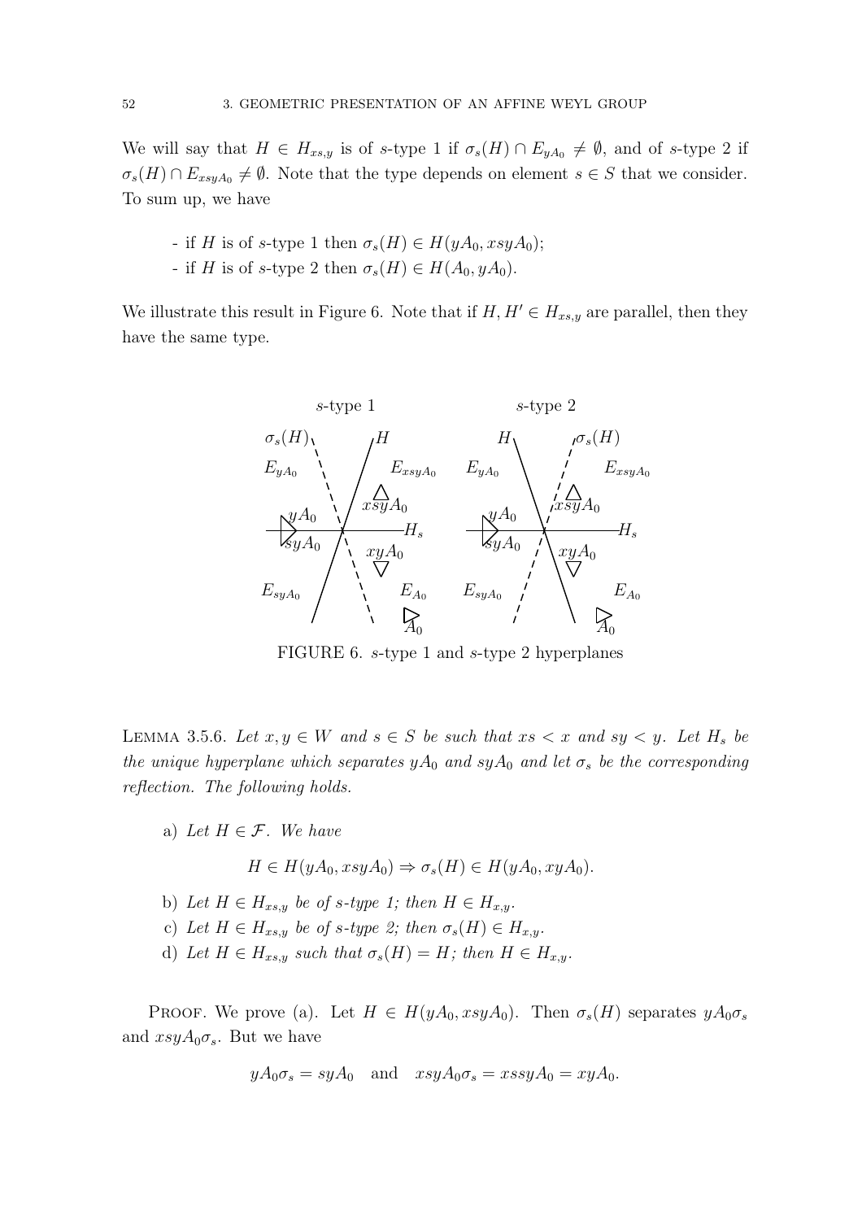We will say that $H \in H_{xs,y}$ is of $s$-type 1 if $\sigma_s(H) \cap E_{yA_0} \neq \emptyset$, and of $s$-type 2 if $\sigma_s(H) \cap E_{xsyA_0} \neq \emptyset$. Note that the type depends on element $s \in S$ that we consider. To sum up, we have

- if $H$ is of $s$-type 1 then $\sigma_s(H) \in H(yA_0, xsyA_0)$;
- if $H$ is of $s$-type 2 then $\sigma_s(H) \in H(A_0, yA_0)$.

We illustrate this result in Figure 6. Note that if $H, H' \in H_{xs,y}$ are parallel, then they have the same type.

FIGURE 6. $s$-type 1 and $s$-type 2 hyperplanes

LEMMA 3.5.6. *Let $x, y \in W$ and $s \in S$ be such that $xs < x$ and $sy < y$. Let $H_s$ be the unique hyperplane which separates $yA_0$ and $syA_0$ and let $\sigma_s$ be the corresponding reflection. The following holds.*

a) *Let $H \in \mathcal{F}$. We have*

$$H \in H(yA_0, xsyA_0) \Rightarrow \sigma_s(H) \in H(yA_0, xyA_0).$$

b) *Let $H \in H_{xs,y}$ be of $s$-type 1; then $H \in H_{x,y}$.*

c) *Let $H \in H_{xs,y}$ be of $s$-type 2; then $\sigma_s(H) \in H_{x,y}$.*

d) *Let $H \in H_{xs,y}$ such that $\sigma_s(H) = H$; then $H \in H_{x,y}$.*

PROOF. We prove (a). Let $H \in H(yA_0, xsyA_0)$. Then $\sigma_s(H)$ separates $yA_0\sigma_s$ and $xsyA_0\sigma_s$. But we have

$$yA_0\sigma_s = syA_0 \quad \text{and} \quad xsyA_0\sigma_s = xssyA_0 = xyA_0.$$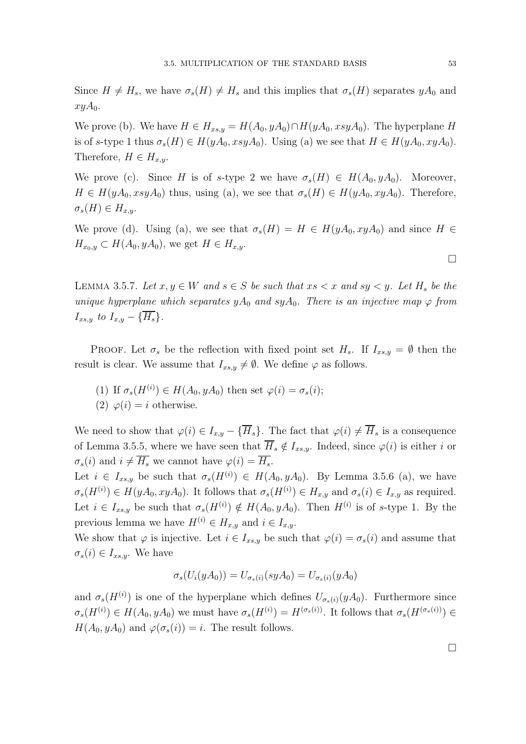Since $H \neq H_s$, we have $\sigma_s(H) \neq H_s$ and this implies that $\sigma_s(H)$ separates $yA_0$ and $xyA_0$.

We prove (b). We have $H \in H_{xs,y} = H(A_0, yA_0) \cap H(yA_0, xsyA_0)$. The hyperplane $H$ is of $s$-type 1 thus $\sigma_s(H) \in H(yA_0, xsyA_0)$. Using (a) we see that $H \in H(yA_0, xyA_0)$. Therefore, $H \in H_{x,y}$.

We prove (c). Since $H$ is of $s$-type 2 we have $\sigma_s(H) \in H(A_0, yA_0)$. Moreover, $H \in H(yA_0, xsyA_0)$ thus, using (a), we see that $\sigma_s(H) \in H(yA_0, xyA_0)$. Therefore, $\sigma_s(H) \in H_{x,y}$.

We prove (d). Using (a), we see that $\sigma_s(H) = H \in H(yA_0, xyA_0)$ and since $H \in H_{x_0,y} \subset H(A_0, yA_0)$, we get $H \in H_{x,y}$.

$\square$

Lemma 3.5.7. *Let $x, y \in W$ and $s \in S$ be such that $xs < x$ and $sy < y$. Let $H_s$ be the unique hyperplane which separates $yA_0$ and $syA_0$. There is an injective map $\varphi$ from $I_{xs,y}$ to $I_{x,y} - \{\overline{H_s}\}$.*

Proof. Let $\sigma_s$ be the reflection with fixed point set $H_s$. If $I_{xs,y} = \emptyset$ then the result is clear. We assume that $I_{xs,y} \neq \emptyset$. We define $\varphi$ as follows.

1. If $\sigma_s(H^{(i)}) \in H(A_0, yA_0)$ then set $\varphi(i) = \sigma_s(i)$;
2. $\varphi(i) = i$ otherwise.

We need to show that $\varphi(i) \in I_{x,y} - \{\overline{H}_s\}$. The fact that $\varphi(i) \neq \overline{H}_s$ is a consequence of Lemma 3.5.5, where we have seen that $\overline{H}_s \notin I_{xs,y}$. Indeed, since $\varphi(i)$ is either $i$ or $\sigma_s(i)$ and $i \neq \overline{H_s}$ we cannot have $\varphi(i) = \overline{H_s}$.

Let $i \in I_{xs,y}$ be such that $\sigma_s(H^{(i)}) \in H(A_0, yA_0)$. By Lemma 3.5.6 (a), we have $\sigma_s(H^{(i)}) \in H(yA_0, xyA_0)$. It follows that $\sigma_s(H^{(i)}) \in H_{x,y}$ and $\sigma_s(i) \in I_{x,y}$ as required.

Let $i \in I_{xs,y}$ be such that $\sigma_s(H^{(i)}) \notin H(A_0, yA_0)$. Then $H^{(i)}$ is of $s$-type 1. By the previous lemma we have $H^{(i)} \in H_{x,y}$ and $i \in I_{x,y}$.

We show that $\varphi$ is injective. Let $i \in I_{xs,y}$ be such that $\varphi(i) = \sigma_s(i)$ and assume that $\sigma_s(i) \in I_{xs,y}$. We have

$$\sigma_s(U_i(yA_0)) = U_{\sigma_s(i)}(syA_0) = U_{\sigma_s(i)}(yA_0)$$

and $\sigma_s(H^{(i)})$ is one of the hyperplane which defines $U_{\sigma_s(i)}(yA_0)$. Furthermore since $\sigma_s(H^{(i)}) \in H(A_0, yA_0)$ we must have $\sigma_s(H^{(i)}) = H^{(\sigma_s(i))}$. It follows that $\sigma_s(H^{(\sigma_s(i))}) \in H(A_0, yA_0)$ and $\varphi(\sigma_s(i)) = i$. The result follows.

$\square$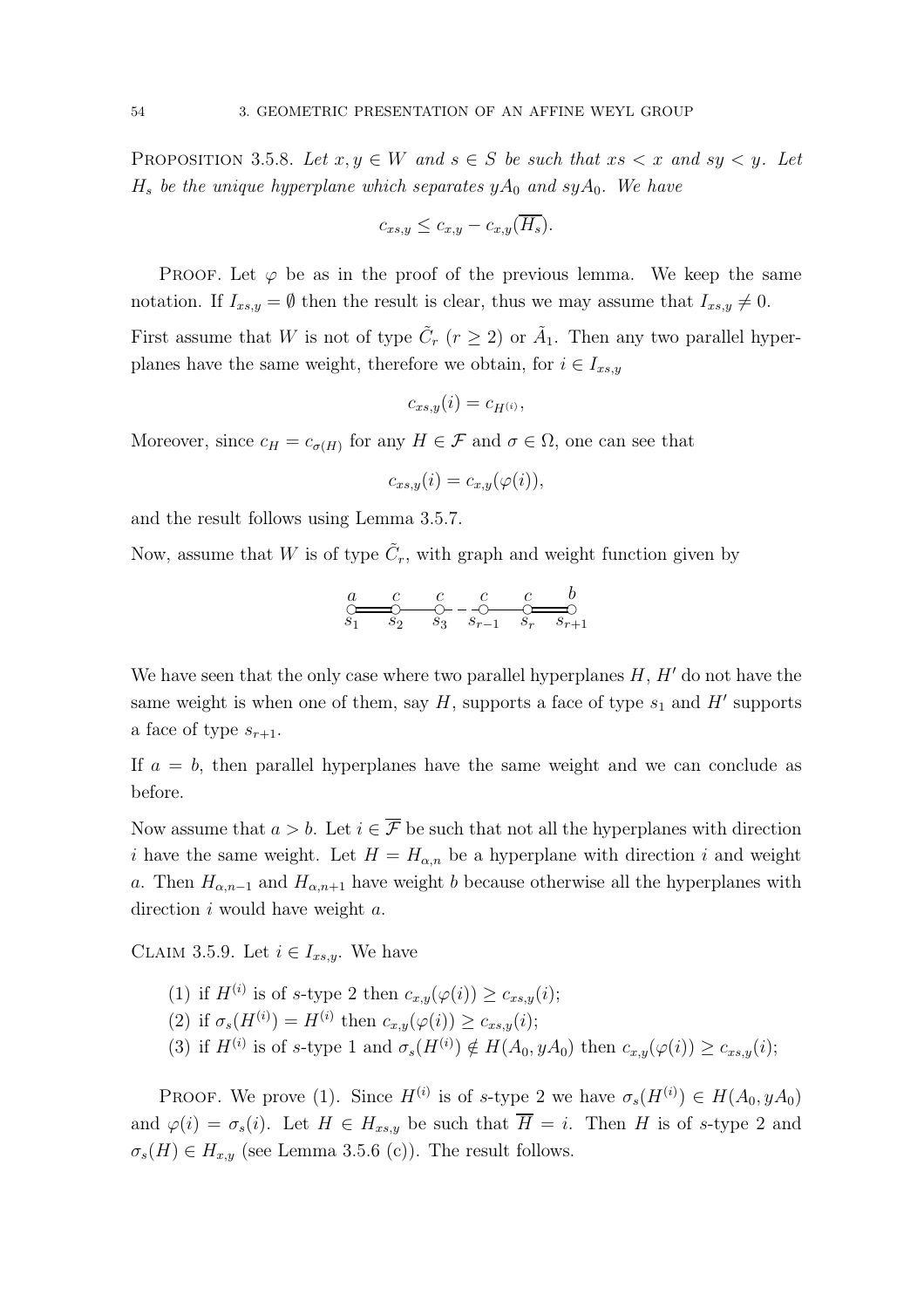PROPOSITION 3.5.8. *Let $x, y \in W$ and $s \in S$ be such that $xs < x$ and $sy < y$. Let $H_s$ be the unique hyperplane which separates $yA_0$ and $syA_0$. We have*

$$c_{xs,y} \leq c_{x,y} - c_{x,y}(\overline{H_s}).$$

PROOF. Let $\varphi$ be as in the proof of the previous lemma. We keep the same notation. If $I_{xs,y} = \emptyset$ then the result is clear, thus we may assume that $I_{xs,y} \neq 0$.

First assume that $W$ is not of type $\tilde{C}_r$ ($r \geq 2$) or $\tilde{A}_1$. Then any two parallel hyperplanes have the same weight, therefore we obtain, for $i \in I_{xs,y}$

$$c_{xs,y}(i) = c_{H^{(i)}},$$

Moreover, since $c_H = c_{\sigma(H)}$ for any $H \in \mathcal{F}$ and $\sigma \in \Omega$, one can see that

$$c_{xs,y}(i) = c_{x,y}(\varphi(i)),$$

and the result follows using Lemma 3.5.7.

Now, assume that $W$ is of type $\tilde{C}_r$, with graph and weight function given by

$$\overset{a}{\underset{s_1}{\circ}} = \overset{c}{\underset{s_2}{\circ}} - \overset{c}{\underset{s_3}{\circ}} - - \overset{c}{\underset{s_{r-1}}{\circ}} - \overset{c}{\underset{s_r}{\circ}} = \overset{b}{\underset{s_{r+1}}{\circ}}$$

We have seen that the only case where two parallel hyperplanes $H$, $H'$ do not have the same weight is when one of them, say $H$, supports a face of type $s_1$ and $H'$ supports a face of type $s_{r+1}$.

If $a = b$, then parallel hyperplanes have the same weight and we can conclude as before.

Now assume that $a > b$. Let $i \in \overline{\mathcal{F}}$ be such that not all the hyperplanes with direction $i$ have the same weight. Let $H = H_{\alpha,n}$ be a hyperplane with direction $i$ and weight $a$. Then $H_{\alpha,n-1}$ and $H_{\alpha,n+1}$ have weight $b$ because otherwise all the hyperplanes with direction $i$ would have weight $a$.

CLAIM 3.5.9. Let $i \in I_{xs,y}$. We have

(1) if $H^{(i)}$ is of $s$-type 2 then $c_{x,y}(\varphi(i)) \geq c_{xs,y}(i)$;
(2) if $\sigma_s(H^{(i)}) = H^{(i)}$ then $c_{x,y}(\varphi(i)) \geq c_{xs,y}(i)$;
(3) if $H^{(i)}$ is of $s$-type 1 and $\sigma_s(H^{(i)}) \notin H(A_0, yA_0)$ then $c_{x,y}(\varphi(i)) \geq c_{xs,y}(i)$;

PROOF. We prove (1). Since $H^{(i)}$ is of $s$-type 2 we have $\sigma_s(H^{(i)}) \in H(A_0, yA_0)$ and $\varphi(i) = \sigma_s(i)$. Let $H \in H_{xs,y}$ be such that $\overline{H} = i$. Then $H$ is of $s$-type 2 and $\sigma_s(H) \in H_{x,y}$ (see Lemma 3.5.6 (c)). The result follows.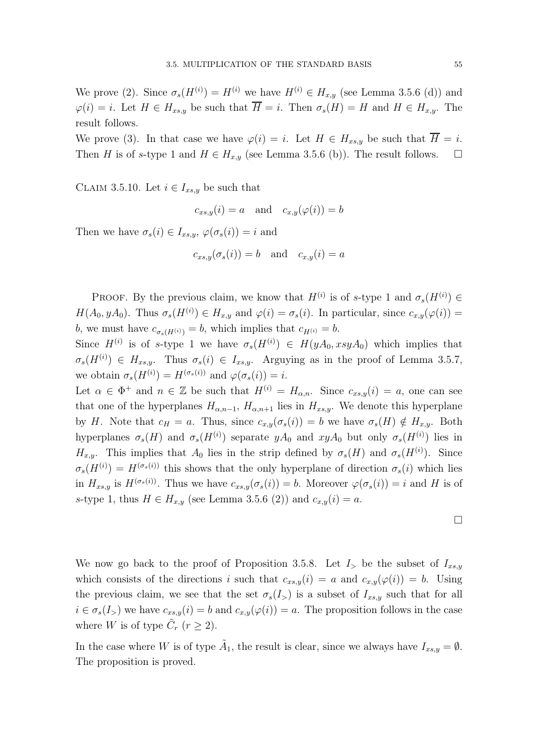We prove (2). Since $\sigma_s(H^{(i)}) = H^{(i)}$ we have $H^{(i)} \in H_{x,y}$ (see Lemma 3.5.6 (d)) and $\varphi(i) = i$. Let $H \in H_{xs,y}$ be such that $\overline{H} = i$. Then $\sigma_s(H) = H$ and $H \in H_{x,y}$. The result follows.

We prove (3). In that case we have $\varphi(i) = i$. Let $H \in H_{xs,y}$ be such that $\overline{H} = i$. Then $H$ is of $s$-type 1 and $H \in H_{x,y}$ (see Lemma 3.5.6 (b)). The result follows. $\square$

CLAIM 3.5.10. Let $i \in I_{xs,y}$ be such that

$$c_{xs,y}(i) = a \quad \text{and} \quad c_{x,y}(\varphi(i)) = b$$

Then we have $\sigma_s(i) \in I_{xs,y}$, $\varphi(\sigma_s(i)) = i$ and

$$c_{xs,y}(\sigma_s(i)) = b \quad \text{and} \quad c_{x,y}(i) = a$$

PROOF. By the previous claim, we know that $H^{(i)}$ is of $s$-type 1 and $\sigma_s(H^{(i)}) \in H(A_0, yA_0)$. Thus $\sigma_s(H^{(i)}) \in H_{x,y}$ and $\varphi(i) = \sigma_s(i)$. In particular, since $c_{x,y}(\varphi(i)) = b$, we must have $c_{\sigma_s(H^{(i)})} = b$, which implies that $c_{H^{(i)}} = b$.

Since $H^{(i)}$ is of $s$-type 1 we have $\sigma_s(H^{(i)}) \in H(yA_0, xsyA_0)$ which implies that $\sigma_s(H^{(i)}) \in H_{xs,y}$. Thus $\sigma_s(i) \in I_{xs,y}$. Arguying as in the proof of Lemma 3.5.7, we obtain $\sigma_s(H^{(i)}) = H^{(\sigma_s(i))}$ and $\varphi(\sigma_s(i)) = i$.

Let $\alpha \in \Phi^+$ and $n \in \mathbb{Z}$ be such that $H^{(i)} = H_{\alpha,n}$. Since $c_{xs,y}(i) = a$, one can see that one of the hyperplanes $H_{\alpha,n-1}$, $H_{\alpha,n+1}$ lies in $H_{xs,y}$. We denote this hyperplane by $H$. Note that $c_H = a$. Thus, since $c_{x,y}(\sigma_s(i)) = b$ we have $\sigma_s(H) \notin H_{x,y}$. Both hyperplanes $\sigma_s(H)$ and $\sigma_s(H^{(i)})$ separate $yA_0$ and $xyA_0$ but only $\sigma_s(H^{(i)})$ lies in $H_{x,y}$. This implies that $A_0$ lies in the strip defined by $\sigma_s(H)$ and $\sigma_s(H^{(i)})$. Since $\sigma_s(H^{(i)}) = H^{(\sigma_s(i))}$ this shows that the only hyperplane of direction $\sigma_s(i)$ which lies in $H_{xs,y}$ is $H^{(\sigma_s(i))}$. Thus we have $c_{xs,y}(\sigma_s(i)) = b$. Moreover $\varphi(\sigma_s(i)) = i$ and $H$ is of $s$-type 1, thus $H \in H_{x,y}$ (see Lemma 3.5.6 (2)) and $c_{x,y}(i) = a$.

$\square$

We now go back to the proof of Proposition 3.5.8. Let $I_>$ be the subset of $I_{xs,y}$ which consists of the directions $i$ such that $c_{xs,y}(i) = a$ and $c_{x,y}(\varphi(i)) = b$. Using the previous claim, we see that the set $\sigma_s(I_>)$ is a subset of $I_{xs,y}$ such that for all $i \in \sigma_s(I_>)$ we have $c_{xs,y}(i) = b$ and $c_{x,y}(\varphi(i)) = a$. The proposition follows in the case where $W$ is of type $\tilde{C}_r$ ($r \geq 2$).

In the case where $W$ is of type $\tilde{A}_1$, the result is clear, since we always have $I_{xs,y} = \emptyset$. The proposition is proved.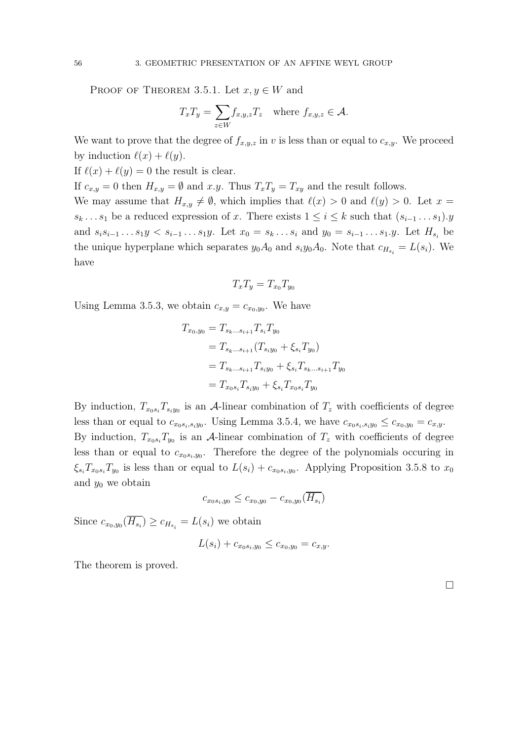Proof of Theorem 3.5.1. Let $x, y \in W$ and

$$T_x T_y = \sum_{z \in W} f_{x,y,z} T_z \quad \text{where } f_{x,y,z} \in \mathcal{A}.$$

We want to prove that the degree of $f_{x,y,z}$ in $v$ is less than or equal to $c_{x,y}$. We proceed by induction $\ell(x) + \ell(y)$.

If $\ell(x) + \ell(y) = 0$ the result is clear.

If $c_{x,y} = 0$ then $H_{x,y} = \emptyset$ and $x.y$. Thus $T_x T_y = T_{xy}$ and the result follows.

We may assume that $H_{x,y} \neq \emptyset$, which implies that $\ell(x) > 0$ and $\ell(y) > 0$. Let $x = s_k \ldots s_1$ be a reduced expression of $x$. There exists $1 \leq i \leq k$ such that $(s_{i-1} \ldots s_1).y$ and $s_i s_{i-1} \ldots s_1 y < s_{i-1} \ldots s_1 y$. Let $x_0 = s_k \ldots s_i$ and $y_0 = s_{i-1} \ldots s_1.y$. Let $H_{s_i}$ be the unique hyperplane which separates $y_0 A_0$ and $s_i y_0 A_0$. Note that $c_{H_{s_i}} = L(s_i)$. We have

$$T_x T_y = T_{x_0} T_{y_0}$$

Using Lemma 3.5.3, we obtain $c_{x,y} = c_{x_0,y_0}$. We have

$$\begin{aligned}
T_{x_0,y_0} &= T_{s_k \ldots s_{i+1}} T_{s_i} T_{y_0} \\
&= T_{s_k \ldots s_{i+1}} (T_{s_i y_0} + \xi_{s_i} T_{y_0}) \\
&= T_{s_k \ldots s_{i+1}} T_{s_i y_0} + \xi_{s_i} T_{s_k \ldots s_{i+1}} T_{y_0} \\
&= T_{x_0 s_i} T_{s_i y_0} + \xi_{s_i} T_{x_0 s_i} T_{y_0}
\end{aligned}$$

By induction, $T_{x_0 s_i} T_{s_i y_0}$ is an $\mathcal{A}$-linear combination of $T_z$ with coefficients of degree less than or equal to $c_{x_0 s_i, s_i y_0}$. Using Lemma 3.5.4, we have $c_{x_0 s_i, s_i y_0} \leq c_{x_0,y_0} = c_{x,y}$.

By induction, $T_{x_0 s_i} T_{y_0}$ is an $\mathcal{A}$-linear combination of $T_z$ with coefficients of degree less than or equal to $c_{x_0 s_i, y_0}$. Therefore the degree of the polynomials occuring in $\xi_{s_i} T_{x_0 s_i} T_{y_0}$ is less than or equal to $L(s_i) + c_{x_0 s_i, y_0}$. Applying Proposition 3.5.8 to $x_0$ and $y_0$ we obtain

$$c_{x_0 s_i, y_0} \leq c_{x_0,y_0} - c_{x_0,y_0}(\overline{H_{s_i}})$$

Since $c_{x_0,y_0}(\overline{H_{s_i}}) \geq c_{H_{s_i}} = L(s_i)$ we obtain

$$L(s_i) + c_{x_0 s_i, y_0} \leq c_{x_0,y_0} = c_{x,y}.$$

The theorem is proved.

□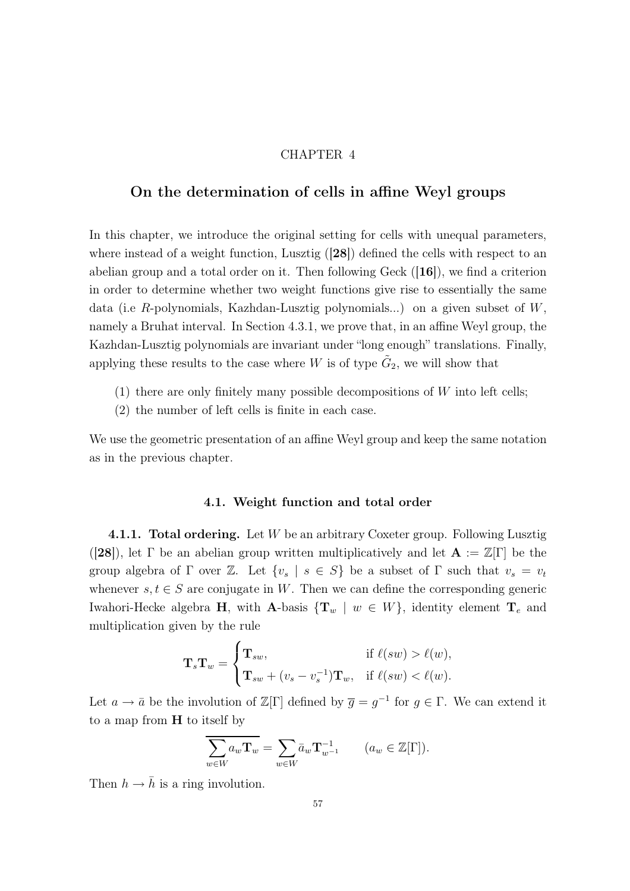CHAPTER 4

# On the determination of cells in affine Weyl groups

In this chapter, we introduce the original setting for cells with unequal parameters, where instead of a weight function, Lusztig (**[28]**) defined the cells with respect to an abelian group and a total order on it. Then following Geck (**[16]**), we find a criterion in order to determine whether two weight functions give rise to essentially the same data (i.e $R$-polynomials, Kazhdan-Lusztig polynomials...) on a given subset of $W$, namely a Bruhat interval. In Section 4.3.1, we prove that, in an affine Weyl group, the Kazhdan-Lusztig polynomials are invariant under "long enough" translations. Finally, applying these results to the case where $W$ is of type $\tilde{G}_2$, we will show that

(1) there are only finitely many possible decompositions of $W$ into left cells;
(2) the number of left cells is finite in each case.

We use the geometric presentation of an affine Weyl group and keep the same notation as in the previous chapter.

## 4.1. Weight function and total order

**4.1.1. Total ordering.** Let $W$ be an arbitrary Coxeter group. Following Lusztig (**[28]**), let $\Gamma$ be an abelian group written multiplicatively and let $\mathbf{A} := \mathbb{Z}[\Gamma]$ be the group algebra of $\Gamma$ over $\mathbb{Z}$. Let $\{v_s \mid s \in S\}$ be a subset of $\Gamma$ such that $v_s = v_t$ whenever $s, t \in S$ are conjugate in $W$. Then we can define the corresponding generic Iwahori-Hecke algebra $\mathbf{H}$, with $\mathbf{A}$-basis $\{\mathbf{T}_w \mid w \in W\}$, identity element $\mathbf{T}_e$ and multiplication given by the rule

$$\mathbf{T}_s\mathbf{T}_w = \begin{cases} \mathbf{T}_{sw}, & \text{if } \ell(sw) > \ell(w), \\ \mathbf{T}_{sw} + (v_s - v_s^{-1})\mathbf{T}_w, & \text{if } \ell(sw) < \ell(w). \end{cases}$$

Let $a \to \bar{a}$ be the involution of $\mathbb{Z}[\Gamma]$ defined by $\overline{g} = g^{-1}$ for $g \in \Gamma$. We can extend it to a map from $\mathbf{H}$ to itself by

$$\overline{\sum_{w\in W} a_w \mathbf{T}_w} = \sum_{w\in W} \bar{a}_w \mathbf{T}_{w^{-1}}^{-1} \qquad (a_w \in \mathbb{Z}[\Gamma]).$$

Then $h \to \bar{h}$ is a ring involution.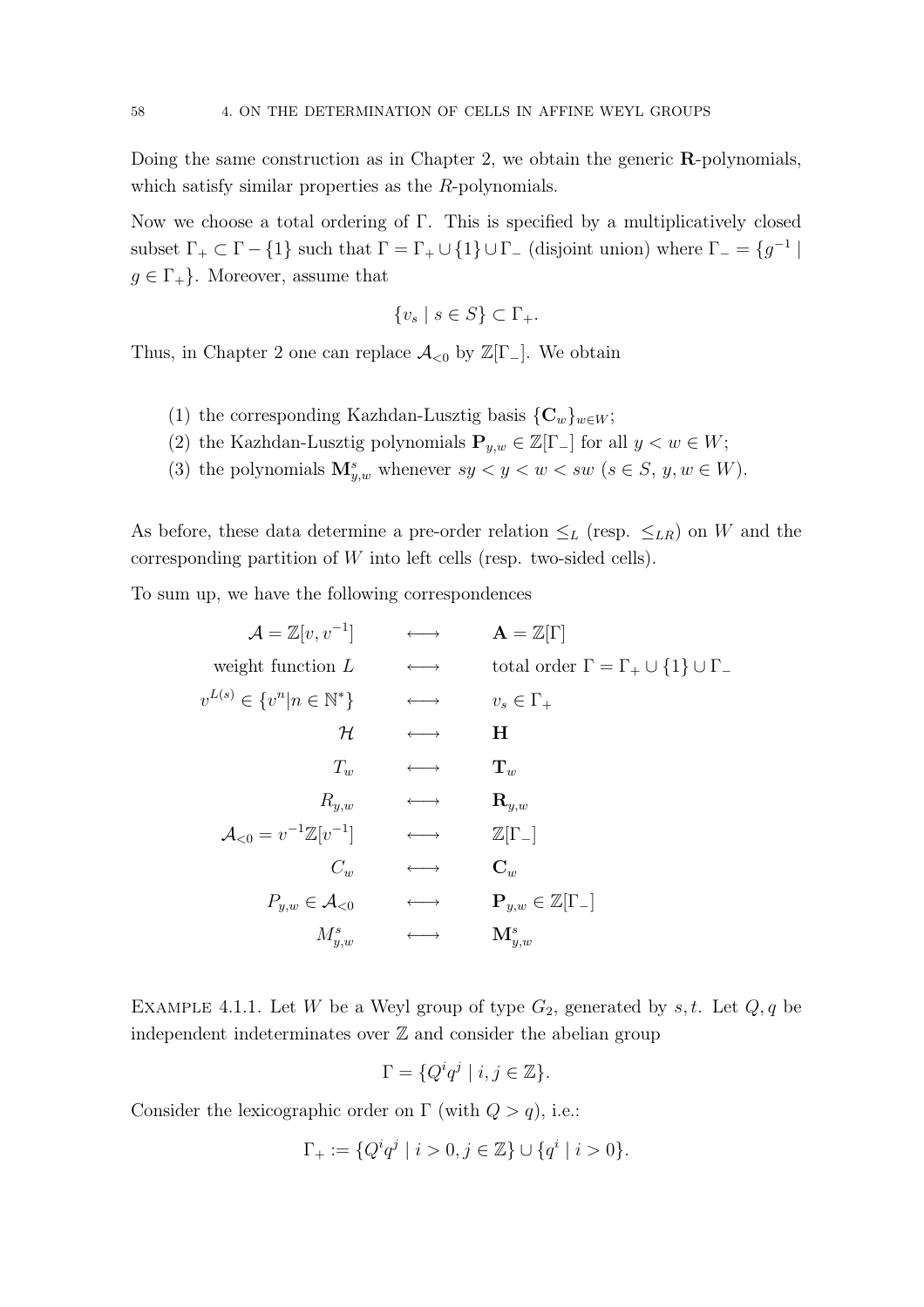Doing the same construction as in Chapter 2, we obtain the generic **R**-polynomials, which satisfy similar properties as the $R$-polynomials.

Now we choose a total ordering of $\Gamma$. This is specified by a multiplicatively closed subset $\Gamma_+ \subset \Gamma - \{1\}$ such that $\Gamma = \Gamma_+ \cup \{1\} \cup \Gamma_-$ (disjoint union) where $\Gamma_- = \{g^{-1} \mid g \in \Gamma_+\}$. Moreover, assume that

$$\{v_s \mid s \in S\} \subset \Gamma_+.$$

Thus, in Chapter 2 one can replace $\mathcal{A}_{<0}$ by $\mathbb{Z}[\Gamma_-]$. We obtain

1. the corresponding Kazhdan-Lusztig basis $\{\mathbf{C}_w\}_{w \in W}$;
2. the Kazhdan-Lusztig polynomials $\mathbf{P}_{y,w} \in \mathbb{Z}[\Gamma_-]$ for all $y < w \in W$;
3. the polynomials $\mathbf{M}^s_{y,w}$ whenever $sy < y < w < sw$ ($s \in S$, $y, w \in W$).

As before, these data determine a pre-order relation $\leq_L$ (resp. $\leq_{LR}$) on $W$ and the corresponding partition of $W$ into left cells (resp. two-sided cells).

To sum up, we have the following correspondences

$$
\begin{array}{rcl}
\mathcal{A} = \mathbb{Z}[v, v^{-1}] & \longleftrightarrow & \mathbf{A} = \mathbb{Z}[\Gamma] \\
\text{weight function } L & \longleftrightarrow & \text{total order } \Gamma = \Gamma_+ \cup \{1\} \cup \Gamma_- \\
v^{L(s)} \in \{v^n | n \in \mathbb{N}^*\} & \longleftrightarrow & v_s \in \Gamma_+ \\
\mathcal{H} & \longleftrightarrow & \mathbf{H} \\
T_w & \longleftrightarrow & \mathbf{T}_w \\
R_{y,w} & \longleftrightarrow & \mathbf{R}_{y,w} \\
\mathcal{A}_{<0} = v^{-1}\mathbb{Z}[v^{-1}] & \longleftrightarrow & \mathbb{Z}[\Gamma_-] \\
C_w & \longleftrightarrow & \mathbf{C}_w \\
P_{y,w} \in \mathcal{A}_{<0} & \longleftrightarrow & \mathbf{P}_{y,w} \in \mathbb{Z}[\Gamma_-] \\
M^s_{y,w} & \longleftrightarrow & \mathbf{M}^s_{y,w}
\end{array}
$$

Example 4.1.1. Let $W$ be a Weyl group of type $G_2$, generated by $s, t$. Let $Q, q$ be independent indeterminates over $\mathbb{Z}$ and consider the abelian group

$$\Gamma = \{Q^i q^j \mid i, j \in \mathbb{Z}\}.$$

Consider the lexicographic order on $\Gamma$ (with $Q > q$), i.e.:

$$\Gamma_+ := \{Q^i q^j \mid i > 0, j \in \mathbb{Z}\} \cup \{q^i \mid i > 0\}.$$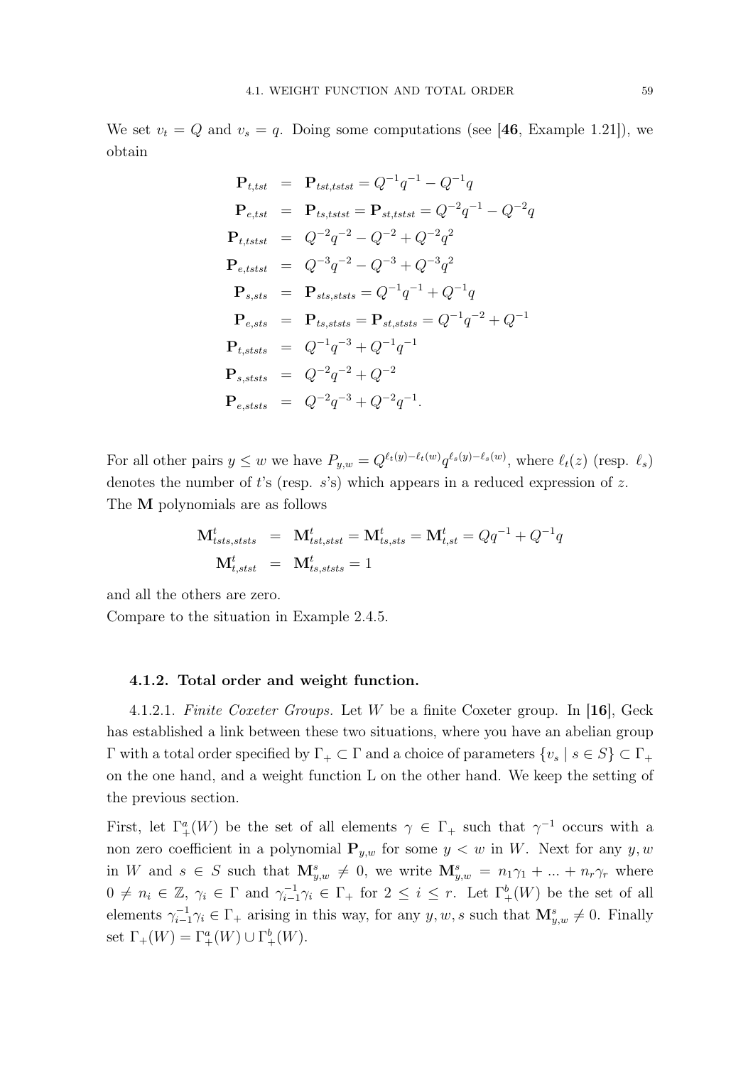We set $v_t = Q$ and $v_s = q$. Doing some computations (see [**46**, Example 1.21]), we obtain

$$
\begin{aligned}
\mathbf{P}_{t,tst} &= \mathbf{P}_{tst,tstst} = Q^{-1}q^{-1} - Q^{-1}q \\
\mathbf{P}_{e,tst} &= \mathbf{P}_{ts,tstst} = \mathbf{P}_{st,tstst} = Q^{-2}q^{-1} - Q^{-2}q \\
\mathbf{P}_{t,tstst} &= Q^{-2}q^{-2} - Q^{-2} + Q^{-2}q^{2} \\
\mathbf{P}_{e,tstst} &= Q^{-3}q^{-2} - Q^{-3} + Q^{-3}q^{2} \\
\mathbf{P}_{s,sts} &= \mathbf{P}_{sts,ststs} = Q^{-1}q^{-1} + Q^{-1}q \\
\mathbf{P}_{e,sts} &= \mathbf{P}_{ts,ststs} = \mathbf{P}_{st,ststs} = Q^{-1}q^{-2} + Q^{-1} \\
\mathbf{P}_{t,ststs} &= Q^{-1}q^{-3} + Q^{-1}q^{-1} \\
\mathbf{P}_{s,ststs} &= Q^{-2}q^{-2} + Q^{-2} \\
\mathbf{P}_{e,ststs} &= Q^{-2}q^{-3} + Q^{-2}q^{-1}.
\end{aligned}
$$

For all other pairs $y \leq w$ we have $P_{y,w} = Q^{\ell_t(y)-\ell_t(w)}q^{\ell_s(y)-\ell_s(w)}$, where $\ell_t(z)$ (resp. $\ell_s$) denotes the number of $t$'s (resp. $s$'s) which appears in a reduced expression of $z$.
The $\mathbf{M}$ polynomials are as follows

$$
\begin{aligned}
\mathbf{M}^t_{tsts,ststs} &= \mathbf{M}^t_{tst,stst} = \mathbf{M}^t_{ts,sts} = \mathbf{M}^t_{t,st} = Qq^{-1} + Q^{-1}q \\
\mathbf{M}^t_{t,stst} &= \mathbf{M}^t_{ts,ststs} = 1
\end{aligned}
$$

and all the others are zero.
Compare to the situation in Example 2.4.5.

### 4.1.2. Total order and weight function.

4.1.2.1. *Finite Coxeter Groups.* Let $W$ be a finite Coxeter group. In [**16**], Geck has established a link between these two situations, where you have an abelian group $\Gamma$ with a total order specified by $\Gamma_+ \subset \Gamma$ and a choice of parameters $\{v_s \mid s \in S\} \subset \Gamma_+$ on the one hand, and a weight function L on the other hand. We keep the setting of the previous section.

First, let $\Gamma^a_+(W)$ be the set of all elements $\gamma \in \Gamma_+$ such that $\gamma^{-1}$ occurs with a non zero coefficient in a polynomial $\mathbf{P}_{y,w}$ for some $y < w$ in $W$. Next for any $y, w$ in $W$ and $s \in S$ such that $\mathbf{M}^s_{y,w} \neq 0$, we write $\mathbf{M}^s_{y,w} = n_1\gamma_1 + ... + n_r\gamma_r$ where $0 \neq n_i \in \mathbb{Z}$, $\gamma_i \in \Gamma$ and $\gamma^{-1}_{i-1}\gamma_i \in \Gamma_+$ for $2 \leq i \leq r$. Let $\Gamma^b_+(W)$ be the set of all elements $\gamma^{-1}_{i-1}\gamma_i \in \Gamma_+$ arising in this way, for any $y, w, s$ such that $\mathbf{M}^s_{y,w} \neq 0$. Finally set $\Gamma_+(W) = \Gamma^a_+(W) \cup \Gamma^b_+(W)$.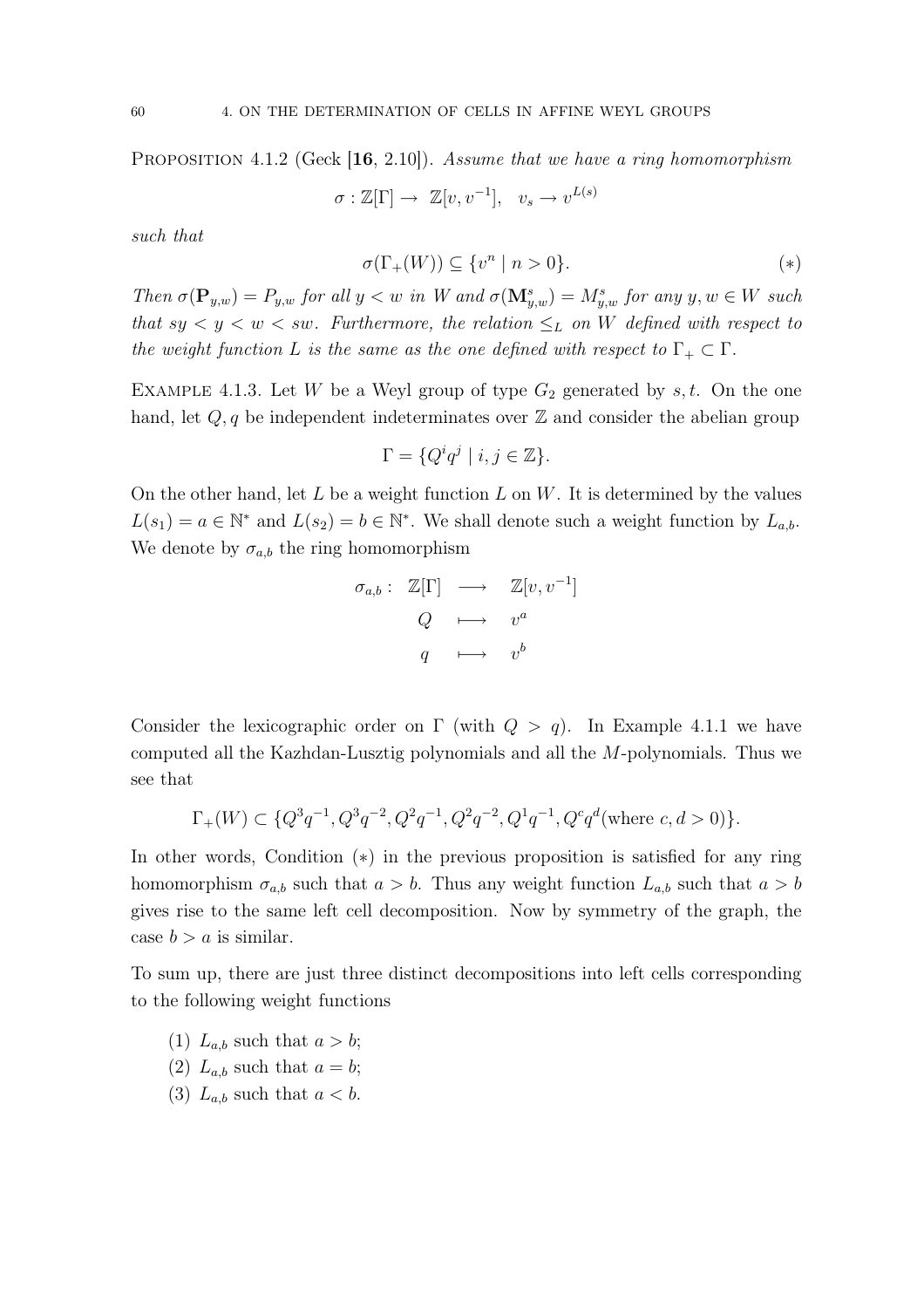**Proposition 4.1.2** (Geck [**16**, 2.10]). *Assume that we have a ring homomorphism*

$$\sigma : \mathbb{Z}[\Gamma] \to \mathbb{Z}[v, v^{-1}], \quad v_s \to v^{L(s)}$$

*such that*

$$\sigma(\Gamma_+(W)) \subseteq \{v^n \mid n > 0\}. \qquad (*)$$

*Then* $\sigma(\mathbf{P}_{y,w}) = P_{y,w}$ *for all* $y < w$ *in* $W$ *and* $\sigma(\mathbf{M}^s_{y,w}) = M^s_{y,w}$ *for any* $y, w \in W$ *such that* $sy < y < w < sw$. *Furthermore, the relation* $\leq_L$ *on* $W$ *defined with respect to the weight function* $L$ *is the same as the one defined with respect to* $\Gamma_+ \subset \Gamma$.

Example 4.1.3. Let $W$ be a Weyl group of type $G_2$ generated by $s, t$. On the one hand, let $Q, q$ be independent indeterminates over $\mathbb{Z}$ and consider the abelian group

$$\Gamma = \{Q^i q^j \mid i, j \in \mathbb{Z}\}.$$

On the other hand, let $L$ be a weight function $L$ on $W$. It is determined by the values $L(s_1) = a \in \mathbb{N}^*$ and $L(s_2) = b \in \mathbb{N}^*$. We shall denote such a weight function by $L_{a,b}$. We denote by $\sigma_{a,b}$ the ring homomorphism

$$\begin{array}{rccc} \sigma_{a,b}: & \mathbb{Z}[\Gamma] & \longrightarrow & \mathbb{Z}[v, v^{-1}] \\ & Q & \longmapsto & v^a \\ & q & \longmapsto & v^b \end{array}$$

Consider the lexicographic order on $\Gamma$ (with $Q > q$). In Example 4.1.1 we have computed all the Kazhdan-Lusztig polynomials and all the $M$-polynomials. Thus we see that

$$\Gamma_+(W) \subset \{Q^3 q^{-1}, Q^3 q^{-2}, Q^2 q^{-1}, Q^2 q^{-2}, Q^1 q^{-1}, Q^c q^d (\text{where } c, d > 0)\}.$$

In other words, Condition $(*)$ in the previous proposition is satisfied for any ring homomorphism $\sigma_{a,b}$ such that $a > b$. Thus any weight function $L_{a,b}$ such that $a > b$ gives rise to the same left cell decomposition. Now by symmetry of the graph, the case $b > a$ is similar.

To sum up, there are just three distinct decompositions into left cells corresponding to the following weight functions

(1) $L_{a,b}$ such that $a > b$;
(2) $L_{a,b}$ such that $a = b$;
(3) $L_{a,b}$ such that $a < b$.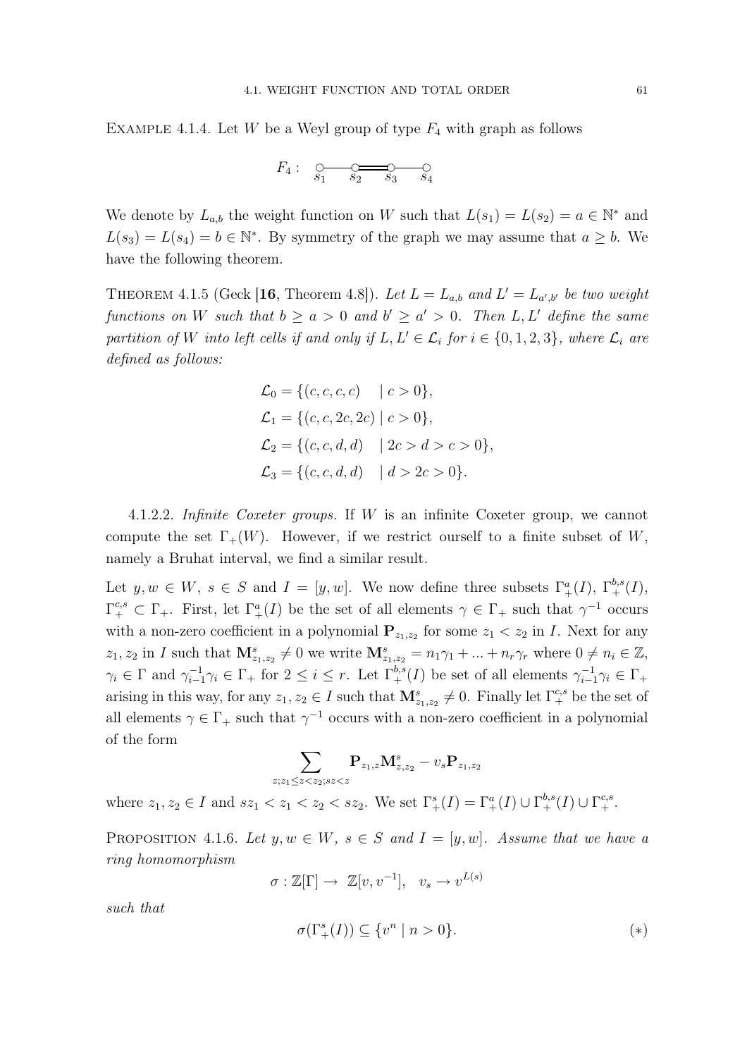EXAMPLE 4.1.4. Let $W$ be a Weyl group of type $F_4$ with graph as follows

$$F_4: \quad \underset{s_1}{\circ} \!-\!\!-\!\! \underset{s_2}{\circ} \!=\!\!=\!\! \underset{s_3}{\circ} \!-\!\!-\!\! \underset{s_4}{\circ}$$

We denote by $L_{a,b}$ the weight function on $W$ such that $L(s_1) = L(s_2) = a \in \mathbb{N}^*$ and $L(s_3) = L(s_4) = b \in \mathbb{N}^*$. By symmetry of the graph we may assume that $a \geq b$. We have the following theorem.

THEOREM 4.1.5 (Geck [**16**, Theorem 4.8]). *Let $L = L_{a,b}$ and $L' = L_{a',b'}$ be two weight functions on $W$ such that $b \geq a > 0$ and $b' \geq a' > 0$. Then $L, L'$ define the same partition of $W$ into left cells if and only if $L, L' \in \mathcal{L}_i$ for $i \in \{0, 1, 2, 3\}$, where $\mathcal{L}_i$ are defined as follows:*

$$\begin{aligned}
\mathcal{L}_0 &= \{(c, c, c, c) \quad \mid c > 0\}, \\
\mathcal{L}_1 &= \{(c, c, 2c, 2c) \mid c > 0\}, \\
\mathcal{L}_2 &= \{(c, c, d, d) \quad \mid 2c > d > c > 0\}, \\
\mathcal{L}_3 &= \{(c, c, d, d) \quad \mid d > 2c > 0\}.
\end{aligned}$$

4.1.2.2. *Infinite Coxeter groups.* If $W$ is an infinite Coxeter group, we cannot compute the set $\Gamma_+(W)$. However, if we restrict ourself to a finite subset of $W$, namely a Bruhat interval, we find a similar result.

Let $y, w \in W$, $s \in S$ and $I = [y, w]$. We now define three subsets $\Gamma_+^a(I)$, $\Gamma_+^{b,s}(I)$, $\Gamma_+^{c,s} \subset \Gamma_+$. First, let $\Gamma_+^a(I)$ be the set of all elements $\gamma \in \Gamma_+$ such that $\gamma^{-1}$ occurs with a non-zero coefficient in a polynomial $\mathbf{P}_{z_1,z_2}$ for some $z_1 < z_2$ in $I$. Next for any $z_1, z_2$ in $I$ such that $\mathbf{M}^s_{z_1,z_2} \neq 0$ we write $\mathbf{M}^s_{z_1,z_2} = n_1\gamma_1 + ... + n_r\gamma_r$ where $0 \neq n_i \in \mathbb{Z}$, $\gamma_i \in \Gamma$ and $\gamma_{i-1}^{-1}\gamma_i \in \Gamma_+$ for $2 \leq i \leq r$. Let $\Gamma_+^{b,s}(I)$ be set of all elements $\gamma_{i-1}^{-1}\gamma_i \in \Gamma_+$ arising in this way, for any $z_1, z_2 \in I$ such that $\mathbf{M}^s_{z_1,z_2} \neq 0$. Finally let $\Gamma_+^{c,s}$ be the set of all elements $\gamma \in \Gamma_+$ such that $\gamma^{-1}$ occurs with a non-zero coefficient in a polynomial of the form

$$\sum_{z; z_1 \leq z < z_2; sz < z} \mathbf{P}_{z_1,z}\mathbf{M}^s_{z,z_2} - v_s\mathbf{P}_{z_1,z_2}$$

where $z_1, z_2 \in I$ and $sz_1 < z_1 < z_2 < sz_2$. We set $\Gamma_+^s(I) = \Gamma_+^a(I) \cup \Gamma_+^{b,s}(I) \cup \Gamma_+^{c,s}$.

PROPOSITION 4.1.6. *Let $y, w \in W$, $s \in S$ and $I = [y, w]$. Assume that we have a ring homomorphism*

$$\sigma : \mathbb{Z}[\Gamma] \to \mathbb{Z}[v, v^{-1}], \quad v_s \to v^{L(s)}$$

*such that*

$$\sigma(\Gamma_+^s(I)) \subseteq \{v^n \mid n > 0\}. \tag{$*$}$$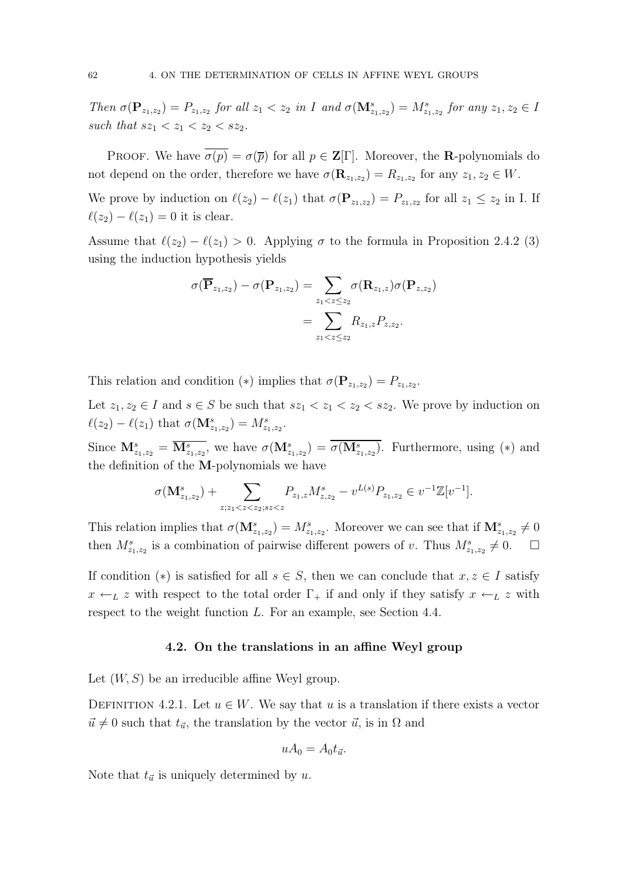*Then $\sigma(\mathbf{P}_{z_1,z_2}) = P_{z_1,z_2}$ for all $z_1 < z_2$ in $I$ and $\sigma(\mathbf{M}^s_{z_1,z_2}) = M^s_{z_1,z_2}$ for any $z_1, z_2 \in I$ such that $sz_1 < z_1 < z_2 < sz_2$.*

Proof. We have $\overline{\sigma(p)} = \sigma(\overline{p})$ for all $p \in \mathbf{Z}[\Gamma]$. Moreover, the $\mathbf{R}$-polynomials do not depend on the order, therefore we have $\sigma(\mathbf{R}_{z_1,z_2}) = R_{z_1,z_2}$ for any $z_1, z_2 \in W$.

We prove by induction on $\ell(z_2) - \ell(z_1)$ that $\sigma(\mathbf{P}_{z_1,z_2}) = P_{z_1,z_2}$ for all $z_1 \leq z_2$ in I. If $\ell(z_2) - \ell(z_1) = 0$ it is clear.

Assume that $\ell(z_2) - \ell(z_1) > 0$. Applying $\sigma$ to the formula in Proposition 2.4.2 (3) using the induction hypothesis yields

$$\begin{aligned}
\sigma(\overline{\mathbf{P}}_{z_1,z_2}) - \sigma(\mathbf{P}_{z_1,z_2}) &= \sum_{z_1 < z \leq z_2} \sigma(\mathbf{R}_{z_1,z})\sigma(\mathbf{P}_{z,z_2}) \\
&= \sum_{z_1 < z \leq z_2} R_{z_1,z} P_{z,z_2}.
\end{aligned}$$

This relation and condition $(*)$ implies that $\sigma(\mathbf{P}_{z_1,z_2}) = P_{z_1,z_2}$.

Let $z_1, z_2 \in I$ and $s \in S$ be such that $sz_1 < z_1 < z_2 < sz_2$. We prove by induction on $\ell(z_2) - \ell(z_1)$ that $\sigma(\mathbf{M}^s_{z_1,z_2}) = M^s_{z_1,z_2}$.

Since $\mathbf{M}^s_{z_1,z_2} = \overline{\mathbf{M}^s_{z_1,z_2}}$, we have $\sigma(\mathbf{M}^s_{z_1,z_2}) = \overline{\sigma(\mathbf{M}^s_{z_1,z_2})}$. Furthermore, using $(*)$ and the definition of the $\mathbf{M}$-polynomials we have

$$\sigma(\mathbf{M}^s_{z_1,z_2}) + \sum_{z; z_1 < z < z_2; sz < z} P_{z_1,z} M^s_{z,z_2} - v^{L(s)} P_{z_1,z_2} \in v^{-1}\mathbb{Z}[v^{-1}].$$

This relation implies that $\sigma(\mathbf{M}^s_{z_1,z_2}) = M^s_{z_1,z_2}$. Moreover we can see that if $\mathbf{M}^s_{z_1,z_2} \neq 0$ then $M^s_{z_1,z_2}$ is a combination of pairwise different powers of $v$. Thus $M^s_{z_1,z_2} \neq 0$. $\square$

If condition $(*)$ is satisfied for all $s \in S$, then we can conclude that $x, z \in I$ satisfy $x \leftarrow_L z$ with respect to the total order $\Gamma_+$ if and only if they satisfy $x \leftarrow_L z$ with respect to the weight function $L$. For an example, see Section 4.4.

## 4.2. On the translations in an affine Weyl group

Let $(W, S)$ be an irreducible affine Weyl group.

Definition 4.2.1. Let $u \in W$. We say that $u$ is a translation if there exists a vector $\vec{u} \neq 0$ such that $t_{\vec{u}}$, the translation by the vector $\vec{u}$, is in $\Omega$ and

$$uA_0 = A_0 t_{\vec{u}}.$$

Note that $t_{\vec{u}}$ is uniquely determined by $u$.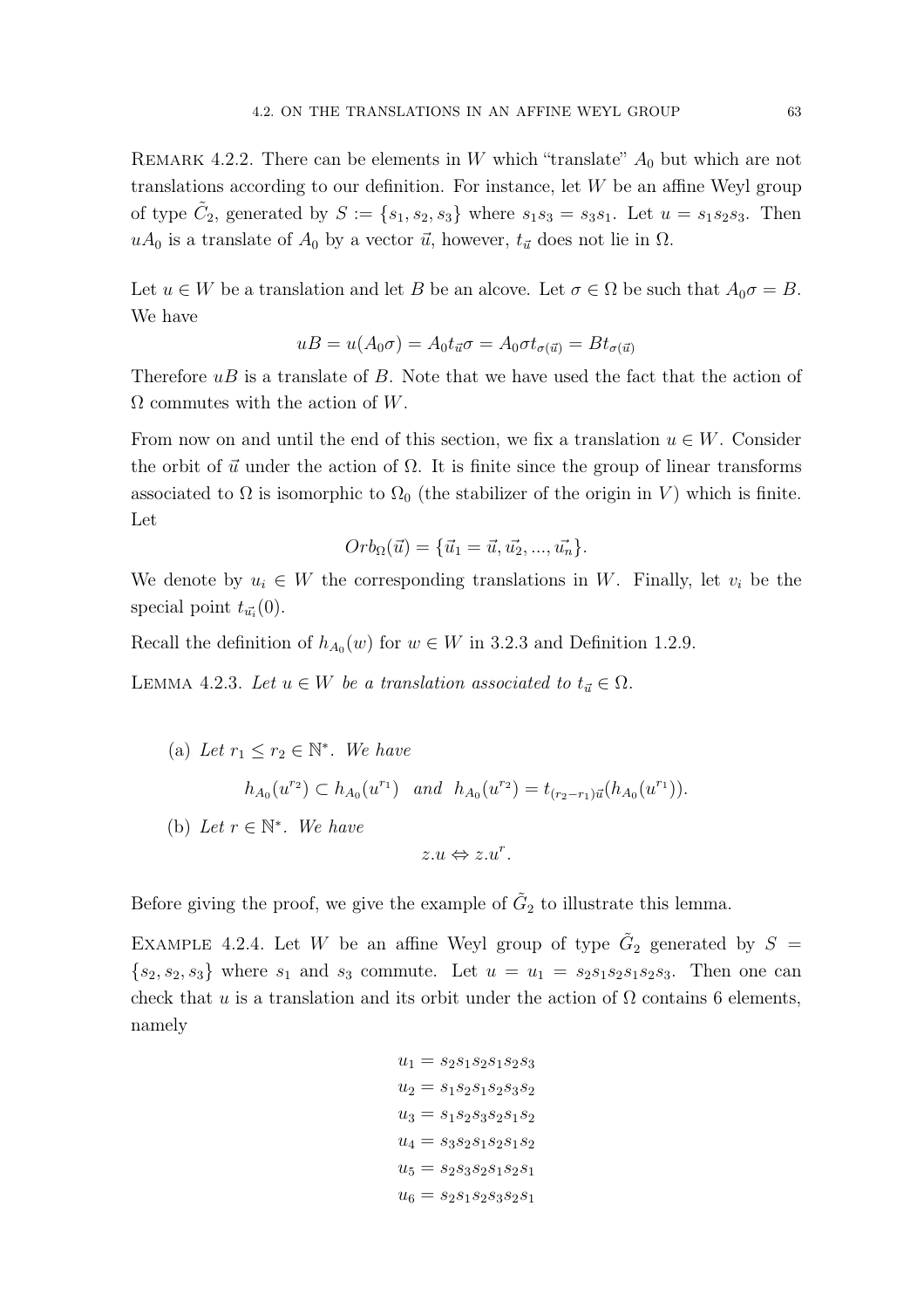REMARK 4.2.2. There can be elements in $W$ which "translate" $A_0$ but which are not translations according to our definition. For instance, let $W$ be an affine Weyl group of type $\tilde{C}_2$, generated by $S := \{s_1, s_2, s_3\}$ where $s_1 s_3 = s_3 s_1$. Let $u = s_1 s_2 s_3$. Then $uA_0$ is a translate of $A_0$ by a vector $\vec{u}$, however, $t_{\vec{u}}$ does not lie in $\Omega$.

Let $u \in W$ be a translation and let $B$ be an alcove. Let $\sigma \in \Omega$ be such that $A_0 \sigma = B$. We have

$$uB = u(A_0\sigma) = A_0 t_{\vec{u}} \sigma = A_0 \sigma t_{\sigma(\vec{u})} = B t_{\sigma(\vec{u})}$$

Therefore $uB$ is a translate of $B$. Note that we have used the fact that the action of $\Omega$ commutes with the action of $W$.

From now on and until the end of this section, we fix a translation $u \in W$. Consider the orbit of $\vec{u}$ under the action of $\Omega$. It is finite since the group of linear transforms associated to $\Omega$ is isomorphic to $\Omega_0$ (the stabilizer of the origin in $V$) which is finite. Let

$$Orb_{\Omega}(\vec{u}) = \{\vec{u_1} = \vec{u}, \vec{u_2}, ..., \vec{u_n}\}.$$

We denote by $u_i \in W$ the corresponding translations in $W$. Finally, let $v_i$ be the special point $t_{\vec{u_i}}(0)$.

Recall the definition of $h_{A_0}(w)$ for $w \in W$ in 3.2.3 and Definition 1.2.9.

LEMMA 4.2.3. *Let $u \in W$ be a translation associated to $t_{\vec{u}} \in \Omega$.*

(a) *Let $r_1 \leq r_2 \in \mathbb{N}^*$. We have*

$$h_{A_0}(u^{r_2}) \subset h_{A_0}(u^{r_1}) \quad and \quad h_{A_0}(u^{r_2}) = t_{(r_2 - r_1)\vec{u}}(h_{A_0}(u^{r_1})).$$

(b) *Let $r \in \mathbb{N}^*$. We have*

$$z.u \Leftrightarrow z.u^r.$$

Before giving the proof, we give the example of $\tilde{G}_2$ to illustrate this lemma.

EXAMPLE 4.2.4. Let $W$ be an affine Weyl group of type $\tilde{G}_2$ generated by $S = \{s_2, s_2, s_3\}$ where $s_1$ and $s_3$ commute. Let $u = u_1 = s_2 s_1 s_2 s_1 s_2 s_3$. Then one can check that $u$ is a translation and its orbit under the action of $\Omega$ contains 6 elements, namely

$$\begin{aligned}
u_1 &= s_2 s_1 s_2 s_1 s_2 s_3 \\
u_2 &= s_1 s_2 s_1 s_2 s_3 s_2 \\
u_3 &= s_1 s_2 s_3 s_2 s_1 s_2 \\
u_4 &= s_3 s_2 s_1 s_2 s_1 s_2 \\
u_5 &= s_2 s_3 s_2 s_1 s_2 s_1 \\
u_6 &= s_2 s_1 s_2 s_3 s_2 s_1
\end{aligned}$$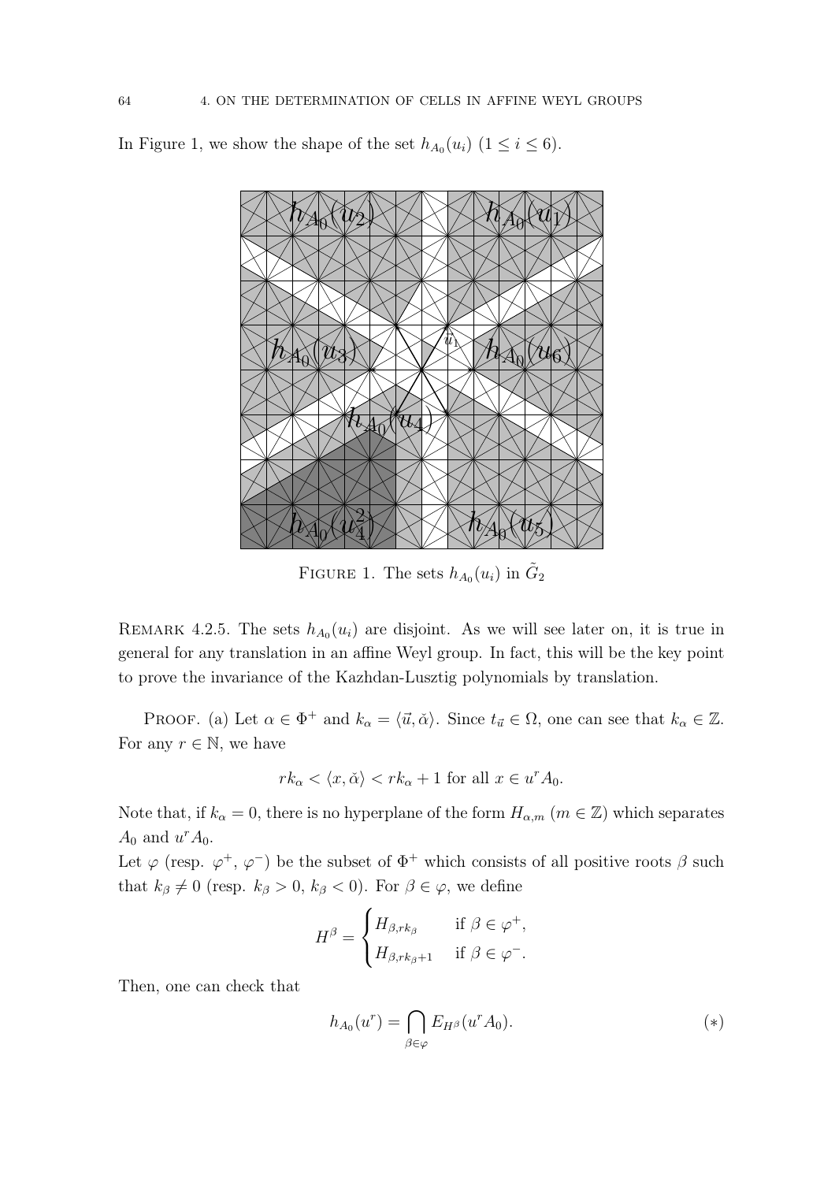In Figure 1, we show the shape of the set $h_{A_0}(u_i)$ $(1 \leq i \leq 6)$.

FIGURE 1. The sets $h_{A_0}(u_i)$ in $\tilde{G}_2$

REMARK 4.2.5. The sets $h_{A_0}(u_i)$ are disjoint. As we will see later on, it is true in general for any translation in an affine Weyl group. In fact, this will be the key point to prove the invariance of the Kazhdan-Lusztig polynomials by translation.

PROOF. (a) Let $\alpha \in \Phi^+$ and $k_\alpha = \langle \vec{u}, \check{\alpha} \rangle$. Since $t_{\vec{u}} \in \Omega$, one can see that $k_\alpha \in \mathbb{Z}$. For any $r \in \mathbb{N}$, we have

$$rk_\alpha < \langle x, \check{\alpha} \rangle < rk_\alpha + 1 \text{ for all } x \in u^r A_0.$$

Note that, if $k_\alpha = 0$, there is no hyperplane of the form $H_{\alpha,m}$ $(m \in \mathbb{Z})$ which separates $A_0$ and $u^r A_0$.

Let $\varphi$ (resp. $\varphi^+$, $\varphi^-$) be the subset of $\Phi^+$ which consists of all positive roots $\beta$ such that $k_\beta \neq 0$ (resp. $k_\beta > 0$, $k_\beta < 0$). For $\beta \in \varphi$, we define

$$H^\beta = \begin{cases} H_{\beta, rk_\beta} & \text{if } \beta \in \varphi^+, \\ H_{\beta, rk_\beta + 1} & \text{if } \beta \in \varphi^-. \end{cases}$$

Then, one can check that

$$h_{A_0}(u^r) = \bigcap_{\beta \in \varphi} E_{H^\beta}(u^r A_0). \qquad (*)$$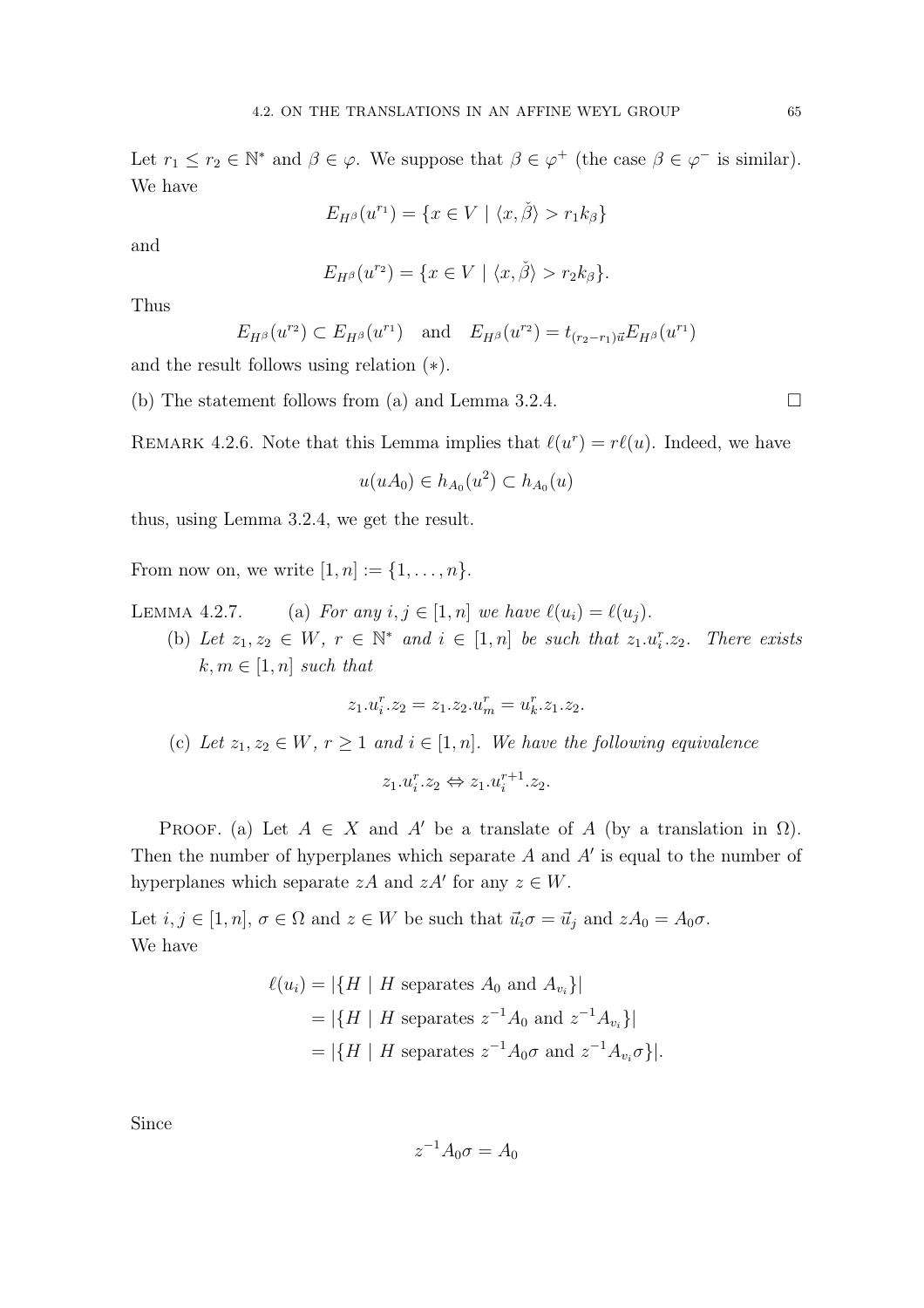Let $r_1 \leq r_2 \in \mathbb{N}^*$ and $\beta \in \varphi$. We suppose that $\beta \in \varphi^+$ (the case $\beta \in \varphi^-$ is similar). We have

$$E_{H^\beta}(u^{r_1}) = \{x \in V \mid \langle x, \check{\beta} \rangle > r_1 k_\beta\}$$

and

$$E_{H^\beta}(u^{r_2}) = \{x \in V \mid \langle x, \check{\beta} \rangle > r_2 k_\beta\}.$$

Thus

$$E_{H^\beta}(u^{r_2}) \subset E_{H^\beta}(u^{r_1}) \quad \text{and} \quad E_{H^\beta}(u^{r_2}) = t_{(r_2 - r_1)\vec{u}} E_{H^\beta}(u^{r_1})$$

and the result follows using relation $(*)$.

(b) The statement follows from (a) and Lemma 3.2.4. $\square$

REMARK 4.2.6. Note that this Lemma implies that $\ell(u^r) = r\ell(u)$. Indeed, we have

$$u(uA_0) \in h_{A_0}(u^2) \subset h_{A_0}(u)$$

thus, using Lemma 3.2.4, we get the result.

From now on, we write $[1, n] := \{1, \ldots, n\}$.

LEMMA 4.2.7. (a) *For any $i, j \in [1, n]$ we have $\ell(u_i) = \ell(u_j)$.*

(b) *Let $z_1, z_2 \in W$, $r \in \mathbb{N}^*$ and $i \in [1, n]$ be such that $z_1.u_i^r.z_2$. There exists $k, m \in [1, n]$ such that*

$$z_1.u_i^r.z_2 = z_1.z_2.u_m^r = u_k^r.z_1.z_2.$$

(c) *Let $z_1, z_2 \in W$, $r \geq 1$ and $i \in [1, n]$. We have the following equivalence*

$$z_1.u_i^r.z_2 \Leftrightarrow z_1.u_i^{r+1}.z_2.$$

PROOF. (a) Let $A \in X$ and $A'$ be a translate of $A$ (by a translation in $\Omega$). Then the number of hyperplanes which separate $A$ and $A'$ is equal to the number of hyperplanes which separate $zA$ and $zA'$ for any $z \in W$.

Let $i, j \in [1, n]$, $\sigma \in \Omega$ and $z \in W$ be such that $\vec{u}_i\sigma = \vec{u}_j$ and $zA_0 = A_0\sigma$.
We have

$$\begin{aligned}
\ell(u_i) &= |\{H \mid H \text{ separates } A_0 \text{ and } A_{v_i}\}| \\
&= |\{H \mid H \text{ separates } z^{-1}A_0 \text{ and } z^{-1}A_{v_i}\}| \\
&= |\{H \mid H \text{ separates } z^{-1}A_0\sigma \text{ and } z^{-1}A_{v_i}\sigma\}|.
\end{aligned}$$

Since

$$z^{-1}A_0\sigma = A_0$$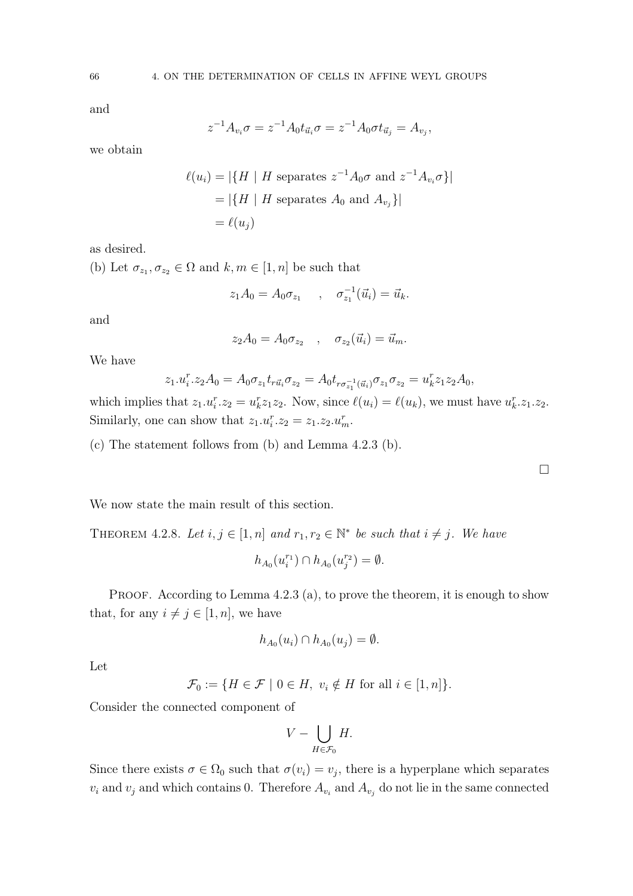and

$$z^{-1}A_{v_i}\sigma = z^{-1}A_0 t_{\vec{u}_i}\sigma = z^{-1}A_0\sigma t_{\vec{u}_j} = A_{v_j},$$

we obtain

$$\begin{aligned}
\ell(u_i) &= |\{H \mid H \text{ separates } z^{-1}A_0\sigma \text{ and } z^{-1}A_{v_i}\sigma\}| \\
&= |\{H \mid H \text{ separates } A_0 \text{ and } A_{v_j}\}| \\
&= \ell(u_j)
\end{aligned}$$

as desired.

(b) Let $\sigma_{z_1}, \sigma_{z_2} \in \Omega$ and $k, m \in [1, n]$ be such that

$$z_1 A_0 = A_0 \sigma_{z_1} \quad , \quad \sigma_{z_1}^{-1}(\vec{u}_i) = \vec{u}_k.$$

and

$$z_2 A_0 = A_0 \sigma_{z_2} \quad , \quad \sigma_{z_2}(\vec{u}_i) = \vec{u}_m.$$

We have

$$z_1.u_i^r.z_2 A_0 = A_0 \sigma_{z_1} t_{r\vec{u}_i} \sigma_{z_2} = A_0 t_{r\sigma_{z_1}^{-1}(\vec{u}_i)} \sigma_{z_1}\sigma_{z_2} = u_k^r z_1 z_2 A_0,$$

which implies that $z_1.u_i^r.z_2 = u_k^r z_1 z_2$. Now, since $\ell(u_i) = \ell(u_k)$, we must have $u_k^r.z_1.z_2$. Similarly, one can show that $z_1.u_i^r.z_2 = z_1.z_2.u_m^r$.

(c) The statement follows from (b) and Lemma 4.2.3 (b).

□

We now state the main result of this section.

**Theorem 4.2.8.** *Let $i, j \in [1, n]$ and $r_1, r_2 \in \mathbb{N}^*$ be such that $i \neq j$. We have*

$$h_{A_0}(u_i^{r_1}) \cap h_{A_0}(u_j^{r_2}) = \emptyset.$$

Proof. According to Lemma 4.2.3 (a), to prove the theorem, it is enough to show that, for any $i \neq j \in [1, n]$, we have

$$h_{A_0}(u_i) \cap h_{A_0}(u_j) = \emptyset.$$

Let

$$\mathcal{F}_0 := \{H \in \mathcal{F} \mid 0 \in H,\ v_i \notin H \text{ for all } i \in [1, n]\}.$$

Consider the connected component of

$$V - \bigcup_{H \in \mathcal{F}_0} H.$$

Since there exists $\sigma \in \Omega_0$ such that $\sigma(v_i) = v_j$, there is a hyperplane which separates $v_i$ and $v_j$ and which contains 0. Therefore $A_{v_i}$ and $A_{v_j}$ do not lie in the same connected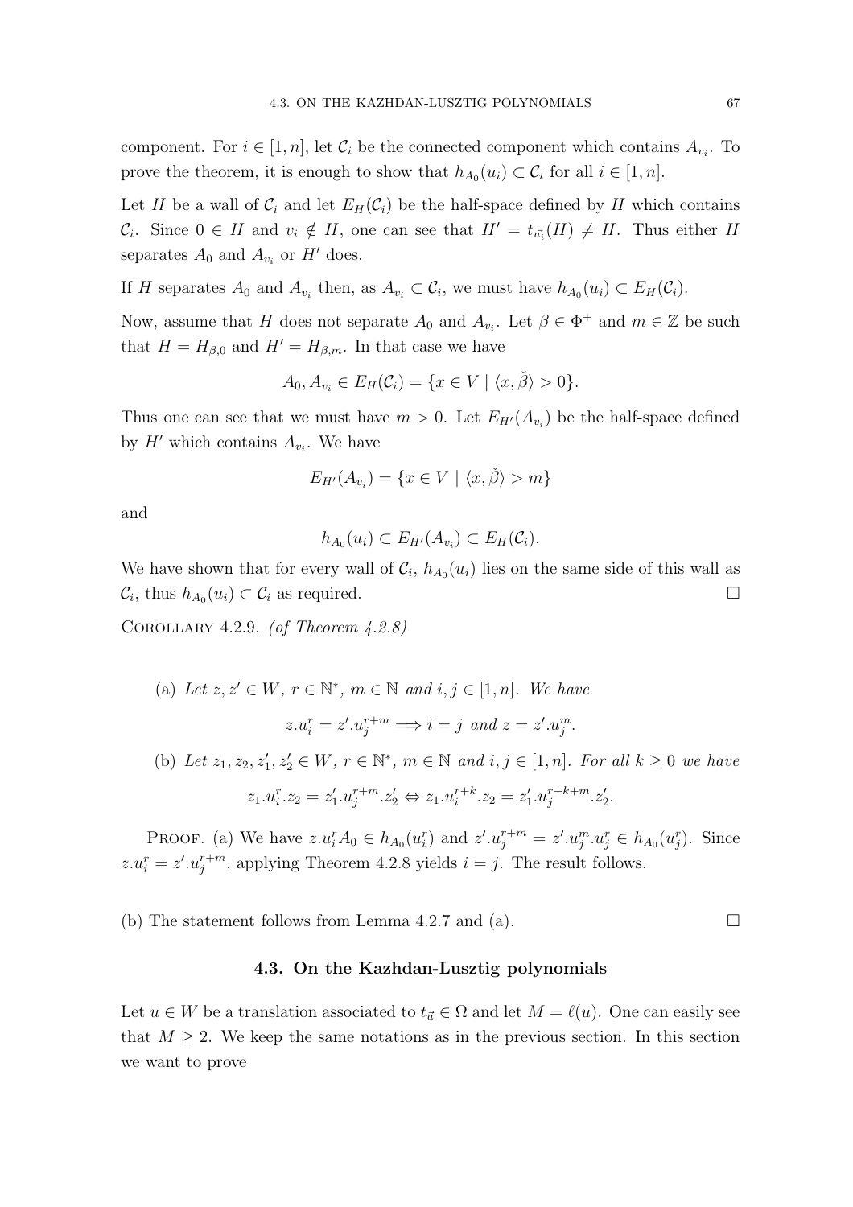component. For $i \in [1,n]$, let $\mathcal{C}_i$ be the connected component which contains $A_{v_i}$. To prove the theorem, it is enough to show that $h_{A_0}(u_i) \subset \mathcal{C}_i$ for all $i \in [1,n]$.

Let $H$ be a wall of $\mathcal{C}_i$ and let $E_H(\mathcal{C}_i)$ be the half-space defined by $H$ which contains $\mathcal{C}_i$. Since $0 \in H$ and $v_i \notin H$, one can see that $H' = t_{\vec{u_i}}(H) \neq H$. Thus either $H$ separates $A_0$ and $A_{v_i}$ or $H'$ does.

If $H$ separates $A_0$ and $A_{v_i}$ then, as $A_{v_i} \subset \mathcal{C}_i$, we must have $h_{A_0}(u_i) \subset E_H(\mathcal{C}_i)$.

Now, assume that $H$ does not separate $A_0$ and $A_{v_i}$. Let $\beta \in \Phi^+$ and $m \in \mathbb{Z}$ be such that $H = H_{\beta,0}$ and $H' = H_{\beta,m}$. In that case we have

$$A_0, A_{v_i} \in E_H(\mathcal{C}_i) = \{x \in V \mid \langle x, \check{\beta} \rangle > 0\}.$$

Thus one can see that we must have $m > 0$. Let $E_{H'}(A_{v_i})$ be the half-space defined by $H'$ which contains $A_{v_i}$. We have

$$E_{H'}(A_{v_i}) = \{x \in V \mid \langle x, \check{\beta} \rangle > m\}$$

and

$$h_{A_0}(u_i) \subset E_{H'}(A_{v_i}) \subset E_H(\mathcal{C}_i).$$

We have shown that for every wall of $\mathcal{C}_i$, $h_{A_0}(u_i)$ lies on the same side of this wall as $\mathcal{C}_i$, thus $h_{A_0}(u_i) \subset \mathcal{C}_i$ as required. □

COROLLARY 4.2.9. *(of Theorem 4.2.8)*

(a) *Let $z, z' \in W$, $r \in \mathbb{N}^*$, $m \in \mathbb{N}$ and $i, j \in [1,n]$. We have*

$$z.u_i^r = z'.u_j^{r+m} \Longrightarrow i = j \text{ and } z = z'.u_j^m.$$

(b) *Let $z_1, z_2, z_1', z_2' \in W$, $r \in \mathbb{N}^*$, $m \in \mathbb{N}$ and $i, j \in [1,n]$. For all $k \geq 0$ we have*

$$z_1.u_i^r.z_2 = z_1'.u_j^{r+m}.z_2' \Leftrightarrow z_1.u_i^{r+k}.z_2 = z_1'.u_j^{r+k+m}.z_2'.$$

PROOF. (a) We have $z.u_i^r A_0 \in h_{A_0}(u_i^r)$ and $z'.u_j^{r+m} = z'.u_j^m.u_j^r \in h_{A_0}(u_j^r)$. Since $z.u_i^r = z'.u_j^{r+m}$, applying Theorem 4.2.8 yields $i = j$. The result follows.

(b) The statement follows from Lemma 4.2.7 and (a). □

## 4.3. On the Kazhdan-Lusztig polynomials

Let $u \in W$ be a translation associated to $t_{\vec{u}} \in \Omega$ and let $M = \ell(u)$. One can easily see that $M \geq 2$. We keep the same notations as in the previous section. In this section we want to prove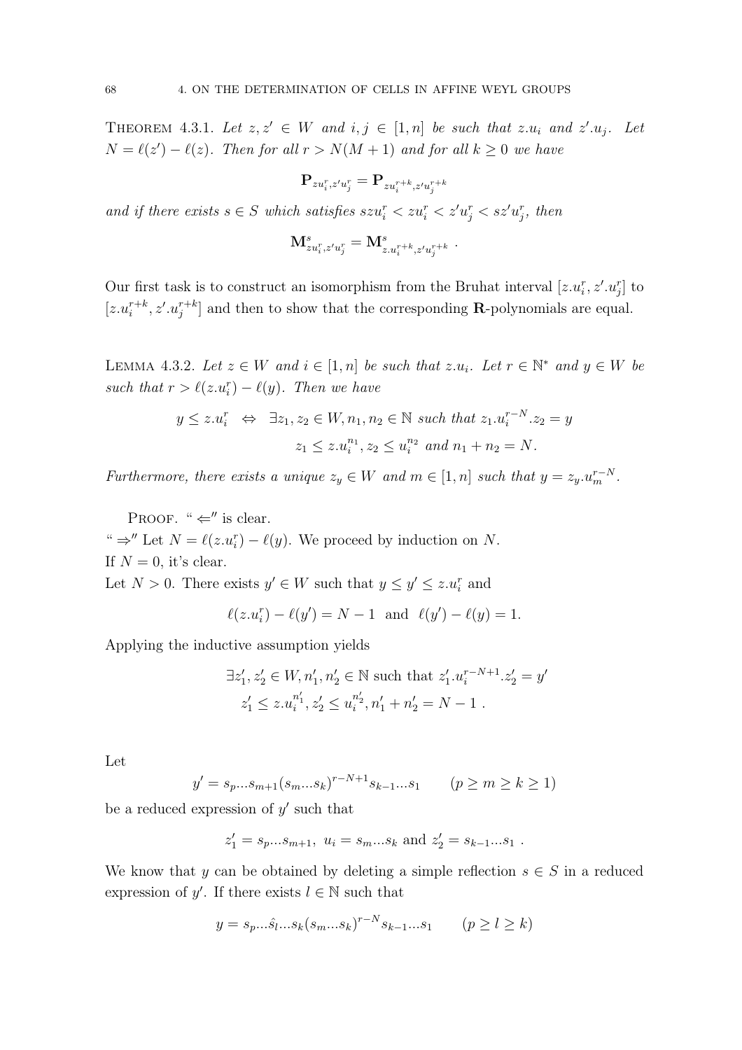**Theorem 4.3.1.** *Let $z, z' \in W$ and $i, j \in [1, n]$ be such that $z.u_i$ and $z'.u_j$. Let $N = \ell(z') - \ell(z)$. Then for all $r > N(M+1)$ and for all $k \geq 0$ we have*

$$\mathbf{P}_{zu_i^r, z'u_j^r} = \mathbf{P}_{zu_i^{r+k}, z'u_j^{r+k}}$$

*and if there exists $s \in S$ which satisfies $szu_i^r < zu_i^r < z'u_j^r < sz'u_j^r$, then*

$$\mathbf{M}^s_{zu_i^r, z'u_j^r} = \mathbf{M}^s_{z.u_i^{r+k}, z'u_j^{r+k}} \ .$$

Our first task is to construct an isomorphism from the Bruhat interval $[z.u_i^r, z'.u_j^r]$ to $[z.u_i^{r+k}, z'.u_j^{r+k}]$ and then to show that the corresponding $\mathbf{R}$-polynomials are equal.

**Lemma 4.3.2.** *Let $z \in W$ and $i \in [1, n]$ be such that $z.u_i$. Let $r \in \mathbb{N}^*$ and $y \in W$ be such that $r > \ell(z.u_i^r) - \ell(y)$. Then we have*

$$y \leq z.u_i^r \ \Leftrightarrow \ \exists z_1, z_2 \in W, n_1, n_2 \in \mathbb{N} \text{ such that } z_1.u_i^{r-N}.z_2 = y$$
$$z_1 \leq z.u_i^{n_1}, z_2 \leq u_i^{n_2} \text{ and } n_1 + n_2 = N.$$

*Furthermore, there exists a unique $z_y \in W$ and $m \in [1, n]$ such that $y = z_y.u_m^{r-N}$.*

Proof. " $\Leftarrow$" is clear.
" $\Rightarrow$" Let $N = \ell(z.u_i^r) - \ell(y)$. We proceed by induction on $N$.
If $N = 0$, it's clear.
Let $N > 0$. There exists $y' \in W$ such that $y \leq y' \leq z.u_i^r$ and

$$\ell(z.u_i^r) - \ell(y') = N - 1 \ \text{ and } \ \ell(y') - \ell(y) = 1.$$

Applying the inductive assumption yields

$$\exists z'_1, z'_2 \in W, n'_1, n'_2 \in \mathbb{N} \text{ such that } z'_1.u_i^{r-N+1}.z'_2 = y'$$
$$z'_1 \leq z.u_i^{n'_1}, z'_2 \leq u_i^{n'_2}, n'_1 + n'_2 = N - 1 \ .$$

Let

$$y' = s_p...s_{m+1}(s_m...s_k)^{r-N+1}s_{k-1}...s_1 \qquad (p \geq m \geq k \geq 1)$$

be a reduced expression of $y'$ such that

$$z'_1 = s_p...s_{m+1}, \ u_i = s_m...s_k \text{ and } z'_2 = s_{k-1}...s_1 \ .$$

We know that $y$ can be obtained by deleting a simple reflection $s \in S$ in a reduced expression of $y'$. If there exists $l \in \mathbb{N}$ such that

$$y = s_p...\hat{s}_l...s_k(s_m...s_k)^{r-N}s_{k-1}...s_1 \qquad (p \geq l \geq k)$$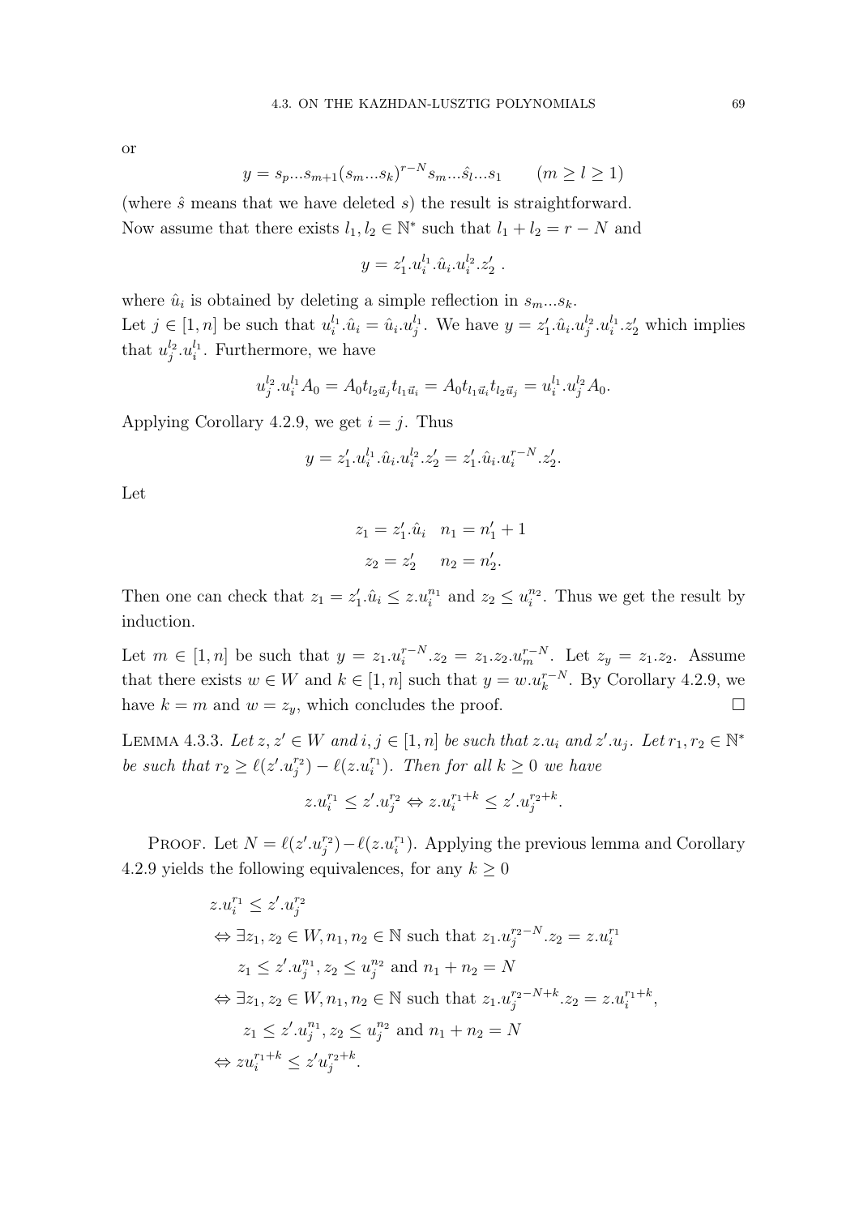or

$$y = s_p...s_{m+1}(s_m...s_k)^{r-N} s_m...\hat{s}_l...s_1 \qquad (m \geq l \geq 1)$$

(where $\hat{s}$ means that we have deleted $s$) the result is straightforward.
Now assume that there exists $l_1, l_2 \in \mathbb{N}^*$ such that $l_1 + l_2 = r - N$ and

$$y = z'_1.u_i^{l_1}.\hat{u}_i.u_i^{l_2}.z'_2\ .$$

where $\hat{u}_i$ is obtained by deleting a simple reflection in $s_m...s_k$.
Let $j \in [1, n]$ be such that $u_i^{l_1}.\hat{u}_i = \hat{u}_i.u_j^{l_1}$. We have $y = z'_1.\hat{u}_i.u_j^{l_2}.u_i^{l_1}.z'_2$ which implies that $u_j^{l_2}.u_i^{l_1}$. Furthermore, we have

$$u_j^{l_2}.u_i^{l_1} A_0 = A_0 t_{l_2 \vec{u}_j} t_{l_1 \vec{u}_i} = A_0 t_{l_1 \vec{u}_i} t_{l_2 \vec{u}_j} = u_i^{l_1}.u_j^{l_2} A_0.$$

Applying Corollary 4.2.9, we get $i = j$. Thus

$$y = z'_1.u_i^{l_1}.\hat{u}_i.u_i^{l_2}.z'_2 = z'_1.\hat{u}_i.u_i^{r-N}.z'_2.$$

Let

$$z_1 = z'_1.\hat{u}_i \quad n_1 = n'_1 + 1$$
$$z_2 = z'_2 \quad\ \ n_2 = n'_2.$$

Then one can check that $z_1 = z'_1.\hat{u}_i \leq z.u_i^{n_1}$ and $z_2 \leq u_i^{n_2}$. Thus we get the result by induction.

Let $m \in [1, n]$ be such that $y = z_1.u_i^{r-N}.z_2 = z_1.z_2.u_m^{r-N}$. Let $z_y = z_1.z_2$. Assume that there exists $w \in W$ and $k \in [1, n]$ such that $y = w.u_k^{r-N}$. By Corollary 4.2.9, we have $k = m$ and $w = z_y$, which concludes the proof. □

Lemma 4.3.3. *Let $z, z' \in W$ and $i, j \in [1, n]$ be such that $z.u_i$ and $z'.u_j$. Let $r_1, r_2 \in \mathbb{N}^*$ be such that $r_2 \geq \ell(z'.u_j^{r_2}) - \ell(z.u_i^{r_1})$. Then for all $k \geq 0$ we have*

$$z.u_i^{r_1} \leq z'.u_j^{r_2} \Leftrightarrow z.u_i^{r_1+k} \leq z'.u_j^{r_2+k}.$$

Proof. Let $N = \ell(z'.u_j^{r_2}) - \ell(z.u_i^{r_1})$. Applying the previous lemma and Corollary 4.2.9 yields the following equivalences, for any $k \geq 0$

$$\begin{aligned}
& z.u_i^{r_1} \leq z'.u_j^{r_2} \\
& \Leftrightarrow \exists z_1, z_2 \in W, n_1, n_2 \in \mathbb{N} \text{ such that } z_1.u_j^{r_2-N}.z_2 = z.u_i^{r_1} \\
& \qquad z_1 \leq z'.u_j^{n_1}, z_2 \leq u_j^{n_2} \text{ and } n_1 + n_2 = N \\
& \Leftrightarrow \exists z_1, z_2 \in W, n_1, n_2 \in \mathbb{N} \text{ such that } z_1.u_j^{r_2-N+k}.z_2 = z.u_i^{r_1+k}, \\
& \qquad z_1 \leq z'.u_j^{n_1}, z_2 \leq u_j^{n_2} \text{ and } n_1 + n_2 = N \\
& \Leftrightarrow zu_i^{r_1+k} \leq z'u_j^{r_2+k}.
\end{aligned}$$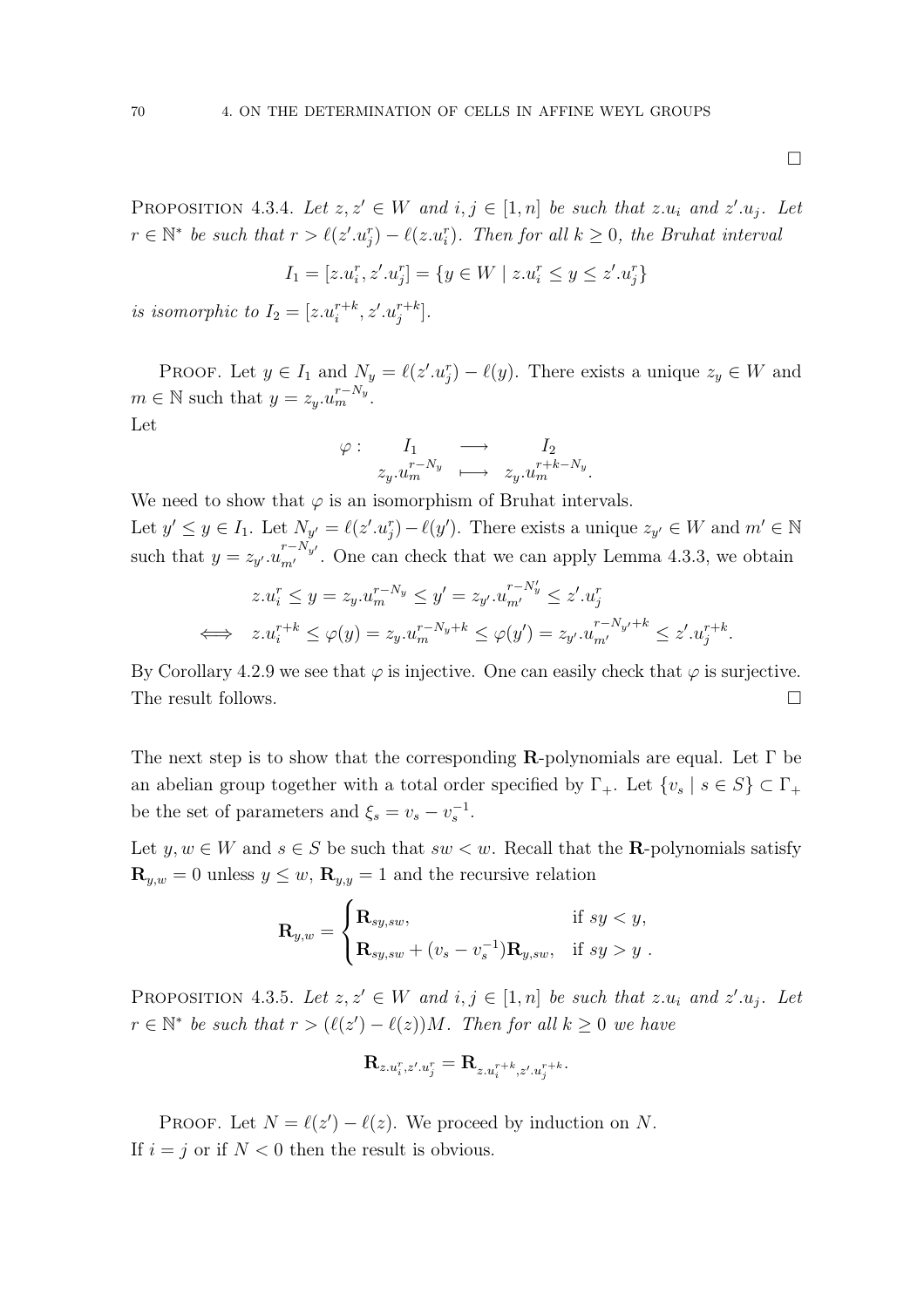□

**Proposition 4.3.4.** *Let $z, z' \in W$ and $i, j \in [1, n]$ be such that $z.u_i$ and $z'.u_j$. Let $r \in \mathbb{N}^*$ be such that $r > \ell(z'.u_j^r) - \ell(z.u_i^r)$. Then for all $k \geq 0$, the Bruhat interval*

$$I_1 = [z.u_i^r, z'.u_j^r] = \{y \in W \mid z.u_i^r \leq y \leq z'.u_j^r\}$$

*is isomorphic to $I_2 = [z.u_i^{r+k}, z'.u_j^{r+k}]$.*

Proof. Let $y \in I_1$ and $N_y = \ell(z'.u_j^r) - \ell(y)$. There exists a unique $z_y \in W$ and $m \in \mathbb{N}$ such that $y = z_y.u_m^{r-N_y}$.
Let

$$\begin{array}{cccc} \varphi : & I_1 & \longrightarrow & I_2 \\ & z_y.u_m^{r-N_y} & \longmapsto & z_y.u_m^{r+k-N_y}. \end{array}$$

We need to show that $\varphi$ is an isomorphism of Bruhat intervals.
Let $y' \leq y \in I_1$. Let $N_{y'} = \ell(z'.u_j^r) - \ell(y')$. There exists a unique $z_{y'} \in W$ and $m' \in \mathbb{N}$ such that $y = z_{y'}.u_{m'}^{r-N_{y'}}$. One can check that we can apply Lemma 4.3.3, we obtain

$$\begin{aligned} & z.u_i^r \leq y = z_y.u_m^{r-N_y} \leq y' = z_{y'}.u_{m'}^{r-N_y'} \leq z'.u_j^r \\ \Longleftrightarrow \quad & z.u_i^{r+k} \leq \varphi(y) = z_y.u_m^{r-N_y+k} \leq \varphi(y') = z_{y'}.u_{m'}^{r-N_{y'}+k} \leq z'.u_j^{r+k}. \end{aligned}$$

By Corollary 4.2.9 we see that $\varphi$ is injective. One can easily check that $\varphi$ is surjective. The result follows. □

The next step is to show that the corresponding $\mathbf{R}$-polynomials are equal. Let $\Gamma$ be an abelian group together with a total order specified by $\Gamma_+$. Let $\{v_s \mid s \in S\} \subset \Gamma_+$ be the set of parameters and $\xi_s = v_s - v_s^{-1}$.

Let $y, w \in W$ and $s \in S$ be such that $sw < w$. Recall that the $\mathbf{R}$-polynomials satisfy $\mathbf{R}_{y,w} = 0$ unless $y \leq w$, $\mathbf{R}_{y,y} = 1$ and the recursive relation

$$\mathbf{R}_{y,w} = \begin{cases} \mathbf{R}_{sy,sw}, & \text{if } sy < y, \\ \mathbf{R}_{sy,sw} + (v_s - v_s^{-1})\mathbf{R}_{y,sw}, & \text{if } sy > y\ . \end{cases}$$

**Proposition 4.3.5.** *Let $z, z' \in W$ and $i, j \in [1, n]$ be such that $z.u_i$ and $z'.u_j$. Let $r \in \mathbb{N}^*$ be such that $r > (\ell(z') - \ell(z))M$. Then for all $k \geq 0$ we have*

$$\mathbf{R}_{z.u_i^r, z'.u_j^r} = \mathbf{R}_{z.u_i^{r+k}, z'.u_j^{r+k}}.$$

Proof. Let $N = \ell(z') - \ell(z)$. We proceed by induction on $N$.
If $i = j$ or if $N < 0$ then the result is obvious.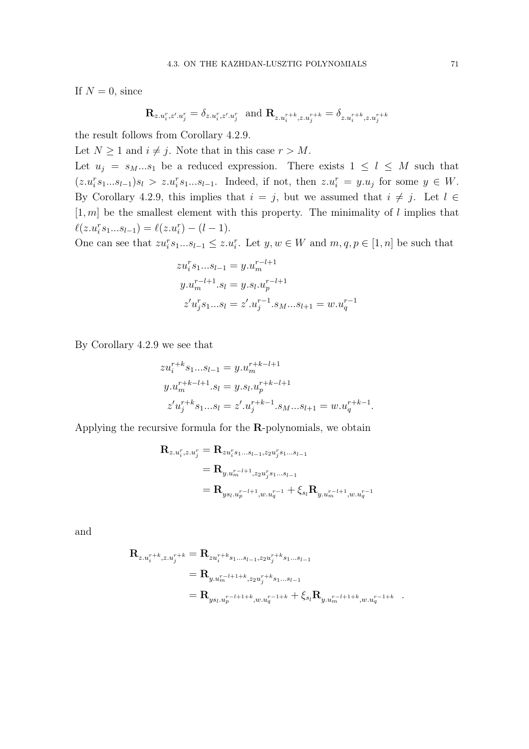If $N = 0$, since

$$\mathbf{R}_{z.u_i^r, z'.u_j^r} = \delta_{z.u_i^r, z'.u_j^r} \text{ and } \mathbf{R}_{z.u_i^{r+k}, z.u_j^{r+k}} = \delta_{z.u_i^{r+k}, z.u_j^{r+k}}$$

the result follows from Corollary 4.2.9.

Let $N \geq 1$ and $i \neq j$. Note that in this case $r > M$.

Let $u_j = s_M ... s_1$ be a reduced expression. There exists $1 \leq l \leq M$ such that $(z.u_i^r s_1 ... s_{l-1}) s_l > z.u_i^r s_1 ... s_{l-1}$. Indeed, if not, then $z.u_i^r = y.u_j$ for some $y \in W$. By Corollary 4.2.9, this implies that $i = j$, but we assumed that $i \neq j$. Let $l \in [1, m]$ be the smallest element with this property. The minimality of $l$ implies that $\ell(z.u_i^r s_1 ... s_{l-1}) = \ell(z.u_i^r) - (l-1)$.

One can see that $z u_i^r s_1 ... s_{l-1} \leq z.u_i^r$. Let $y, w \in W$ and $m, q, p \in [1, n]$ be such that

$$\begin{aligned}
z u_i^r s_1 ... s_{l-1} &= y.u_m^{r-l+1} \\
y.u_m^{r-l+1}.s_l &= y.s_l.u_p^{r-l+1} \\
z' u_j^r s_1 ... s_l &= z'.u_j^{r-1}.s_M ... s_{l+1} = w.u_q^{r-1}
\end{aligned}$$

By Corollary 4.2.9 we see that

$$\begin{aligned}
z u_i^{r+k} s_1 ... s_{l-1} &= y.u_m^{r+k-l+1} \\
y.u_m^{r+k-l+1}.s_l &= y.s_l.u_p^{r+k-l+1} \\
z' u_j^{r+k} s_1 ... s_l &= z'.u_j^{r+k-1}.s_M ... s_{l+1} = w.u_q^{r+k-1}.
\end{aligned}$$

Applying the recursive formula for the $\mathbf{R}$-polynomials, we obtain

$$\begin{aligned}
\mathbf{R}_{z.u_i^r, z.u_j^r} &= \mathbf{R}_{z u_i^r s_1 ... s_{l-1}, z_2 u_j^r s_1 ... s_{l-1}} \\
&= \mathbf{R}_{y.u_m^{r-l+1}, z_2 u_j^r s_1 ... s_{l-1}} \\
&= \mathbf{R}_{y s_l.u_p^{r-l+1}, w.u_q^{r-1}} + \xi_{s_l} \mathbf{R}_{y.u_m^{r-l+1}, w.u_q^{r-1}}
\end{aligned}$$

and

$$\begin{aligned}
\mathbf{R}_{z.u_i^{r+k}, z.u_j^{r+k}} &= \mathbf{R}_{z u_i^{r+k} s_1 ... s_{l-1}, z_2 u_j^{r+k} s_1 ... s_{l-1}} \\
&= \mathbf{R}_{y.u_m^{r-l+1+k}, z_2 u_j^{r+k} s_1 ... s_{l-1}} \\
&= \mathbf{R}_{y s_l.u_p^{r-l+1+k}, w.u_q^{r-1+k}} + \xi_{s_l} \mathbf{R}_{y.u_m^{r-l+1+k}, w.u_q^{r-1+k}} \quad .
\end{aligned}$$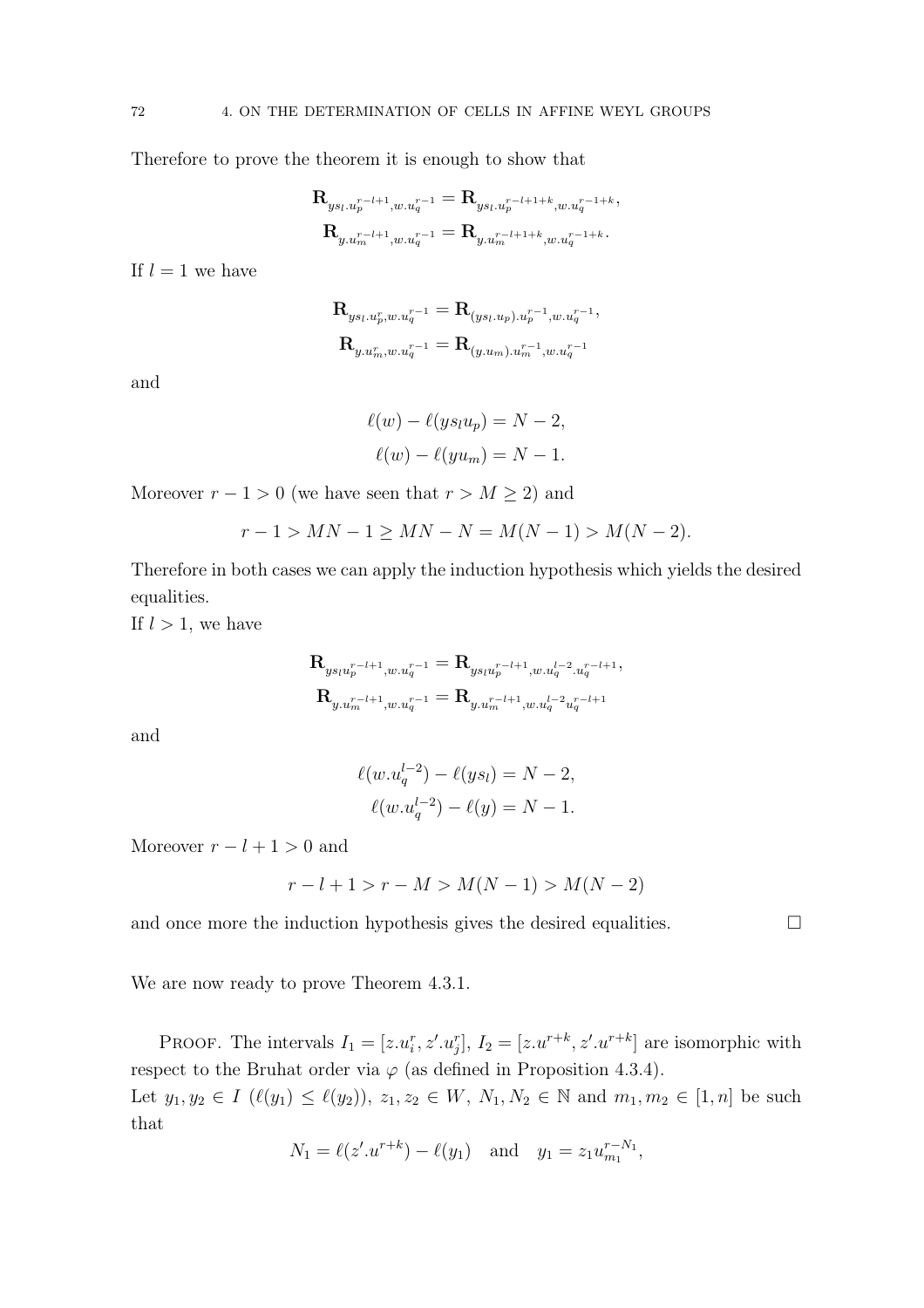Therefore to prove the theorem it is enough to show that

$$\mathbf{R}_{ys_l.u_p^{r-l+1},w.u_q^{r-1}} = \mathbf{R}_{ys_l.u_p^{r-l+1+k},w.u_q^{r-1+k}},$$

$$\mathbf{R}_{y.u_m^{r-l+1},w.u_q^{r-1}} = \mathbf{R}_{y.u_m^{r-l+1+k},w.u_q^{r-1+k}}.$$

If $l = 1$ we have

$$\mathbf{R}_{ys_l.u_p^{r},w.u_q^{r-1}} = \mathbf{R}_{(ys_l.u_p).u_p^{r-1},w.u_q^{r-1}},$$

$$\mathbf{R}_{y.u_m^{r},w.u_q^{r-1}} = \mathbf{R}_{(y.u_m).u_m^{r-1},w.u_q^{r-1}}$$

and

$$\ell(w) - \ell(ys_lu_p) = N-2,$$

$$\ell(w) - \ell(yu_m) = N-1.$$

Moreover $r-1 > 0$ (we have seen that $r > M \geq 2$) and

$$r-1 > MN-1 \geq MN-N = M(N-1) > M(N-2).$$

Therefore in both cases we can apply the induction hypothesis which yields the desired equalities.
If $l > 1$, we have

$$\mathbf{R}_{ys_lu_p^{r-l+1},w.u_q^{r-1}} = \mathbf{R}_{ys_lu_p^{r-l+1},w.u_q^{l-2}.u_q^{r-l+1}},$$

$$\mathbf{R}_{y.u_m^{r-l+1},w.u_q^{r-1}} = \mathbf{R}_{y.u_m^{r-l+1},w.u_q^{l-2}u_q^{r-l+1}}$$

and

$$\ell(w.u_q^{l-2}) - \ell(ys_l) = N-2,$$

$$\ell(w.u_q^{l-2}) - \ell(y) = N-1.$$

Moreover $r-l+1 > 0$ and

$$r-l+1 > r-M > M(N-1) > M(N-2)$$

and once more the induction hypothesis gives the desired equalities. $\square$

We are now ready to prove Theorem 4.3.1.

PROOF. The intervals $I_1 = [z.u_i^r, z'.u_j^r]$, $I_2 = [z.u^{r+k}, z'.u^{r+k}]$ are isomorphic with respect to the Bruhat order via $\varphi$ (as defined in Proposition 4.3.4).
Let $y_1, y_2 \in I$ ($\ell(y_1) \leq \ell(y_2)$), $z_1, z_2 \in W$, $N_1, N_2 \in \mathbb{N}$ and $m_1, m_2 \in [1, n]$ be such that

$$N_1 = \ell(z'.u^{r+k}) - \ell(y_1) \quad \text{and} \quad y_1 = z_1u_{m_1}^{r-N_1},$$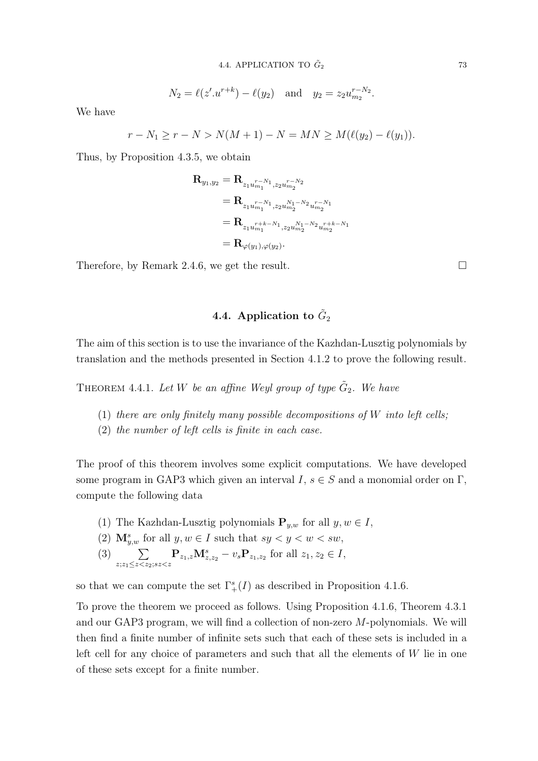$$N_2 = \ell(z'.u^{r+k}) - \ell(y_2) \quad \text{and} \quad y_2 = z_2 u_{m_2}^{r-N_2}.$$

We have

$$r - N_1 \geq r - N > N(M+1) - N = MN \geq M(\ell(y_2) - \ell(y_1)).$$

Thus, by Proposition 4.3.5, we obtain

$$\begin{aligned}
\mathbf{R}_{y_1,y_2} &= \mathbf{R}_{z_1 u_{m_1}^{r-N_1}, z_2 u_{m_2}^{r-N_2}} \\
&= \mathbf{R}_{z_1 u_{m_1}^{r-N_1}, z_2 u_{m_2}^{N_1-N_2} u_{m_2}^{r-N_1}} \\
&= \mathbf{R}_{z_1 u_{m_1}^{r+k-N_1}, z_2 u_{m_2}^{N_1-N_2} u_{m_2}^{r+k-N_1}} \\
&= \mathbf{R}_{\varphi(y_1),\varphi(y_2)}.
\end{aligned}$$

Therefore, by Remark 2.4.6, we get the result. □

## 4.4. Application to $\tilde{G}_2$

The aim of this section is to use the invariance of the Kazhdan-Lusztig polynomials by translation and the methods presented in Section 4.1.2 to prove the following result.

THEOREM 4.4.1. *Let $W$ be an affine Weyl group of type $\tilde{G}_2$. We have*

(1) *there are only finitely many possible decompositions of $W$ into left cells;*
(2) *the number of left cells is finite in each case.*

The proof of this theorem involves some explicit computations. We have developed some program in GAP3 which given an interval $I$, $s \in S$ and a monomial order on $\Gamma$, compute the following data

(1) The Kazhdan-Lusztig polynomials $\mathbf{P}_{y,w}$ for all $y, w \in I$,
(2) $\mathbf{M}^s_{y,w}$ for all $y, w \in I$ such that $sy < y < w < sw$,
(3) $\sum_{z; z_1 \leq z < z_2; sz < z} \mathbf{P}_{z_1,z}\mathbf{M}^s_{z,z_2} - v_s \mathbf{P}_{z_1,z_2}$ for all $z_1, z_2 \in I$,

so that we can compute the set $\Gamma^s_+(I)$ as described in Proposition 4.1.6.

To prove the theorem we proceed as follows. Using Proposition 4.1.6, Theorem 4.3.1 and our GAP3 program, we will find a collection of non-zero $M$-polynomials. We will then find a finite number of infinite sets such that each of these sets is included in a left cell for any choice of parameters and such that all the elements of $W$ lie in one of these sets except for a finite number.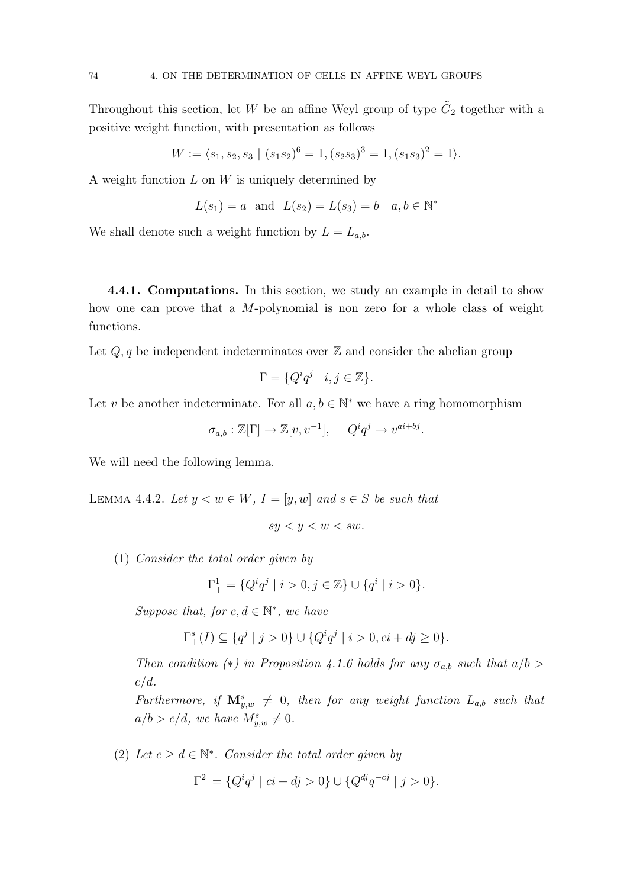Throughout this section, let $W$ be an affine Weyl group of type $\tilde{G}_2$ together with a positive weight function, with presentation as follows

$$W := \langle s_1, s_2, s_3 \mid (s_1s_2)^6 = 1, (s_2s_3)^3 = 1, (s_1s_3)^2 = 1 \rangle.$$

A weight function $L$ on $W$ is uniquely determined by

$$L(s_1) = a \;\text{ and }\; L(s_2) = L(s_3) = b \quad a, b \in \mathbb{N}^*$$

We shall denote such a weight function by $L = L_{a,b}$.

**4.4.1. Computations.** In this section, we study an example in detail to show how one can prove that a $M$-polynomial is non zero for a whole class of weight functions.

Let $Q, q$ be independent indeterminates over $\mathbb{Z}$ and consider the abelian group

$$\Gamma = \{Q^i q^j \mid i, j \in \mathbb{Z}\}.$$

Let $v$ be another indeterminate. For all $a, b \in \mathbb{N}^*$ we have a ring homomorphism

$$\sigma_{a,b} : \mathbb{Z}[\Gamma] \to \mathbb{Z}[v, v^{-1}], \quad Q^i q^j \to v^{ai+bj}.$$

We will need the following lemma.

Lemma 4.4.2. *Let $y < w \in W$, $I = [y, w]$ and $s \in S$ be such that*

$$sy < y < w < sw.$$

(1) *Consider the total order given by*

$$\Gamma^1_+ = \{Q^i q^j \mid i > 0, j \in \mathbb{Z}\} \cup \{q^i \mid i > 0\}.$$

*Suppose that, for $c, d \in \mathbb{N}^*$, we have*

$$\Gamma^s_+(I) \subseteq \{q^j \mid j > 0\} \cup \{Q^i q^j \mid i > 0, ci + dj \geq 0\}.$$

*Then condition (∗) in Proposition 4.1.6 holds for any $\sigma_{a,b}$ such that $a/b > c/d$.*

*Furthermore, if $\mathbf{M}^s_{y,w} \neq 0$, then for any weight function $L_{a,b}$ such that $a/b > c/d$, we have $M^s_{y,w} \neq 0$.*

(2) *Let $c \geq d \in \mathbb{N}^*$. Consider the total order given by*

$$\Gamma^2_+ = \{Q^i q^j \mid ci + dj > 0\} \cup \{Q^{dj} q^{-cj} \mid j > 0\}.$$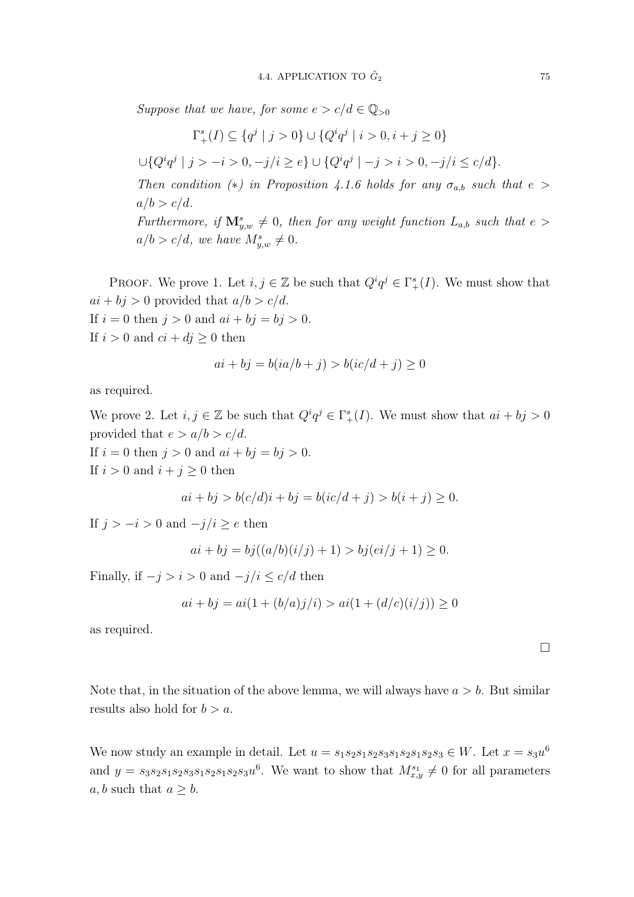*Suppose that we have, for some $e > c/d \in \mathbb{Q}_{>0}$*

$$\Gamma^s_+(I) \subseteq \{q^j \mid j > 0\} \cup \{Q^i q^j \mid i > 0, i + j \geq 0\}$$

$$\cup \{Q^i q^j \mid j > -i > 0, -j/i \geq e\} \cup \{Q^i q^j \mid -j > i > 0, -j/i \leq c/d\}.$$

*Then condition (∗) in Proposition 4.1.6 holds for any $\sigma_{a,b}$ such that $e > a/b > c/d$.*

*Furthermore, if $\mathbf{M}^s_{y,w} \neq 0$, then for any weight function $L_{a,b}$ such that $e > a/b > c/d$, we have $M^s_{y,w} \neq 0$.*

Proof. We prove 1. Let $i, j \in \mathbb{Z}$ be such that $Q^i q^j \in \Gamma^s_+(I)$. We must show that $ai + bj > 0$ provided that $a/b > c/d$.
If $i = 0$ then $j > 0$ and $ai + bj = bj > 0$.
If $i > 0$ and $ci + dj \geq 0$ then

$$ai + bj = b(ia/b + j) > b(ic/d + j) \geq 0$$

as required.

We prove 2. Let $i, j \in \mathbb{Z}$ be such that $Q^i q^j \in \Gamma^s_+(I)$. We must show that $ai + bj > 0$ provided that $e > a/b > c/d$.
If $i = 0$ then $j > 0$ and $ai + bj = bj > 0$.
If $i > 0$ and $i + j \geq 0$ then

$$ai + bj > b(c/d)i + bj = b(ic/d + j) > b(i + j) \geq 0.$$

If $j > -i > 0$ and $-j/i \geq e$ then

$$ai + bj = bj((a/b)(i/j) + 1) > bj(ei/j + 1) \geq 0.$$

Finally, if $-j > i > 0$ and $-j/i \leq c/d$ then

$$ai + bj = ai(1 + (b/a)j/i) > ai(1 + (d/c)(i/j)) \geq 0$$

as required.

□

Note that, in the situation of the above lemma, we will always have $a > b$. But similar results also hold for $b > a$.

We now study an example in detail. Let $u = s_1s_2s_1s_2s_3s_1s_2s_1s_2s_3 \in W$. Let $x = s_3u^6$ and $y = s_3s_2s_1s_2s_3s_1s_2s_1s_2s_3u^6$. We want to show that $M^{s_1}_{x,y} \neq 0$ for all parameters $a, b$ such that $a \geq b$.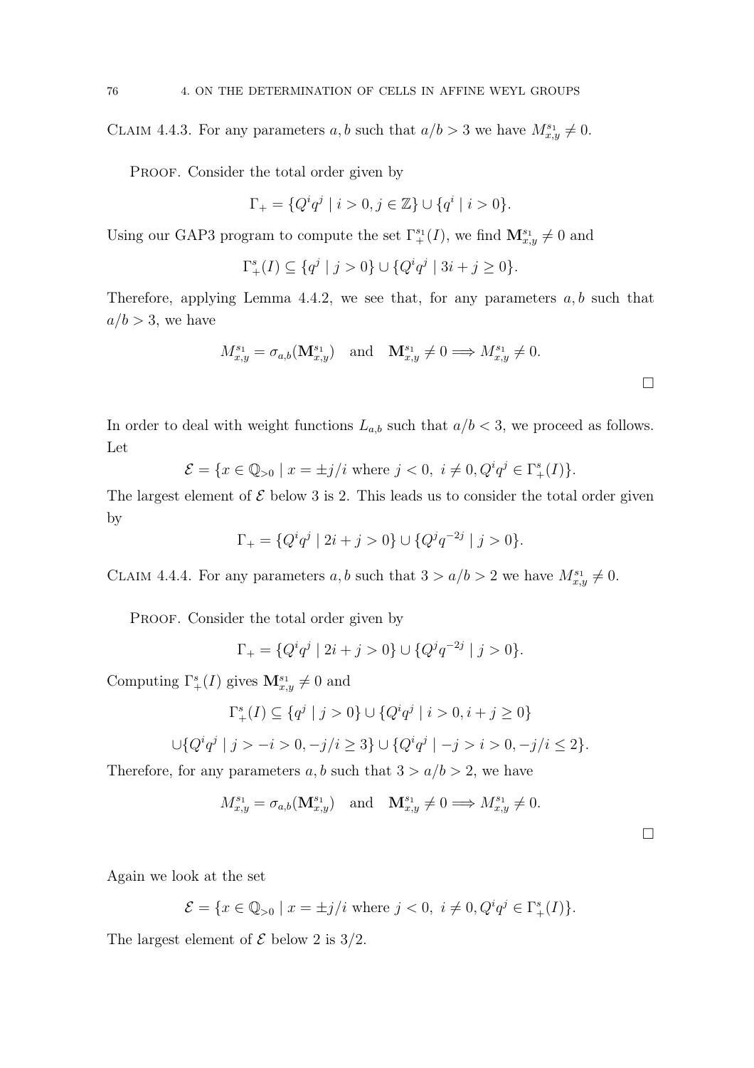Claim 4.4.3. For any parameters $a, b$ such that $a/b > 3$ we have $M_{x,y}^{s_1} \neq 0$.

Proof. Consider the total order given by

$$\Gamma_+ = \{Q^i q^j \mid i > 0, j \in \mathbb{Z}\} \cup \{q^i \mid i > 0\}.$$

Using our GAP3 program to compute the set $\Gamma_+^{s_1}(I)$, we find $\mathbf{M}_{x,y}^{s_1} \neq 0$ and

$$\Gamma_+^s(I) \subseteq \{q^j \mid j > 0\} \cup \{Q^i q^j \mid 3i + j \geq 0\}.$$

Therefore, applying Lemma 4.4.2, we see that, for any parameters $a, b$ such that $a/b > 3$, we have

$$M_{x,y}^{s_1} = \sigma_{a,b}(\mathbf{M}_{x,y}^{s_1}) \quad \text{and} \quad \mathbf{M}_{x,y}^{s_1} \neq 0 \Longrightarrow M_{x,y}^{s_1} \neq 0.$$

□

In order to deal with weight functions $L_{a,b}$ such that $a/b < 3$, we proceed as follows. Let

$$\mathcal{E} = \{x \in \mathbb{Q}_{>0} \mid x = \pm j/i \text{ where } j < 0,\ i \neq 0, Q^i q^j \in \Gamma_+^s(I)\}.$$

The largest element of $\mathcal{E}$ below 3 is 2. This leads us to consider the total order given by

$$\Gamma_+ = \{Q^i q^j \mid 2i + j > 0\} \cup \{Q^j q^{-2j} \mid j > 0\}.$$

Claim 4.4.4. For any parameters $a, b$ such that $3 > a/b > 2$ we have $M_{x,y}^{s_1} \neq 0$.

Proof. Consider the total order given by

$$\Gamma_+ = \{Q^i q^j \mid 2i + j > 0\} \cup \{Q^j q^{-2j} \mid j > 0\}.$$

Computing $\Gamma_+^s(I)$ gives $\mathbf{M}_{x,y}^{s_1} \neq 0$ and

$$\Gamma_+^s(I) \subseteq \{q^j \mid j > 0\} \cup \{Q^i q^j \mid i > 0, i + j \geq 0\}$$

$$\cup \{Q^i q^j \mid j > -i > 0, -j/i \geq 3\} \cup \{Q^i q^j \mid -j > i > 0, -j/i \leq 2\}.$$

Therefore, for any parameters $a, b$ such that $3 > a/b > 2$, we have

$$M_{x,y}^{s_1} = \sigma_{a,b}(\mathbf{M}_{x,y}^{s_1}) \quad \text{and} \quad \mathbf{M}_{x,y}^{s_1} \neq 0 \Longrightarrow M_{x,y}^{s_1} \neq 0.$$

□

Again we look at the set

$$\mathcal{E} = \{x \in \mathbb{Q}_{>0} \mid x = \pm j/i \text{ where } j < 0,\ i \neq 0, Q^i q^j \in \Gamma_+^s(I)\}.$$

The largest element of $\mathcal{E}$ below 2 is $3/2$.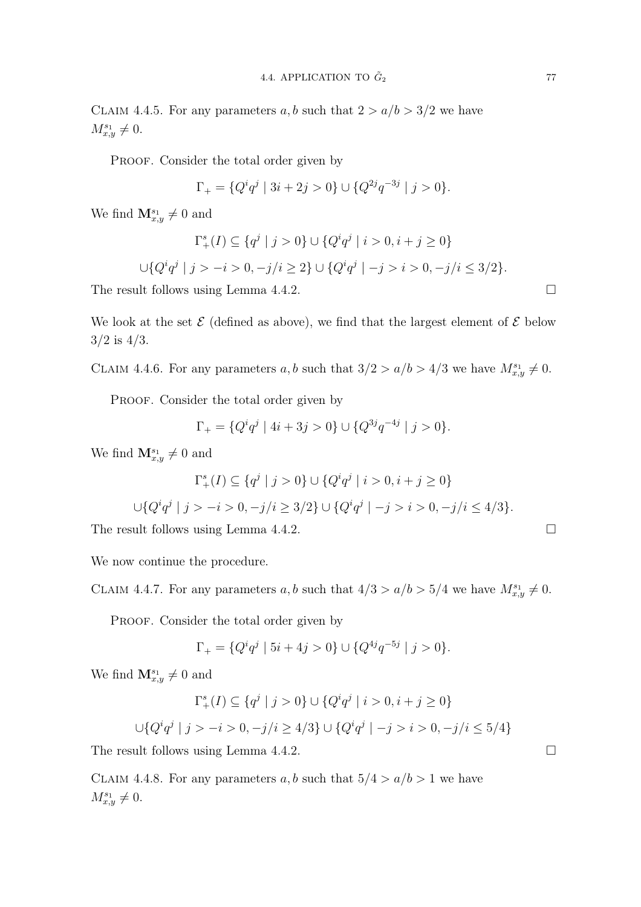Claim 4.4.5. For any parameters $a, b$ such that $2 > a/b > 3/2$ we have $M^{s_1}_{x,y} \neq 0$.

Proof. Consider the total order given by

$$\Gamma_+ = \{Q^i q^j \mid 3i + 2j > 0\} \cup \{Q^{2j} q^{-3j} \mid j > 0\}.$$

We find $\mathbf{M}^{s_1}_{x,y} \neq 0$ and

$$\Gamma^s_+(I) \subseteq \{q^j \mid j > 0\} \cup \{Q^i q^j \mid i > 0, i + j \geq 0\}$$

$$\cup \{Q^i q^j \mid j > -i > 0, -j/i \geq 2\} \cup \{Q^i q^j \mid -j > i > 0, -j/i \leq 3/2\}.$$

The result follows using Lemma 4.4.2. $\square$

We look at the set $\mathcal{E}$ (defined as above), we find that the largest element of $\mathcal{E}$ below $3/2$ is $4/3$.

Claim 4.4.6. For any parameters $a, b$ such that $3/2 > a/b > 4/3$ we have $M^{s_1}_{x,y} \neq 0$.

Proof. Consider the total order given by

$$\Gamma_+ = \{Q^i q^j \mid 4i + 3j > 0\} \cup \{Q^{3j} q^{-4j} \mid j > 0\}.$$

We find $\mathbf{M}^{s_1}_{x,y} \neq 0$ and

$$\Gamma^s_+(I) \subseteq \{q^j \mid j > 0\} \cup \{Q^i q^j \mid i > 0, i + j \geq 0\}$$

$$\cup \{Q^i q^j \mid j > -i > 0, -j/i \geq 3/2\} \cup \{Q^i q^j \mid -j > i > 0, -j/i \leq 4/3\}.$$

The result follows using Lemma 4.4.2. $\square$

We now continue the procedure.

Claim 4.4.7. For any parameters $a, b$ such that $4/3 > a/b > 5/4$ we have $M^{s_1}_{x,y} \neq 0$.

Proof. Consider the total order given by

$$\Gamma_+ = \{Q^i q^j \mid 5i + 4j > 0\} \cup \{Q^{4j} q^{-5j} \mid j > 0\}.$$

We find $\mathbf{M}^{s_1}_{x,y} \neq 0$ and

$$\Gamma^s_+(I) \subseteq \{q^j \mid j > 0\} \cup \{Q^i q^j \mid i > 0, i + j \geq 0\}$$

$$\cup \{Q^i q^j \mid j > -i > 0, -j/i \geq 4/3\} \cup \{Q^i q^j \mid -j > i > 0, -j/i \leq 5/4\}$$

The result follows using Lemma 4.4.2. $\square$

Claim 4.4.8. For parameters $a, b$ such that $5/4 > a/b > 1$ we have $M^{s_1}_{x,y} \neq 0$.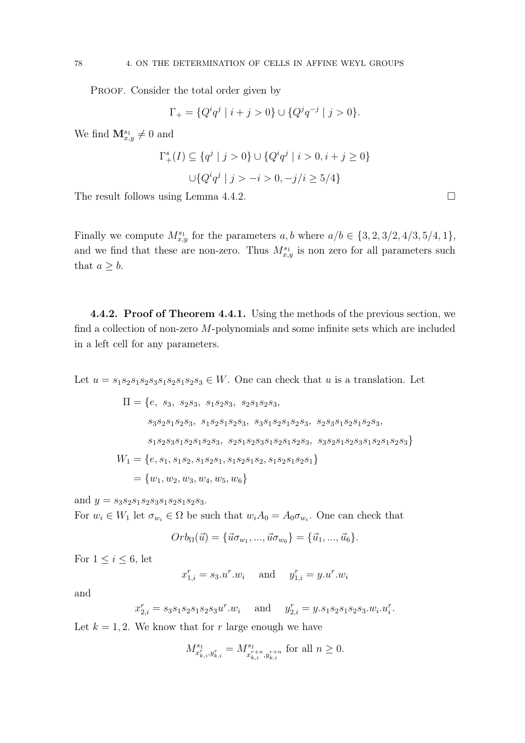Proof. Consider the total order given by

$$\Gamma_+ = \{Q^i q^j \mid i+j > 0\} \cup \{Q^j q^{-j} \mid j > 0\}.$$

We find $\mathbf{M}^{s_1}_{x,y} \neq 0$ and

$$\Gamma^s_+(I) \subseteq \{q^j \mid j > 0\} \cup \{Q^i q^j \mid i > 0, i+j \geq 0\}$$
$$\cup \{Q^i q^j \mid j > -i > 0, -j/i \geq 5/4\}$$

The result follows using Lemma 4.4.2. $\square$

Finally we compute $M^{s_1}_{x,y}$ for the parameters $a, b$ where $a/b \in \{3, 2, 3/2, 4/3, 5/4, 1\}$, and we find that these are non-zero. Thus $M^{s_1}_{x,y}$ is non zero for all parameters such that $a \geq b$.

**4.4.2. Proof of Theorem 4.4.1.** Using the methods of the previous section, we find a collection of non-zero $M$-polynomials and some infinite sets which are included in a left cell for any parameters.

Let $u = s_1 s_2 s_1 s_2 s_3 s_1 s_2 s_1 s_2 s_3 \in W$. One can check that $u$ is a translation. Let

$$\begin{aligned}
\Pi = \{&e,\ s_3,\ s_2 s_3,\ s_1 s_2 s_3,\ s_2 s_1 s_2 s_3,\\
&s_3 s_2 s_1 s_2 s_3,\ s_1 s_2 s_1 s_2 s_3,\ s_3 s_1 s_2 s_1 s_2 s_3,\ s_2 s_3 s_1 s_2 s_1 s_2 s_3,\\
&s_1 s_2 s_3 s_1 s_2 s_1 s_2 s_3,\ s_2 s_1 s_2 s_3 s_1 s_2 s_1 s_2 s_3,\ s_3 s_2 s_1 s_2 s_3 s_1 s_2 s_1 s_2 s_3\}\\
W_1 = \{&e, s_1, s_1 s_2, s_1 s_2 s_1, s_1 s_2 s_1 s_2, s_1 s_2 s_1 s_2 s_1\}\\
= \{&w_1, w_2, w_3, w_4, w_5, w_6\}
\end{aligned}$$

and $y = s_3 s_2 s_1 s_2 s_3 s_1 s_2 s_1 s_2 s_3$.

For $w_i \in W_1$ let $\sigma_{w_i} \in \Omega$ be such that $w_i A_0 = A_0 \sigma_{w_i}$. One can check that

$$Orb_\Omega(\vec{u}) = \{\vec{u}\sigma_{w_1}, ..., \vec{u}\sigma_{w_6}\} = \{\vec{u}_1, ..., \vec{u}_6\}.$$

For $1 \leq i \leq 6$, let

$$x^r_{1,i} = s_3.u^r.w_i \quad \text{and} \quad y^r_{1,i} = y.u^r.w_i$$

and

$$x^r_{2,i} = s_3 s_1 s_2 s_1 s_2 s_3 u^r.w_i \quad \text{and} \quad y^r_{2,i} = y.s_1 s_2 s_1 s_2 s_3.w_i.u^r_i.$$

Let $k = 1, 2$. We know that for $r$ large enough we have

$$M^{s_1}_{x^r_{k,i}, y^r_{k,i}} = M^{s_1}_{x^{r+n}_{k,i}, y^{r+n}_{k,i}} \text{ for all } n \geq 0.$$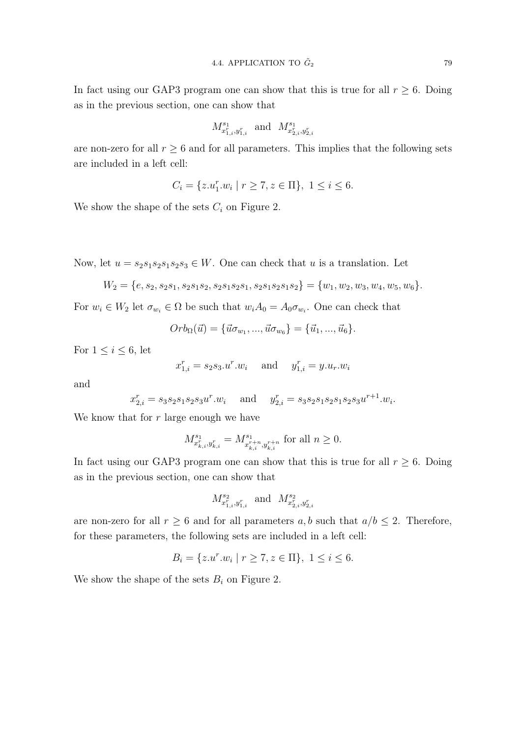In fact using our GAP3 program one can show that this is true for all $r \geq 6$. Doing as in the previous section, one can show that

$$M^{s_1}_{x^r_{1,i}, y^r_{1,i}} \quad \text{and} \quad M^{s_1}_{x^r_{2,i}, y^r_{2,i}}$$

are non-zero for all $r \geq 6$ and for all parameters. This implies that the following sets are included in a left cell:

$$C_i = \{z.u_1^r.w_i \mid r \geq 7, z \in \Pi\},\ 1 \leq i \leq 6.$$

We show the shape of the sets $C_i$ on Figure 2.

Now, let $u = s_2s_1s_2s_1s_2s_3 \in W$. One can check that $u$ is a translation. Let

$$W_2 = \{e, s_2, s_2s_1, s_2s_1s_2, s_2s_1s_2s_1, s_2s_1s_2s_1s_2\} = \{w_1, w_2, w_3, w_4, w_5, w_6\}.$$

For $w_i \in W_2$ let $\sigma_{w_i} \in \Omega$ be such that $w_iA_0 = A_0\sigma_{w_i}$. One can check that

$$Orb_\Omega(\vec{u}) = \{\vec{u}\sigma_{w_1}, ..., \vec{u}\sigma_{w_6}\} = \{\vec{u}_1, ..., \vec{u}_6\}.$$

For $1 \leq i \leq 6$, let

$$x^r_{1,i} = s_2s_3.u^r.w_i \quad \text{and} \quad y^r_{1,i} = y.u_r.w_i$$

and

$$x^r_{2,i} = s_3s_2s_1s_2s_3u^r.w_i \quad \text{and} \quad y^r_{2,i} = s_3s_2s_1s_2s_1s_2s_3u^{r+1}.w_i.$$

We know that for $r$ large enough we have

$$M^{s_1}_{x^r_{k,i}, y^r_{k,i}} = M^{s_1}_{x^{r+n}_{k,i}, y^{r+n}_{k,i}} \text{ for all } n \geq 0.$$

In fact using our GAP3 program one can show that this is true for all $r \geq 6$. Doing as in the previous section, one can show that

$$M^{s_2}_{x^r_{1,i}, y^r_{1,i}} \quad \text{and} \quad M^{s_2}_{x^r_{2,i}, y^r_{2,i}}$$

are non-zero for all $r \geq 6$ and for all parameters $a, b$ such that $a/b \leq 2$. Therefore, for these parameters, the following sets are included in a left cell:

$$B_i = \{z.u^r.w_i \mid r \geq 7, z \in \Pi\},\ 1 \leq i \leq 6.$$

We show the shape of the sets $B_i$ on Figure 2.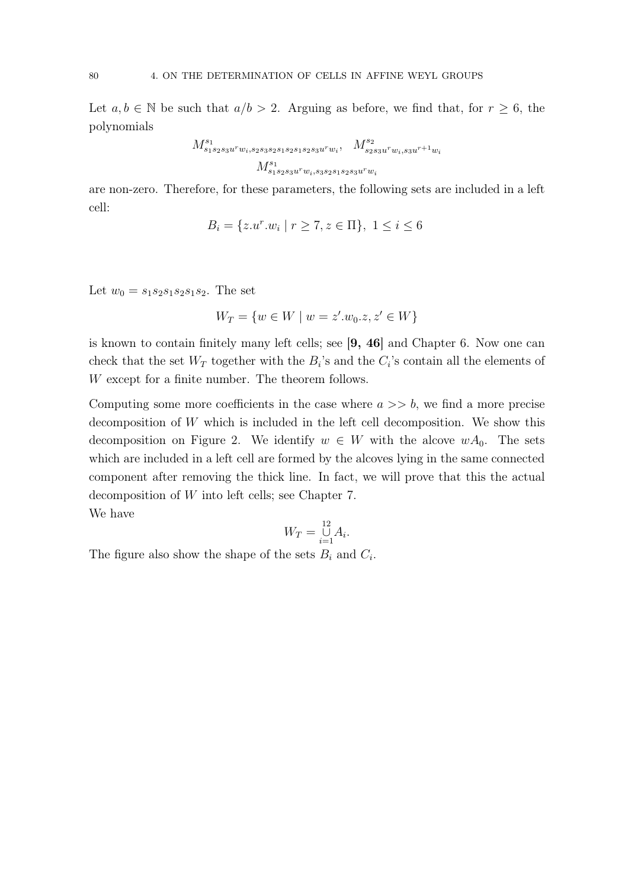Let $a, b \in \mathbb{N}$ be such that $a/b > 2$. Arguing as before, we find that, for $r \geq 6$, the polynomials

$$M^{s_1}_{s_1s_2s_3u^rw_i, s_2s_3s_2s_1s_2s_1s_2s_3u^rw_i}, \quad M^{s_2}_{s_2s_3u^rw_i, s_3u^{r+1}w_i}$$
$$M^{s_1}_{s_1s_2s_3u^rw_i, s_3s_2s_1s_2s_3u^rw_i}$$

are non-zero. Therefore, for these parameters, the following sets are included in a left cell:

$$B_i = \{z.u^r.w_i \mid r \geq 7, z \in \Pi\}, \; 1 \leq i \leq 6$$

Let $w_0 = s_1s_2s_1s_2s_1s_2$. The set

$$W_T = \{w \in W \mid w = z'.w_0.z, z' \in W\}$$

is known to contain finitely many left cells; see **[9, 46]** and Chapter 6. Now one can check that the set $W_T$ together with the $B_i$'s and the $C_i$'s contain all the elements of $W$ except for a finite number. The theorem follows.

Computing some more coefficients in the case where $a >> b$, we find a more precise decomposition of $W$ which is included in the left cell decomposition. We show this decomposition on Figure 2. We identify $w \in W$ with the alcove $wA_0$. The sets which are included in a left cell are formed by the alcoves lying in the same connected component after removing the thick line. In fact, we will prove that this the actual decomposition of $W$ into left cells; see Chapter 7.

We have

$$W_T = \bigcup_{i=1}^{12} A_i.$$

The figure also show the shape of the sets $B_i$ and $C_i$.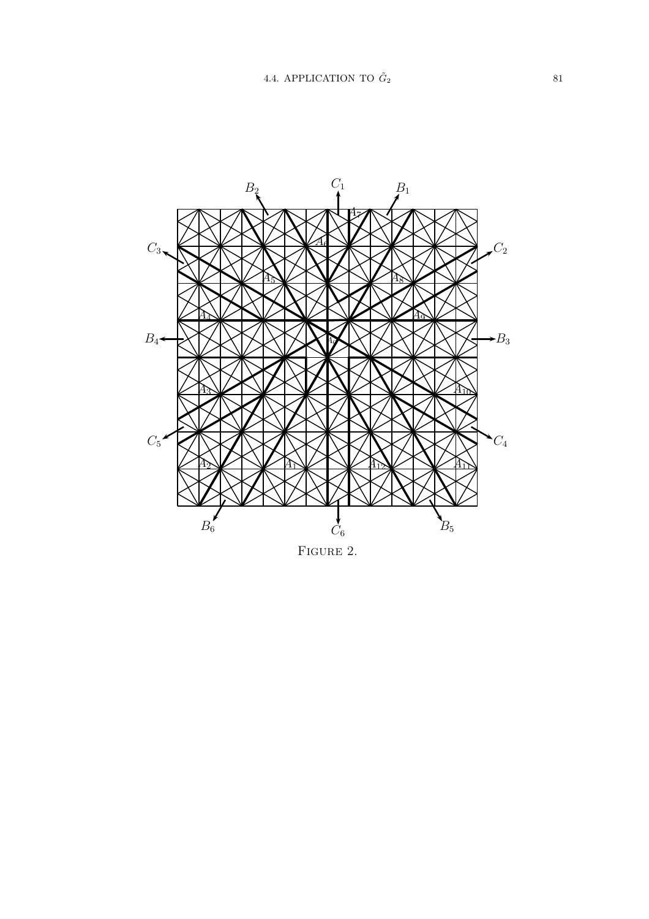FIGURE 2.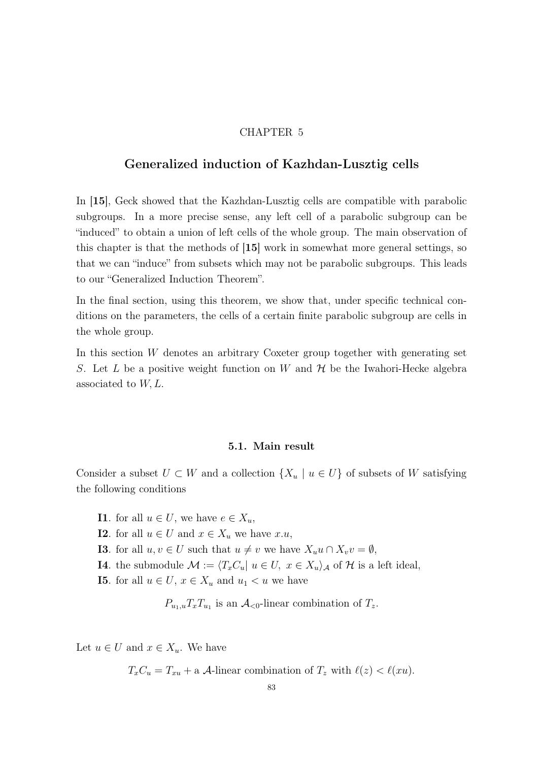# CHAPTER 5

# Generalized induction of Kazhdan-Lusztig cells

In [**15**], Geck showed that the Kazhdan-Lusztig cells are compatible with parabolic subgroups. In a more precise sense, any left cell of a parabolic subgroup can be "induced" to obtain a union of left cells of the whole group. The main observation of this chapter is that the methods of [**15**] work in somewhat more general settings, so that we can "induce" from subsets which may not be parabolic subgroups. This leads to our "Generalized Induction Theorem".

In the final section, using this theorem, we show that, under specific technical conditions on the parameters, the cells of a certain finite parabolic subgroup are cells in the whole group.

In this section $W$ denotes an arbitrary Coxeter group together with generating set $S$. Let $L$ be a positive weight function on $W$ and $\mathcal{H}$ be the Iwahori-Hecke algebra associated to $W, L$.

## 5.1. Main result

Consider a subset $U \subset W$ and a collection $\{X_u \mid u \in U\}$ of subsets of $W$ satisfying the following conditions

- **I1**. for all $u \in U$, we have $e \in X_u$,
- **I2**. for all $u \in U$ and $x \in X_u$ we have $x.u$,
- **I3**. for all $u, v \in U$ such that $u \neq v$ we have $X_u u \cap X_v v = \emptyset$,
- **I4**. the submodule $\mathcal{M} := \langle T_x C_u |\ u \in U,\ x \in X_u \rangle_{\mathcal{A}}$ of $\mathcal{H}$ is a left ideal,
- **I5**. for all $u \in U$, $x \in X_u$ and $u_1 < u$ we have

$$P_{u_1,u} T_x T_{u_1} \text{ is an } \mathcal{A}_{<0}\text{-linear combination of } T_z.$$

Let $u \in U$ and $x \in X_u$. We have

$$T_x C_u = T_{xu} + \text{a } \mathcal{A}\text{-linear combination of } T_z \text{ with } \ell(z) < \ell(xu).$$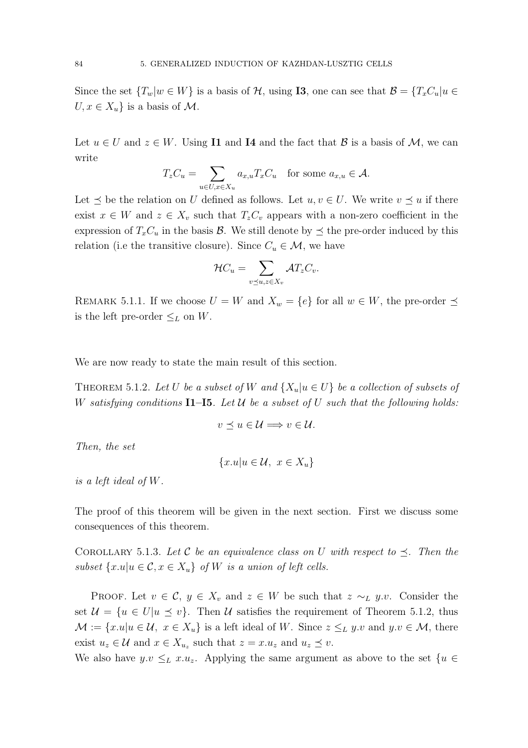Since the set $\{T_w | w \in W\}$ is a basis of $\mathcal{H}$, using **I3**, one can see that $\mathcal{B} = \{T_x C_u | u \in U, x \in X_u\}$ is a basis of $\mathcal{M}$.

Let $u \in U$ and $z \in W$. Using **I1** and **I4** and the fact that $\mathcal{B}$ is a basis of $\mathcal{M}$, we can write

$$T_z C_u = \sum_{u \in U, x \in X_u} a_{x,u} T_x C_u \quad \text{for some } a_{x,u} \in \mathcal{A}.$$

Let $\preceq$ be the relation on $U$ defined as follows. Let $u, v \in U$. We write $v \preceq u$ if there exist $x \in W$ and $z \in X_v$ such that $T_z C_v$ appears with a non-zero coefficient in the expression of $T_x C_u$ in the basis $\mathcal{B}$. We still denote by $\preceq$ the pre-order induced by this relation (i.e the transitive closure). Since $C_u \in \mathcal{M}$, we have

$$\mathcal{H} C_u = \sum_{v \preceq u, z \in X_v} \mathcal{A} T_z C_v.$$

REMARK 5.1.1. If we choose $U = W$ and $X_w = \{e\}$ for all $w \in W$, the pre-order $\preceq$ is the left pre-order $\leq_L$ on $W$.

We are now ready to state the main result of this section.

THEOREM 5.1.2. *Let $U$ be a subset of $W$ and $\{X_u | u \in U\}$ be a collection of subsets of $W$ satisfying conditions* **I1**–**I5**. *Let $\mathcal{U}$ be a subset of $U$ such that the following holds:*

$$v \preceq u \in \mathcal{U} \Longrightarrow v \in \mathcal{U}.$$

*Then, the set*

$$\{x.u | u \in \mathcal{U},\ x \in X_u\}$$

*is a left ideal of $W$.*

The proof of this theorem will be given in the next section. First we discuss some consequences of this theorem.

COROLLARY 5.1.3. *Let $\mathcal{C}$ be an equivalence class on $U$ with respect to $\preceq$. Then the subset $\{x.u | u \in \mathcal{C}, x \in X_u\}$ of $W$ is a union of left cells.*

PROOF. Let $v \in \mathcal{C}$, $y \in X_v$ and $z \in W$ be such that $z \sim_L y.v$. Consider the set $\mathcal{U} = \{u \in U | u \preceq v\}$. Then $\mathcal{U}$ satisfies the requirement of Theorem 5.1.2, thus $\mathcal{M} := \{x.u | u \in \mathcal{U},\ x \in X_u\}$ is a left ideal of $W$. Since $z \leq_L y.v$ and $y.v \in \mathcal{M}$, there exist $u_z \in \mathcal{U}$ and $x \in X_{u_z}$ such that $z = x.u_z$ and $u_z \preceq v$.
We also have $y.v \leq_L x.u_z$. Applying the same argument as above to the set $\{u \in$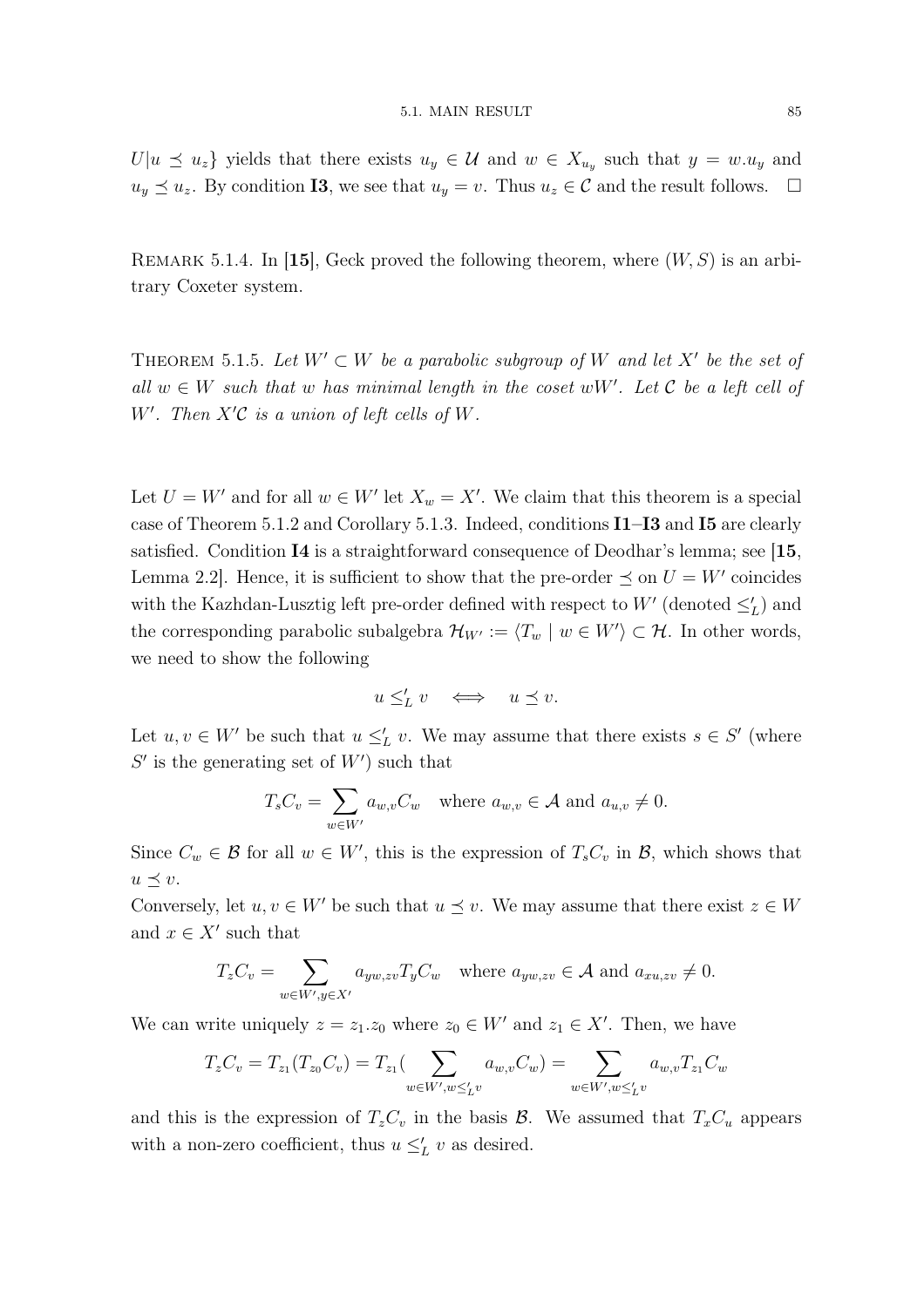$U|u \preceq u_z\}$ yields that there exists $u_y \in \mathcal{U}$ and $w \in X_{u_y}$ such that $y = w.u_y$ and $u_y \preceq u_z$. By condition **I3**, we see that $u_y = v$. Thus $u_z \in \mathcal{C}$ and the result follows. $\square$

REMARK 5.1.4. In [**15**], Geck proved the following theorem, where $(W, S)$ is an arbitrary Coxeter system.

THEOREM 5.1.5. *Let $W' \subset W$ be a parabolic subgroup of $W$ and let $X'$ be the set of all $w \in W$ such that $w$ has minimal length in the coset $wW'$. Let $\mathcal{C}$ be a left cell of $W'$. Then $X'\mathcal{C}$ is a union of left cells of $W$.*

Let $U = W'$ and for all $w \in W'$ let $X_w = X'$. We claim that this theorem is a special case of Theorem 5.1.2 and Corollary 5.1.3. Indeed, conditions **I1**–**I3** and **I5** are clearly satisfied. Condition **I4** is a straightforward consequence of Deodhar's lemma; see [**15**, Lemma 2.2]. Hence, it is sufficient to show that the pre-order $\preceq$ on $U = W'$ coincides with the Kazhdan-Lusztig left pre-order defined with respect to $W'$ (denoted $\leq'_L$) and the corresponding parabolic subalgebra $\mathcal{H}_{W'} := \langle T_w \mid w \in W' \rangle \subset \mathcal{H}$. In other words, we need to show the following

$$u \leq'_L v \iff u \preceq v.$$

Let $u, v \in W'$ be such that $u \leq'_L v$. We may assume that there exists $s \in S'$ (where $S'$ is the generating set of $W'$) such that

$$T_s C_v = \sum_{w \in W'} a_{w,v} C_w \quad \text{where } a_{w,v} \in \mathcal{A} \text{ and } a_{u,v} \neq 0.$$

Since $C_w \in \mathcal{B}$ for all $w \in W'$, this is the expression of $T_s C_v$ in $\mathcal{B}$, which shows that $u \preceq v$.

Conversely, let $u, v \in W'$ be such that $u \preceq v$. We may assume that there exist $z \in W$ and $x \in X'$ such that

$$T_z C_v = \sum_{w \in W', y \in X'} a_{yw,zv} T_y C_w \quad \text{where } a_{yw,zv} \in \mathcal{A} \text{ and } a_{xu,zv} \neq 0.$$

We can write uniquely $z = z_1.z_0$ where $z_0 \in W'$ and $z_1 \in X'$. Then, we have

$$T_z C_v = T_{z_1}(T_{z_0} C_v) = T_{z_1}\Big(\sum_{w \in W', w \leq'_L v} a_{w,v} C_w\Big) = \sum_{w \in W', w \leq'_L v} a_{w,v} T_{z_1} C_w$$

and this is the expression of $T_z C_v$ in the basis $\mathcal{B}$. We assumed that $T_x C_u$ appears with a non-zero coefficient, thus $u \leq'_L v$ as desired.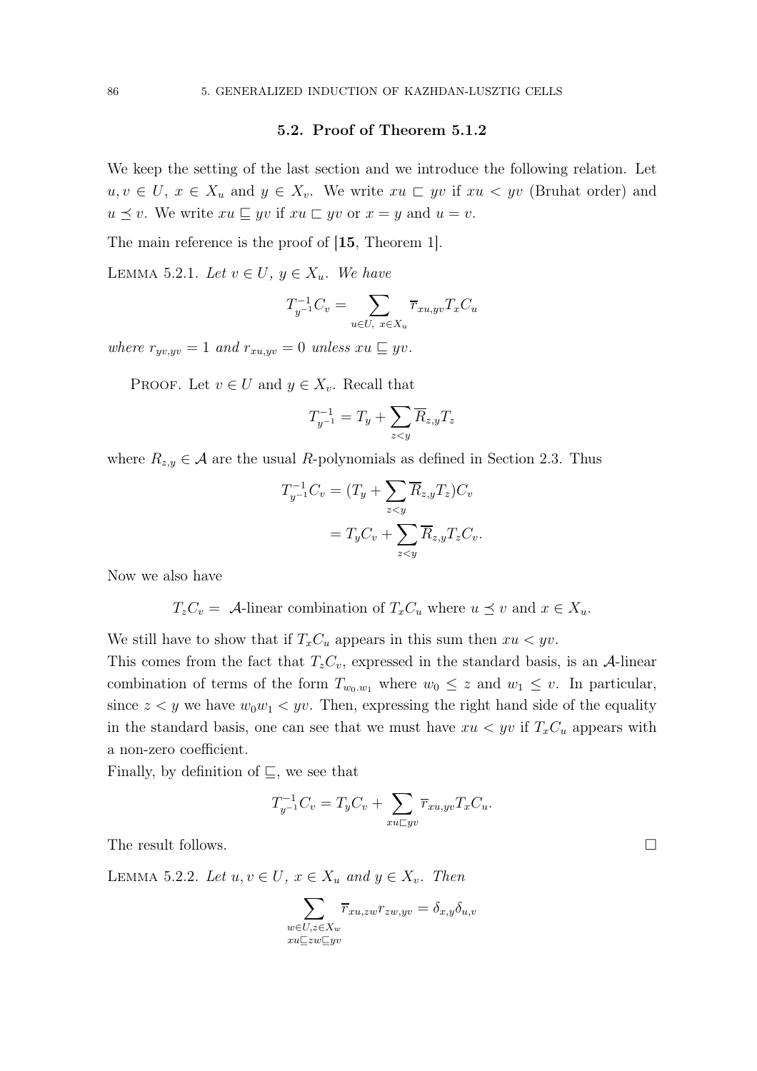## 5.2. Proof of Theorem 5.1.2

We keep the setting of the last section and we introduce the following relation. Let $u, v \in U$, $x \in X_u$ and $y \in X_v$. We write $xu \sqsubset yv$ if $xu < yv$ (Bruhat order) and $u \preceq v$. We write $xu \sqsubseteq yv$ if $xu \sqsubset yv$ or $x = y$ and $u = v$.

The main reference is the proof of [**15**, Theorem 1].

Lemma 5.2.1. *Let $v \in U$, $y \in X_u$. We have*

$$T_{y^{-1}}^{-1} C_v = \sum_{u \in U,\ x \in X_u} \overline{r}_{xu,yv} T_x C_u$$

*where $r_{yv,yv} = 1$ and $r_{xu,yv} = 0$ unless $xu \sqsubseteq yv$.*

Proof. Let $v \in U$ and $y \in X_v$. Recall that

$$T_{y^{-1}}^{-1} = T_y + \sum_{z<y} \overline{R}_{z,y} T_z$$

where $R_{z,y} \in \mathcal{A}$ are the usual $R$-polynomials as defined in Section 2.3. Thus

$$\begin{aligned} T_{y^{-1}}^{-1} C_v &= (T_y + \sum_{z<y} \overline{R}_{z,y} T_z) C_v \\ &= T_y C_v + \sum_{z<y} \overline{R}_{z,y} T_z C_v. \end{aligned}$$

Now we also have

$$T_z C_v = \ \mathcal{A}\text{-linear combination of } T_x C_u \text{ where } u \preceq v \text{ and } x \in X_u.$$

We still have to show that if $T_x C_u$ appears in this sum then $xu < yv$.
This comes from the fact that $T_z C_v$, expressed in the standard basis, is an $\mathcal{A}$-linear combination of terms of the form $T_{w_0.w_1}$ where $w_0 \leq z$ and $w_1 \leq v$. In particular, since $z < y$ we have $w_0 w_1 < yv$. Then, expressing the right hand side of the equality in the standard basis, one can see that we must have $xu < yv$ if $T_x C_u$ appears with a non-zero coefficient.
Finally, by definition of $\sqsubseteq$, we see that

$$T_{y^{-1}}^{-1} C_v = T_y C_v + \sum_{xu \sqsubset yv} \overline{r}_{xu,yv} T_x C_u.$$

The result follows. $\square$

Lemma 5.2.2. *Let $u, v \in U$, $x \in X_u$ and $y \in X_v$. Then*

$$\sum_{\substack{w \in U, z \in X_w \\ xu \sqsubseteq zw \sqsubseteq yv}} \overline{r}_{xu,zw} r_{zw,yv} = \delta_{x,y} \delta_{u,v}$$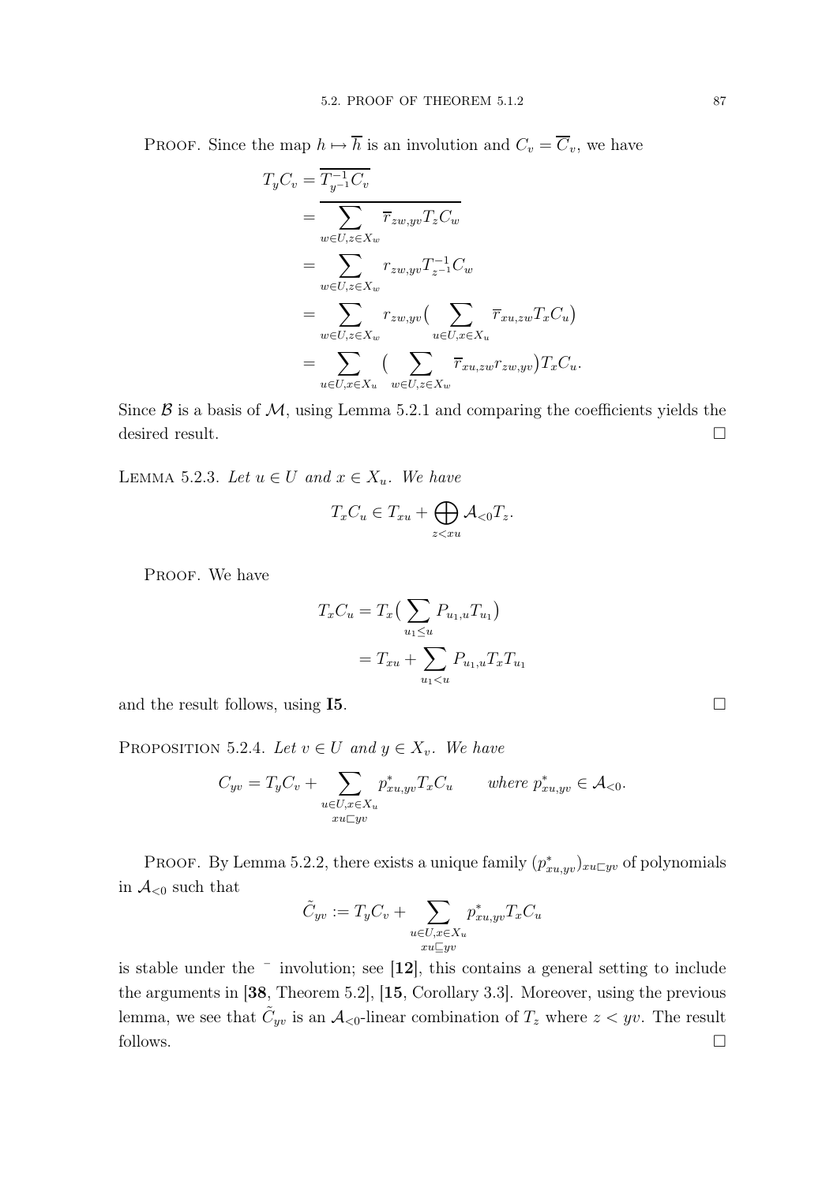PROOF. Since the map $h \mapsto \overline{h}$ is an involution and $C_v = \overline{C}_v$, we have

$$
\begin{aligned}
T_y C_v &= \overline{T_{y^{-1}}^{-1} C_v} \\
&= \overline{\sum_{w \in U, z \in X_w} \overline{r}_{zw,yv} T_z C_w} \\
&= \sum_{w \in U, z \in X_w} r_{zw,yv} T_{z^{-1}}^{-1} C_w \\
&= \sum_{w \in U, z \in X_w} r_{zw,yv} \big( \sum_{u \in U, x \in X_u} \overline{r}_{xu,zw} T_x C_u \big) \\
&= \sum_{u \in U, x \in X_u} \big( \sum_{w \in U, z \in X_w} \overline{r}_{xu,zw} r_{zw,yv} \big) T_x C_u.
\end{aligned}
$$

Since $\mathcal{B}$ is a basis of $\mathcal{M}$, using Lemma 5.2.1 and comparing the coefficients yields the desired result. □

LEMMA 5.2.3. *Let $u \in U$ and $x \in X_u$. We have*

$$T_x C_u \in T_{xu} + \bigoplus_{z < xu} \mathcal{A}_{<0} T_z.$$

PROOF. We have

$$
\begin{aligned}
T_x C_u &= T_x \big( \sum_{u_1 \leq u} P_{u_1,u} T_{u_1} \big) \\
&= T_{xu} + \sum_{u_1 < u} P_{u_1,u} T_x T_{u_1}
\end{aligned}
$$

and the result follows, using **I5**. □

PROPOSITION 5.2.4. *Let $v \in U$ and $y \in X_v$. We have*

$$C_{yv} = T_y C_v + \sum_{\substack{u \in U, x \in X_u \\ xu \sqsubset yv}} p^*_{xu,yv} T_x C_u \qquad \textit{where } p^*_{xu,yv} \in \mathcal{A}_{<0}.$$

PROOF. By Lemma 5.2.2, there exists a unique family $(p^*_{xu,yv})_{xu \sqsubset yv}$ of polynomials in $\mathcal{A}_{<0}$ such that

$$\tilde{C}_{yv} := T_y C_v + \sum_{\substack{u \in U, x \in X_u \\ xu \sqsubseteq yv}} p^*_{xu,yv} T_x C_u$$

is stable under the $^-$ involution; see [**12**], this contains a general setting to include the arguments in [**38**, Theorem 5.2], [**15**, Corollary 3.3]. Moreover, using the previous lemma, we see that $\tilde{C}_{yv}$ is an $\mathcal{A}_{<0}$-linear combination of $T_z$ where $z < yv$. The result follows. □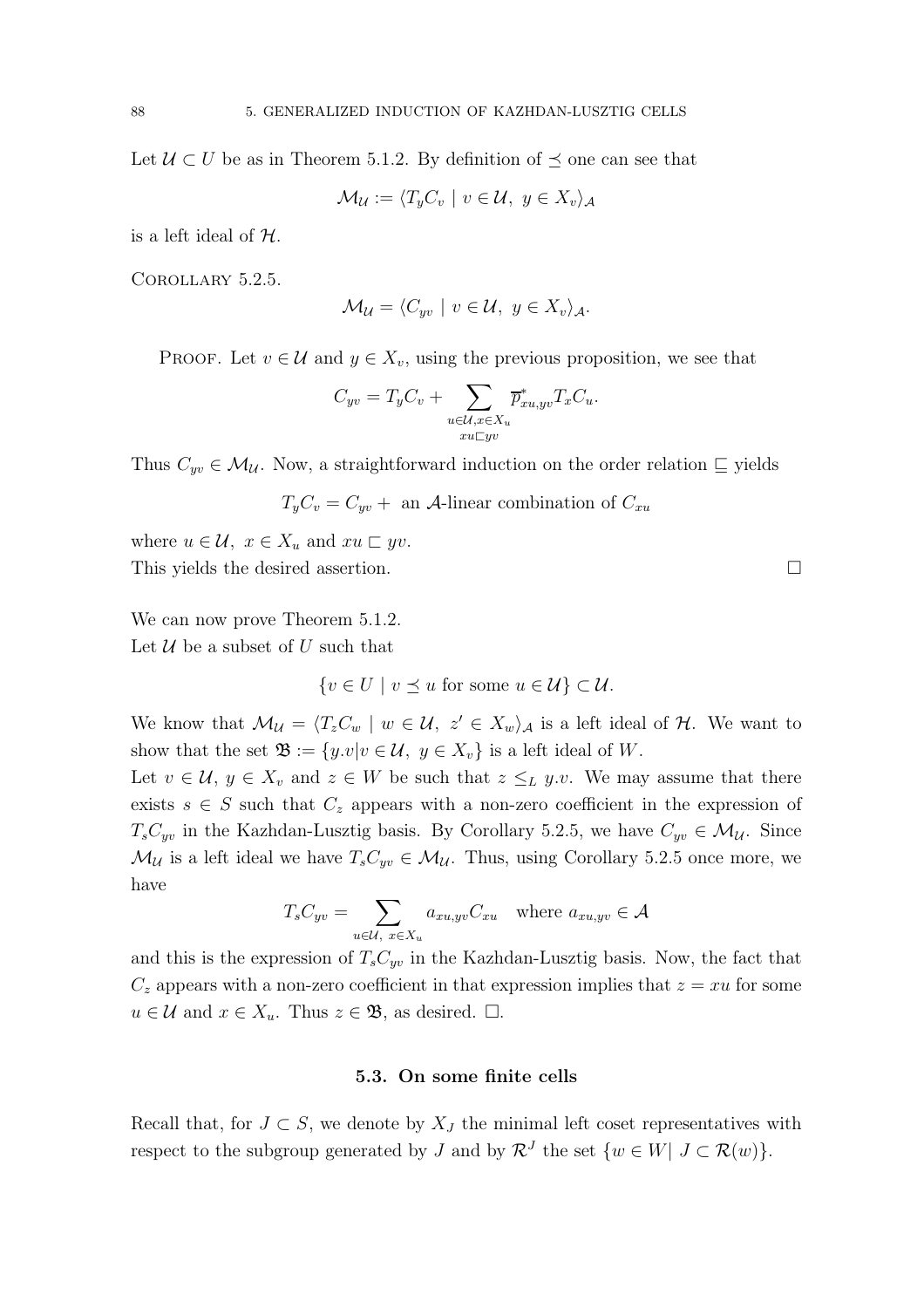Let $\mathcal{U} \subset U$ be as in Theorem 5.1.2. By definition of $\preceq$ one can see that

$$\mathcal{M}_{\mathcal{U}} := \langle T_y C_v \mid v \in \mathcal{U},\ y \in X_v \rangle_{\mathcal{A}}$$

is a left ideal of $\mathcal{H}$.

Corollary 5.2.5.

$$\mathcal{M}_{\mathcal{U}} = \langle C_{yv} \mid v \in \mathcal{U},\ y \in X_v \rangle_{\mathcal{A}}.$$

Proof. Let $v \in \mathcal{U}$ and $y \in X_v$, using the previous proposition, we see that

$$C_{yv} = T_y C_v + \sum_{\substack{u \in \mathcal{U}, x \in X_u \\ xu \sqsubset yv}} \overline{p}^{*}_{xu,yv} T_x C_u.$$

Thus $C_{yv} \in \mathcal{M}_{\mathcal{U}}$. Now, a straightforward induction on the order relation $\sqsubseteq$ yields

$$T_y C_v = C_{yv} + \text{ an } \mathcal{A}\text{-linear combination of } C_{xu}$$

where $u \in \mathcal{U},\ x \in X_u$ and $xu \sqsubset yv$.
This yields the desired assertion. $\square$

We can now prove Theorem 5.1.2.
Let $\mathcal{U}$ be a subset of $U$ such that

$$\{v \in U \mid v \preceq u \text{ for some } u \in \mathcal{U}\} \subset \mathcal{U}.$$

We know that $\mathcal{M}_{\mathcal{U}} = \langle T_z C_w \mid w \in \mathcal{U},\ z' \in X_w \rangle_{\mathcal{A}}$ is a left ideal of $\mathcal{H}$. We want to show that the set $\mathfrak{B} := \{y.v | v \in \mathcal{U},\ y \in X_v\}$ is a left ideal of $W$.
Let $v \in \mathcal{U}$, $y \in X_v$ and $z \in W$ be such that $z \leq_L y.v$. We may assume that there exists $s \in S$ such that $C_z$ appears with a non-zero coefficient in the expression of $T_s C_{yv}$ in the Kazhdan-Lusztig basis. By Corollary 5.2.5, we have $C_{yv} \in \mathcal{M}_{\mathcal{U}}$. Since $\mathcal{M}_{\mathcal{U}}$ is a left ideal we have $T_s C_{yv} \in \mathcal{M}_{\mathcal{U}}$. Thus, using Corollary 5.2.5 once more, we have

$$T_s C_{yv} = \sum_{u \in \mathcal{U},\ x \in X_u} a_{xu,yv} C_{xu} \quad \text{where } a_{xu,yv} \in \mathcal{A}$$

and this is the expression of $T_s C_{yv}$ in the Kazhdan-Lusztig basis. Now, the fact that $C_z$ appears with a non-zero coefficient in that expression implies that $z = xu$ for some $u \in \mathcal{U}$ and $x \in X_u$. Thus $z \in \mathfrak{B}$, as desired. $\square$.

### 5.3. On some finite cells

Recall that, for $J \subset S$, we denote by $X_J$ the minimal left coset representatives with respect to the subgroup generated by $J$ and by $\mathcal{R}^J$ the set $\{w \in W |\ J \subset \mathcal{R}(w)\}$.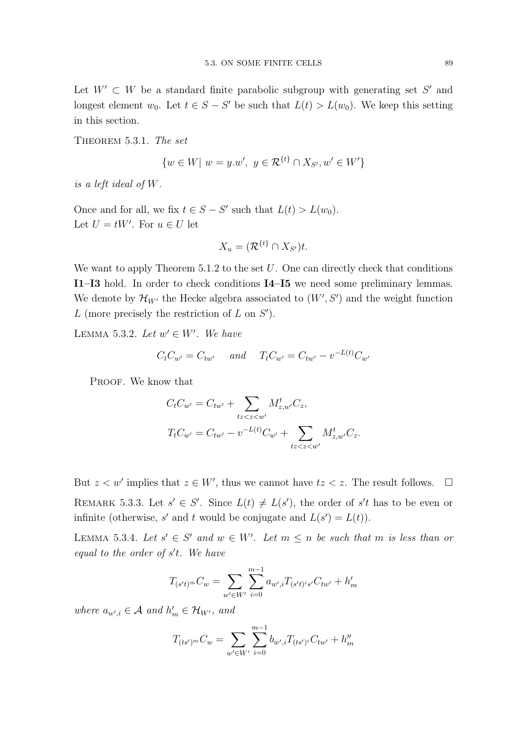Let $W' \subset W$ be a standard finite parabolic subgroup with generating set $S'$ and longest element $w_0$. Let $t \in S - S'$ be such that $L(t) > L(w_0)$. We keep this setting in this section.

THEOREM 5.3.1. *The set*

$$\{w \in W \mid w = y.w',\ y \in \mathcal{R}^{\{t\}} \cap X_{S'}, w' \in W'\}$$

*is a left ideal of $W$.*

Once and for all, we fix $t \in S - S'$ such that $L(t) > L(w_0)$.
Let $U = tW'$. For $u \in U$ let

$$X_u = (\mathcal{R}^{\{t\}} \cap X_{S'})t.$$

We want to apply Theorem 5.1.2 to the set $U$. One can directly check that conditions **I1**–**I3** hold. In order to check conditions **I4**–**I5** we need some preliminary lemmas. We denote by $\mathcal{H}_{W'}$ the Hecke algebra associated to $(W', S')$ and the weight function $L$ (more precisely the restriction of $L$ on $S'$).

LEMMA 5.3.2. *Let $w' \in W'$. We have*

$$C_t C_{w'} = C_{tw'} \quad \text{ and } \quad T_t C_{w'} = C_{tw'} - v^{-L(t)} C_{w'}$$

PROOF. We know that

$$C_t C_{w'} = C_{tw'} + \sum_{tz < z < w'} M^t_{z,w'} C_z,$$

$$T_t C_{w'} = C_{tw'} - v^{-L(t)} C_{w'} + \sum_{tz < z < w'} M^t_{z,w'} C_z.$$

But $z < w'$ implies that $z \in W'$, thus we cannot have $tz < z$. The result follows. $\square$

REMARK 5.3.3. Let $s' \in S'$. Since $L(t) \neq L(s')$, the order of $s't$ has to be even or infinite (otherwise, $s'$ and $t$ would be conjugate and $L(s') = L(t)$).

LEMMA 5.3.4. *Let $s' \in S'$ and $w \in W'$. Let $m \leq n$ be such that $m$ is less than or equal to the order of $s't$. We have*

$$T_{(s't)^m} C_w = \sum_{w' \in W'} \sum_{i=0}^{m-1} a_{w',i} T_{(s't)^i s'} C_{tw'} + h'_m$$

*where $a_{w',i} \in \mathcal{A}$ and $h'_m \in \mathcal{H}_{W'}$, and*

$$T_{(ts')^m} C_w = \sum_{w' \in W'} \sum_{i=0}^{m-1} b_{w',i} T_{(ts')^i} C_{tw'} + h''_m$$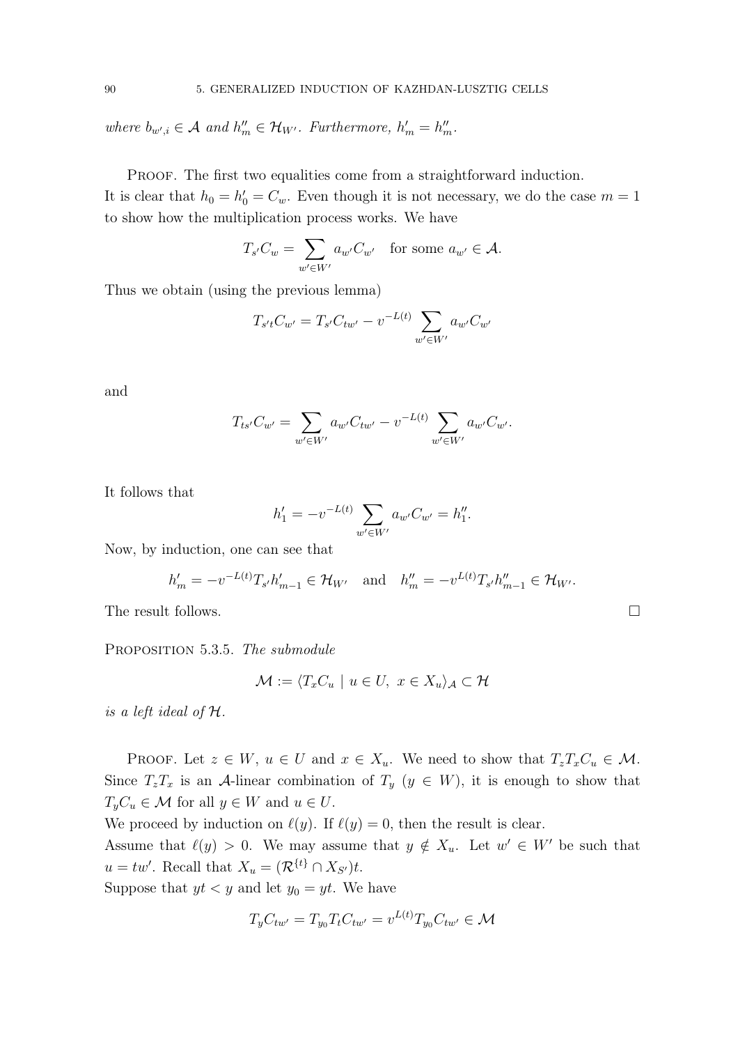*where* $b_{w',i} \in \mathcal{A}$ *and* $h''_m \in \mathcal{H}_{W'}$. *Furthermore,* $h'_m = h''_m$.

Proof. The first two equalities come from a straightforward induction.
It is clear that $h_0 = h'_0 = C_w$. Even though it is not necessary, we do the case $m = 1$ to show how the multiplication process works. We have

$$T_{s'}C_w = \sum_{w' \in W'} a_{w'}C_{w'} \quad \text{for some } a_{w'} \in \mathcal{A}.$$

Thus we obtain (using the previous lemma)

$$T_{s't}C_{w'} = T_{s'}C_{tw'} - v^{-L(t)} \sum_{w' \in W'} a_{w'}C_{w'}$$

and

$$T_{ts'}C_{w'} = \sum_{w' \in W'} a_{w'}C_{tw'} - v^{-L(t)} \sum_{w' \in W'} a_{w'}C_{w'}.$$

It follows that

$$h'_1 = -v^{-L(t)} \sum_{w' \in W'} a_{w'}C_{w'} = h''_1.$$

Now, by induction, one can see that

$$h'_m = -v^{-L(t)}T_{s'}h'_{m-1} \in \mathcal{H}_{W'} \quad \text{and} \quad h''_m = -v^{L(t)}T_{s'}h''_{m-1} \in \mathcal{H}_{W'}.$$

The result follows. $\square$

Proposition 5.3.5. *The submodule*

$$\mathcal{M} := \langle T_xC_u \mid u \in U,\ x \in X_u \rangle_{\mathcal{A}} \subset \mathcal{H}$$

*is a left ideal of* $\mathcal{H}$.

Proof. Let $z \in W$, $u \in U$ and $x \in X_u$. We need to show that $T_zT_xC_u \in \mathcal{M}$. Since $T_zT_x$ is an $\mathcal{A}$-linear combination of $T_y$ ($y \in W$), it is enough to show that $T_yC_u \in \mathcal{M}$ for all $y \in W$ and $u \in U$.
We proceed by induction on $\ell(y)$. If $\ell(y) = 0$, then the result is clear.
Assume that $\ell(y) > 0$. We may assume that $y \notin X_u$. Let $w' \in W'$ be such that $u = tw'$. Recall that $X_u = (\mathcal{R}^{\{t\}} \cap X_{S'})t$.
Suppose that $yt < y$ and let $y_0 = yt$. We have

$$T_yC_{tw'} = T_{y_0}T_tC_{tw'} = v^{L(t)}T_{y_0}C_{tw'} \in \mathcal{M}$$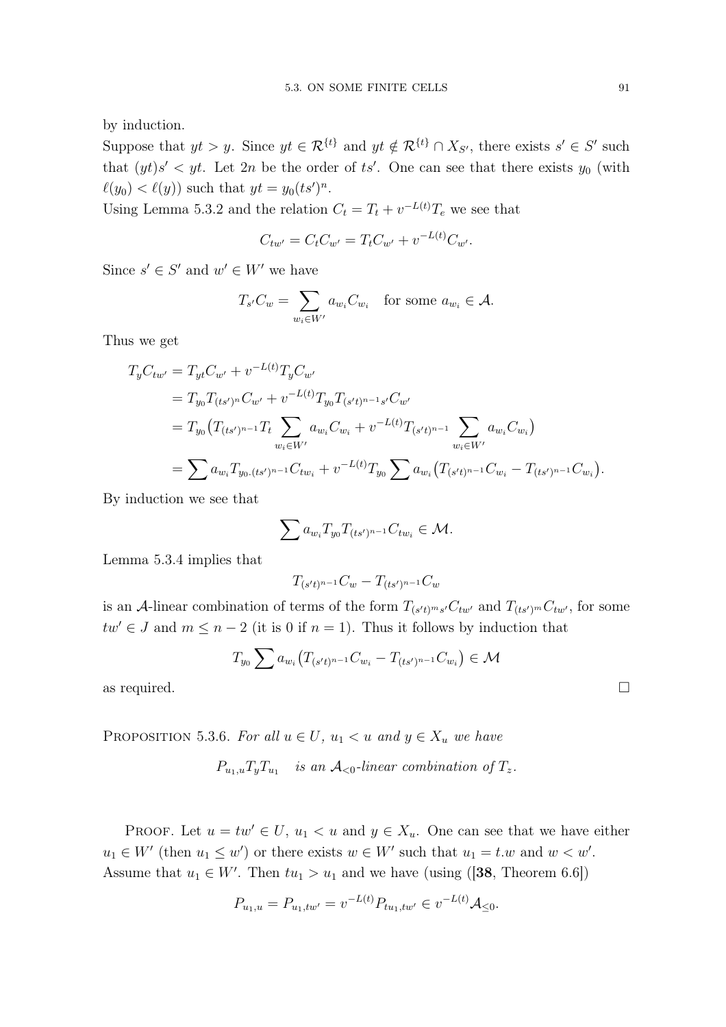by induction.

Suppose that $yt > y$. Since $yt \in \mathcal{R}^{\{t\}}$ and $yt \notin \mathcal{R}^{\{t\}} \cap X_{S'}$, there exists $s' \in S'$ such that $(yt)s' < yt$. Let $2n$ be the order of $ts'$. One can see that there exists $y_0$ (with $\ell(y_0) < \ell(y)$) such that $yt = y_0(ts')^n$.

Using Lemma 5.3.2 and the relation $C_t = T_t + v^{-L(t)}T_e$ we see that

$$C_{tw'} = C_t C_{w'} = T_t C_{w'} + v^{-L(t)} C_{w'}.$$

Since $s' \in S'$ and $w' \in W'$ we have

$$T_{s'} C_w = \sum_{w_i \in W'} a_{w_i} C_{w_i} \quad \text{for some } a_{w_i} \in \mathcal{A}.$$

Thus we get

$$\begin{aligned}
T_y C_{tw'} &= T_{yt} C_{w'} + v^{-L(t)} T_y C_{w'} \\
&= T_{y_0} T_{(ts')^n} C_{w'} + v^{-L(t)} T_{y_0} T_{(s't)^{n-1}s'} C_{w'} \\
&= T_{y_0} \big( T_{(ts')^{n-1}} T_t \sum_{w_i \in W'} a_{w_i} C_{w_i} + v^{-L(t)} T_{(s't)^{n-1}} \sum_{w_i \in W'} a_{w_i} C_{w_i} \big) \\
&= \sum a_{w_i} T_{y_0.(ts')^{n-1}} C_{tw_i} + v^{-L(t)} T_{y_0} \sum a_{w_i} \big( T_{(s't)^{n-1}} C_{w_i} - T_{(ts')^{n-1}} C_{w_i} \big).
\end{aligned}$$

By induction we see that

$$\sum a_{w_i} T_{y_0} T_{(ts')^{n-1}} C_{tw_i} \in \mathcal{M}.$$

Lemma 5.3.4 implies that

$$T_{(s't)^{n-1}} C_w - T_{(ts')^{n-1}} C_w$$

is an $\mathcal{A}$-linear combination of terms of the form $T_{(s't)^m s'} C_{tw'}$ and $T_{(ts')^m} C_{tw'}$, for some $tw' \in J$ and $m \leq n-2$ (it is 0 if $n = 1$). Thus it follows by induction that

$$T_{y_0} \sum a_{w_i} \big( T_{(s't)^{n-1}} C_{w_i} - T_{(ts')^{n-1}} C_{w_i} \big) \in \mathcal{M}$$

as required. □

**Proposition 5.3.6.** *For all $u \in U$, $u_1 < u$ and $y \in X_u$ we have*

$$P_{u_1,u} T_y T_{u_1} \quad \textit{is an } \mathcal{A}_{<0}\textit{-linear combination of } T_z.$$

**Proof.** Let $u = tw' \in U$, $u_1 < u$ and $y \in X_u$. One can see that we have either $u_1 \in W'$ (then $u_1 \leq w'$) or there exists $w \in W'$ such that $u_1 = t.w$ and $w < w'$. Assume that $u_1 \in W'$. Then $tu_1 > u_1$ and we have (using ([**38**, Theorem 6.6])

$$P_{u_1,u} = P_{u_1,tw'} = v^{-L(t)} P_{tu_1,tw'} \in v^{-L(t)} \mathcal{A}_{\leq 0}.$$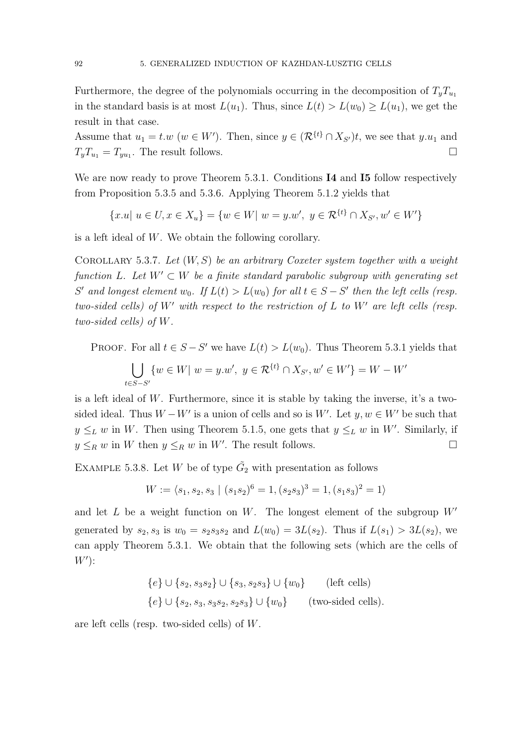Furthermore, the degree of the polynomials occurring in the decomposition of $T_y T_{u_1}$ in the standard basis is at most $L(u_1)$. Thus, since $L(t) > L(w_0) \geq L(u_1)$, we get the result in that case.
Assume that $u_1 = t.w$ ($w \in W'$). Then, since $y \in (\mathcal{R}^{\{t\}} \cap X_{S'})t$, we see that $y.u_1$ and $T_y T_{u_1} = T_{yu_1}$. The result follows. $\square$

We are now ready to prove Theorem 5.3.1. Conditions **I4** and **I5** follow respectively from Proposition 5.3.5 and 5.3.6. Applying Theorem 5.1.2 yields that

$$\{x.u |\ u \in U, x \in X_u\} = \{w \in W |\ w = y.w',\ y \in \mathcal{R}^{\{t\}} \cap X_{S'}, w' \in W'\}$$

is a left ideal of $W$. We obtain the following corollary.

Corollary 5.3.7. *Let $(W, S)$ be an arbitrary Coxeter system together with a weight function $L$. Let $W' \subset W$ be a finite standard parabolic subgroup with generating set $S'$ and longest element $w_0$. If $L(t) > L(w_0)$ for all $t \in S - S'$ then the left cells (resp. two-sided cells) of $W'$ with respect to the restriction of $L$ to $W'$ are left cells (resp. two-sided cells) of $W$.*

Proof. For all $t \in S - S'$ we have $L(t) > L(w_0)$. Thus Theorem 5.3.1 yields that

$$\bigcup_{t \in S - S'} \{w \in W |\ w = y.w',\ y \in \mathcal{R}^{\{t\}} \cap X_{S'}, w' \in W'\} = W - W'$$

is a left ideal of $W$. Furthermore, since it is stable by taking the inverse, it's a two-sided ideal. Thus $W - W'$ is a union of cells and so is $W'$. Let $y, w \in W'$ be such that $y \leq_L w$ in $W$. Then using Theorem 5.1.5, one gets that $y \leq_L w$ in $W'$. Similarly, if $y \leq_R w$ in $W$ then $y \leq_R w$ in $W'$. The result follows. $\square$

Example 5.3.8. Let $W$ be of type $\tilde{G}_2$ with presentation as follows

$$W := \langle s_1, s_2, s_3 \mid (s_1 s_2)^6 = 1, (s_2 s_3)^3 = 1, (s_1 s_3)^2 = 1\rangle$$

and let $L$ be a weight function on $W$. The longest element of the subgroup $W'$ generated by $s_2, s_3$ is $w_0 = s_2 s_3 s_2$ and $L(w_0) = 3L(s_2)$. Thus if $L(s_1) > 3L(s_2)$, we can apply Theorem 5.3.1. We obtain that the following sets (which are the cells of $W'$):

$$\{e\} \cup \{s_2, s_3 s_2\} \cup \{s_3, s_2 s_3\} \cup \{w_0\} \qquad \text{(left cells)}$$
$$\{e\} \cup \{s_2, s_3, s_3 s_2, s_2 s_3\} \cup \{w_0\} \qquad \text{(two-sided cells)}.$$

are left cells (resp. two-sided cells) of $W$.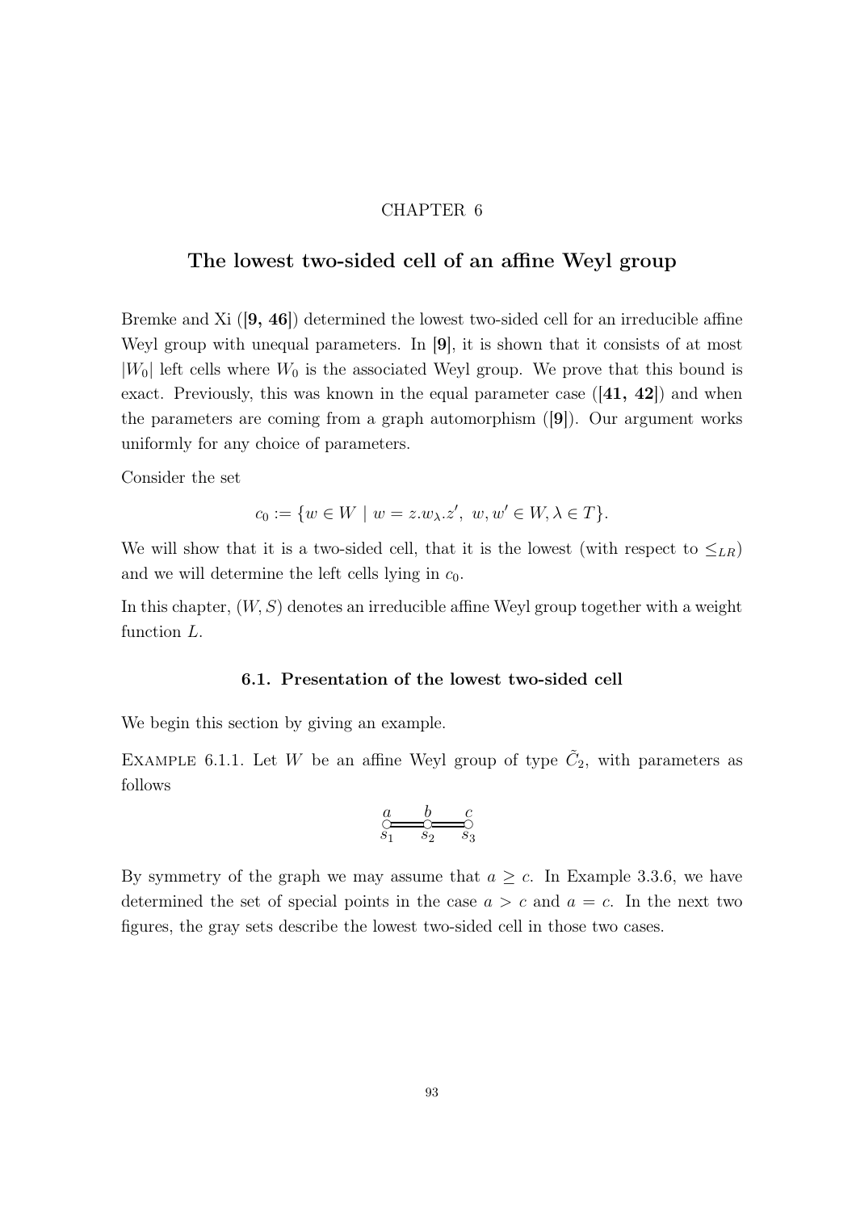CHAPTER 6

# The lowest two-sided cell of an affine Weyl group

Bremke and Xi ([**9, 46**]) determined the lowest two-sided cell for an irreducible affine Weyl group with unequal parameters. In [**9**], it is shown that it consists of at most $|W_0|$ left cells where $W_0$ is the associated Weyl group. We prove that this bound is exact. Previously, this was known in the equal parameter case ([**41, 42**]) and when the parameters are coming from a graph automorphism ([**9**]). Our argument works uniformly for any choice of parameters.

Consider the set

$$c_0 := \{w \in W \mid w = z.w_\lambda.z',\ w, w' \in W, \lambda \in T\}.$$

We will show that it is a two-sided cell, that it is the lowest (with respect to $\leq_{LR}$) and we will determine the left cells lying in $c_0$.

In this chapter, $(W, S)$ denotes an irreducible affine Weyl group together with a weight function $L$.

## 6.1. Presentation of the lowest two-sided cell

We begin this section by giving an example.

Example 6.1.1. Let $W$ be an affine Weyl group of type $\tilde{C}_2$, with parameters as follows

$$\overset{a}{\underset{s_1}{\circ}} = \overset{b}{\underset{s_2}{\circ}} = \overset{c}{\underset{s_3}{\circ}}$$

By symmetry of the graph we may assume that $a \geq c$. In Example 3.3.6, we have determined the set of special points in the case $a > c$ and $a = c$. In the next two figures, the gray sets describe the lowest two-sided cell in those two cases.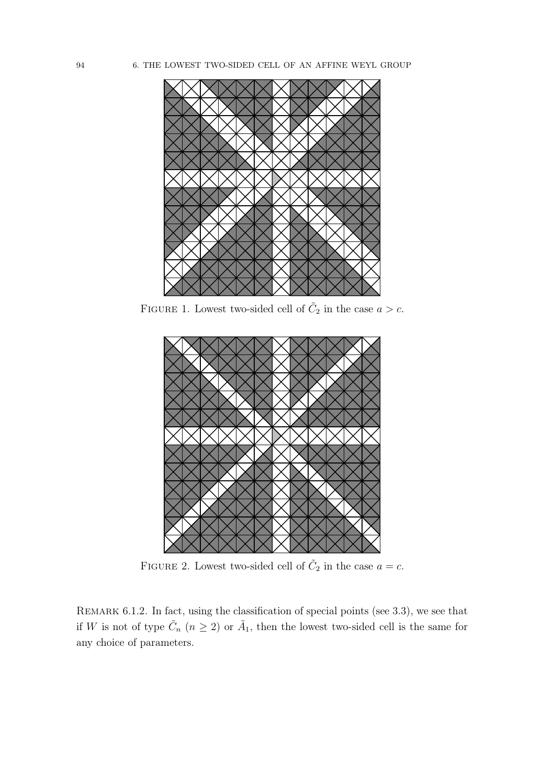FIGURE 1. Lowest two-sided cell of $\tilde{C}_2$ in the case $a > c$.

FIGURE 2. Lowest two-sided cell of $\tilde{C}_2$ in the case $a = c$.

REMARK 6.1.2. In fact, using the classification of special points (see 3.3), we see that if $W$ is not of type $\tilde{C}_n$ ($n \geq 2$) or $\tilde{A}_1$, then the lowest two-sided cell is the same for any choice of parameters.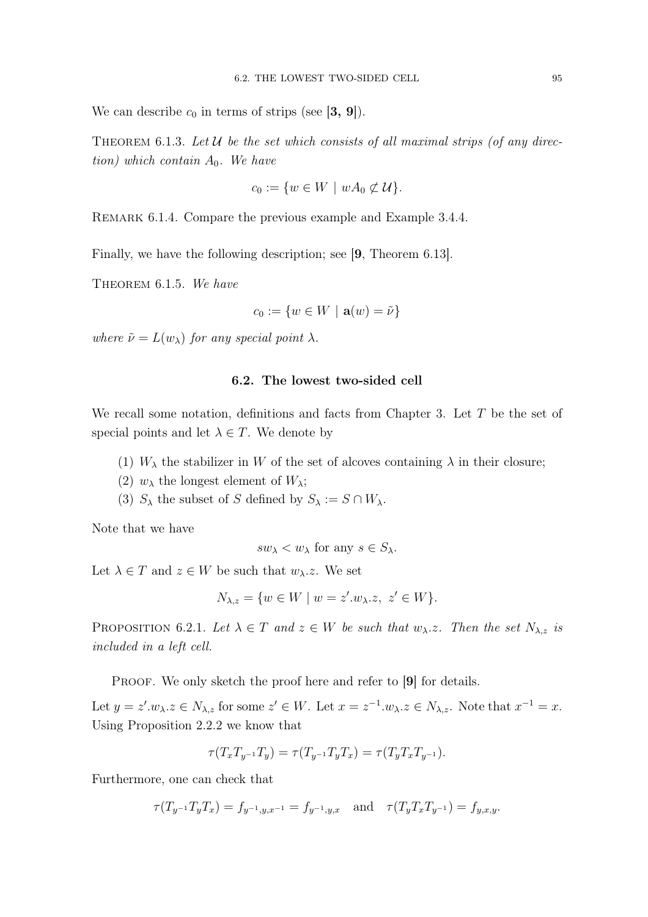We can describe $c_0$ in terms of strips (see **[3, 9]**).

Theorem 6.1.3. *Let $\mathcal{U}$ be the set which consists of all maximal strips (of any direction) which contain $A_0$. We have*

$$c_0 := \{w \in W \mid wA_0 \not\subset \mathcal{U}\}.$$

Remark 6.1.4. Compare the previous example and Example 3.4.4.

Finally, we have the following description; see [**9**, Theorem 6.13].

Theorem 6.1.5. *We have*

$$c_0 := \{w \in W \mid \mathbf{a}(w) = \tilde{\nu}\}$$

*where $\tilde{\nu} = L(w_\lambda)$ for any special point $\lambda$.*

## 6.2. The lowest two-sided cell

We recall some notation, definitions and facts from Chapter 3. Let $T$ be the set of special points and let $\lambda \in T$. We denote by

(1) $W_\lambda$ the stabilizer in $W$ of the set of alcoves containing $\lambda$ in their closure;
(2) $w_\lambda$ the longest element of $W_\lambda$;
(3) $S_\lambda$ the subset of $S$ defined by $S_\lambda := S \cap W_\lambda$.

Note that we have

$$sw_\lambda < w_\lambda \text{ for any } s \in S_\lambda.$$

Let $\lambda \in T$ and $z \in W$ be such that $w_\lambda.z$. We set

$$N_{\lambda,z} = \{w \in W \mid w = z'.w_\lambda.z,\ z' \in W\}.$$

Proposition 6.2.1. *Let $\lambda \in T$ and $z \in W$ be such that $w_\lambda.z$. Then the set $N_{\lambda,z}$ is included in a left cell.*

Proof. We only sketch the proof here and refer to **[9]** for details.

Let $y = z'.w_\lambda.z \in N_{\lambda,z}$ for some $z' \in W$. Let $x = z^{-1}.w_\lambda.z \in N_{\lambda,z}$. Note that $x^{-1} = x$. Using Proposition 2.2.2 we know that

$$\tau(T_xT_{y^{-1}}T_y) = \tau(T_{y^{-1}}T_yT_x) = \tau(T_yT_xT_{y^{-1}}).$$

Furthermore, one can check that

$$\tau(T_{y^{-1}}T_yT_x) = f_{y^{-1},y,x^{-1}} = f_{y^{-1},y,x} \quad \text{and} \quad \tau(T_yT_xT_{y^{-1}}) = f_{y,x,y}.$$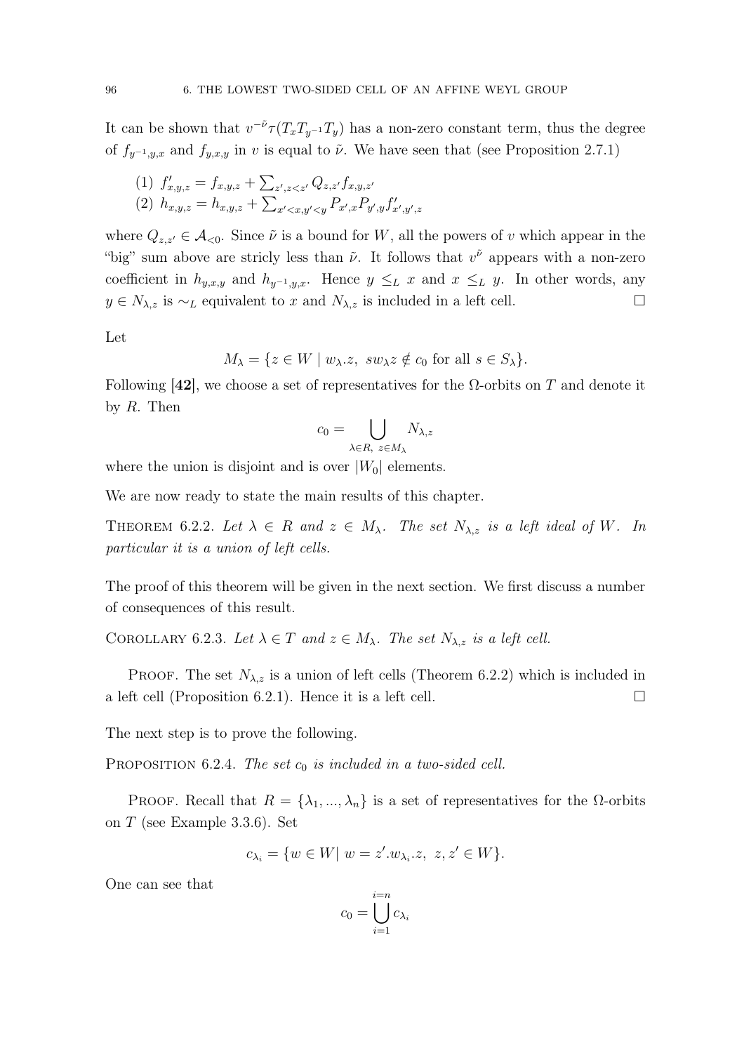It can be shown that $v^{-\tilde{\nu}}\tau(T_xT_{y^{-1}}T_y)$ has a non-zero constant term, thus the degree of $f_{y^{-1},y,x}$ and $f_{y,x,y}$ in $v$ is equal to $\tilde{\nu}$. We have seen that (see Proposition 2.7.1)

(1) $f'_{x,y,z} = f_{x,y,z} + \sum_{z',z<z'} Q_{z,z'}f_{x,y,z'}$
(2) $h_{x,y,z} = h_{x,y,z} + \sum_{x'<x,y'<y} P_{x',x}P_{y',y}f'_{x',y',z}$

where $Q_{z,z'} \in \mathcal{A}_{<0}$. Since $\tilde{\nu}$ is a bound for $W$, all the powers of $v$ which appear in the "big" sum above are stricly less than $\tilde{\nu}$. It follows that $v^{\tilde{\nu}}$ appears with a non-zero coefficient in $h_{y,x,y}$ and $h_{y^{-1},y,x}$. Hence $y \leq_L x$ and $x \leq_L y$. In other words, any $y \in N_{\lambda,z}$ is $\sim_L$ equivalent to $x$ and $N_{\lambda,z}$ is included in a left cell. $\square$

Let

$$M_\lambda = \{z \in W \mid w_\lambda.z,\ sw_\lambda z \notin c_0 \text{ for all } s \in S_\lambda\}.$$

Following **[42]**, we choose a set of representatives for the $\Omega$-orbits on $T$ and denote it by $R$. Then

$$c_0 = \bigcup_{\lambda \in R,\ z \in M_\lambda} N_{\lambda,z}$$

where the union is disjoint and is over $|W_0|$ elements.

We are now ready to state the main results of this chapter.

Theorem 6.2.2. *Let $\lambda \in R$ and $z \in M_\lambda$. The set $N_{\lambda,z}$ is a left ideal of $W$. In particular it is a union of left cells.*

The proof of this theorem will be given in the next section. We first discuss a number of consequences of this result.

Corollary 6.2.3. *Let $\lambda \in T$ and $z \in M_\lambda$. The set $N_{\lambda,z}$ is a left cell.*

Proof. The set $N_{\lambda,z}$ is a union of left cells (Theorem 6.2.2) which is included in a left cell (Proposition 6.2.1). Hence it is a left cell. $\square$

The next step is to prove the following.

Proposition 6.2.4. *The set $c_0$ is included in a two-sided cell.*

Proof. Recall that $R = \{\lambda_1, ..., \lambda_n\}$ is a set of representatives for the $\Omega$-orbits on $T$ (see Example 3.3.6). Set

$$c_{\lambda_i} = \{w \in W \mid w = z'.w_{\lambda_i}.z,\ z, z' \in W\}.$$

One can see that

$$c_0 = \bigcup_{i=1}^{i=n} c_{\lambda_i}$$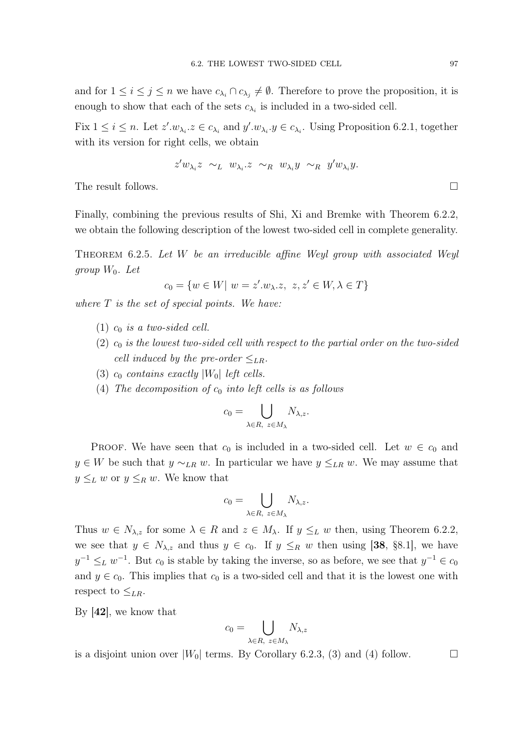and for $1 \leq i \leq j \leq n$ we have $c_{\lambda_i} \cap c_{\lambda_j} \neq \emptyset$. Therefore to prove the proposition, it is enough to show that each of the sets $c_{\lambda_i}$ is included in a two-sided cell.

Fix $1 \leq i \leq n$. Let $z'.w_{\lambda_i}.z \in c_{\lambda_i}$ and $y'.w_{\lambda_i}.y \in c_{\lambda_i}$. Using Proposition 6.2.1, together with its version for right cells, we obtain

$$z'w_{\lambda_i}z \ \sim_L \ w_{\lambda_i}.z \ \sim_R \ w_{\lambda_i}y \ \sim_R \ y'w_{\lambda_i}y.$$

The result follows. □

Finally, combining the previous results of Shi, Xi and Bremke with Theorem 6.2.2, we obtain the following description of the lowest two-sided cell in complete generality.

THEOREM 6.2.5. *Let $W$ be an irreducible affine Weyl group with associated Weyl group $W_0$. Let*

$$c_0 = \{w \in W |\ w = z'.w_\lambda.z,\ z, z' \in W, \lambda \in T\}$$

*where $T$ is the set of special points. We have:*

1. *$c_0$ is a two-sided cell.*
2. *$c_0$ is the lowest two-sided cell with respect to the partial order on the two-sided cell induced by the pre-order $\leq_{LR}$.*
3. *$c_0$ contains exactly $|W_0|$ left cells.*
4. *The decomposition of $c_0$ into left cells is as follows*

$$c_0 = \bigcup_{\lambda \in R,\ z \in M_\lambda} N_{\lambda,z}.$$

PROOF. We have seen that $c_0$ is included in a two-sided cell. Let $w \in c_0$ and $y \in W$ be such that $y \sim_{LR} w$. In particular we have $y \leq_{LR} w$. We may assume that $y \leq_L w$ or $y \leq_R w$. We know that

$$c_0 = \bigcup_{\lambda \in R,\ z \in M_\lambda} N_{\lambda,z}.$$

Thus $w \in N_{\lambda,z}$ for some $\lambda \in R$ and $z \in M_\lambda$. If $y \leq_L w$ then, using Theorem 6.2.2, we see that $y \in N_{\lambda,z}$ and thus $y \in c_0$. If $y \leq_R w$ then using [**38**, §8.1], we have $y^{-1} \leq_L w^{-1}$. But $c_0$ is stable by taking the inverse, so as before, we see that $y^{-1} \in c_0$ and $y \in c_0$. This implies that $c_0$ is a two-sided cell and that it is the lowest one with respect to $\leq_{LR}$.

By [**42**], we know that

$$c_0 = \bigcup_{\lambda \in R,\ z \in M_\lambda} N_{\lambda,z}$$

is a disjoint union over $|W_0|$ terms. By Corollary 6.2.3, (3) and (4) follow. □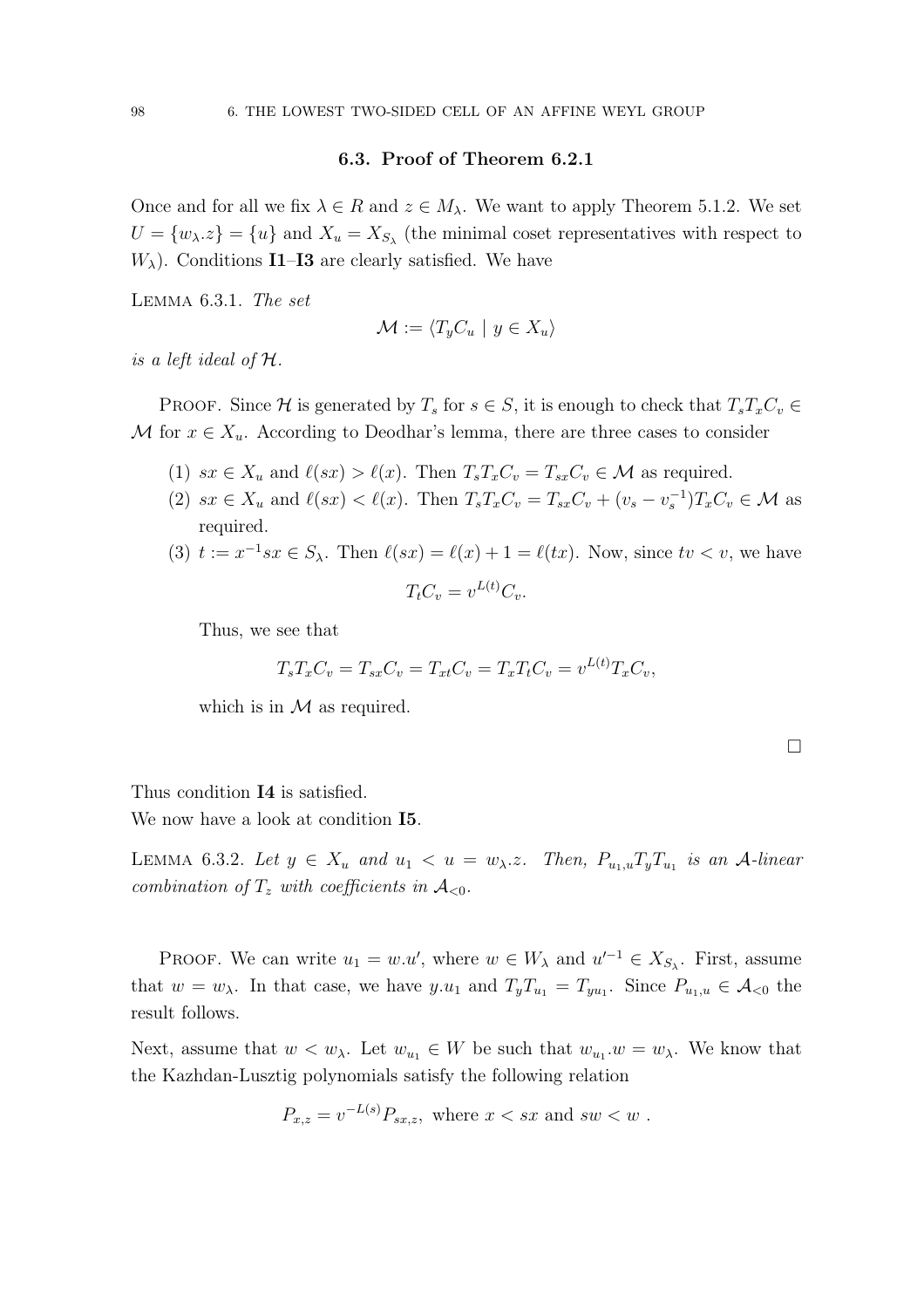## 6.3. Proof of Theorem 6.2.1

Once and for all we fix $\lambda \in R$ and $z \in M_\lambda$. We want to apply Theorem 5.1.2. We set $U = \{w_\lambda.z\} = \{u\}$ and $X_u = X_{S_\lambda}$ (the minimal coset representatives with respect to $W_\lambda$). Conditions **I1**–**I3** are clearly satisfied. We have

LEMMA 6.3.1. *The set*

$$\mathcal{M} := \langle T_y C_u \mid y \in X_u \rangle$$

*is a left ideal of $\mathcal{H}$.*

PROOF. Since $\mathcal{H}$ is generated by $T_s$ for $s \in S$, it is enough to check that $T_s T_x C_v \in \mathcal{M}$ for $x \in X_u$. According to Deodhar's lemma, there are three cases to consider

1. $sx \in X_u$ and $\ell(sx) > \ell(x)$. Then $T_s T_x C_v = T_{sx} C_v \in \mathcal{M}$ as required.
2. $sx \in X_u$ and $\ell(sx) < \ell(x)$. Then $T_s T_x C_v = T_{sx} C_v + (v_s - v_s^{-1}) T_x C_v \in \mathcal{M}$ as required.
3. $t := x^{-1} s x \in S_\lambda$. Then $\ell(sx) = \ell(x) + 1 = \ell(tx)$. Now, since $tv < v$, we have

   $$T_t C_v = v^{L(t)} C_v.$$

   Thus, we see that

   $$T_s T_x C_v = T_{sx} C_v = T_{xt} C_v = T_x T_t C_v = v^{L(t)} T_x C_v,$$

   which is in $\mathcal{M}$ as required.

□

Thus condition **I4** is satisfied.
We now have a look at condition **I5**.

LEMMA 6.3.2. *Let $y \in X_u$ and $u_1 < u = w_\lambda.z$. Then, $P_{u_1,u} T_y T_{u_1}$ is an $\mathcal{A}$-linear combination of $T_z$ with coefficients in $\mathcal{A}_{<0}$.*

PROOF. We can write $u_1 = w.u'$, where $w \in W_\lambda$ and $u'^{-1} \in X_{S_\lambda}$. First, assume that $w = w_\lambda$. In that case, we have $y.u_1$ and $T_y T_{u_1} = T_{yu_1}$. Since $P_{u_1,u} \in \mathcal{A}_{<0}$ the result follows.

Next, assume that $w < w_\lambda$. Let $w_{u_1} \in W$ be such that $w_{u_1}.w = w_\lambda$. We know that the Kazhdan-Lusztig polynomials satisfy the following relation

$$P_{x,z} = v^{-L(s)} P_{sx,z}, \text{ where } x < sx \text{ and } sw < w \ .$$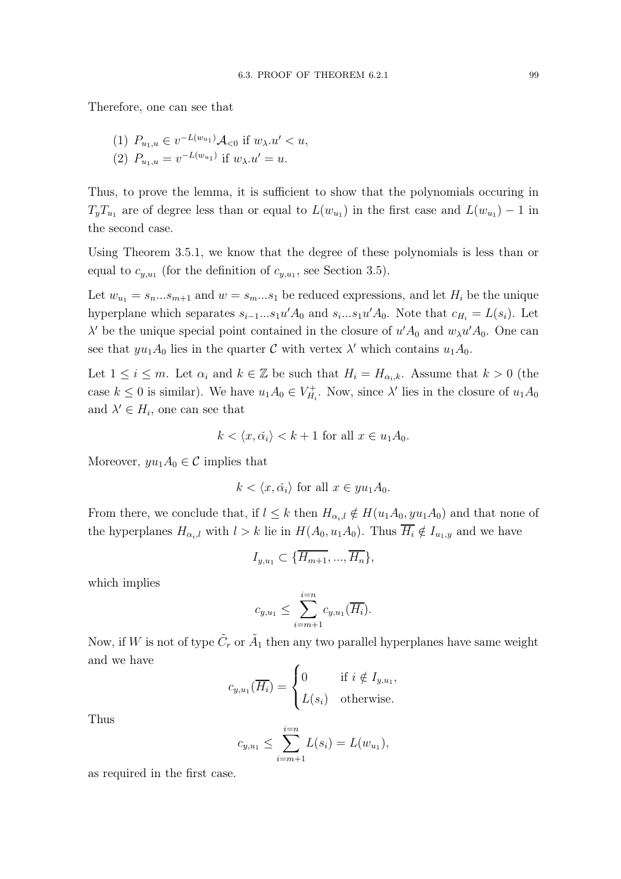Therefore, one can see that

(1) $P_{u_1,u} \in v^{-L(w_{u_1})}\mathcal{A}_{<0}$ if $w_\lambda.u' < u$,
(2) $P_{u_1,u} = v^{-L(w_{u_1})}$ if $w_\lambda.u' = u$.

Thus, to prove the lemma, it is sufficient to show that the polynomials occuring in $T_yT_{u_1}$ are of degree less than or equal to $L(w_{u_1})$ in the first case and $L(w_{u_1}) - 1$ in the second case.

Using Theorem 3.5.1, we know that the degree of these polynomials is less than or equal to $c_{y,u_1}$ (for the definition of $c_{y,u_1}$, see Section 3.5).

Let $w_{u_1} = s_n...s_{m+1}$ and $w = s_m...s_1$ be reduced expressions, and let $H_i$ be the unique hyperplane which separates $s_{i-1}...s_1u'A_0$ and $s_i...s_1u'A_0$. Note that $c_{H_i} = L(s_i)$. Let $\lambda'$ be the unique special point contained in the closure of $u'A_0$ and $w_\lambda u'A_0$. One can see that $yu_1A_0$ lies in the quarter $\mathcal{C}$ with vertex $\lambda'$ which contains $u_1A_0$.

Let $1 \leq i \leq m$. Let $\alpha_i$ and $k \in \mathbb{Z}$ be such that $H_i = H_{\alpha_i,k}$. Assume that $k > 0$ (the case $k \leq 0$ is similar). We have $u_1A_0 \in V^+_{H_i}$. Now, since $\lambda'$ lies in the closure of $u_1A_0$ and $\lambda' \in H_i$, one can see that

$$k < \langle x, \check{\alpha_i} \rangle < k+1 \text{ for all } x \in u_1A_0.$$

Moreover, $yu_1A_0 \in \mathcal{C}$ implies that

$$k < \langle x, \check{\alpha_i} \rangle \text{ for all } x \in yu_1A_0.$$

From there, we conclude that, if $l \leq k$ then $H_{\alpha_i,l} \notin H(u_1A_0, yu_1A_0)$ and that none of the hyperplanes $H_{\alpha_i,l}$ with $l > k$ lie in $H(A_0, u_1A_0)$. Thus $\overline{H_i} \notin I_{u_1,y}$ and we have

$$I_{y,u_1} \subset \{\overline{H_{m+1}}, ..., \overline{H_n}\},$$

which implies

$$c_{y,u_1} \leq \sum_{i=m+1}^{i=n} c_{y,u_1}(\overline{H_i}).$$

Now, if $W$ is not of type $\tilde{C}_r$ or $\tilde{A}_1$ then any two parallel hyperplanes have same weight and we have

$$c_{y,u_1}(\overline{H_i}) = \begin{cases} 0 & \text{if } i \notin I_{y,u_1}, \\ L(s_i) & \text{otherwise.} \end{cases}$$

Thus

$$c_{y,u_1} \leq \sum_{i=m+1}^{i=n} L(s_i) = L(w_{u_1}),$$

as required in the first case.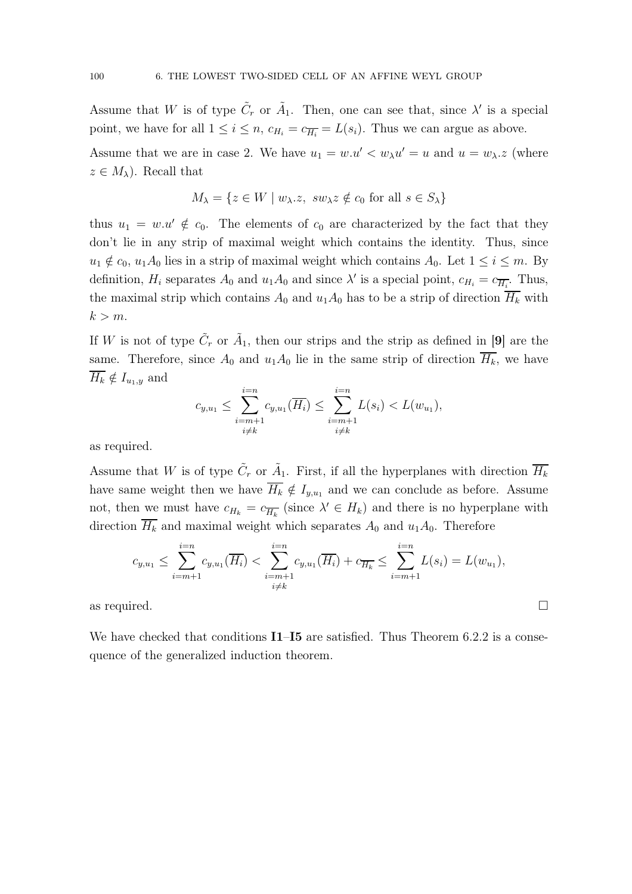Assume that $W$ is of type $\tilde{C}_r$ or $\tilde{A}_1$. Then, one can see that, since $\lambda'$ is a special point, we have for all $1 \leq i \leq n$, $c_{H_i} = c_{\overline{H_i}} = L(s_i)$. Thus we can argue as above.

Assume that we are in case 2. We have $u_1 = w.u' < w_\lambda u' = u$ and $u = w_\lambda.z$ (where $z \in M_\lambda$). Recall that

$$M_\lambda = \{z \in W \mid w_\lambda.z,\ sw_\lambda z \notin c_0 \text{ for all } s \in S_\lambda\}$$

thus $u_1 = w.u' \notin c_0$. The elements of $c_0$ are characterized by the fact that they don't lie in any strip of maximal weight which contains the identity. Thus, since $u_1 \notin c_0$, $u_1 A_0$ lies in a strip of maximal weight which contains $A_0$. Let $1 \leq i \leq m$. By definition, $H_i$ separates $A_0$ and $u_1 A_0$ and since $\lambda'$ is a special point, $c_{H_i} = c_{\overline{H_i}}$. Thus, the maximal strip which contains $A_0$ and $u_1 A_0$ has to be a strip of direction $\overline{H_k}$ with $k > m$.

If $W$ is not of type $\tilde{C}_r$ or $\tilde{A}_1$, then our strips and the strip as defined in **[9]** are the same. Therefore, since $A_0$ and $u_1 A_0$ lie in the same strip of direction $\overline{H_k}$, we have $\overline{H_k} \notin I_{u_1,y}$ and

$$c_{y,u_1} \leq \sum_{\substack{i=m+1 \\ i \neq k}}^{i=n} c_{y,u_1}(\overline{H_i}) \leq \sum_{\substack{i=m+1 \\ i \neq k}}^{i=n} L(s_i) < L(w_{u_1}),$$

as required.

Assume that $W$ is of type $\tilde{C}_r$ or $\tilde{A}_1$. First, if all the hyperplanes with direction $\overline{H_k}$ have same weight then we have $\overline{H_k} \notin I_{y,u_1}$ and we can conclude as before. Assume not, then we must have $c_{H_k} = c_{\overline{H_k}}$ (since $\lambda' \in H_k$) and there is no hyperplane with direction $\overline{H_k}$ and maximal weight which separates $A_0$ and $u_1 A_0$. Therefore

$$c_{y,u_1} \leq \sum_{i=m+1}^{i=n} c_{y,u_1}(\overline{H_i}) < \sum_{\substack{i=m+1 \\ i \neq k}}^{i=n} c_{y,u_1}(\overline{H_i}) + c_{\overline{H_k}} \leq \sum_{i=m+1}^{i=n} L(s_i) = L(w_{u_1}),$$

as required. □

We have checked that conditions **I1**–**I5** are satisfied. Thus Theorem 6.2.2 is a consequence of the generalized induction theorem.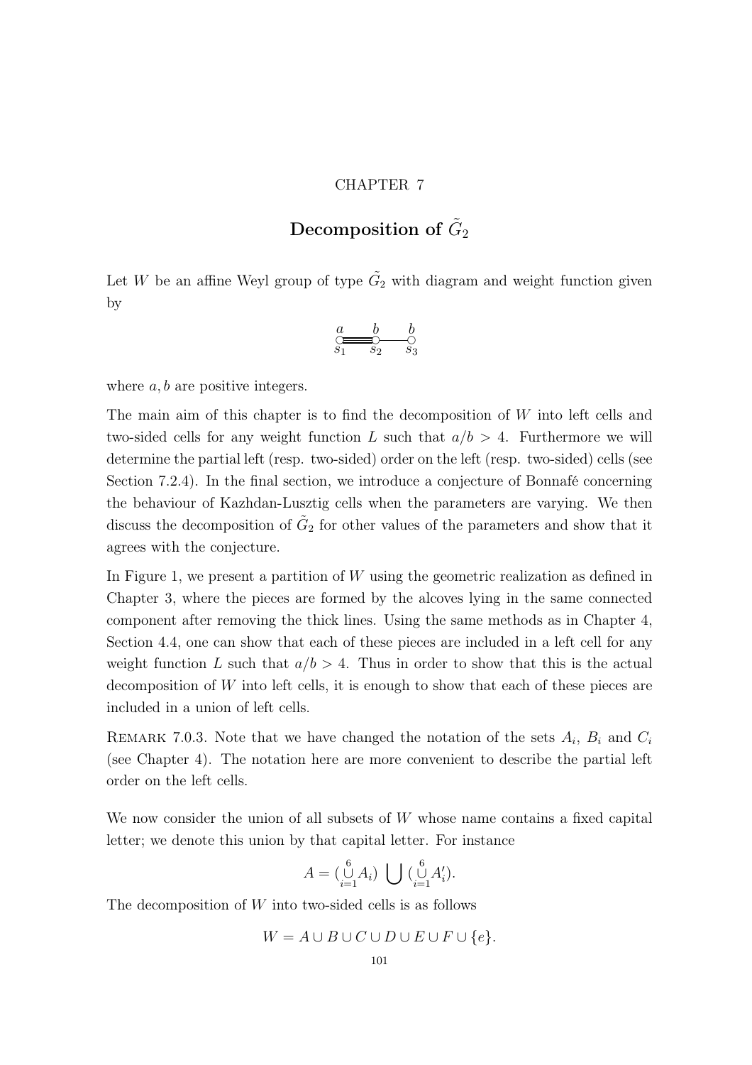CHAPTER 7

# Decomposition of $\tilde{G}_2$

Let $W$ be an affine Weyl group of type $\tilde{G}_2$ with diagram and weight function given by

$$\overset{a}{\underset{s_1}{\circ}} \equiv \overset{b}{\underset{s_2}{\circ}} — \overset{b}{\underset{s_3}{\circ}}$$

where $a, b$ are positive integers.

The main aim of this chapter is to find the decomposition of $W$ into left cells and two-sided cells for any weight function $L$ such that $a/b > 4$. Furthermore we will determine the partial left (resp. two-sided) order on the left (resp. two-sided) cells (see Section 7.2.4). In the final section, we introduce a conjecture of Bonnafé concerning the behaviour of Kazhdan-Lusztig cells when the parameters are varying. We then discuss the decomposition of $\tilde{G}_2$ for other values of the parameters and show that it agrees with the conjecture.

In Figure 1, we present a partition of $W$ using the geometric realization as defined in Chapter 3, where the pieces are formed by the alcoves lying in the same connected component after removing the thick lines. Using the same methods as in Chapter 4, Section 4.4, one can show that each of these pieces are included in a left cell for any weight function $L$ such that $a/b > 4$. Thus in order to show that this is the actual decomposition of $W$ into left cells, it is enough to show that each of these pieces are included in a union of left cells.

REMARK 7.0.3. Note that we have changed the notation of the sets $A_i$, $B_i$ and $C_i$ (see Chapter 4). The notation here are more convenient to describe the partial left order on the left cells.

We now consider the union of all subsets of $W$ whose name contains a fixed capital letter; we denote this union by that capital letter. For instance

$$A = (\bigcup_{i=1}^{6} A_i) \bigcup (\bigcup_{i=1}^{6} A'_i).$$

The decomposition of $W$ into two-sided cells is as follows

$$W = A \cup B \cup C \cup D \cup E \cup F \cup \{e\}.$$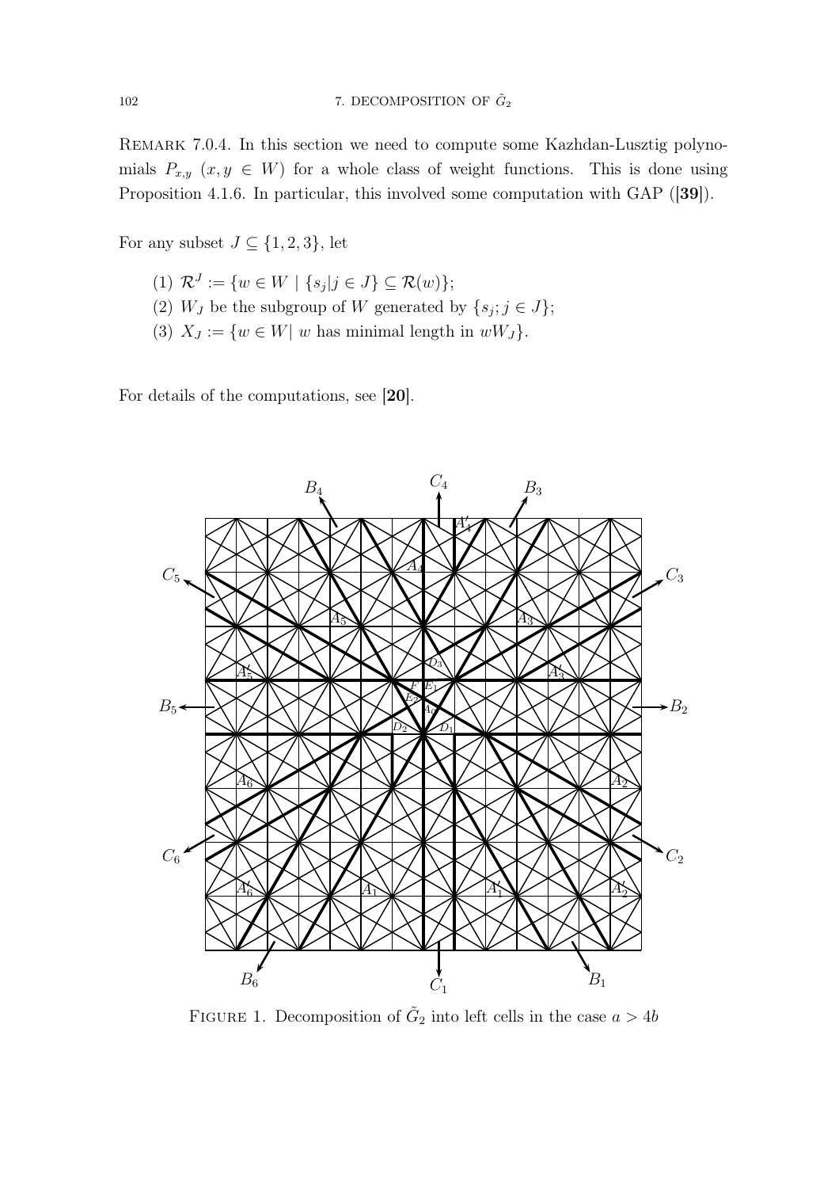Remark 7.0.4. In this section we need to compute some Kazhdan-Lusztig polynomials $P_{x,y}$ $(x, y \in W)$ for a whole class of weight functions. This is done using Proposition 4.1.6. In particular, this involved some computation with GAP ([39]).

For any subset $J \subseteq \{1, 2, 3\}$, let

(1) $\mathcal{R}^J := \{w \in W \mid \{s_j | j \in J\} \subseteq \mathcal{R}(w)\}$;
(2) $W_J$ be the subgroup of $W$ generated by $\{s_j; j \in J\}$;
(3) $X_J := \{w \in W | \ w$ has minimal length in $wW_J\}$.

For details of the computations, see [20].

Figure 1. Decomposition of $\tilde{G}_2$ into left cells in the case $a > 4b$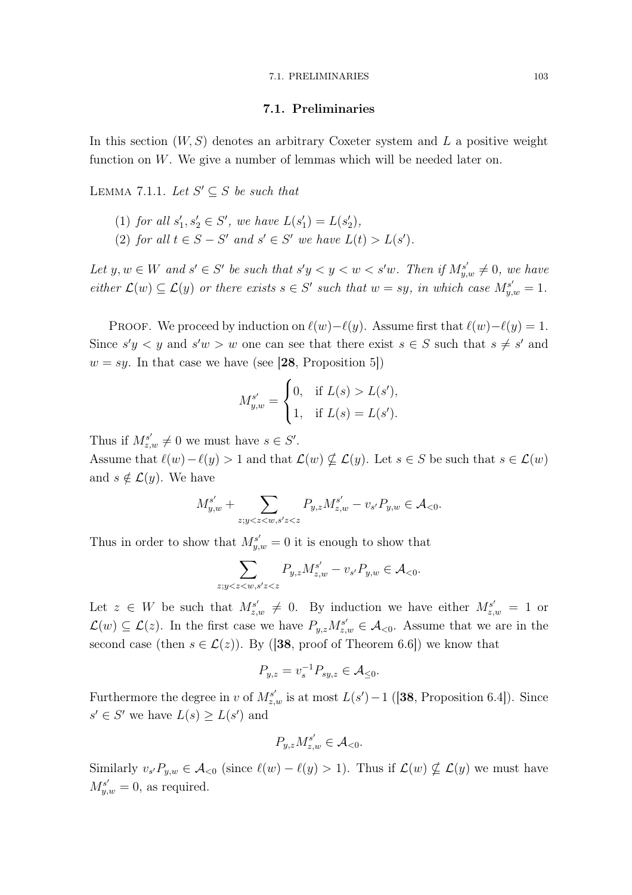## 7.1. Preliminaries

In this section $(W, S)$ denotes an arbitrary Coxeter system and $L$ a positive weight function on $W$. We give a number of lemmas which will be needed later on.

LEMMA 7.1.1. *Let $S' \subseteq S$ be such that*

1. *for all $s'_1, s'_2 \in S'$, we have $L(s'_1) = L(s'_2)$,*
2. *for all $t \in S - S'$ and $s' \in S'$ we have $L(t) > L(s')$.*

*Let $y, w \in W$ and $s' \in S'$ be such that $s'y < y < w < s'w$. Then if $M^{s'}_{y,w} \neq 0$, we have either $\mathcal{L}(w) \subseteq \mathcal{L}(y)$ or there exists $s \in S'$ such that $w = sy$, in which case $M^{s'}_{y,w} = 1$.*

PROOF. We proceed by induction on $\ell(w) - \ell(y)$. Assume first that $\ell(w) - \ell(y) = 1$. Since $s'y < y$ and $s'w > w$ one can see that there exist $s \in S$ such that $s \neq s'$ and $w = sy$. In that case we have (see [**28**, Proposition 5])

$$M^{s'}_{y,w} = \begin{cases} 0, & \text{if } L(s) > L(s'), \\ 1, & \text{if } L(s) = L(s'). \end{cases}$$

Thus if $M^{s'}_{z,w} \neq 0$ we must have $s \in S'$.
Assume that $\ell(w) - \ell(y) > 1$ and that $\mathcal{L}(w) \not\subseteq \mathcal{L}(y)$. Let $s \in S$ be such that $s \in \mathcal{L}(w)$ and $s \notin \mathcal{L}(y)$. We have

$$M^{s'}_{y,w} + \sum_{z; y<z<w, s'z<z} P_{y,z} M^{s'}_{z,w} - v_{s'} P_{y,w} \in \mathcal{A}_{<0}.$$

Thus in order to show that $M^{s'}_{y,w} = 0$ it is enough to show that

$$\sum_{z; y<z<w, s'z<z} P_{y,z} M^{s'}_{z,w} - v_{s'} P_{y,w} \in \mathcal{A}_{<0}.$$

Let $z \in W$ be such that $M^{s'}_{z,w} \neq 0$. By induction we have either $M^{s'}_{z,w} = 1$ or $\mathcal{L}(w) \subseteq \mathcal{L}(z)$. In the first case we have $P_{y,z} M^{s'}_{z,w} \in \mathcal{A}_{<0}$. Assume that we are in the second case (then $s \in \mathcal{L}(z)$). By ([**38**, proof of Theorem 6.6]) we know that

$$P_{y,z} = v_s^{-1} P_{sy,z} \in \mathcal{A}_{\leq 0}.$$

Furthermore the degree in $v$ of $M^{s'}_{z,w}$ is at most $L(s') - 1$ ([**38**, Proposition 6.4]). Since $s' \in S'$ we have $L(s) \geq L(s')$ and

$$P_{y,z} M^{s'}_{z,w} \in \mathcal{A}_{<0}.$$

Similarly $v_{s'} P_{y,w} \in \mathcal{A}_{<0}$ (since $\ell(w) - \ell(y) > 1$). Thus if $\mathcal{L}(w) \not\subseteq \mathcal{L}(y)$ we must have $M^{s'}_{y,w} = 0$, as required.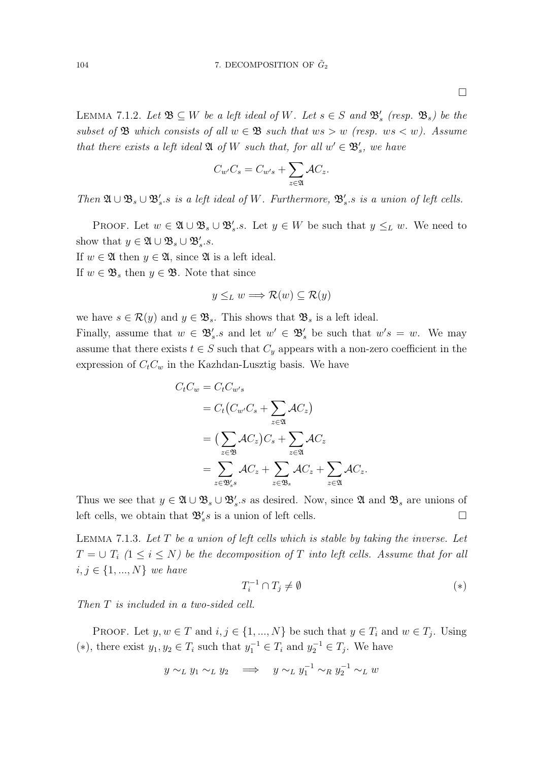□

LEMMA 7.1.2. *Let $\mathfrak{B} \subseteq W$ be a left ideal of $W$. Let $s \in S$ and $\mathfrak{B}'_s$ (resp. $\mathfrak{B}_s$) be the subset of $\mathfrak{B}$ which consists of all $w \in \mathfrak{B}$ such that $ws > w$ (resp. $ws < w$). Assume that there exists a left ideal $\mathfrak{A}$ of $W$ such that, for all $w' \in \mathfrak{B}'_s$, we have*

$$C_{w'}C_s = C_{w's} + \sum_{z \in \mathfrak{A}} \mathcal{A}C_z.$$

*Then $\mathfrak{A} \cup \mathfrak{B}_s \cup \mathfrak{B}'_s.s$ is a left ideal of $W$. Furthermore, $\mathfrak{B}'_s.s$ is a union of left cells.*

PROOF. Let $w \in \mathfrak{A} \cup \mathfrak{B}_s \cup \mathfrak{B}'_s.s$. Let $y \in W$ be such that $y \leq_L w$. We need to show that $y \in \mathfrak{A} \cup \mathfrak{B}_s \cup \mathfrak{B}'_s.s$.
If $w \in \mathfrak{A}$ then $y \in \mathfrak{A}$, since $\mathfrak{A}$ is a left ideal.
If $w \in \mathfrak{B}_s$ then $y \in \mathfrak{B}$. Note that since

$$y \leq_L w \Longrightarrow \mathcal{R}(w) \subseteq \mathcal{R}(y)$$

we have $s \in \mathcal{R}(y)$ and $y \in \mathfrak{B}_s$. This shows that $\mathfrak{B}_s$ is a left ideal.
Finally, assume that $w \in \mathfrak{B}'_s.s$ and let $w' \in \mathfrak{B}'_s$ be such that $w's = w$. We may assume that there exists $t \in S$ such that $C_y$ appears with a non-zero coefficient in the expression of $C_tC_w$ in the Kazhdan-Lusztig basis. We have

$$\begin{aligned}
C_tC_w &= C_tC_{w's} \\
&= C_t\big(C_{w'}C_s + \sum_{z \in \mathfrak{A}} \mathcal{A}C_z\big) \\
&= \big(\sum_{z \in \mathfrak{B}} \mathcal{A}C_z\big)C_s + \sum_{z \in \mathfrak{A}} \mathcal{A}C_z \\
&= \sum_{z \in \mathfrak{B}'_s s} \mathcal{A}C_z + \sum_{z \in \mathfrak{B}_s} \mathcal{A}C_z + \sum_{z \in \mathfrak{A}} \mathcal{A}C_z.
\end{aligned}$$

Thus we see that $y \in \mathfrak{A} \cup \mathfrak{B}_s \cup \mathfrak{B}'_s.s$ as desired. Now, since $\mathfrak{A}$ and $\mathfrak{B}_s$ are unions of left cells, we obtain that $\mathfrak{B}'_s s$ is a union of left cells. □

LEMMA 7.1.3. *Let $T$ be a union of left cells which is stable by taking the inverse. Let $T = \cup\, T_i$ $(1 \leq i \leq N)$ be the decomposition of $T$ into left cells. Assume that for all $i, j \in \{1, ..., N\}$ we have*

$$T_i^{-1} \cap T_j \neq \emptyset \qquad (*)$$

*Then $T$ is included in a two-sided cell.*

PROOF. Let $y, w \in T$ and $i, j \in \{1, ..., N\}$ be such that $y \in T_i$ and $w \in T_j$. Using $(*)$, there exist $y_1, y_2 \in T_i$ such that $y_1^{-1} \in T_i$ and $y_2^{-1} \in T_j$. We have

$$y \sim_L y_1 \sim_L y_2 \quad \Longrightarrow \quad y \sim_L y_1^{-1} \sim_R y_2^{-1} \sim_L w$$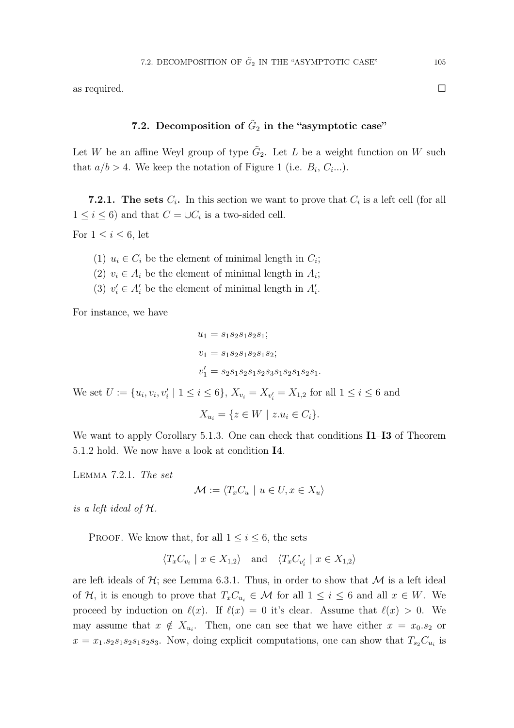as required. □

## 7.2. Decomposition of $\tilde{G}_2$ in the "asymptotic case"

Let $W$ be an affine Weyl group of type $\tilde{G}_2$. Let $L$ be a weight function on $W$ such that $a/b > 4$. We keep the notation of Figure 1 (i.e. $B_i$, $C_i$...).

**7.2.1. The sets $C_i$.** In this section we want to prove that $C_i$ is a left cell (for all $1 \leq i \leq 6$) and that $C = \cup C_i$ is a two-sided cell.

For $1 \leq i \leq 6$, let

(1) $u_i \in C_i$ be the element of minimal length in $C_i$;
(2) $v_i \in A_i$ be the element of minimal length in $A_i$;
(3) $v'_i \in A'_i$ be the element of minimal length in $A'_i$.

For instance, we have

$$u_1 = s_1s_2s_1s_2s_1;$$
$$v_1 = s_1s_2s_1s_2s_1s_2;$$
$$v'_1 = s_2s_1s_2s_1s_2s_3s_1s_2s_1s_2s_1.$$

We set $U := \{u_i, v_i, v'_i \mid 1 \leq i \leq 6\}$, $X_{v_i} = X_{v'_i} = X_{1,2}$ for all $1 \leq i \leq 6$ and

$$X_{u_i} = \{z \in W \mid z.u_i \in C_i\}.$$

We want to apply Corollary 5.1.3. One can check that conditions **I1**–**I3** of Theorem 5.1.2 hold. We now have a look at condition **I4**.

Lemma 7.2.1. *The set*

$$\mathcal{M} := \langle T_xC_u \mid u \in U, x \in X_u \rangle$$

*is a left ideal of $\mathcal{H}$.*

Proof. We know that, for all $1 \leq i \leq 6$, the sets

$$\langle T_xC_{v_i} \mid x \in X_{1,2} \rangle \quad \text{and} \quad \langle T_xC_{v'_i} \mid x \in X_{1,2} \rangle$$

are left ideals of $\mathcal{H}$; see Lemma 6.3.1. Thus, in order to show that $\mathcal{M}$ is a left ideal of $\mathcal{H}$, it is enough to prove that $T_xC_{u_i} \in \mathcal{M}$ for all $1 \leq i \leq 6$ and all $x \in W$. We proceed by induction on $\ell(x)$. If $\ell(x) = 0$ it's clear. Assume that $\ell(x) > 0$. We may assume that $x \notin X_{u_i}$. Then, one can see that we have either $x = x_0.s_2$ or $x = x_1.s_2s_1s_2s_1s_2s_3$. Now, doing explicit computations, one can show that $T_{s_2}C_{u_i}$ is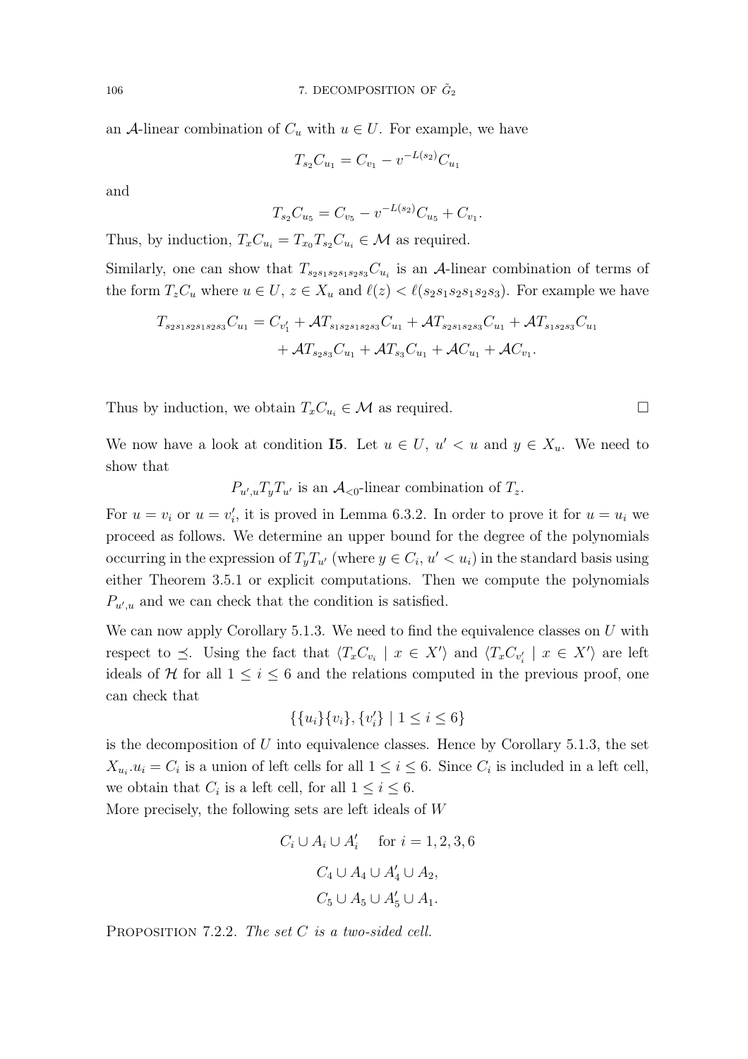an $\mathcal{A}$-linear combination of $C_u$ with $u \in U$. For example, we have

$$T_{s_2} C_{u_1} = C_{v_1} - v^{-L(s_2)} C_{u_1}$$

and

$$T_{s_2} C_{u_5} = C_{v_5} - v^{-L(s_2)} C_{u_5} + C_{v_1}.$$

Thus, by induction, $T_x C_{u_i} = T_{x_0} T_{s_2} C_{u_i} \in \mathcal{M}$ as required.

Similarly, one can show that $T_{s_2 s_1 s_2 s_1 s_2 s_3} C_{u_i}$ is an $\mathcal{A}$-linear combination of terms of the form $T_z C_u$ where $u \in U$, $z \in X_u$ and $\ell(z) < \ell(s_2 s_1 s_2 s_1 s_2 s_3)$. For example we have

$$\begin{aligned} T_{s_2 s_1 s_2 s_1 s_2 s_3} C_{u_1} = C_{v'_1} &+ \mathcal{A} T_{s_1 s_2 s_1 s_2 s_3} C_{u_1} + \mathcal{A} T_{s_2 s_1 s_2 s_3} C_{u_1} + \mathcal{A} T_{s_1 s_2 s_3} C_{u_1} \\ &+ \mathcal{A} T_{s_2 s_3} C_{u_1} + \mathcal{A} T_{s_3} C_{u_1} + \mathcal{A} C_{u_1} + \mathcal{A} C_{v_1}. \end{aligned}$$

Thus by induction, we obtain $T_x C_{u_i} \in \mathcal{M}$ as required. □

We now have a look at condition **I5**. Let $u \in U$, $u' < u$ and $y \in X_u$. We need to show that

$$P_{u',u} T_y T_{u'} \text{ is an } \mathcal{A}_{<0}\text{-linear combination of } T_z.$$

For $u = v_i$ or $u = v'_i$, it is proved in Lemma 6.3.2. In order to prove it for $u = u_i$ we proceed as follows. We determine an upper bound for the degree of the polynomials occurring in the expression of $T_y T_{u'}$ (where $y \in C_i$, $u' < u_i$) in the standard basis using either Theorem 3.5.1 or explicit computations. Then we compute the polynomials $P_{u',u}$ and we can check that the condition is satisfied.

We can now apply Corollary 5.1.3. We need to find the equivalence classes on $U$ with respect to $\preceq$. Using the fact that $\langle T_x C_{v_i} \mid x \in X' \rangle$ and $\langle T_x C_{v'_i} \mid x \in X' \rangle$ are left ideals of $\mathcal{H}$ for all $1 \leq i \leq 6$ and the relations computed in the previous proof, one can check that

$$\{\{u_i\}\{v_i\}, \{v'_i\} \mid 1 \leq i \leq 6\}$$

is the decomposition of $U$ into equivalence classes. Hence by Corollary 5.1.3, the set $X_{u_i}.u_i = C_i$ is a union of left cells for all $1 \leq i \leq 6$. Since $C_i$ is included in a left cell, we obtain that $C_i$ is a left cell, for all $1 \leq i \leq 6$.

More precisely, the following sets are left ideals of $W$

$$C_i \cup A_i \cup A'_i \quad \text{for } i = 1, 2, 3, 6$$

$$C_4 \cup A_4 \cup A'_4 \cup A_2,$$

$$C_5 \cup A_5 \cup A'_5 \cup A_1.$$

Proposition 7.2.2. *The set $C$ is a two-sided cell.*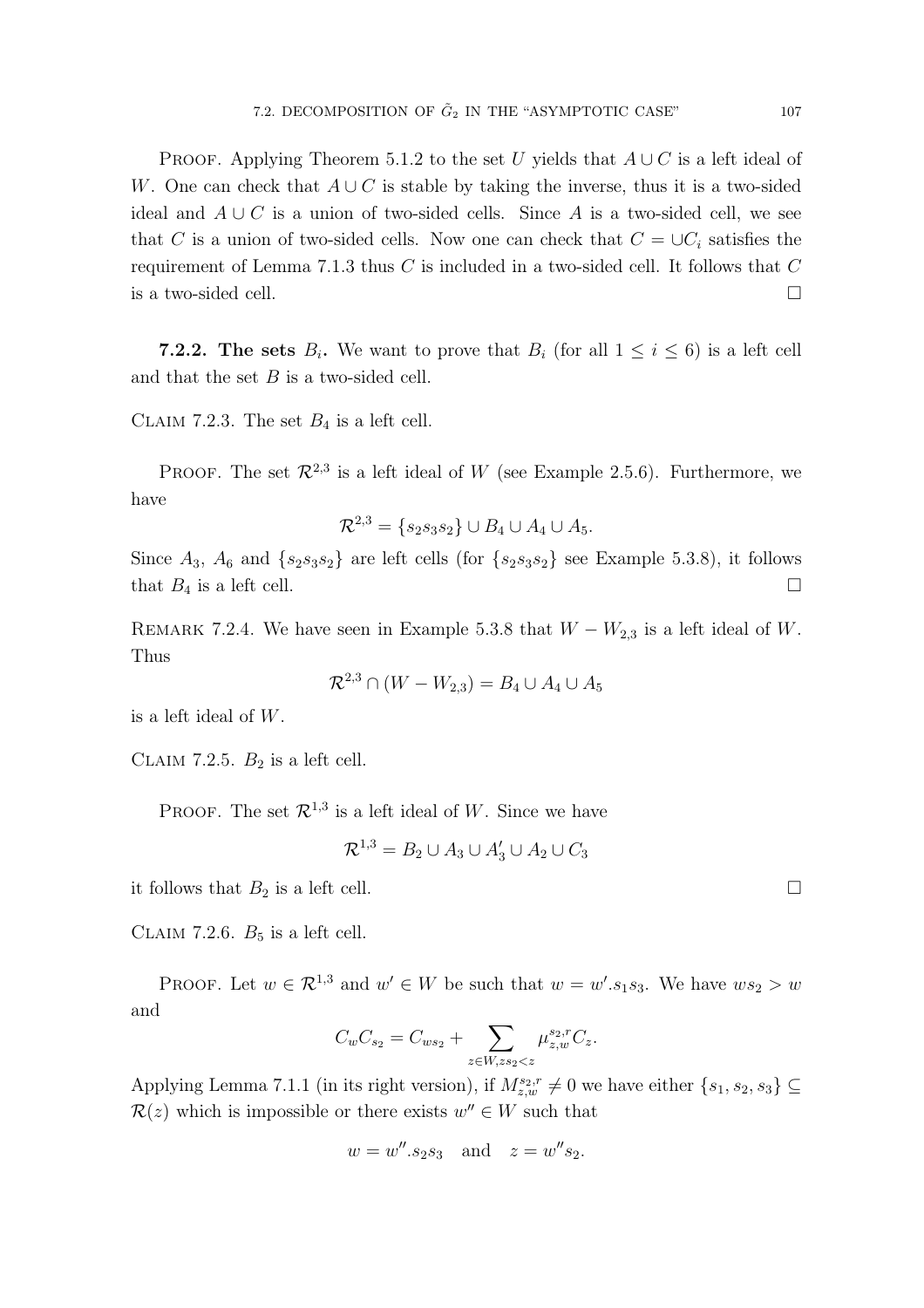PROOF. Applying Theorem 5.1.2 to the set $U$ yields that $A \cup C$ is a left ideal of $W$. One can check that $A \cup C$ is stable by taking the inverse, thus it is a two-sided ideal and $A \cup C$ is a union of two-sided cells. Since $A$ is a two-sided cell, we see that $C$ is a union of two-sided cells. Now one can check that $C = \cup C_i$ satisfies the requirement of Lemma 7.1.3 thus $C$ is included in a two-sided cell. It follows that $C$ is a two-sided cell. □

**7.2.2. The sets $B_i$.** We want to prove that $B_i$ (for all $1 \leq i \leq 6$) is a left cell and that the set $B$ is a two-sided cell.

CLAIM 7.2.3. The set $B_4$ is a left cell.

PROOF. The set $\mathcal{R}^{2,3}$ is a left ideal of $W$ (see Example 2.5.6). Furthermore, we have

$$\mathcal{R}^{2,3} = \{s_2 s_3 s_2\} \cup B_4 \cup A_4 \cup A_5.$$

Since $A_3$, $A_6$ and $\{s_2 s_3 s_2\}$ are left cells (for $\{s_2 s_3 s_2\}$ see Example 5.3.8), it follows that $B_4$ is a left cell. □

REMARK 7.2.4. We have seen in Example 5.3.8 that $W - W_{2,3}$ is a left ideal of $W$. Thus

$$\mathcal{R}^{2,3} \cap (W - W_{2,3}) = B_4 \cup A_4 \cup A_5$$

is a left ideal of $W$.

CLAIM 7.2.5. $B_2$ is a left cell.

PROOF. The set $\mathcal{R}^{1,3}$ is a left ideal of $W$. Since we have

$$\mathcal{R}^{1,3} = B_2 \cup A_3 \cup A_3' \cup A_2 \cup C_3$$

it follows that $B_2$ is a left cell. □

CLAIM 7.2.6. $B_5$ is a left cell.

PROOF. Let $w \in \mathcal{R}^{1,3}$ and $w' \in W$ be such that $w = w'.s_1 s_3$. We have $ws_2 > w$ and

$$C_w C_{s_2} = C_{ws_2} + \sum_{z \in W, zs_2 < z} \mu^{s_2,r}_{z,w} C_z.$$

Applying Lemma 7.1.1 (in its right version), if $M^{s_2,r}_{z,w} \neq 0$ we have either $\{s_1, s_2, s_3\} \subseteq \mathcal{R}(z)$ which is impossible or there exists $w'' \in W$ such that

$$w = w''.s_2 s_3 \quad \text{and} \quad z = w'' s_2.$$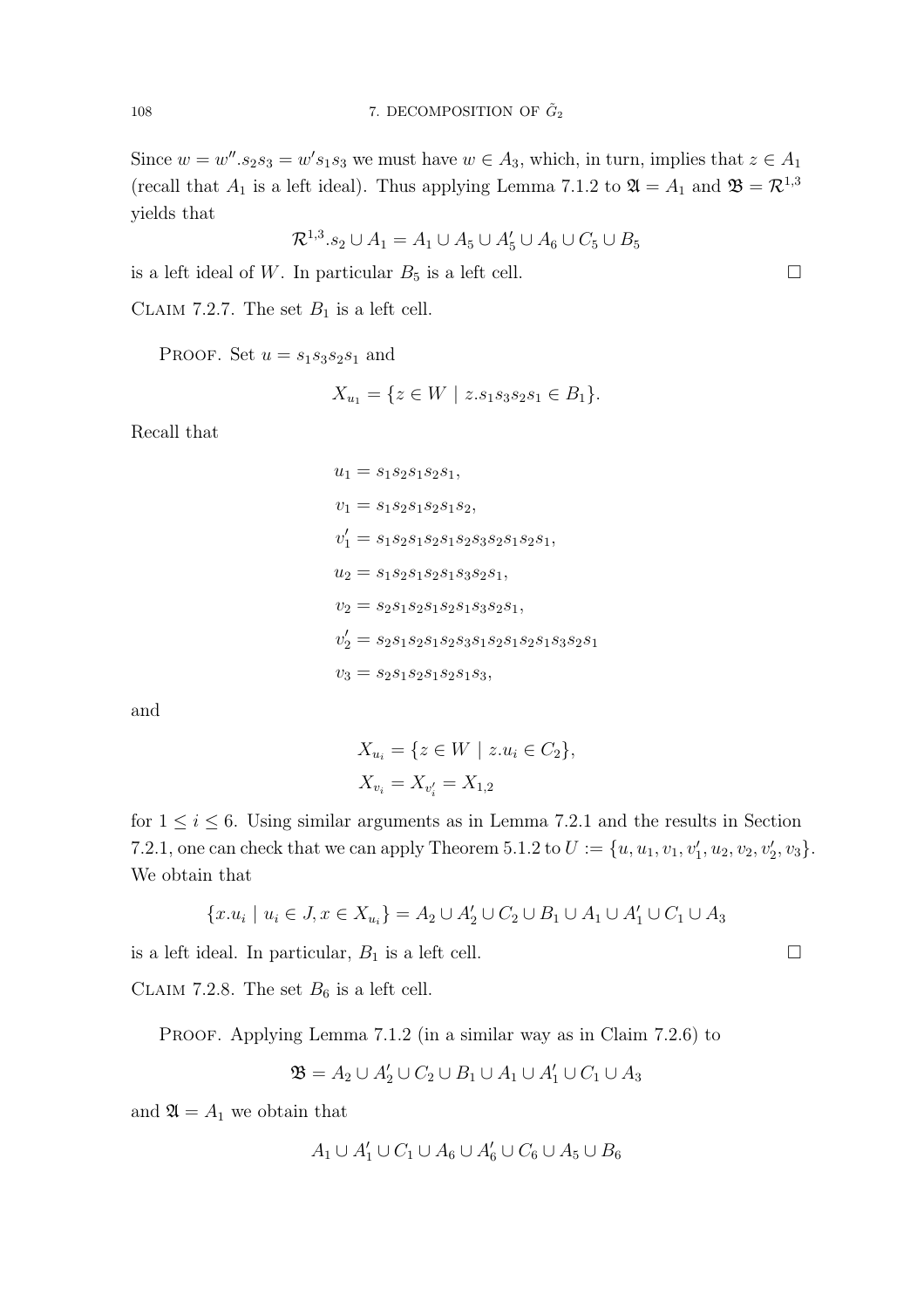Since $w = w''.s_2s_3 = w's_1s_3$ we must have $w \in A_3$, which, in turn, implies that $z \in A_1$ (recall that $A_1$ is a left ideal). Thus applying Lemma 7.1.2 to $\mathfrak{A} = A_1$ and $\mathfrak{B} = \mathcal{R}^{1,3}$ yields that

$$\mathcal{R}^{1,3}.s_2 \cup A_1 = A_1 \cup A_5 \cup A'_5 \cup A_6 \cup C_5 \cup B_5$$

is a left ideal of $W$. In particular $B_5$ is a left cell. □

CLAIM 7.2.7. The set $B_1$ is a left cell.

PROOF. Set $u = s_1s_3s_2s_1$ and

$$X_{u_1} = \{z \in W \mid z.s_1s_3s_2s_1 \in B_1\}.$$

Recall that

$$\begin{aligned}
u_1 &= s_1s_2s_1s_2s_1,\\
v_1 &= s_1s_2s_1s_2s_1s_2,\\
v'_1 &= s_1s_2s_1s_2s_1s_2s_3s_2s_1s_2s_1,\\
u_2 &= s_1s_2s_1s_2s_1s_3s_2s_1,\\
v_2 &= s_2s_1s_2s_1s_2s_1s_3s_2s_1,\\
v'_2 &= s_2s_1s_2s_1s_2s_3s_1s_2s_1s_2s_1s_3s_2s_1\\
v_3 &= s_2s_1s_2s_1s_2s_1s_3,
\end{aligned}$$

and

$$\begin{aligned}
X_{u_i} &= \{z \in W \mid z.u_i \in C_2\},\\
X_{v_i} &= X_{v'_i} = X_{1,2}
\end{aligned}$$

for $1 \leq i \leq 6$. Using similar arguments as in Lemma 7.2.1 and the results in Section 7.2.1, one can check that we can apply Theorem 5.1.2 to $U := \{u, u_1, v_1, v'_1, u_2, v_2, v'_2, v_3\}$. We obtain that

$$\{x.u_i \mid u_i \in J, x \in X_{u_i}\} = A_2 \cup A'_2 \cup C_2 \cup B_1 \cup A_1 \cup A'_1 \cup C_1 \cup A_3$$

is a left ideal. In particular, $B_1$ is a left cell. □

CLAIM 7.2.8. The set $B_6$ is a left cell.

PROOF. Applying Lemma 7.1.2 (in a similar way as in Claim 7.2.6) to

$$\mathfrak{B} = A_2 \cup A'_2 \cup C_2 \cup B_1 \cup A_1 \cup A'_1 \cup C_1 \cup A_3$$

and $\mathfrak{A} = A_1$ we obtain that

$$A_1 \cup A'_1 \cup C_1 \cup A_6 \cup A'_6 \cup C_6 \cup A_5 \cup B_6$$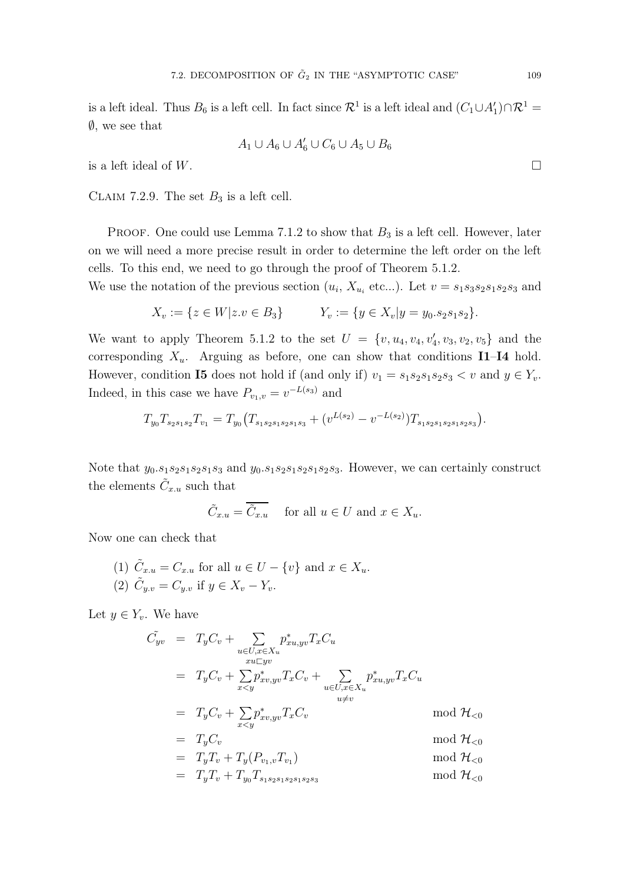is a left ideal. Thus $B_6$ is a left cell. In fact since $\mathcal{R}^1$ is a left ideal and $(C_1 \cup A'_1) \cap \mathcal{R}^1 = \emptyset$, we see that

$$A_1 \cup A_6 \cup A'_6 \cup C_6 \cup A_5 \cup B_6$$

is a left ideal of $W$. $\square$

Claim 7.2.9. The set $B_3$ is a left cell.

Proof. One could use Lemma 7.1.2 to show that $B_3$ is a left cell. However, later on we will need a more precise result in order to determine the left order on the left cells. To this end, we need to go through the proof of Theorem 5.1.2.

We use the notation of the previous section ($u_i$, $X_{u_i}$ etc...). Let $v = s_1 s_3 s_2 s_1 s_2 s_3$ and

$$X_v := \{z \in W | z.v \in B_3\} \qquad Y_v := \{y \in X_v | y = y_0.s_2 s_1 s_2\}.$$

We want to apply Theorem 5.1.2 to the set $U = \{v, u_4, v_4, v'_4, v_3, v_2, v_5\}$ and the corresponding $X_u$. Arguing as before, one can show that conditions **I1**–**I4** hold. However, condition **I5** does not hold if (and only if) $v_1 = s_1 s_2 s_1 s_2 s_3 < v$ and $y \in Y_v$. Indeed, in this case we have $P_{v_1,v} = v^{-L(s_3)}$ and

$$T_{y_0} T_{s_2 s_1 s_2} T_{v_1} = T_{y_0}\big(T_{s_1 s_2 s_1 s_2 s_1 s_3} + (v^{L(s_2)} - v^{-L(s_2)}) T_{s_1 s_2 s_1 s_2 s_1 s_2 s_3}\big).$$

Note that $y_0.s_1 s_2 s_1 s_2 s_1 s_3$ and $y_0.s_1 s_2 s_1 s_2 s_1 s_2 s_3$. However, we can certainly construct the elements $\tilde{C}_{x.u}$ such that

$$\tilde{C}_{x.u} = \overline{\tilde{C}_{x.u}} \quad \text{for all } u \in U \text{ and } x \in X_u.$$

Now one can check that

(1) $\tilde{C}_{x.u} = C_{x.u}$ for all $u \in U - \{v\}$ and $x \in X_u$.
(2) $\tilde{C}_{y.v} = C_{y.v}$ if $y \in X_v - Y_v$.

Let $y \in Y_v$. We have

$$\begin{aligned}
\tilde{C_{yv}} &= T_y C_v + \sum_{\substack{u \in U, x \in X_u \\ xu \sqsubset yv}} p^*_{xu,yv} T_x C_u \\
&= T_y C_v + \sum_{x<y} p^*_{xv,yv} T_x C_v + \sum_{\substack{u \in U, x \in X_u \\ u \neq v}} p^*_{xu,yv} T_x C_u \\
&= T_y C_v + \sum_{x<y} p^*_{xv,yv} T_x C_v & \mod \mathcal{H}_{<0} \\
&= T_y C_v & \mod \mathcal{H}_{<0} \\
&= T_y T_v + T_y (P_{v_1,v} T_{v_1}) & \mod \mathcal{H}_{<0} \\
&= T_y T_v + T_{y_0} T_{s_1 s_2 s_1 s_2 s_1 s_2 s_3} & \mod \mathcal{H}_{<0}
\end{aligned}$$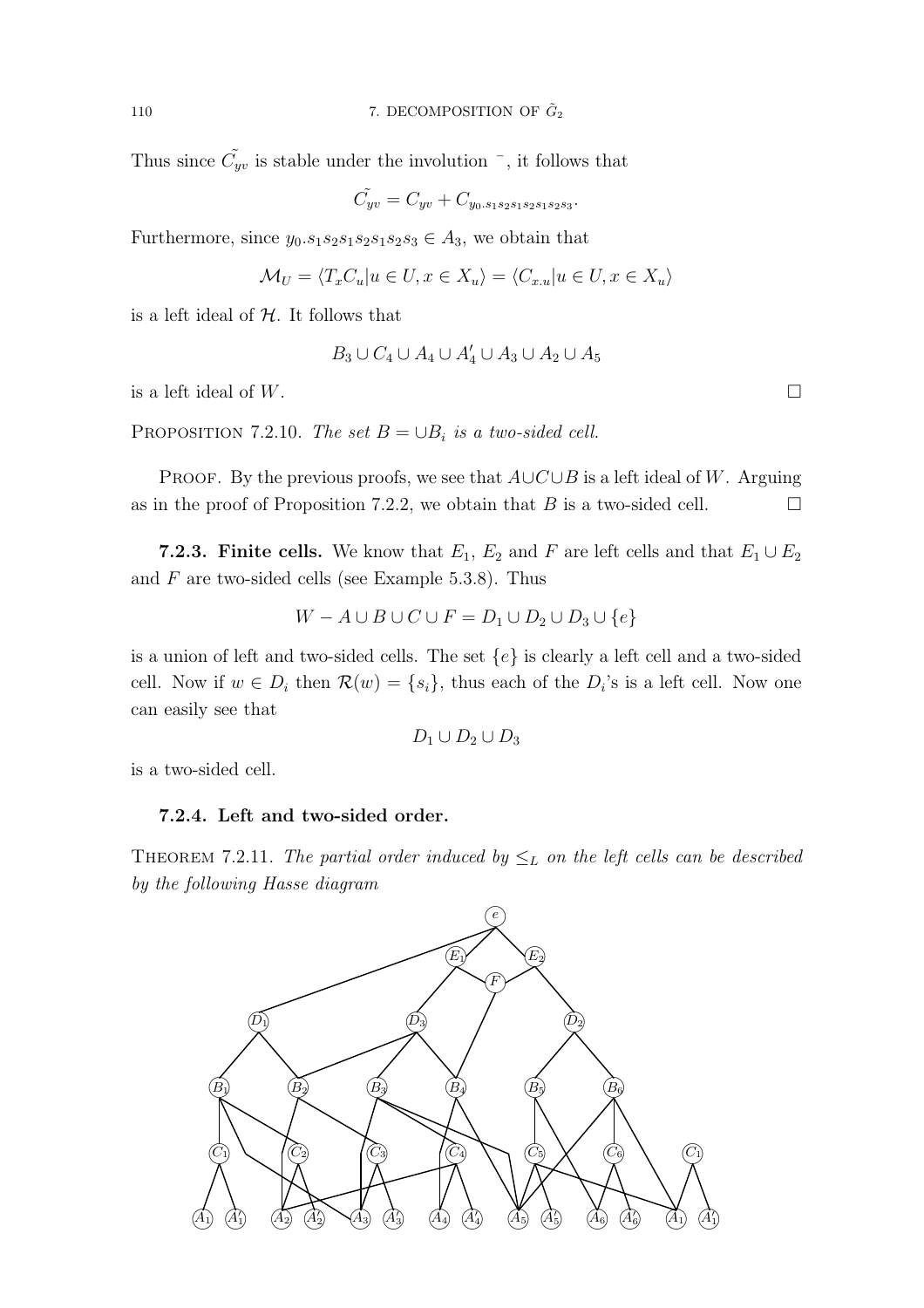Thus since $\tilde{C_{yv}}$ is stable under the involution $^{-}$, it follows that

$$\tilde{C_{yv}} = C_{yv} + C_{y_0.s_1s_2s_1s_2s_1s_2s_3}.$$

Furthermore, since $y_0.s_1s_2s_1s_2s_1s_2s_3 \in A_3$, we obtain that

$$\mathcal{M}_U = \langle T_x C_u | u \in U, x \in X_u \rangle = \langle C_{x.u} | u \in U, x \in X_u \rangle$$

is a left ideal of $\mathcal{H}$. It follows that

$$B_3 \cup C_4 \cup A_4 \cup A'_4 \cup A_3 \cup A_2 \cup A_5$$

is a left ideal of $W$. □

PROPOSITION 7.2.10. *The set $B = \cup B_i$ is a two-sided cell.*

PROOF. By the previous proofs, we see that $A \cup C \cup B$ is a left ideal of $W$. Arguing as in the proof of Proposition 7.2.2, we obtain that $B$ is a two-sided cell. □

**7.2.3. Finite cells.** We know that $E_1$, $E_2$ and $F$ are left cells and that $E_1 \cup E_2$ and $F$ are two-sided cells (see Example 5.3.8). Thus

$$W - A \cup B \cup C \cup F = D_1 \cup D_2 \cup D_3 \cup \{e\}$$

is a union of left and two-sided cells. The set $\{e\}$ is clearly a left cell and a two-sided cell. Now if $w \in D_i$ then $\mathcal{R}(w) = \{s_i\}$, thus each of the $D_i$'s is a left cell. Now one can easily see that

$$D_1 \cup D_2 \cup D_3$$

is a two-sided cell.

**7.2.4. Left and two-sided order.**

THEOREM 7.2.11. *The partial order induced by $\leq_L$ on the left cells can be described by the following Hasse diagram*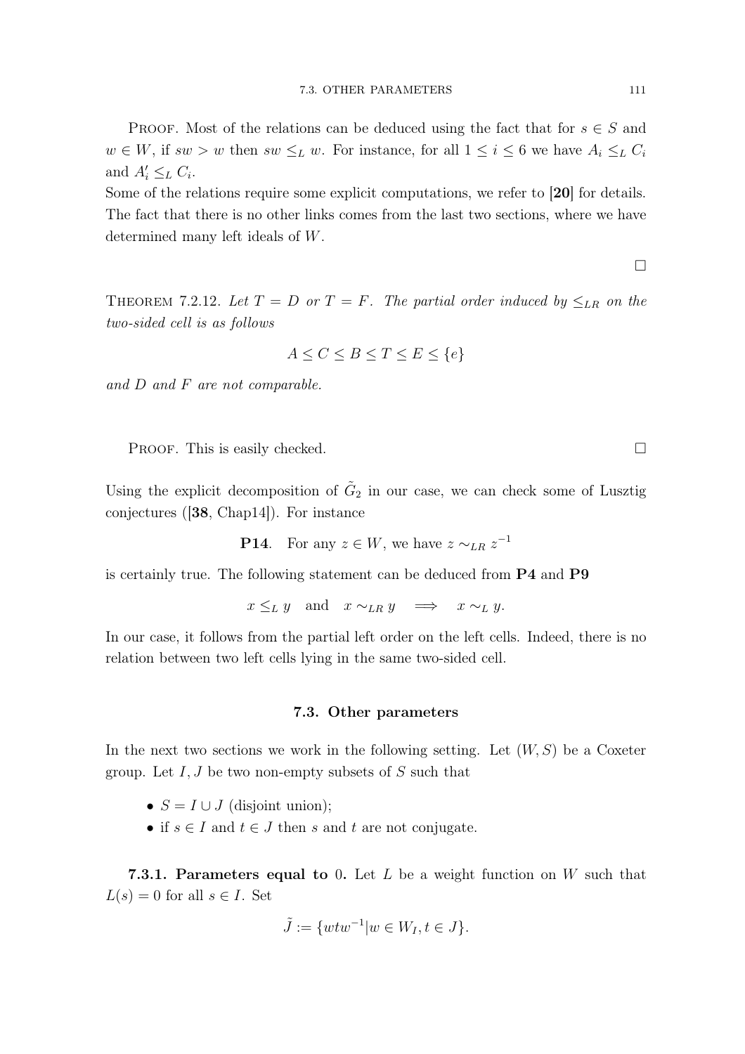Proof. Most of the relations can be deduced using the fact that for $s \in S$ and $w \in W$, if $sw > w$ then $sw \leq_L w$. For instance, for all $1 \leq i \leq 6$ we have $A_i \leq_L C_i$ and $A'_i \leq_L C_i$.
Some of the relations require some explicit computations, we refer to **[20]** for details. The fact that there is no other links comes from the last two sections, where we have determined many left ideals of $W$.

$\square$

Theorem 7.2.12. *Let $T = D$ or $T = F$. The partial order induced by $\leq_{LR}$ on the two-sided cell is as follows*

$$A \leq C \leq B \leq T \leq E \leq \{e\}$$

*and $D$ and $F$ are not comparable.*

Proof. This is easily checked. $\square$

Using the explicit decomposition of $\tilde{G}_2$ in our case, we can check some of Lusztig conjectures (**[38]**, Chap14]). For instance

$$\textbf{P14}. \quad \text{For any } z \in W, \text{ we have } z \sim_{LR} z^{-1}$$

is certainly true. The following statement can be deduced from **P4** and **P9**

$$x \leq_L y \quad \text{and} \quad x \sim_{LR} y \quad \Longrightarrow \quad x \sim_L y.$$

In our case, it follows from the partial left order on the left cells. Indeed, there is no relation between two left cells lying in the same two-sided cell.

## 7.3. Other parameters

In the next two sections we work in the following setting. Let $(W, S)$ be a Coxeter group. Let $I, J$ be two non-empty subsets of $S$ such that

- $S = I \cup J$ (disjoint union);
- if $s \in I$ and $t \in J$ then $s$ and $t$ are not conjugate.

**7.3.1. Parameters equal to 0.** Let $L$ be a weight function on $W$ such that $L(s) = 0$ for all $s \in I$. Set

$$\tilde{J} := \{wtw^{-1} | w \in W_I, t \in J\}.$$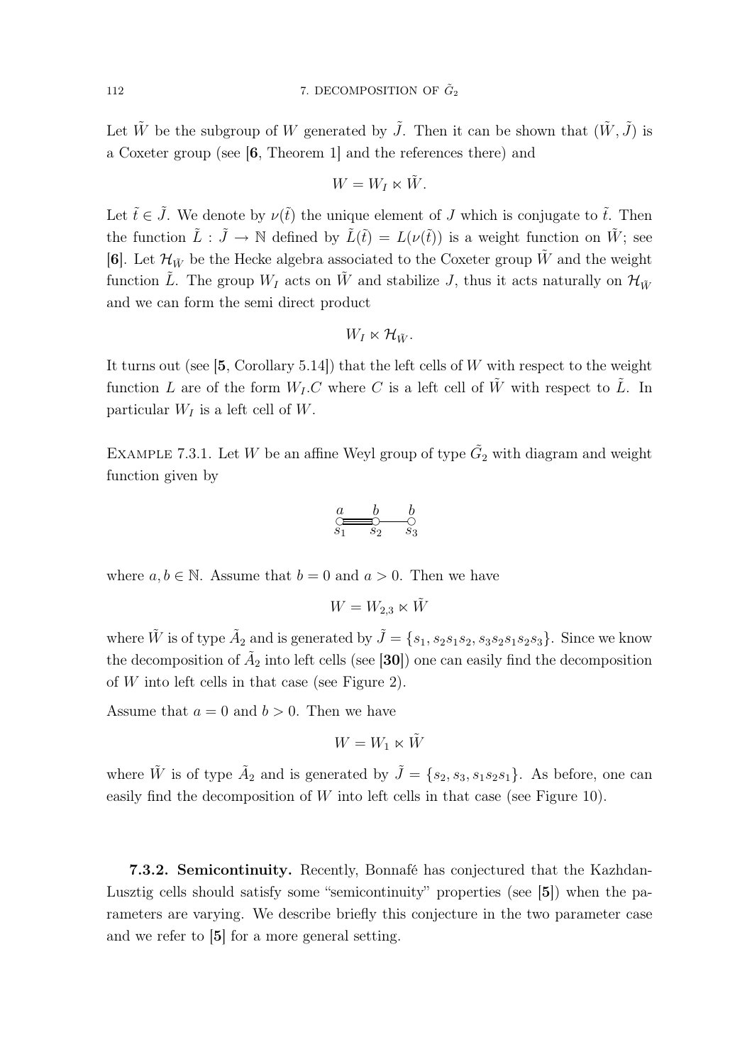Let $\tilde{W}$ be the subgroup of $W$ generated by $\tilde{J}$. Then it can be shown that $(\tilde{W}, \tilde{J})$ is a Coxeter group (see [**6**, Theorem 1] and the references there) and

$$W = W_I \ltimes \tilde{W}.$$

Let $\tilde{t} \in \tilde{J}$. We denote by $\nu(\tilde{t})$ the unique element of $J$ which is conjugate to $\tilde{t}$. Then the function $\tilde{L} : \tilde{J} \to \mathbb{N}$ defined by $\tilde{L}(\tilde{t}) = L(\nu(\tilde{t}))$ is a weight function on $\tilde{W}$; see [**6**]. Let $\mathcal{H}_{\tilde{W}}$ be the Hecke algebra associated to the Coxeter group $\tilde{W}$ and the weight function $\tilde{L}$. The group $W_I$ acts on $\tilde{W}$ and stabilize $J$, thus it acts naturally on $\mathcal{H}_{\tilde{W}}$ and we can form the semi direct product

$$W_I \ltimes \mathcal{H}_{\tilde{W}}.$$

It turns out (see [**5**, Corollary 5.14]) that the left cells of $W$ with respect to the weight function $L$ are of the form $W_I.C$ where $C$ is a left cell of $\tilde{W}$ with respect to $\tilde{L}$. In particular $W_I$ is a left cell of $W$.

Example 7.3.1. Let $W$ be an affine Weyl group of type $\tilde{G}_2$ with diagram and weight function given by

$$\overset{a}{\underset{s_1}{\circ}} \equiv \overset{b}{\underset{s_2}{\circ}} — \overset{b}{\underset{s_3}{\circ}}$$

where $a, b \in \mathbb{N}$. Assume that $b = 0$ and $a > 0$. Then we have

$$W = W_{2,3} \ltimes \tilde{W}$$

where $\tilde{W}$ is of type $\tilde{A}_2$ and is generated by $\tilde{J} = \{s_1, s_2s_1s_2, s_3s_2s_1s_2s_3\}$. Since we know the decomposition of $\tilde{A}_2$ into left cells (see [**30**]) one can easily find the decomposition of $W$ into left cells in that case (see Figure 2).

Assume that $a = 0$ and $b > 0$. Then we have

$$W = W_1 \ltimes \tilde{W}$$

where $\tilde{W}$ is of type $\tilde{A}_2$ and is generated by $\tilde{J} = \{s_2, s_3, s_1s_2s_1\}$. As before, one can easily find the decomposition of $W$ into left cells in that case (see Figure 10).

### 7.3.2. Semicontinuity.

Recently, Bonnafé has conjectured that the Kazhdan-Lusztig cells should satisfy some "semicontinuity" properties (see [**5**]) when the parameters are varying. We describe briefly this conjecture in the two parameter case and we refer to [**5**] for a more general setting.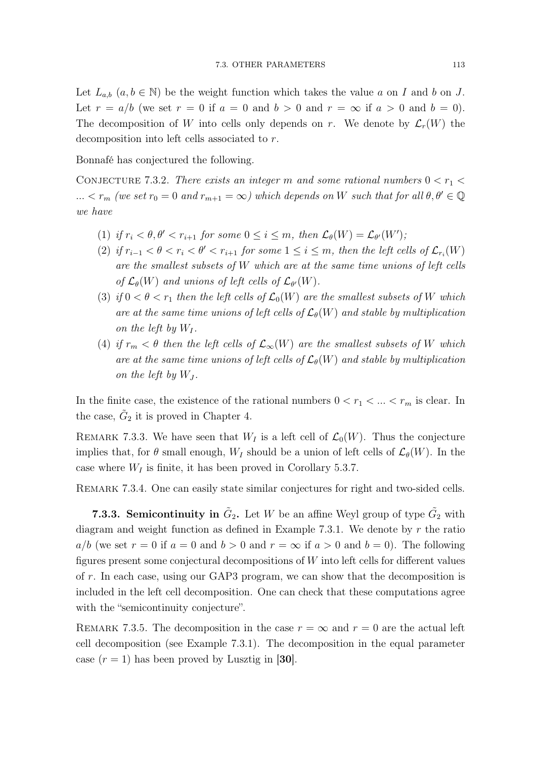Let $L_{a,b}$ $(a, b \in \mathbb{N})$ be the weight function which takes the value $a$ on $I$ and $b$ on $J$. Let $r = a/b$ (we set $r = 0$ if $a = 0$ and $b > 0$ and $r = \infty$ if $a > 0$ and $b = 0$). The decomposition of $W$ into cells only depends on $r$. We denote by $\mathcal{L}_r(W)$ the decomposition into left cells associated to $r$.

Bonnafé has conjectured the following.

CONJECTURE 7.3.2. *There exists an integer $m$ and some rational numbers $0 < r_1 < \dots < r_m$ (we set $r_0 = 0$ and $r_{m+1} = \infty$) which depends on $W$ such that for all $\theta, \theta' \in \mathbb{Q}$ we have*

1. *if $r_i < \theta, \theta' < r_{i+1}$ for some $0 \leq i \leq m$, then $\mathcal{L}_\theta(W) = \mathcal{L}_{\theta'}(W')$;*
2. *if $r_{i-1} < \theta < r_i < \theta' < r_{i+1}$ for some $1 \leq i \leq m$, then the left cells of $\mathcal{L}_{r_i}(W)$ are the smallest subsets of $W$ which are at the same time unions of left cells of $\mathcal{L}_\theta(W)$ and unions of left cells of $\mathcal{L}_{\theta'}(W)$.*
3. *if $0 < \theta < r_1$ then the left cells of $\mathcal{L}_0(W)$ are the smallest subsets of $W$ which are at the same time unions of left cells of $\mathcal{L}_\theta(W)$ and stable by multiplication on the left by $W_I$.*
4. *if $r_m < \theta$ then the left cells of $\mathcal{L}_\infty(W)$ are the smallest subsets of $W$ which are at the same time unions of left cells of $\mathcal{L}_\theta(W)$ and stable by multiplication on the left by $W_J$.*

In the finite case, the existence of the rational numbers $0 < r_1 < \dots < r_m$ is clear. In the case, $\tilde{G}_2$ it is proved in Chapter 4.

REMARK 7.3.3. We have seen that $W_I$ is a left cell of $\mathcal{L}_0(W)$. Thus the conjecture implies that, for $\theta$ small enough, $W_I$ should be a union of left cells of $\mathcal{L}_\theta(W)$. In the case where $W_I$ is finite, it has been proved in Corollary 5.3.7.

REMARK 7.3.4. One can easily state similar conjectures for right and two-sided cells.

**7.3.3. Semicontinuity in $\tilde{G}_2$.** Let $W$ be an affine Weyl group of type $\tilde{G}_2$ with diagram and weight function as defined in Example 7.3.1. We denote by $r$ the ratio $a/b$ (we set $r = 0$ if $a = 0$ and $b > 0$ and $r = \infty$ if $a > 0$ and $b = 0$). The following figures present some conjectural decompositions of $W$ into left cells for different values of $r$. In each case, using our GAP3 program, we can show that the decomposition is included in the left cell decomposition. One can check that these computations agree with the "semicontinuity conjecture".

REMARK 7.3.5. The decomposition in the case $r = \infty$ and $r = 0$ are the actual left cell decomposition (see Example 7.3.1). The decomposition in the equal parameter case $(r = 1)$ has been proved by Lusztig in [**30**].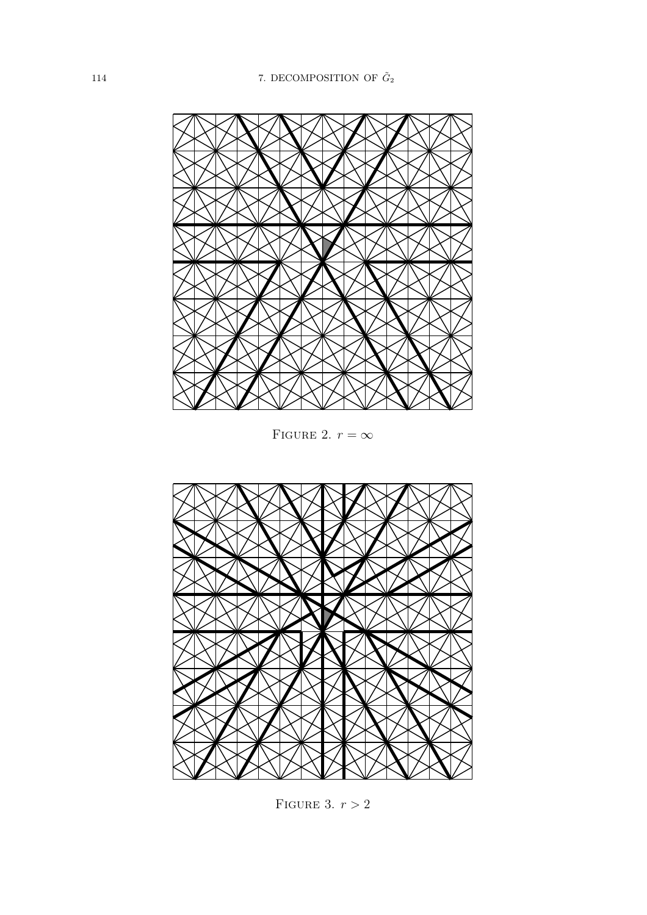FIGURE 2. $r = \infty$

FIGURE 3. $r > 2$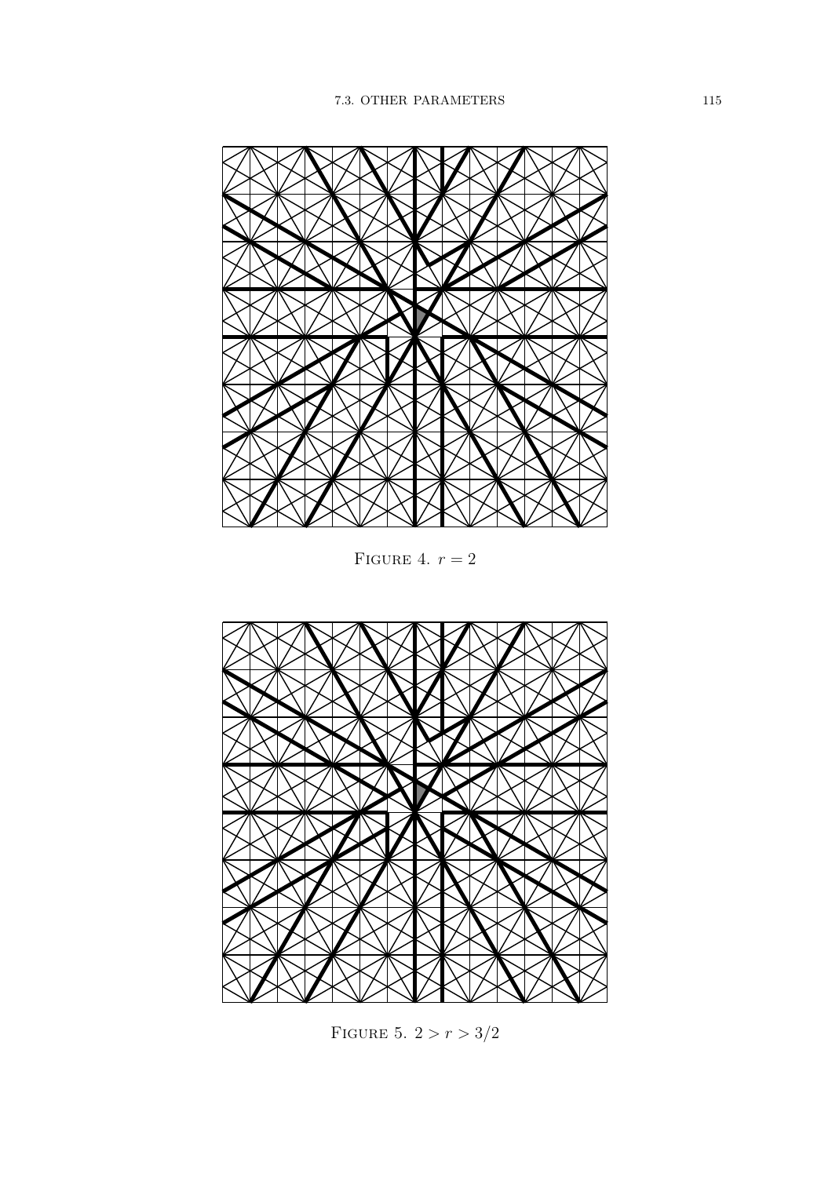FIGURE 4. $r = 2$

FIGURE 5. $2 > r > 3/2$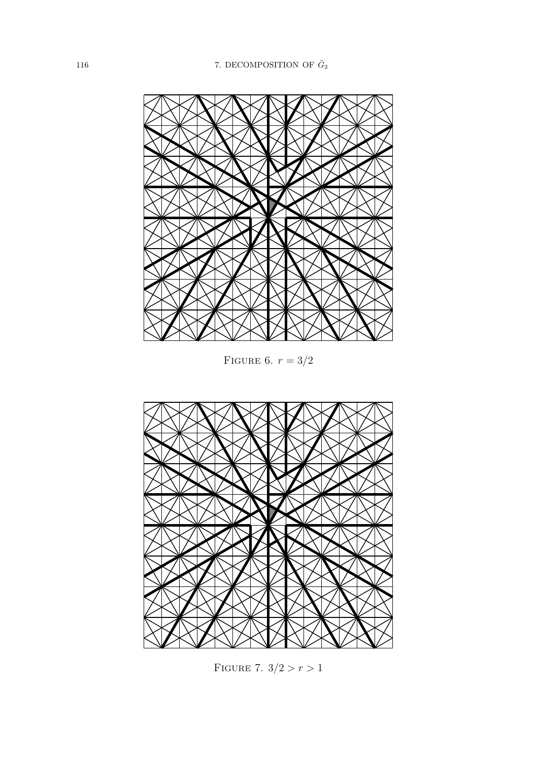FIGURE 6. $r = 3/2$

FIGURE 7. $3/2 > r > 1$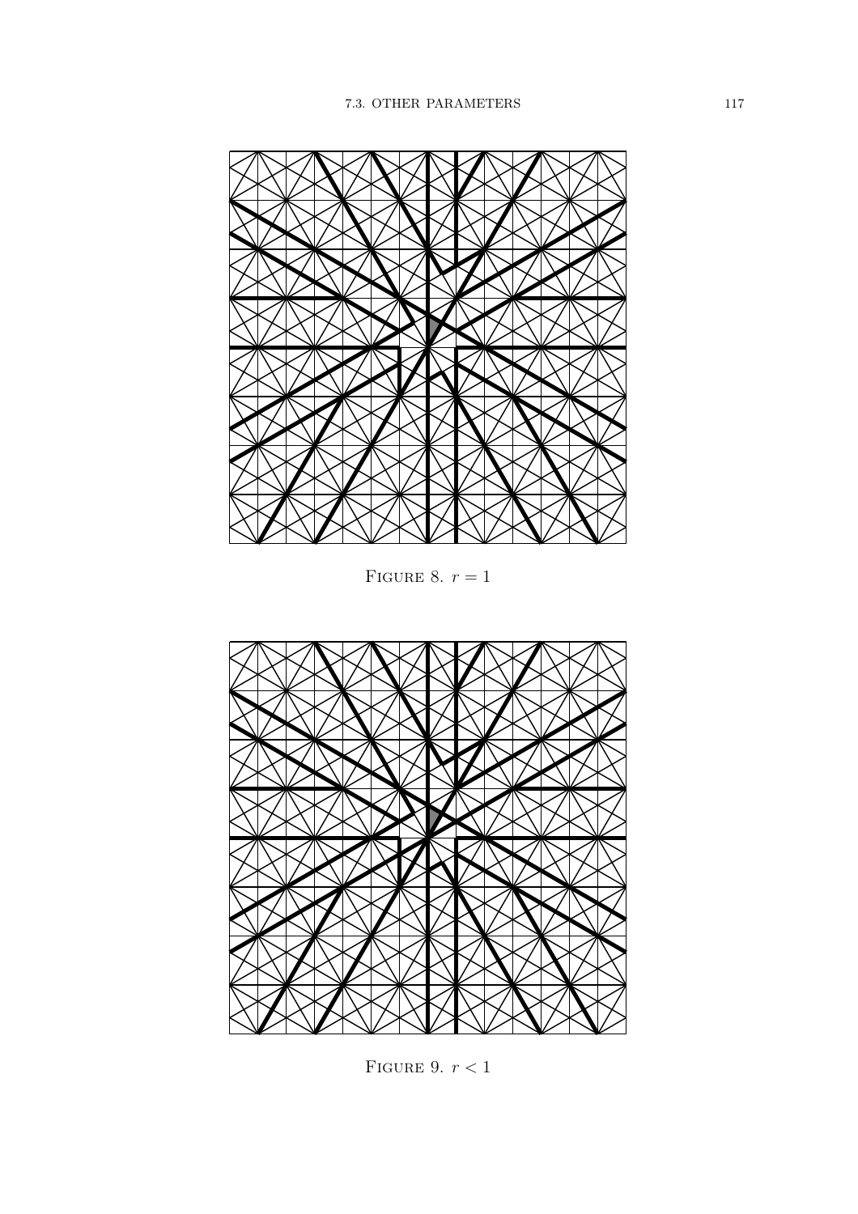FIGURE 8. $r = 1$

FIGURE 9. $r < 1$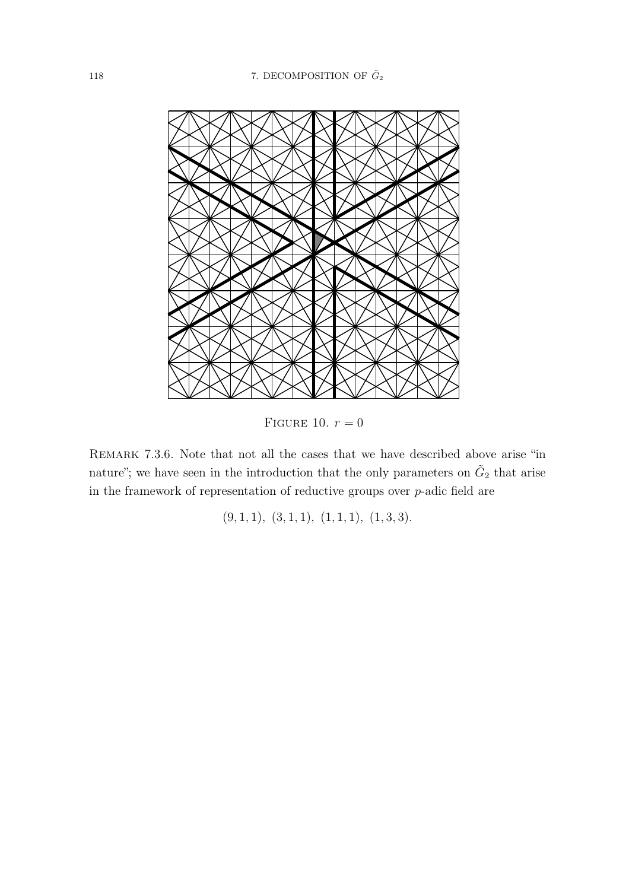Figure 10. $r = 0$

Remark 7.3.6. Note that not all the cases that we have described above arise "in nature"; we have seen in the introduction that the only parameters on $\tilde{G}_2$ that arise in the framework of representation of reductive groups over $p$-adic field are

$$(9, 1, 1),\ (3, 1, 1),\ (1, 1, 1),\ (1, 3, 3).$$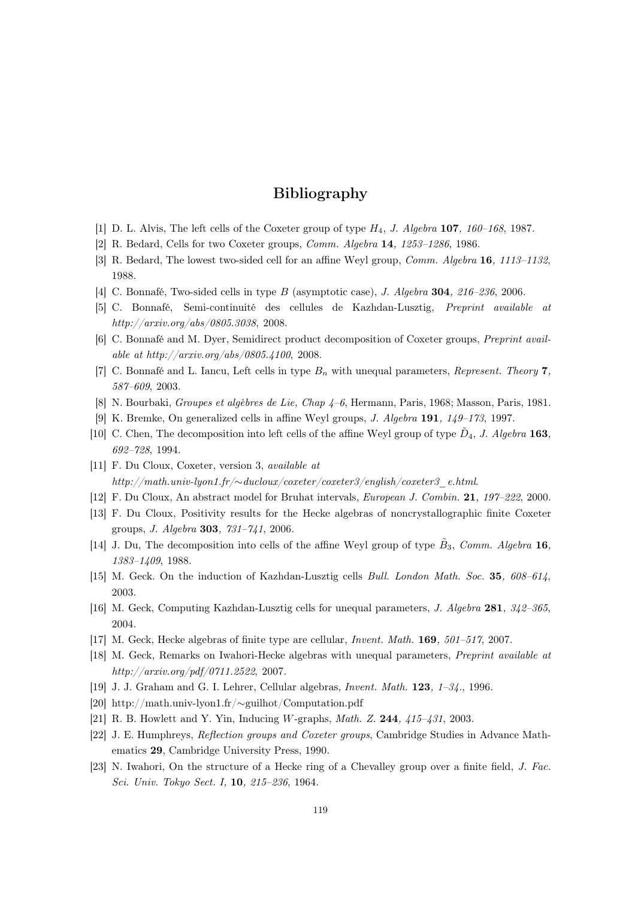# Bibliography

[1] D. L. Alvis, The left cells of the Coxeter group of type $H_4$, *J. Algebra* **107**, *160–168*, 1987.

[2] R. Bedard, Cells for two Coxeter groups, *Comm. Algebra* **14**, *1253–1286*, 1986.

[3] R. Bedard, The lowest two-sided cell for an affine Weyl group, *Comm. Algebra* **16**, *1113–1132*, 1988.

[4] C. Bonnafé, Two-sided cells in type $B$ (asymptotic case), *J. Algebra* **304**, *216–236*, 2006.

[5] C. Bonnafé, Semi-continuité des cellules de Kazhdan-Lusztig, *Preprint available at http://arxiv.org/abs/0805.3038*, 2008.

[6] C. Bonnafé and M. Dyer, Semidirect product decomposition of Coxeter groups, *Preprint available at http://arxiv.org/abs/0805.4100*, 2008.

[7] C. Bonnafé and L. Iancu, Left cells in type $B_n$ with unequal parameters, *Represent. Theory* **7**, *587–609*, 2003.

[8] N. Bourbaki, *Groupes et algèbres de Lie, Chap 4–6*, Hermann, Paris, 1968; Masson, Paris, 1981.

[9] K. Bremke, On generalized cells in affine Weyl groups, *J. Algebra* **191**, *149–173*, 1997.

[10] C. Chen, The decomposition into left cells of the affine Weyl group of type $\tilde{D}_4$, *J. Algebra* **163**, *692–728*, 1994.

[11] F. Du Cloux, Coxeter, version 3, *available at http://math.univ-lyon1.fr/∼ducloux/coxeter/coxeter3/english/coxeter3_e.html*.

[12] F. Du Cloux, An abstract model for Bruhat intervals, *European J. Combin.* **21**, *197–222*, 2000.

[13] F. Du Cloux, Positivity results for the Hecke algebras of noncrystallographic finite Coxeter groups, *J. Algebra* **303**, *731–741*, 2006.

[14] J. Du, The decomposition into cells of the affine Weyl group of type $\tilde{B}_3$, *Comm. Algebra* **16**, *1383–1409*, 1988.

[15] M. Geck. On the induction of Kazhdan-Lusztig cells *Bull. London Math. Soc.* **35**, *608–614*, 2003.

[16] M. Geck, Computing Kazhdan-Lusztig cells for unequal parameters, *J. Algebra* **281**, *342–365*, 2004.

[17] M. Geck, Hecke algebras of finite type are cellular, *Invent. Math.* **169**, *501–517*, 2007.

[18] M. Geck, Remarks on Iwahori-Hecke algebras with unequal parameters, *Preprint available at http://arxiv.org/pdf/0711.2522*, 2007.

[19] J. J. Graham and G. I. Lehrer, Cellular algebras, *Invent. Math.* **123**, *1–34.*, 1996.

[20] http://math.univ-lyon1.fr/∼guilhot/Computation.pdf

[21] R. B. Howlett and Y. Yin, Inducing $W$-graphs, *Math. Z.* **244**, *415–431*, 2003.

[22] J. E. Humphreys, *Reflection groups and Coxeter groups*, Cambridge Studies in Advance Mathematics **29**, Cambridge University Press, 1990.

[23] N. Iwahori, On the structure of a Hecke ring of a Chevalley group over a finite field, *J. Fac. Sci. Univ. Tokyo Sect. I,* **10**, *215–236*, 1964.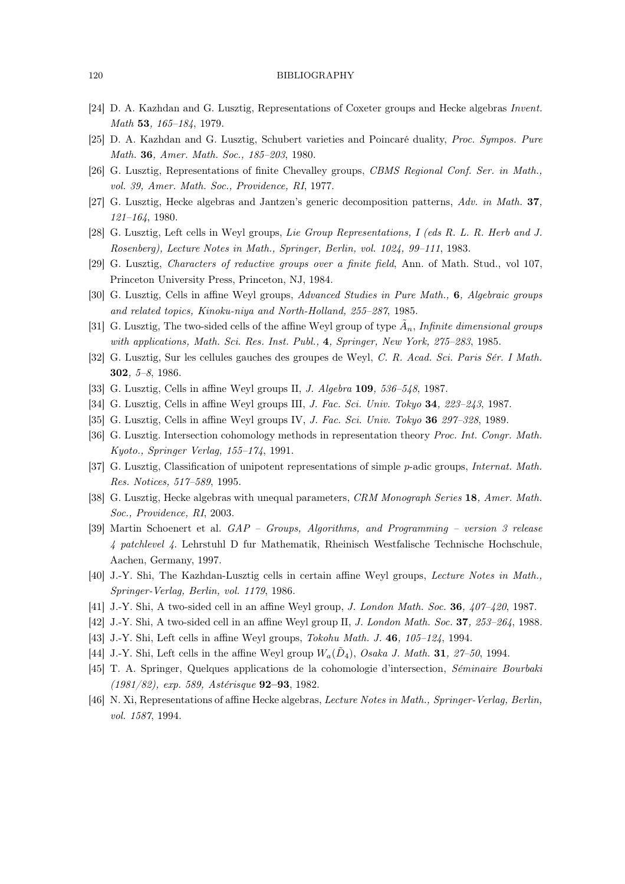[24] D. A. Kazhdan and G. Lusztig, Representations of Coxeter groups and Hecke algebras *Invent. Math* **53**, *165–184*, 1979.

[25] D. A. Kazhdan and G. Lusztig, Schubert varieties and Poincaré duality, *Proc. Sympos. Pure Math.* **36**, *Amer. Math. Soc., 185–203*, 1980.

[26] G. Lusztig, Representations of finite Chevalley groups, *CBMS Regional Conf. Ser. in Math., vol. 39, Amer. Math. Soc., Providence, RI*, 1977.

[27] G. Lusztig, Hecke algebras and Jantzen's generic decomposition patterns, *Adv. in Math.* **37**, *121–164*, 1980.

[28] G. Lusztig, Left cells in Weyl groups, *Lie Group Representations, I (eds R. L. R. Herb and J. Rosenberg), Lecture Notes in Math., Springer, Berlin, vol. 1024, 99–111*, 1983.

[29] G. Lusztig, *Characters of reductive groups over a finite field*, Ann. of Math. Stud., vol 107, Princeton University Press, Princeton, NJ, 1984.

[30] G. Lusztig, Cells in affine Weyl groups, *Advanced Studies in Pure Math.,* **6**, *Algebraic groups and related topics, Kinoku-niya and North-Holland, 255–287*, 1985.

[31] G. Lusztig, The two-sided cells of the affine Weyl group of type $\tilde{A}_n$, *Infinite dimensional groups with applications, Math. Sci. Res. Inst. Publ.,* **4**, *Springer, New York, 275–283*, 1985.

[32] G. Lusztig, Sur les cellules gauches des groupes de Weyl, *C. R. Acad. Sci. Paris Sér. I Math.* **302**, *5–8*, 1986.

[33] G. Lusztig, Cells in affine Weyl groups II, *J. Algebra* **109**, *536–548*, 1987.

[34] G. Lusztig, Cells in affine Weyl groups III, *J. Fac. Sci. Univ. Tokyo* **34**, *223–243*, 1987.

[35] G. Lusztig, Cells in affine Weyl groups IV, *J. Fac. Sci. Univ. Tokyo* **36** *297–328*, 1989.

[36] G. Lusztig. Intersection cohomology methods in representation theory *Proc. Int. Congr. Math. Kyoto., Springer Verlag, 155–174*, 1991.

[37] G. Lusztig, Classification of unipotent representations of simple $p$-adic groups, *Internat. Math. Res. Notices, 517–589*, 1995.

[38] G. Lusztig, Hecke algebras with unequal parameters, *CRM Monograph Series* **18**, *Amer. Math. Soc., Providence, RI*, 2003.

[39] Martin Schoenert et al. *GAP – Groups, Algorithms, and Programming – version 3 release 4 patchlevel 4*. Lehrstuhl D fur Mathematik, Rheinisch Westfalische Technische Hochschule, Aachen, Germany, 1997.

[40] J.-Y. Shi, The Kazhdan-Lusztig cells in certain affine Weyl groups, *Lecture Notes in Math., Springer-Verlag, Berlin, vol. 1179*, 1986.

[41] J.-Y. Shi, A two-sided cell in an affine Weyl group, *J. London Math. Soc.* **36**, *407–420*, 1987.

[42] J.-Y. Shi, A two-sided cell in an affine Weyl group II, *J. London Math. Soc.* **37**, *253–264*, 1988.

[43] J.-Y. Shi, Left cells in affine Weyl groups, *Tokohu Math. J.* **46**, *105–124*, 1994.

[44] J.-Y. Shi, Left cells in the affine Weyl group $W_a(\tilde{D}_4)$, *Osaka J. Math.* **31**, *27–50*, 1994.

[45] T. A. Springer, Quelques applications de la cohomologie d'intersection, *Séminaire Bourbaki (1981/82), exp. 589, Astérisque* **92–93**, 1982.

[46] N. Xi, Representations of affine Hecke algebras, *Lecture Notes in Math., Springer-Verlag, Berlin, vol. 1587*, 1994.